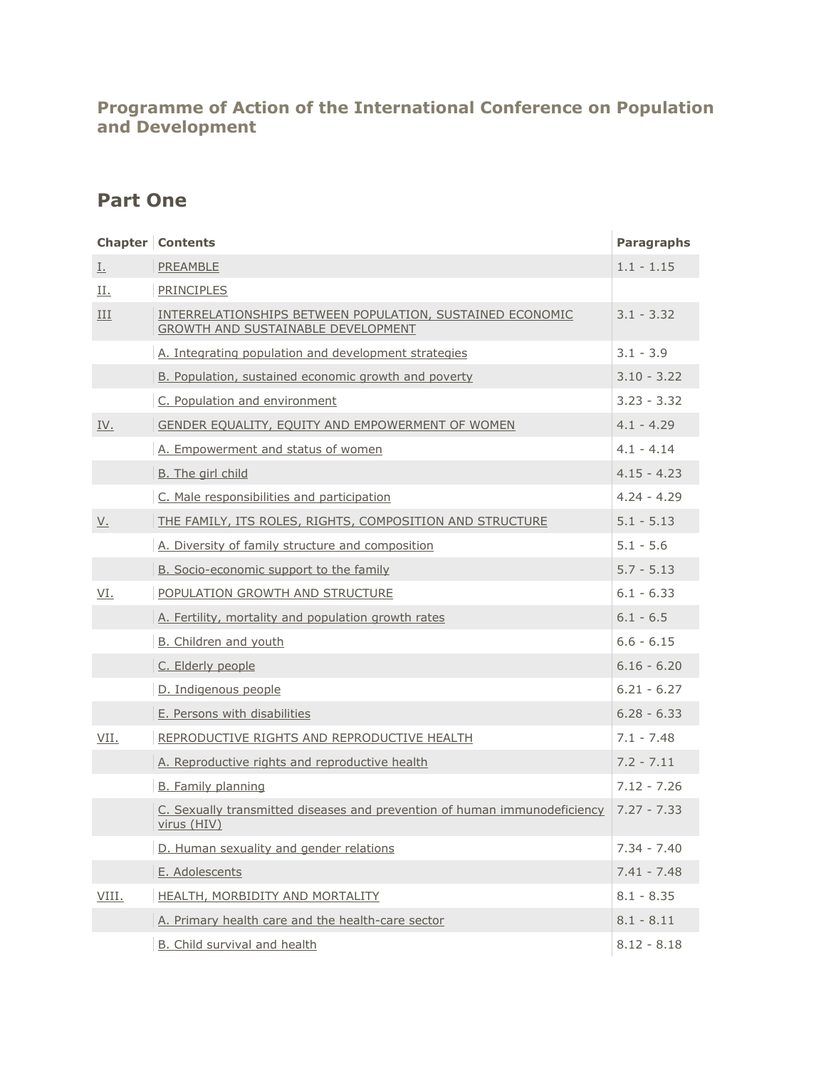# Programme of Action of the International Conference on Population and Development

## Part One

| Chapter | Contents | Paragraphs |
|---|---|---|
| I. | PREAMBLE | 1.1 - 1.15 |
| II. | PRINCIPLES | |
| III | INTERRELATIONSHIPS BETWEEN POPULATION, SUSTAINED ECONOMIC GROWTH AND SUSTAINABLE DEVELOPMENT | 3.1 - 3.32 |
| | A. Integrating population and development strategies | 3.1 - 3.9 |
| | B. Population, sustained economic growth and poverty | 3.10 - 3.22 |
| | C. Population and environment | 3.23 - 3.32 |
| IV. | GENDER EQUALITY, EQUITY AND EMPOWERMENT OF WOMEN | 4.1 - 4.29 |
| | A. Empowerment and status of women | 4.1 - 4.14 |
| | B. The girl child | 4.15 - 4.23 |
| | C. Male responsibilities and participation | 4.24 - 4.29 |
| V. | THE FAMILY, ITS ROLES, RIGHTS, COMPOSITION AND STRUCTURE | 5.1 - 5.13 |
| | A. Diversity of family structure and composition | 5.1 - 5.6 |
| | B. Socio-economic support to the family | 5.7 - 5.13 |
| VI. | POPULATION GROWTH AND STRUCTURE | 6.1 - 6.33 |
| | A. Fertility, mortality and population growth rates | 6.1 - 6.5 |
| | B. Children and youth | 6.6 - 6.15 |
| | C. Elderly people | 6.16 - 6.20 |
| | D. Indigenous people | 6.21 - 6.27 |
| | E. Persons with disabilities | 6.28 - 6.33 |
| VII. | REPRODUCTIVE RIGHTS AND REPRODUCTIVE HEALTH | 7.1 - 7.48 |
| | A. Reproductive rights and reproductive health | 7.2 - 7.11 |
| | B. Family planning | 7.12 - 7.26 |
| | C. Sexually transmitted diseases and prevention of human immunodeficiency virus (HIV) | 7.27 - 7.33 |
| | D. Human sexuality and gender relations | 7.34 - 7.40 |
| | E. Adolescents | 7.41 - 7.48 |
| VIII. | HEALTH, MORBIDITY AND MORTALITY | 8.1 - 8.35 |
| | A. Primary health care and the health-care sector | 8.1 - 8.11 |
| | B. Child survival and health | 8.12 - 8.18 |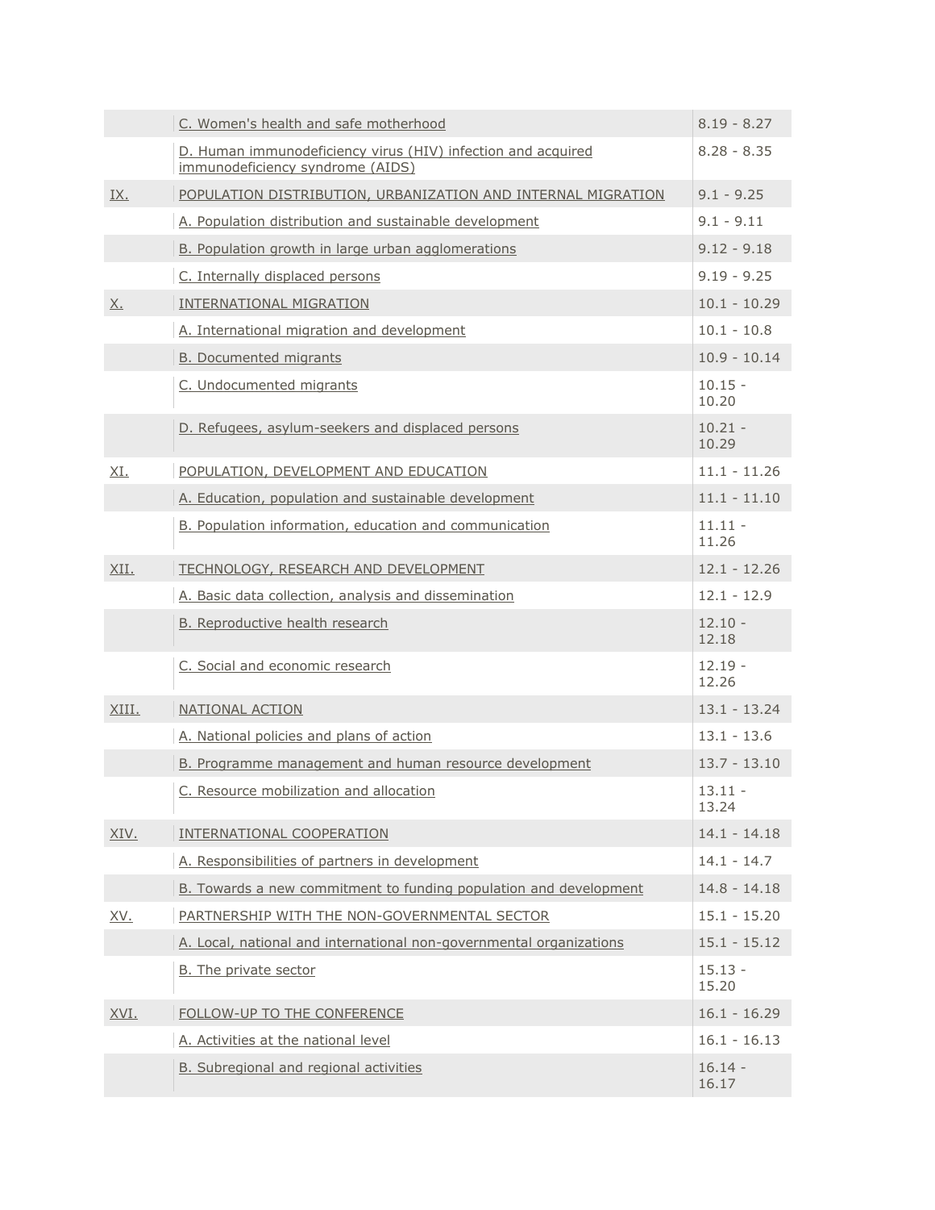| | | |
|---|---|---|
| | C. Women's health and safe motherhood | 8.19 - 8.27 |
| | D. Human immunodeficiency virus (HIV) infection and acquired immunodeficiency syndrome (AIDS) | 8.28 - 8.35 |
| IX. | POPULATION DISTRIBUTION, URBANIZATION AND INTERNAL MIGRATION | 9.1 - 9.25 |
| | A. Population distribution and sustainable development | 9.1 - 9.11 |
| | B. Population growth in large urban agglomerations | 9.12 - 9.18 |
| | C. Internally displaced persons | 9.19 - 9.25 |
| X. | INTERNATIONAL MIGRATION | 10.1 - 10.29 |
| | A. International migration and development | 10.1 - 10.8 |
| | B. Documented migrants | 10.9 - 10.14 |
| | C. Undocumented migrants | 10.15 - 10.20 |
| | D. Refugees, asylum-seekers and displaced persons | 10.21 - 10.29 |
| XI. | POPULATION, DEVELOPMENT AND EDUCATION | 11.1 - 11.26 |
| | A. Education, population and sustainable development | 11.1 - 11.10 |
| | B. Population information, education and communication | 11.11 - 11.26 |
| XII. | TECHNOLOGY, RESEARCH AND DEVELOPMENT | 12.1 - 12.26 |
| | A. Basic data collection, analysis and dissemination | 12.1 - 12.9 |
| | B. Reproductive health research | 12.10 - 12.18 |
| | C. Social and economic research | 12.19 - 12.26 |
| XIII. | NATIONAL ACTION | 13.1 - 13.24 |
| | A. National policies and plans of action | 13.1 - 13.6 |
| | B. Programme management and human resource development | 13.7 - 13.10 |
| | C. Resource mobilization and allocation | 13.11 - 13.24 |
| XIV. | INTERNATIONAL COOPERATION | 14.1 - 14.18 |
| | A. Responsibilities of partners in development | 14.1 - 14.7 |
| | B. Towards a new commitment to funding population and development | 14.8 - 14.18 |
| XV. | PARTNERSHIP WITH THE NON-GOVERNMENTAL SECTOR | 15.1 - 15.20 |
| | A. Local, national and international non-governmental organizations | 15.1 - 15.12 |
| | B. The private sector | 15.13 - 15.20 |
| XVI. | FOLLOW-UP TO THE CONFERENCE | 16.1 - 16.29 |
| | A. Activities at the national level | 16.1 - 16.13 |
| | B. Subregional and regional activities | 16.14 - 16.17 |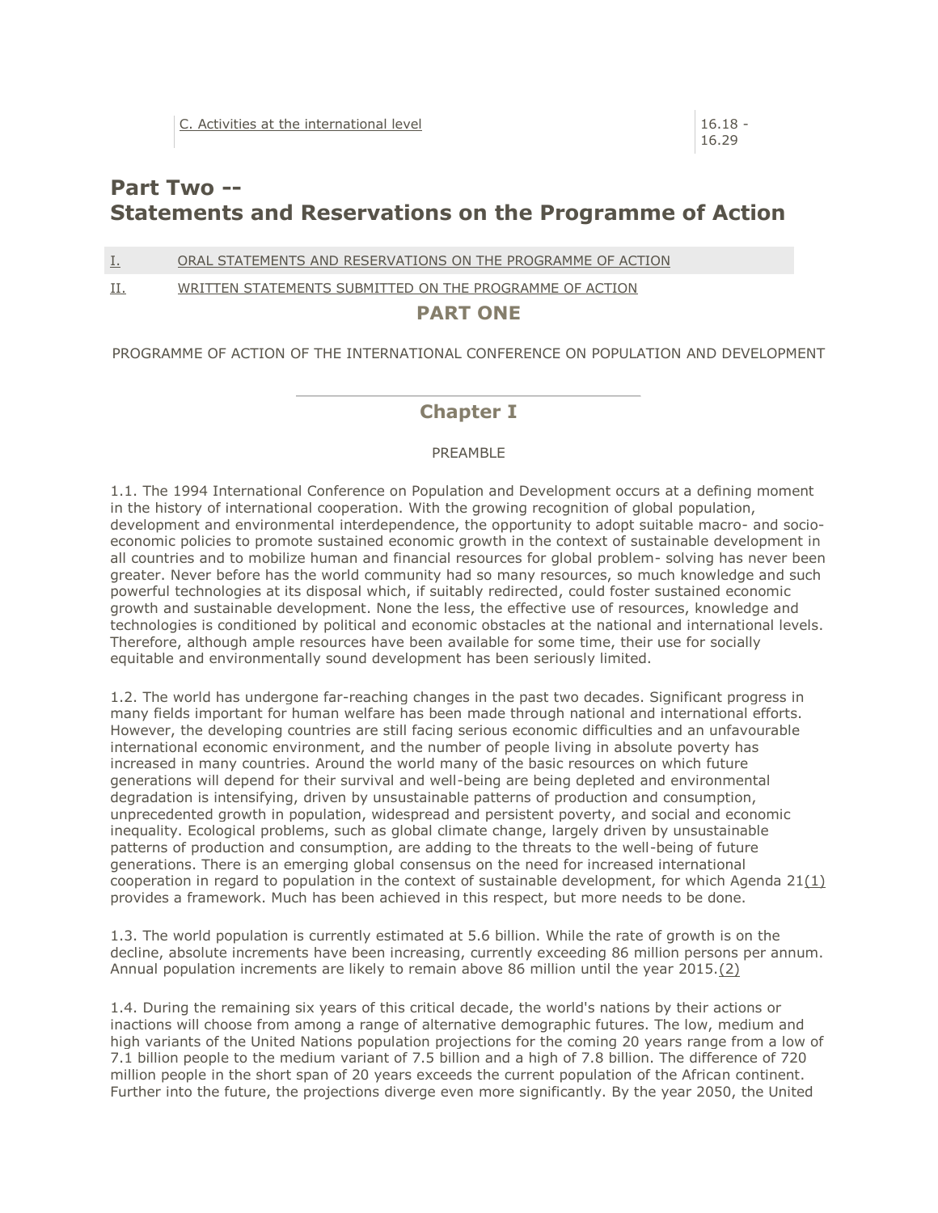| | |
|---|---|
| C. Activities at the international level | 16.18 - 16.29 |

## Part Two -- Statements and Reservations on the Programme of Action

| | |
|---|---|
| I. | ORAL STATEMENTS AND RESERVATIONS ON THE PROGRAMME OF ACTION |
| II. | WRITTEN STATEMENTS SUBMITTED ON THE PROGRAMME OF ACTION |

# PART ONE

PROGRAMME OF ACTION OF THE INTERNATIONAL CONFERENCE ON POPULATION AND DEVELOPMENT

---

## Chapter I

PREAMBLE

1.1. The 1994 International Conference on Population and Development occurs at a defining moment in the history of international cooperation. With the growing recognition of global population, development and environmental interdependence, the opportunity to adopt suitable macro- and socio-economic policies to promote sustained economic growth in the context of sustainable development in all countries and to mobilize human and financial resources for global problem- solving has never been greater. Never before has the world community had so many resources, so much knowledge and such powerful technologies at its disposal which, if suitably redirected, could foster sustained economic growth and sustainable development. None the less, the effective use of resources, knowledge and technologies is conditioned by political and economic obstacles at the national and international levels. Therefore, although ample resources have been available for some time, their use for socially equitable and environmentally sound development has been seriously limited.

1.2. The world has undergone far-reaching changes in the past two decades. Significant progress in many fields important for human welfare has been made through national and international efforts. However, the developing countries are still facing serious economic difficulties and an unfavourable international economic environment, and the number of people living in absolute poverty has increased in many countries. Around the world many of the basic resources on which future generations will depend for their survival and well-being are being depleted and environmental degradation is intensifying, driven by unsustainable patterns of production and consumption, unprecedented growth in population, widespread and persistent poverty, and social and economic inequality. Ecological problems, such as global climate change, largely driven by unsustainable patterns of production and consumption, are adding to the threats to the well-being of future generations. There is an emerging global consensus on the need for increased international cooperation in regard to population in the context of sustainable development, for which Agenda 21(1) provides a framework. Much has been achieved in this respect, but more needs to be done.

1.3. The world population is currently estimated at 5.6 billion. While the rate of growth is on the decline, absolute increments have been increasing, currently exceeding 86 million persons per annum. Annual population increments are likely to remain above 86 million until the year 2015.(2)

1.4. During the remaining six years of this critical decade, the world's nations by their actions or inactions will choose from among a range of alternative demographic futures. The low, medium and high variants of the United Nations population projections for the coming 20 years range from a low of 7.1 billion people to the medium variant of 7.5 billion and a high of 7.8 billion. The difference of 720 million people in the short span of 20 years exceeds the current population of the African continent. Further into the future, the projections diverge even more significantly. By the year 2050, the United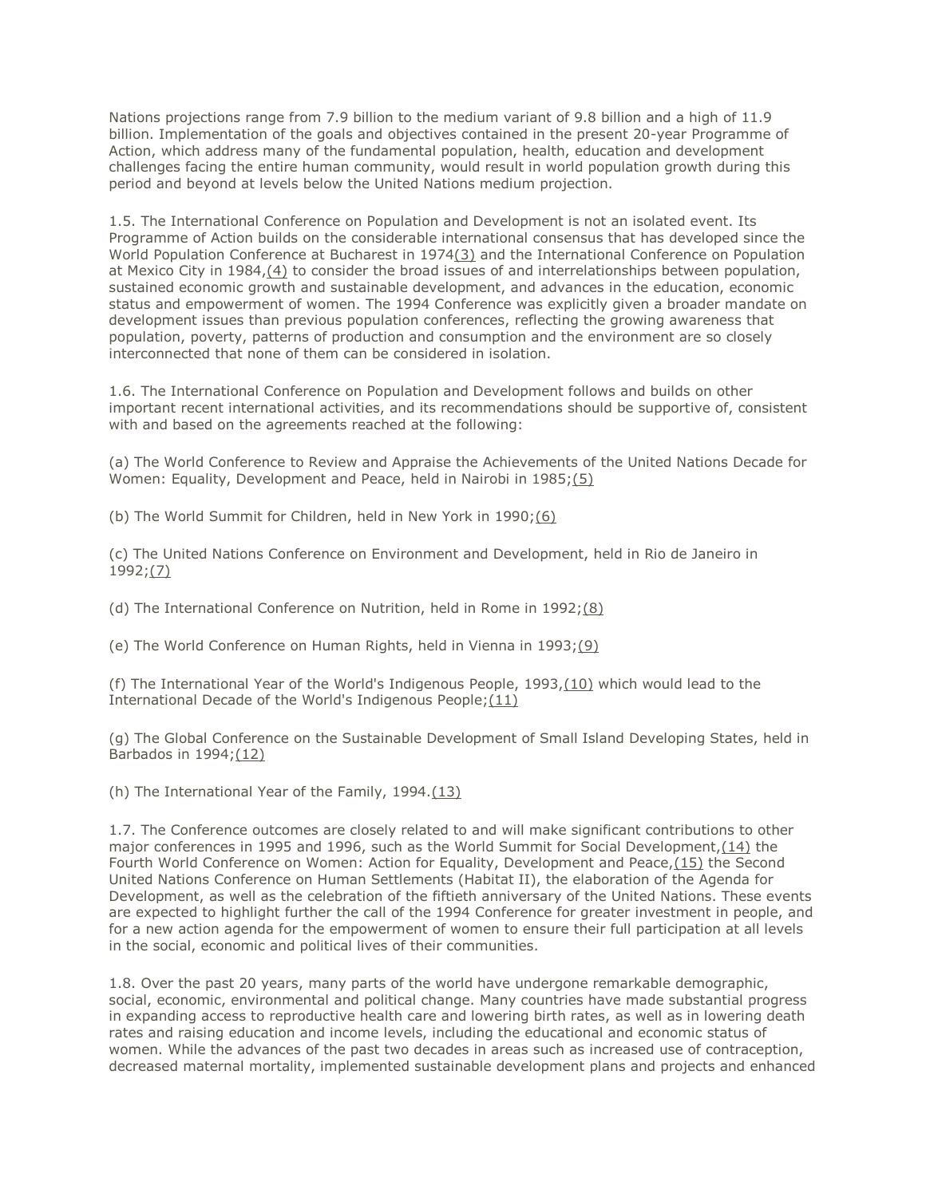Nations projections range from 7.9 billion to the medium variant of 9.8 billion and a high of 11.9 billion. Implementation of the goals and objectives contained in the present 20-year Programme of Action, which address many of the fundamental population, health, education and development challenges facing the entire human community, would result in world population growth during this period and beyond at levels below the United Nations medium projection.

1.5. The International Conference on Population and Development is not an isolated event. Its Programme of Action builds on the considerable international consensus that has developed since the World Population Conference at Bucharest in 1974(3) and the International Conference on Population at Mexico City in 1984,(4) to consider the broad issues of and interrelationships between population, sustained economic growth and sustainable development, and advances in the education, economic status and empowerment of women. The 1994 Conference was explicitly given a broader mandate on development issues than previous population conferences, reflecting the growing awareness that population, poverty, patterns of production and consumption and the environment are so closely interconnected that none of them can be considered in isolation.

1.6. The International Conference on Population and Development follows and builds on other important recent international activities, and its recommendations should be supportive of, consistent with and based on the agreements reached at the following:

(a) The World Conference to Review and Appraise the Achievements of the United Nations Decade for Women: Equality, Development and Peace, held in Nairobi in 1985;(5)

(b) The World Summit for Children, held in New York in 1990;(6)

(c) The United Nations Conference on Environment and Development, held in Rio de Janeiro in 1992;(7)

(d) The International Conference on Nutrition, held in Rome in 1992;(8)

(e) The World Conference on Human Rights, held in Vienna in 1993;(9)

(f) The International Year of the World's Indigenous People, 1993,(10) which would lead to the International Decade of the World's Indigenous People;(11)

(g) The Global Conference on the Sustainable Development of Small Island Developing States, held in Barbados in 1994;(12)

(h) The International Year of the Family, 1994.(13)

1.7. The Conference outcomes are closely related to and will make significant contributions to other major conferences in 1995 and 1996, such as the World Summit for Social Development,(14) the Fourth World Conference on Women: Action for Equality, Development and Peace,(15) the Second United Nations Conference on Human Settlements (Habitat II), the elaboration of the Agenda for Development, as well as the celebration of the fiftieth anniversary of the United Nations. These events are expected to highlight further the call of the 1994 Conference for greater investment in people, and for a new action agenda for the empowerment of women to ensure their full participation at all levels in the social, economic and political lives of their communities.

1.8. Over the past 20 years, many parts of the world have undergone remarkable demographic, social, economic, environmental and political change. Many countries have made substantial progress in expanding access to reproductive health care and lowering birth rates, as well as in lowering death rates and raising education and income levels, including the educational and economic status of women. While the advances of the past two decades in areas such as increased use of contraception, decreased maternal mortality, implemented sustainable development plans and projects and enhanced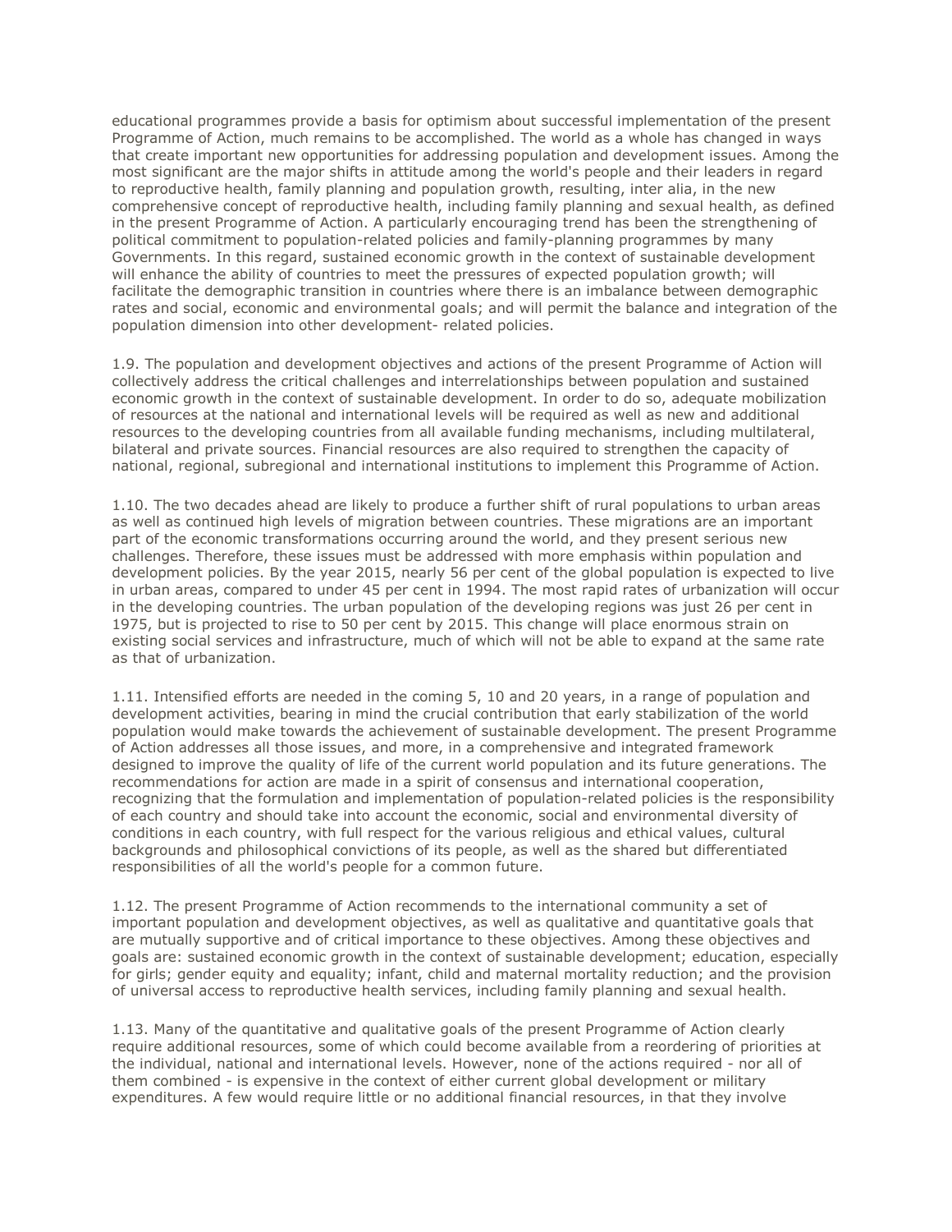educational programmes provide a basis for optimism about successful implementation of the present Programme of Action, much remains to be accomplished. The world as a whole has changed in ways that create important new opportunities for addressing population and development issues. Among the most significant are the major shifts in attitude among the world's people and their leaders in regard to reproductive health, family planning and population growth, resulting, inter alia, in the new comprehensive concept of reproductive health, including family planning and sexual health, as defined in the present Programme of Action. A particularly encouraging trend has been the strengthening of political commitment to population-related policies and family-planning programmes by many Governments. In this regard, sustained economic growth in the context of sustainable development will enhance the ability of countries to meet the pressures of expected population growth; will facilitate the demographic transition in countries where there is an imbalance between demographic rates and social, economic and environmental goals; and will permit the balance and integration of the population dimension into other development- related policies.

1.9. The population and development objectives and actions of the present Programme of Action will collectively address the critical challenges and interrelationships between population and sustained economic growth in the context of sustainable development. In order to do so, adequate mobilization of resources at the national and international levels will be required as well as new and additional resources to the developing countries from all available funding mechanisms, including multilateral, bilateral and private sources. Financial resources are also required to strengthen the capacity of national, regional, subregional and international institutions to implement this Programme of Action.

1.10. The two decades ahead are likely to produce a further shift of rural populations to urban areas as well as continued high levels of migration between countries. These migrations are an important part of the economic transformations occurring around the world, and they present serious new challenges. Therefore, these issues must be addressed with more emphasis within population and development policies. By the year 2015, nearly 56 per cent of the global population is expected to live in urban areas, compared to under 45 per cent in 1994. The most rapid rates of urbanization will occur in the developing countries. The urban population of the developing regions was just 26 per cent in 1975, but is projected to rise to 50 per cent by 2015. This change will place enormous strain on existing social services and infrastructure, much of which will not be able to expand at the same rate as that of urbanization.

1.11. Intensified efforts are needed in the coming 5, 10 and 20 years, in a range of population and development activities, bearing in mind the crucial contribution that early stabilization of the world population would make towards the achievement of sustainable development. The present Programme of Action addresses all those issues, and more, in a comprehensive and integrated framework designed to improve the quality of life of the current world population and its future generations. The recommendations for action are made in a spirit of consensus and international cooperation, recognizing that the formulation and implementation of population-related policies is the responsibility of each country and should take into account the economic, social and environmental diversity of conditions in each country, with full respect for the various religious and ethical values, cultural backgrounds and philosophical convictions of its people, as well as the shared but differentiated responsibilities of all the world's people for a common future.

1.12. The present Programme of Action recommends to the international community a set of important population and development objectives, as well as qualitative and quantitative goals that are mutually supportive and of critical importance to these objectives. Among these objectives and goals are: sustained economic growth in the context of sustainable development; education, especially for girls; gender equity and equality; infant, child and maternal mortality reduction; and the provision of universal access to reproductive health services, including family planning and sexual health.

1.13. Many of the quantitative and qualitative goals of the present Programme of Action clearly require additional resources, some of which could become available from a reordering of priorities at the individual, national and international levels. However, none of the actions required - nor all of them combined - is expensive in the context of either current global development or military expenditures. A few would require little or no additional financial resources, in that they involve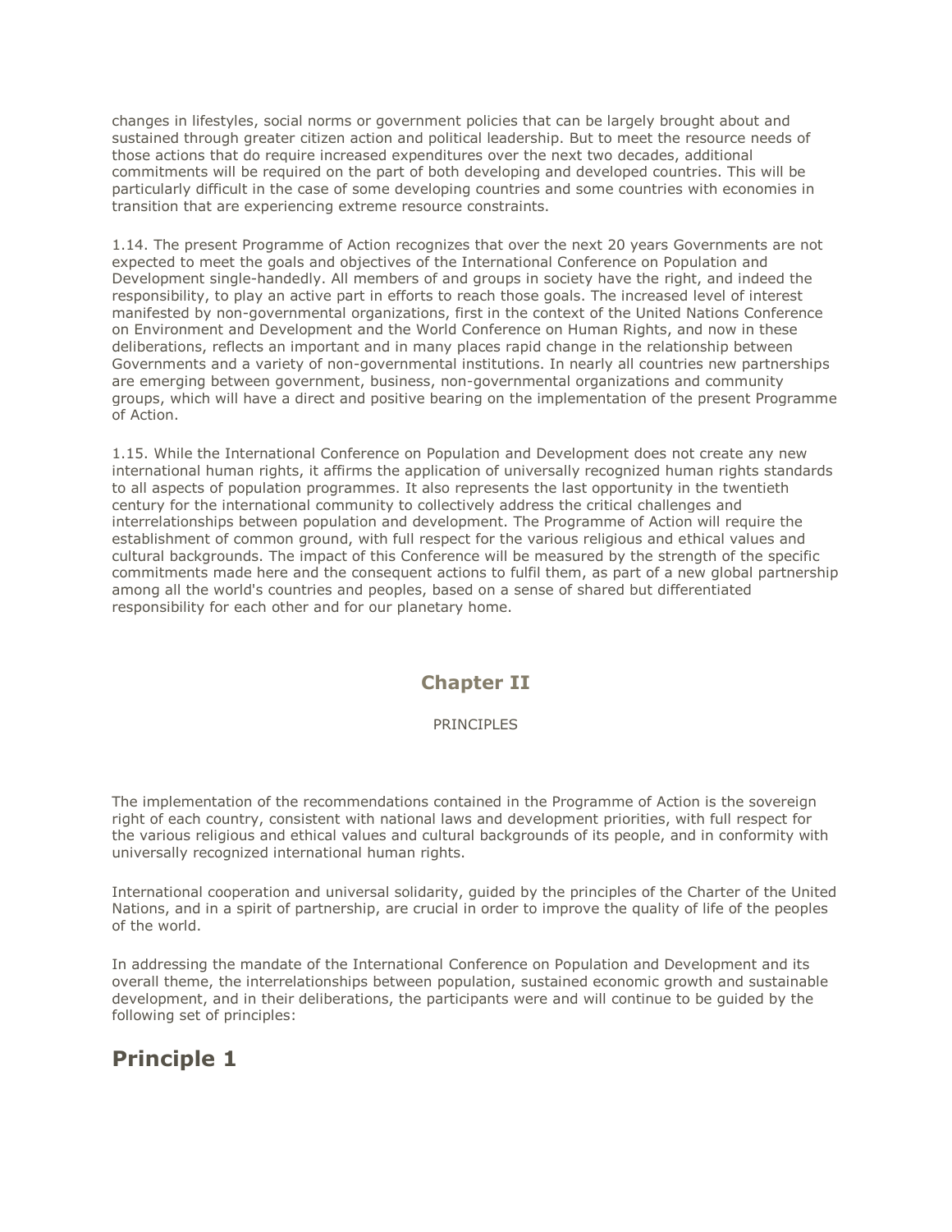changes in lifestyles, social norms or government policies that can be largely brought about and sustained through greater citizen action and political leadership. But to meet the resource needs of those actions that do require increased expenditures over the next two decades, additional commitments will be required on the part of both developing and developed countries. This will be particularly difficult in the case of some developing countries and some countries with economies in transition that are experiencing extreme resource constraints.

1.14. The present Programme of Action recognizes that over the next 20 years Governments are not expected to meet the goals and objectives of the International Conference on Population and Development single-handedly. All members of and groups in society have the right, and indeed the responsibility, to play an active part in efforts to reach those goals. The increased level of interest manifested by non-governmental organizations, first in the context of the United Nations Conference on Environment and Development and the World Conference on Human Rights, and now in these deliberations, reflects an important and in many places rapid change in the relationship between Governments and a variety of non-governmental institutions. In nearly all countries new partnerships are emerging between government, business, non-governmental organizations and community groups, which will have a direct and positive bearing on the implementation of the present Programme of Action.

1.15. While the International Conference on Population and Development does not create any new international human rights, it affirms the application of universally recognized human rights standards to all aspects of population programmes. It also represents the last opportunity in the twentieth century for the international community to collectively address the critical challenges and interrelationships between population and development. The Programme of Action will require the establishment of common ground, with full respect for the various religious and ethical values and cultural backgrounds. The impact of this Conference will be measured by the strength of the specific commitments made here and the consequent actions to fulfil them, as part of a new global partnership among all the world's countries and peoples, based on a sense of shared but differentiated responsibility for each other and for our planetary home.

## Chapter II

PRINCIPLES

The implementation of the recommendations contained in the Programme of Action is the sovereign right of each country, consistent with national laws and development priorities, with full respect for the various religious and ethical values and cultural backgrounds of its people, and in conformity with universally recognized international human rights.

International cooperation and universal solidarity, guided by the principles of the Charter of the United Nations, and in a spirit of partnership, are crucial in order to improve the quality of life of the peoples of the world.

In addressing the mandate of the International Conference on Population and Development and its overall theme, the interrelationships between population, sustained economic growth and sustainable development, and in their deliberations, the participants were and will continue to be guided by the following set of principles:

# Principle 1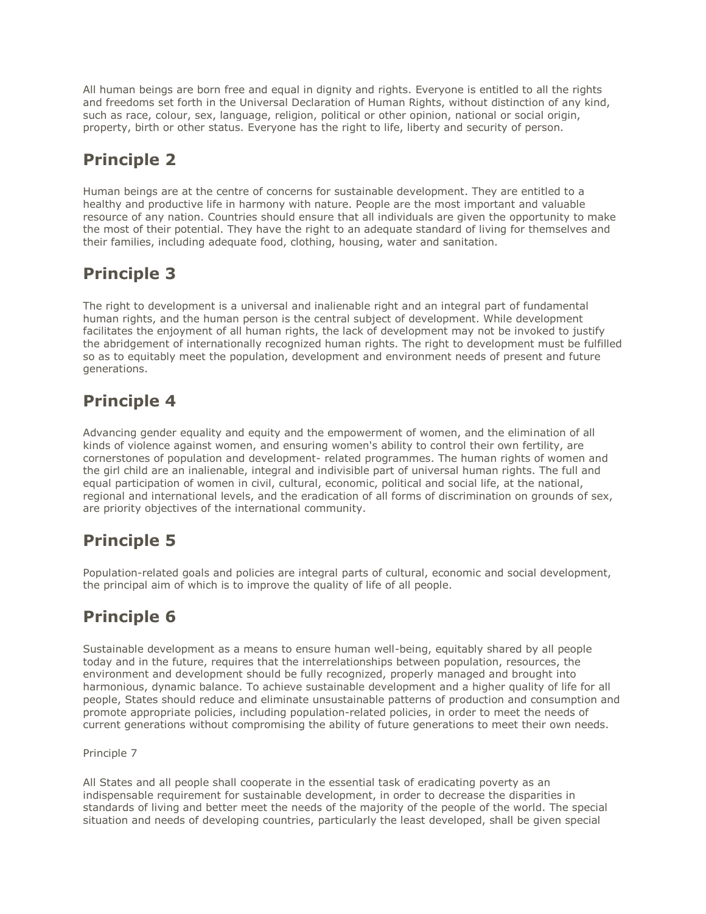All human beings are born free and equal in dignity and rights. Everyone is entitled to all the rights and freedoms set forth in the Universal Declaration of Human Rights, without distinction of any kind, such as race, colour, sex, language, religion, political or other opinion, national or social origin, property, birth or other status. Everyone has the right to life, liberty and security of person.

## Principle 2

Human beings are at the centre of concerns for sustainable development. They are entitled to a healthy and productive life in harmony with nature. People are the most important and valuable resource of any nation. Countries should ensure that all individuals are given the opportunity to make the most of their potential. They have the right to an adequate standard of living for themselves and their families, including adequate food, clothing, housing, water and sanitation.

## Principle 3

The right to development is a universal and inalienable right and an integral part of fundamental human rights, and the human person is the central subject of development. While development facilitates the enjoyment of all human rights, the lack of development may not be invoked to justify the abridgement of internationally recognized human rights. The right to development must be fulfilled so as to equitably meet the population, development and environment needs of present and future generations.

## Principle 4

Advancing gender equality and equity and the empowerment of women, and the elimination of all kinds of violence against women, and ensuring women's ability to control their own fertility, are cornerstones of population and development- related programmes. The human rights of women and the girl child are an inalienable, integral and indivisible part of universal human rights. The full and equal participation of women in civil, cultural, economic, political and social life, at the national, regional and international levels, and the eradication of all forms of discrimination on grounds of sex, are priority objectives of the international community.

## Principle 5

Population-related goals and policies are integral parts of cultural, economic and social development, the principal aim of which is to improve the quality of life of all people.

## Principle 6

Sustainable development as a means to ensure human well-being, equitably shared by all people today and in the future, requires that the interrelationships between population, resources, the environment and development should be fully recognized, properly managed and brought into harmonious, dynamic balance. To achieve sustainable development and a higher quality of life for all people, States should reduce and eliminate unsustainable patterns of production and consumption and promote appropriate policies, including population-related policies, in order to meet the needs of current generations without compromising the ability of future generations to meet their own needs.

Principle 7

All States and all people shall cooperate in the essential task of eradicating poverty as an indispensable requirement for sustainable development, in order to decrease the disparities in standards of living and better meet the needs of the majority of the people of the world. The special situation and needs of developing countries, particularly the least developed, shall be given special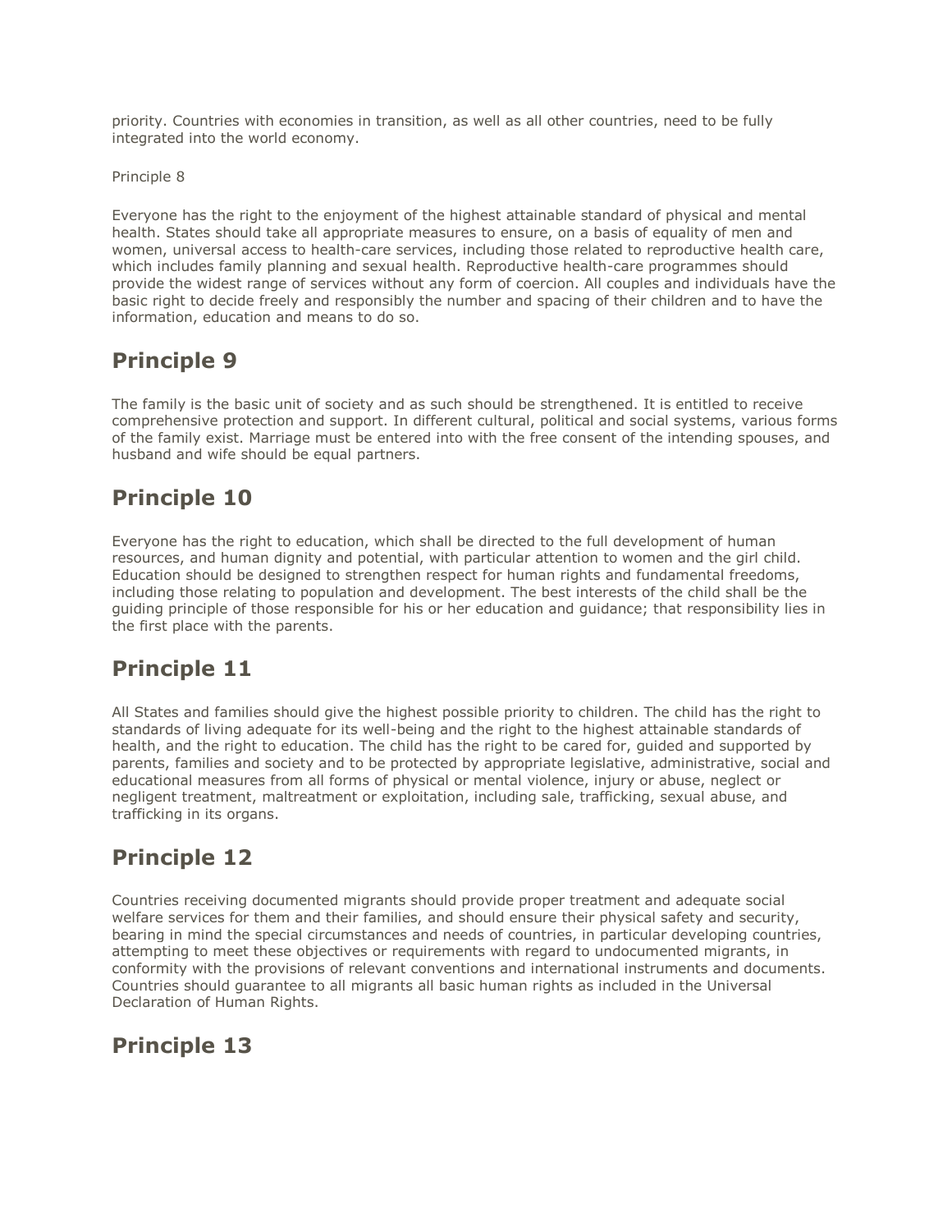priority. Countries with economies in transition, as well as all other countries, need to be fully integrated into the world economy.

Principle 8

Everyone has the right to the enjoyment of the highest attainable standard of physical and mental health. States should take all appropriate measures to ensure, on a basis of equality of men and women, universal access to health-care services, including those related to reproductive health care, which includes family planning and sexual health. Reproductive health-care programmes should provide the widest range of services without any form of coercion. All couples and individuals have the basic right to decide freely and responsibly the number and spacing of their children and to have the information, education and means to do so.

## Principle 9

The family is the basic unit of society and as such should be strengthened. It is entitled to receive comprehensive protection and support. In different cultural, political and social systems, various forms of the family exist. Marriage must be entered into with the free consent of the intending spouses, and husband and wife should be equal partners.

## Principle 10

Everyone has the right to education, which shall be directed to the full development of human resources, and human dignity and potential, with particular attention to women and the girl child. Education should be designed to strengthen respect for human rights and fundamental freedoms, including those relating to population and development. The best interests of the child shall be the guiding principle of those responsible for his or her education and guidance; that responsibility lies in the first place with the parents.

## Principle 11

All States and families should give the highest possible priority to children. The child has the right to standards of living adequate for its well-being and the right to the highest attainable standards of health, and the right to education. The child has the right to be cared for, guided and supported by parents, families and society and to be protected by appropriate legislative, administrative, social and educational measures from all forms of physical or mental violence, injury or abuse, neglect or negligent treatment, maltreatment or exploitation, including sale, trafficking, sexual abuse, and trafficking in its organs.

## Principle 12

Countries receiving documented migrants should provide proper treatment and adequate social welfare services for them and their families, and should ensure their physical safety and security, bearing in mind the special circumstances and needs of countries, in particular developing countries, attempting to meet these objectives or requirements with regard to undocumented migrants, in conformity with the provisions of relevant conventions and international instruments and documents. Countries should guarantee to all migrants all basic human rights as included in the Universal Declaration of Human Rights.

## Principle 13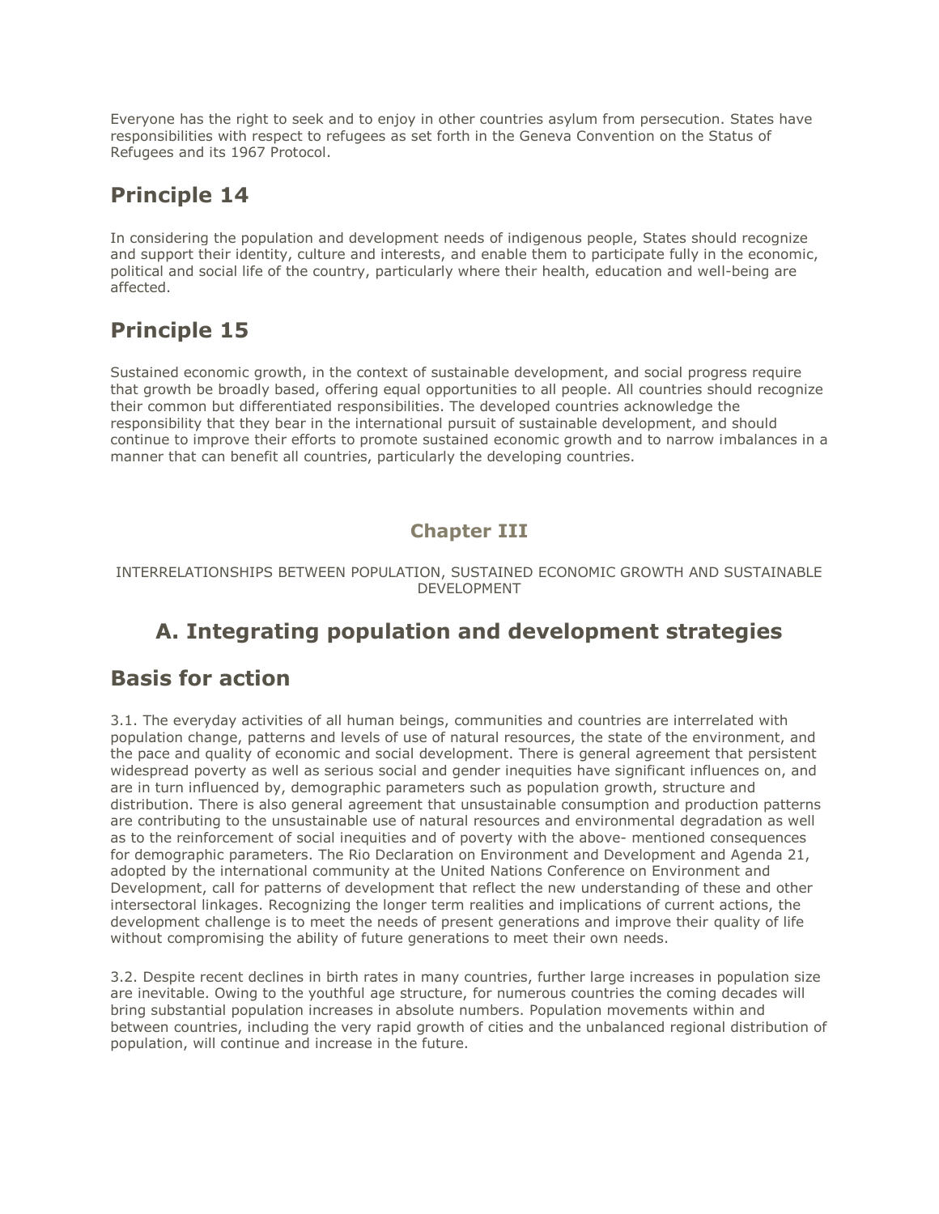Everyone has the right to seek and to enjoy in other countries asylum from persecution. States have responsibilities with respect to refugees as set forth in the Geneva Convention on the Status of Refugees and its 1967 Protocol.

## Principle 14

In considering the population and development needs of indigenous people, States should recognize and support their identity, culture and interests, and enable them to participate fully in the economic, political and social life of the country, particularly where their health, education and well-being are affected.

## Principle 15

Sustained economic growth, in the context of sustainable development, and social progress require that growth be broadly based, offering equal opportunities to all people. All countries should recognize their common but differentiated responsibilities. The developed countries acknowledge the responsibility that they bear in the international pursuit of sustainable development, and should continue to improve their efforts to promote sustained economic growth and to narrow imbalances in a manner that can benefit all countries, particularly the developing countries.

# Chapter III

INTERRELATIONSHIPS BETWEEN POPULATION, SUSTAINED ECONOMIC GROWTH AND SUSTAINABLE DEVELOPMENT

## A. Integrating population and development strategies

## Basis for action

3.1. The everyday activities of all human beings, communities and countries are interrelated with population change, patterns and levels of use of natural resources, the state of the environment, and the pace and quality of economic and social development. There is general agreement that persistent widespread poverty as well as serious social and gender inequities have significant influences on, and are in turn influenced by, demographic parameters such as population growth, structure and distribution. There is also general agreement that unsustainable consumption and production patterns are contributing to the unsustainable use of natural resources and environmental degradation as well as to the reinforcement of social inequities and of poverty with the above- mentioned consequences for demographic parameters. The Rio Declaration on Environment and Development and Agenda 21, adopted by the international community at the United Nations Conference on Environment and Development, call for patterns of development that reflect the new understanding of these and other intersectoral linkages. Recognizing the longer term realities and implications of current actions, the development challenge is to meet the needs of present generations and improve their quality of life without compromising the ability of future generations to meet their own needs.

3.2. Despite recent declines in birth rates in many countries, further large increases in population size are inevitable. Owing to the youthful age structure, for numerous countries the coming decades will bring substantial population increases in absolute numbers. Population movements within and between countries, including the very rapid growth of cities and the unbalanced regional distribution of population, will continue and increase in the future.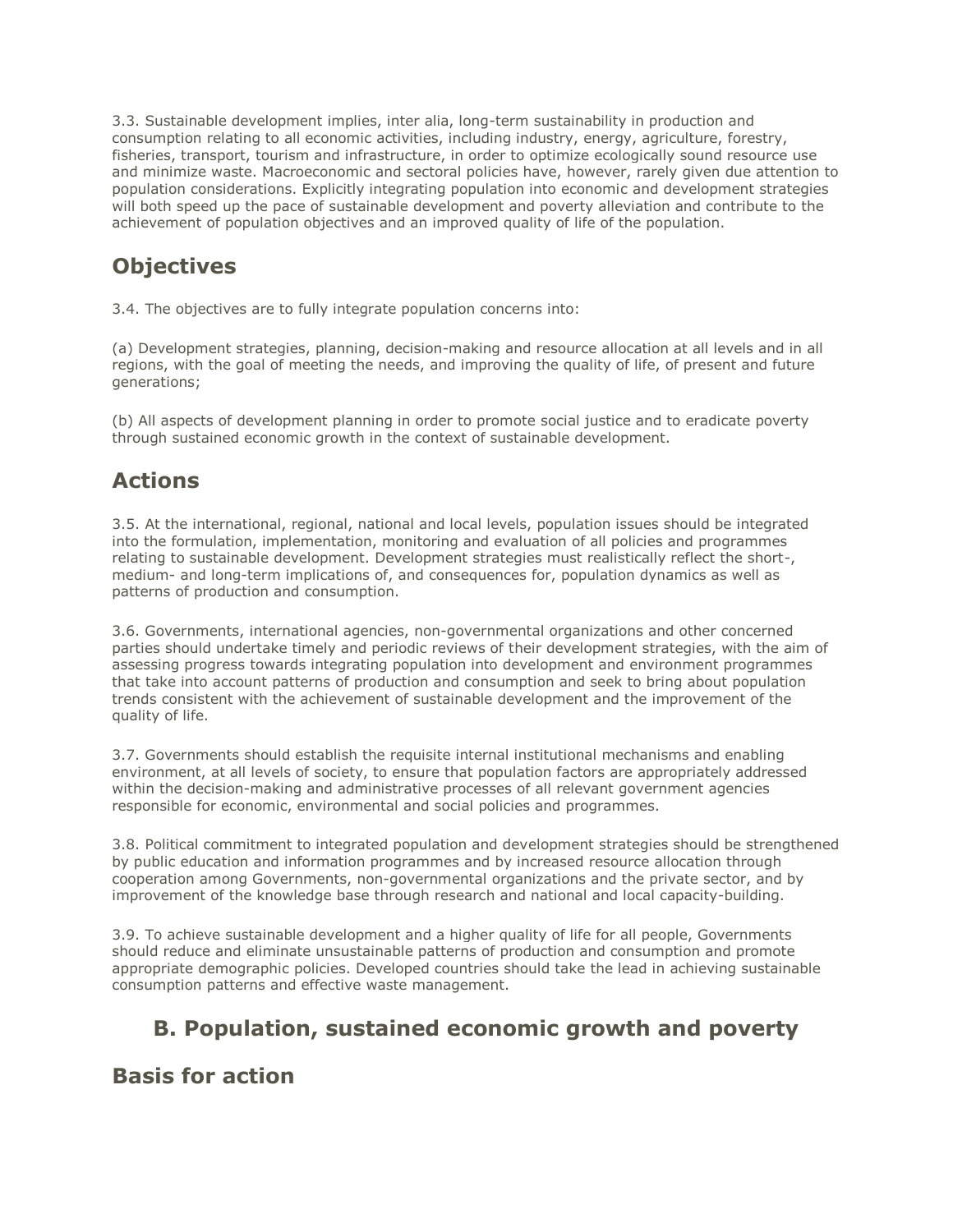3.3. Sustainable development implies, inter alia, long-term sustainability in production and consumption relating to all economic activities, including industry, energy, agriculture, forestry, fisheries, transport, tourism and infrastructure, in order to optimize ecologically sound resource use and minimize waste. Macroeconomic and sectoral policies have, however, rarely given due attention to population considerations. Explicitly integrating population into economic and development strategies will both speed up the pace of sustainable development and poverty alleviation and contribute to the achievement of population objectives and an improved quality of life of the population.

## Objectives

3.4. The objectives are to fully integrate population concerns into:

(a) Development strategies, planning, decision-making and resource allocation at all levels and in all regions, with the goal of meeting the needs, and improving the quality of life, of present and future generations;

(b) All aspects of development planning in order to promote social justice and to eradicate poverty through sustained economic growth in the context of sustainable development.

## Actions

3.5. At the international, regional, national and local levels, population issues should be integrated into the formulation, implementation, monitoring and evaluation of all policies and programmes relating to sustainable development. Development strategies must realistically reflect the short-, medium- and long-term implications of, and consequences for, population dynamics as well as patterns of production and consumption.

3.6. Governments, international agencies, non-governmental organizations and other concerned parties should undertake timely and periodic reviews of their development strategies, with the aim of assessing progress towards integrating population into development and environment programmes that take into account patterns of production and consumption and seek to bring about population trends consistent with the achievement of sustainable development and the improvement of the quality of life.

3.7. Governments should establish the requisite internal institutional mechanisms and enabling environment, at all levels of society, to ensure that population factors are appropriately addressed within the decision-making and administrative processes of all relevant government agencies responsible for economic, environmental and social policies and programmes.

3.8. Political commitment to integrated population and development strategies should be strengthened by public education and information programmes and by increased resource allocation through cooperation among Governments, non-governmental organizations and the private sector, and by improvement of the knowledge base through research and national and local capacity-building.

3.9. To achieve sustainable development and a higher quality of life for all people, Governments should reduce and eliminate unsustainable patterns of production and consumption and promote appropriate demographic policies. Developed countries should take the lead in achieving sustainable consumption patterns and effective waste management.

## B. Population, sustained economic growth and poverty

## Basis for action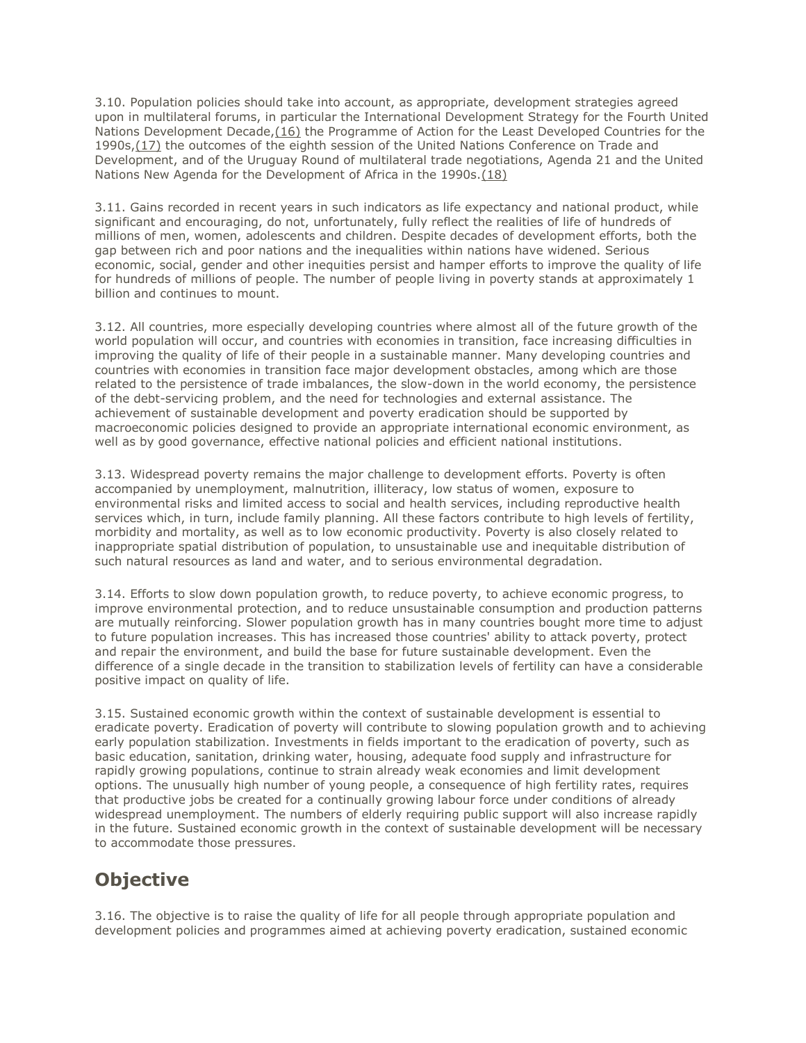3.10. Population policies should take into account, as appropriate, development strategies agreed upon in multilateral forums, in particular the International Development Strategy for the Fourth United Nations Development Decade,(16) the Programme of Action for the Least Developed Countries for the 1990s,(17) the outcomes of the eighth session of the United Nations Conference on Trade and Development, and of the Uruguay Round of multilateral trade negotiations, Agenda 21 and the United Nations New Agenda for the Development of Africa in the 1990s.(18)

3.11. Gains recorded in recent years in such indicators as life expectancy and national product, while significant and encouraging, do not, unfortunately, fully reflect the realities of life of hundreds of millions of men, women, adolescents and children. Despite decades of development efforts, both the gap between rich and poor nations and the inequalities within nations have widened. Serious economic, social, gender and other inequities persist and hamper efforts to improve the quality of life for hundreds of millions of people. The number of people living in poverty stands at approximately 1 billion and continues to mount.

3.12. All countries, more especially developing countries where almost all of the future growth of the world population will occur, and countries with economies in transition, face increasing difficulties in improving the quality of life of their people in a sustainable manner. Many developing countries and countries with economies in transition face major development obstacles, among which are those related to the persistence of trade imbalances, the slow-down in the world economy, the persistence of the debt-servicing problem, and the need for technologies and external assistance. The achievement of sustainable development and poverty eradication should be supported by macroeconomic policies designed to provide an appropriate international economic environment, as well as by good governance, effective national policies and efficient national institutions.

3.13. Widespread poverty remains the major challenge to development efforts. Poverty is often accompanied by unemployment, malnutrition, illiteracy, low status of women, exposure to environmental risks and limited access to social and health services, including reproductive health services which, in turn, include family planning. All these factors contribute to high levels of fertility, morbidity and mortality, as well as to low economic productivity. Poverty is also closely related to inappropriate spatial distribution of population, to unsustainable use and inequitable distribution of such natural resources as land and water, and to serious environmental degradation.

3.14. Efforts to slow down population growth, to reduce poverty, to achieve economic progress, to improve environmental protection, and to reduce unsustainable consumption and production patterns are mutually reinforcing. Slower population growth has in many countries bought more time to adjust to future population increases. This has increased those countries' ability to attack poverty, protect and repair the environment, and build the base for future sustainable development. Even the difference of a single decade in the transition to stabilization levels of fertility can have a considerable positive impact on quality of life.

3.15. Sustained economic growth within the context of sustainable development is essential to eradicate poverty. Eradication of poverty will contribute to slowing population growth and to achieving early population stabilization. Investments in fields important to the eradication of poverty, such as basic education, sanitation, drinking water, housing, adequate food supply and infrastructure for rapidly growing populations, continue to strain already weak economies and limit development options. The unusually high number of young people, a consequence of high fertility rates, requires that productive jobs be created for a continually growing labour force under conditions of already widespread unemployment. The numbers of elderly requiring public support will also increase rapidly in the future. Sustained economic growth in the context of sustainable development will be necessary to accommodate those pressures.

## Objective

3.16. The objective is to raise the quality of life for all people through appropriate population and development policies and programmes aimed at achieving poverty eradication, sustained economic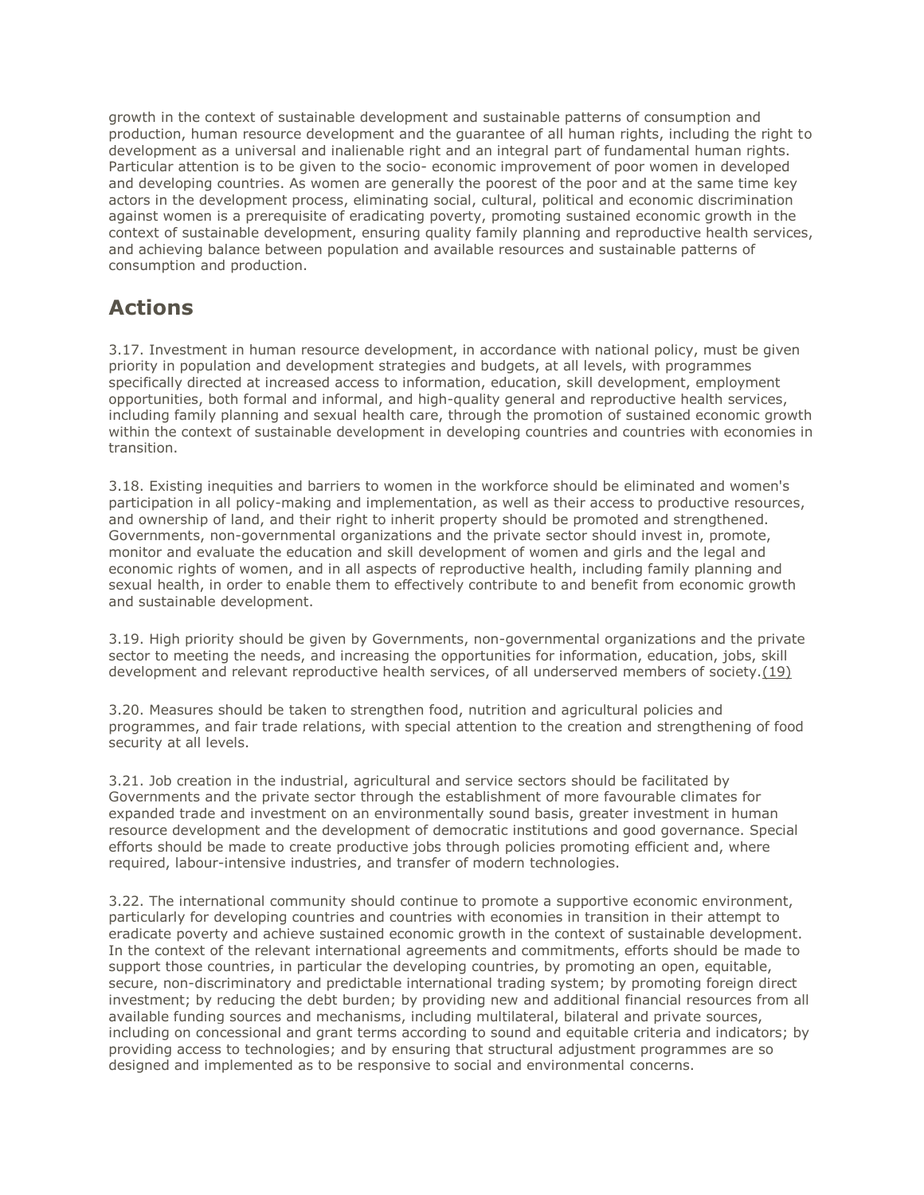growth in the context of sustainable development and sustainable patterns of consumption and production, human resource development and the guarantee of all human rights, including the right to development as a universal and inalienable right and an integral part of fundamental human rights. Particular attention is to be given to the socio- economic improvement of poor women in developed and developing countries. As women are generally the poorest of the poor and at the same time key actors in the development process, eliminating social, cultural, political and economic discrimination against women is a prerequisite of eradicating poverty, promoting sustained economic growth in the context of sustainable development, ensuring quality family planning and reproductive health services, and achieving balance between population and available resources and sustainable patterns of consumption and production.

## Actions

3.17. Investment in human resource development, in accordance with national policy, must be given priority in population and development strategies and budgets, at all levels, with programmes specifically directed at increased access to information, education, skill development, employment opportunities, both formal and informal, and high-quality general and reproductive health services, including family planning and sexual health care, through the promotion of sustained economic growth within the context of sustainable development in developing countries and countries with economies in transition.

3.18. Existing inequities and barriers to women in the workforce should be eliminated and women's participation in all policy-making and implementation, as well as their access to productive resources, and ownership of land, and their right to inherit property should be promoted and strengthened. Governments, non-governmental organizations and the private sector should invest in, promote, monitor and evaluate the education and skill development of women and girls and the legal and economic rights of women, and in all aspects of reproductive health, including family planning and sexual health, in order to enable them to effectively contribute to and benefit from economic growth and sustainable development.

3.19. High priority should be given by Governments, non-governmental organizations and the private sector to meeting the needs, and increasing the opportunities for information, education, jobs, skill development and relevant reproductive health services, of all underserved members of society.(19)

3.20. Measures should be taken to strengthen food, nutrition and agricultural policies and programmes, and fair trade relations, with special attention to the creation and strengthening of food security at all levels.

3.21. Job creation in the industrial, agricultural and service sectors should be facilitated by Governments and the private sector through the establishment of more favourable climates for expanded trade and investment on an environmentally sound basis, greater investment in human resource development and the development of democratic institutions and good governance. Special efforts should be made to create productive jobs through policies promoting efficient and, where required, labour-intensive industries, and transfer of modern technologies.

3.22. The international community should continue to promote a supportive economic environment, particularly for developing countries and countries with economies in transition in their attempt to eradicate poverty and achieve sustained economic growth in the context of sustainable development. In the context of the relevant international agreements and commitments, efforts should be made to support those countries, in particular the developing countries, by promoting an open, equitable, secure, non-discriminatory and predictable international trading system; by promoting foreign direct investment; by reducing the debt burden; by providing new and additional financial resources from all available funding sources and mechanisms, including multilateral, bilateral and private sources, including on concessional and grant terms according to sound and equitable criteria and indicators; by providing access to technologies; and by ensuring that structural adjustment programmes are so designed and implemented as to be responsive to social and environmental concerns.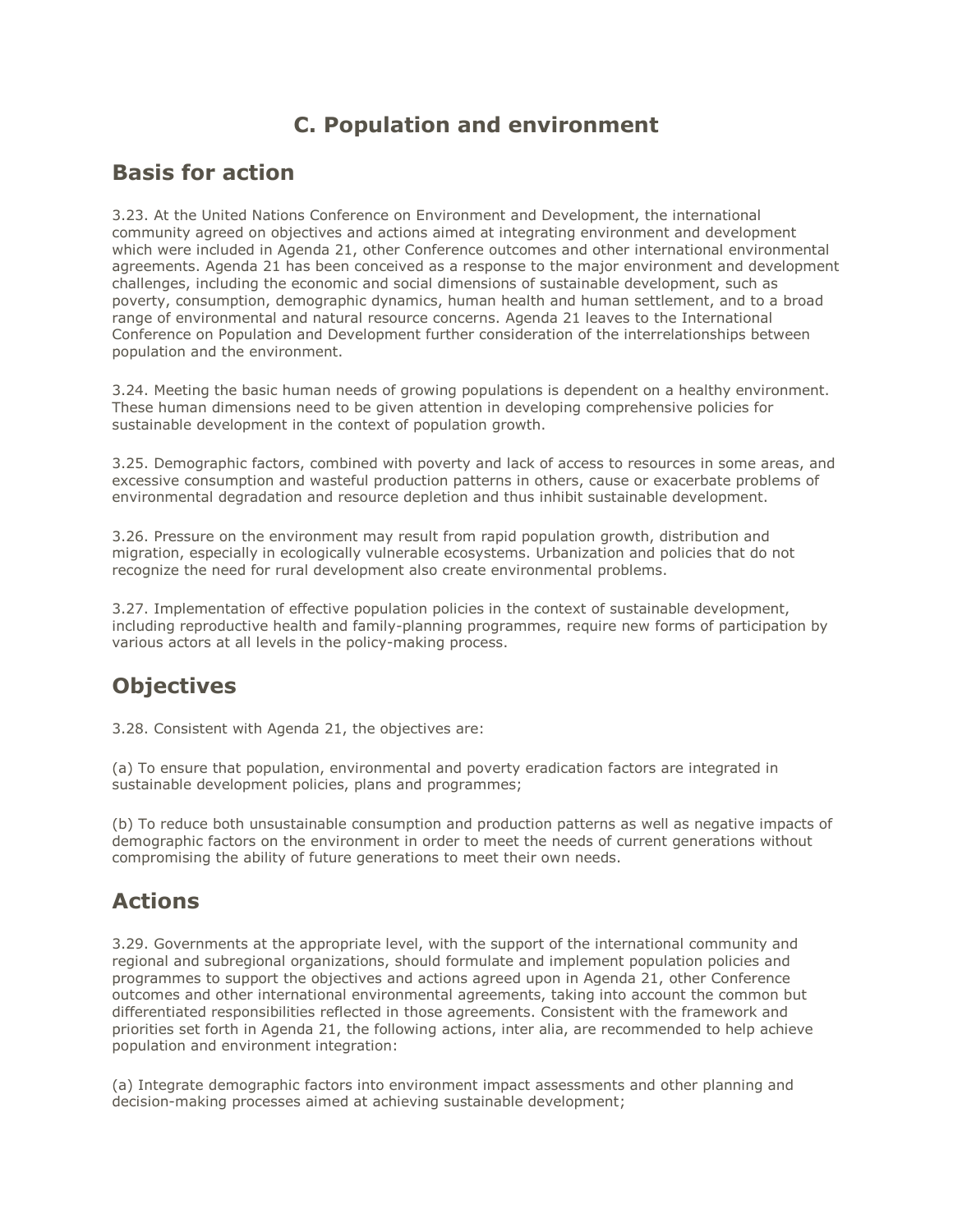# C. Population and environment

## Basis for action

3.23. At the United Nations Conference on Environment and Development, the international community agreed on objectives and actions aimed at integrating environment and development which were included in Agenda 21, other Conference outcomes and other international environmental agreements. Agenda 21 has been conceived as a response to the major environment and development challenges, including the economic and social dimensions of sustainable development, such as poverty, consumption, demographic dynamics, human health and human settlement, and to a broad range of environmental and natural resource concerns. Agenda 21 leaves to the International Conference on Population and Development further consideration of the interrelationships between population and the environment.

3.24. Meeting the basic human needs of growing populations is dependent on a healthy environment. These human dimensions need to be given attention in developing comprehensive policies for sustainable development in the context of population growth.

3.25. Demographic factors, combined with poverty and lack of access to resources in some areas, and excessive consumption and wasteful production patterns in others, cause or exacerbate problems of environmental degradation and resource depletion and thus inhibit sustainable development.

3.26. Pressure on the environment may result from rapid population growth, distribution and migration, especially in ecologically vulnerable ecosystems. Urbanization and policies that do not recognize the need for rural development also create environmental problems.

3.27. Implementation of effective population policies in the context of sustainable development, including reproductive health and family-planning programmes, require new forms of participation by various actors at all levels in the policy-making process.

## Objectives

3.28. Consistent with Agenda 21, the objectives are:

(a) To ensure that population, environmental and poverty eradication factors are integrated in sustainable development policies, plans and programmes;

(b) To reduce both unsustainable consumption and production patterns as well as negative impacts of demographic factors on the environment in order to meet the needs of current generations without compromising the ability of future generations to meet their own needs.

## Actions

3.29. Governments at the appropriate level, with the support of the international community and regional and subregional organizations, should formulate and implement population policies and programmes to support the objectives and actions agreed upon in Agenda 21, other Conference outcomes and other international environmental agreements, taking into account the common but differentiated responsibilities reflected in those agreements. Consistent with the framework and priorities set forth in Agenda 21, the following actions, inter alia, are recommended to help achieve population and environment integration:

(a) Integrate demographic factors into environment impact assessments and other planning and decision-making processes aimed at achieving sustainable development;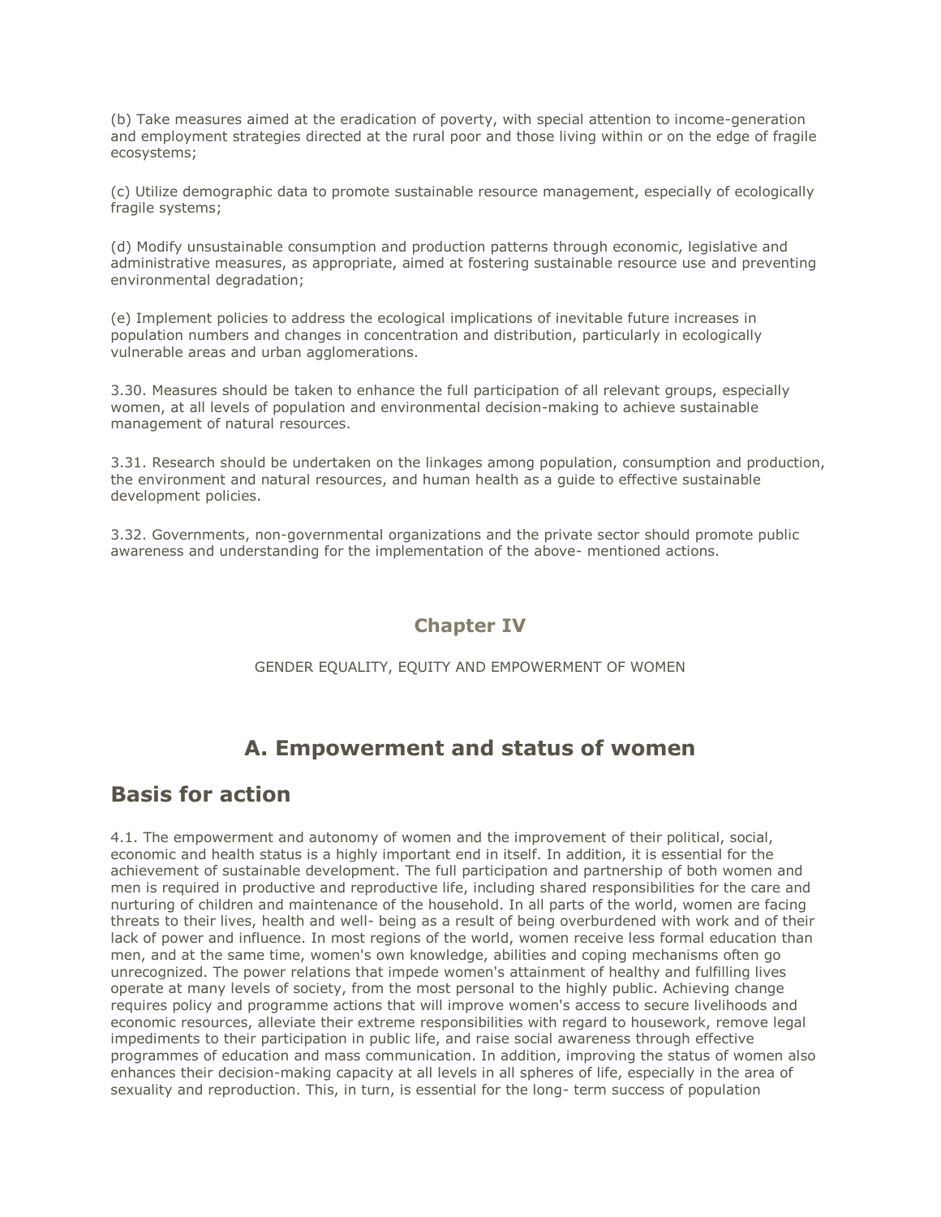(b) Take measures aimed at the eradication of poverty, with special attention to income-generation and employment strategies directed at the rural poor and those living within or on the edge of fragile ecosystems;

(c) Utilize demographic data to promote sustainable resource management, especially of ecologically fragile systems;

(d) Modify unsustainable consumption and production patterns through economic, legislative and administrative measures, as appropriate, aimed at fostering sustainable resource use and preventing environmental degradation;

(e) Implement policies to address the ecological implications of inevitable future increases in population numbers and changes in concentration and distribution, particularly in ecologically vulnerable areas and urban agglomerations.

3.30. Measures should be taken to enhance the full participation of all relevant groups, especially women, at all levels of population and environmental decision-making to achieve sustainable management of natural resources.

3.31. Research should be undertaken on the linkages among population, consumption and production, the environment and natural resources, and human health as a guide to effective sustainable development policies.

3.32. Governments, non-governmental organizations and the private sector should promote public awareness and understanding for the implementation of the above- mentioned actions.

# Chapter IV

GENDER EQUALITY, EQUITY AND EMPOWERMENT OF WOMEN

## A. Empowerment and status of women

## Basis for action

4.1. The empowerment and autonomy of women and the improvement of their political, social, economic and health status is a highly important end in itself. In addition, it is essential for the achievement of sustainable development. The full participation and partnership of both women and men is required in productive and reproductive life, including shared responsibilities for the care and nurturing of children and maintenance of the household. In all parts of the world, women are facing threats to their lives, health and well- being as a result of being overburdened with work and of their lack of power and influence. In most regions of the world, women receive less formal education than men, and at the same time, women's own knowledge, abilities and coping mechanisms often go unrecognized. The power relations that impede women's attainment of healthy and fulfilling lives operate at many levels of society, from the most personal to the highly public. Achieving change requires policy and programme actions that will improve women's access to secure livelihoods and economic resources, alleviate their extreme responsibilities with regard to housework, remove legal impediments to their participation in public life, and raise social awareness through effective programmes of education and mass communication. In addition, improving the status of women also enhances their decision-making capacity at all levels in all spheres of life, especially in the area of sexuality and reproduction. This, in turn, is essential for the long- term success of population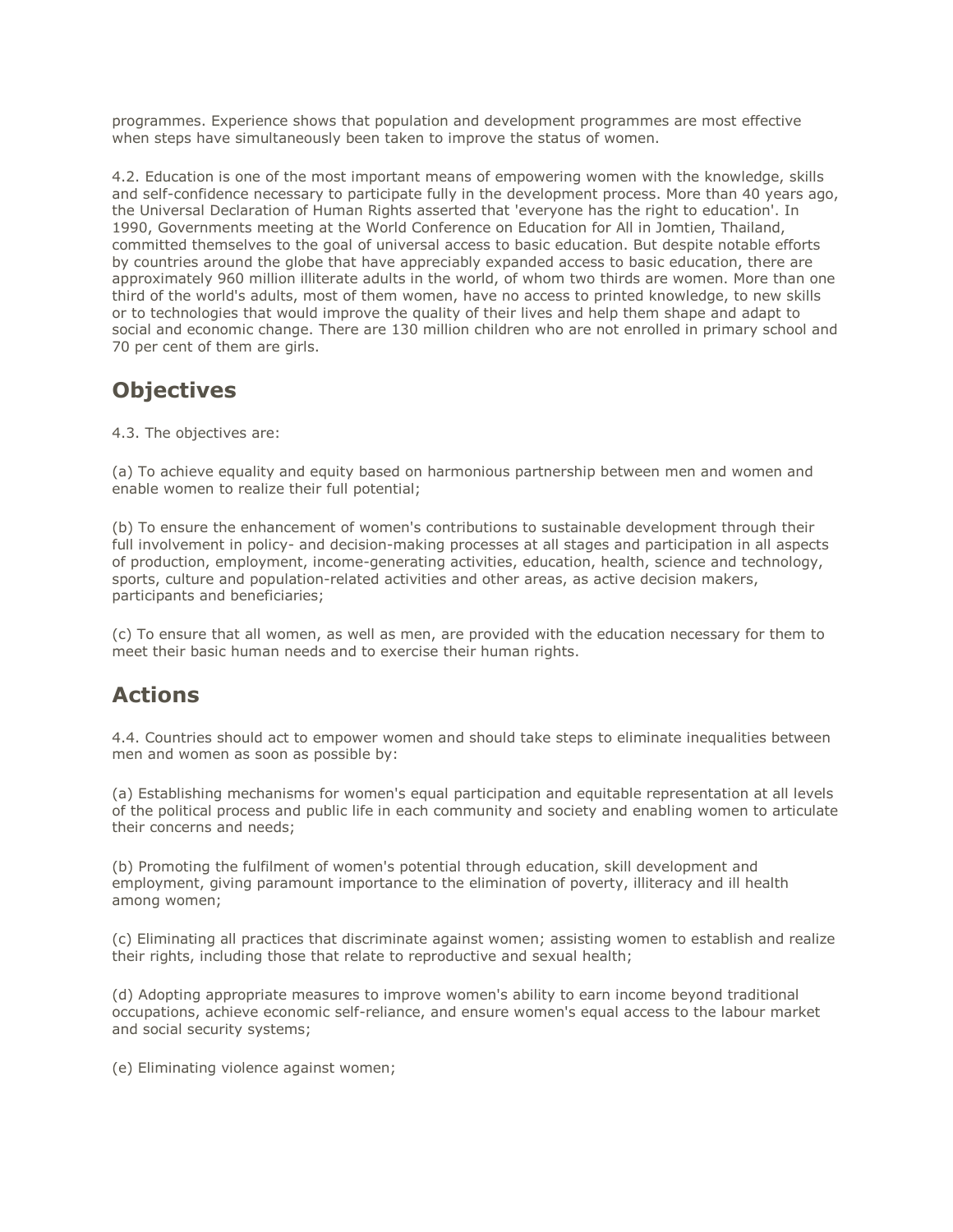programmes. Experience shows that population and development programmes are most effective when steps have simultaneously been taken to improve the status of women.

4.2. Education is one of the most important means of empowering women with the knowledge, skills and self-confidence necessary to participate fully in the development process. More than 40 years ago, the Universal Declaration of Human Rights asserted that 'everyone has the right to education'. In 1990, Governments meeting at the World Conference on Education for All in Jomtien, Thailand, committed themselves to the goal of universal access to basic education. But despite notable efforts by countries around the globe that have appreciably expanded access to basic education, there are approximately 960 million illiterate adults in the world, of whom two thirds are women. More than one third of the world's adults, most of them women, have no access to printed knowledge, to new skills or to technologies that would improve the quality of their lives and help them shape and adapt to social and economic change. There are 130 million children who are not enrolled in primary school and 70 per cent of them are girls.

## Objectives

4.3. The objectives are:

(a) To achieve equality and equity based on harmonious partnership between men and women and enable women to realize their full potential;

(b) To ensure the enhancement of women's contributions to sustainable development through their full involvement in policy- and decision-making processes at all stages and participation in all aspects of production, employment, income-generating activities, education, health, science and technology, sports, culture and population-related activities and other areas, as active decision makers, participants and beneficiaries;

(c) To ensure that all women, as well as men, are provided with the education necessary for them to meet their basic human needs and to exercise their human rights.

## Actions

4.4. Countries should act to empower women and should take steps to eliminate inequalities between men and women as soon as possible by:

(a) Establishing mechanisms for women's equal participation and equitable representation at all levels of the political process and public life in each community and society and enabling women to articulate their concerns and needs;

(b) Promoting the fulfilment of women's potential through education, skill development and employment, giving paramount importance to the elimination of poverty, illiteracy and ill health among women;

(c) Eliminating all practices that discriminate against women; assisting women to establish and realize their rights, including those that relate to reproductive and sexual health;

(d) Adopting appropriate measures to improve women's ability to earn income beyond traditional occupations, achieve economic self-reliance, and ensure women's equal access to the labour market and social security systems;

(e) Eliminating violence against women;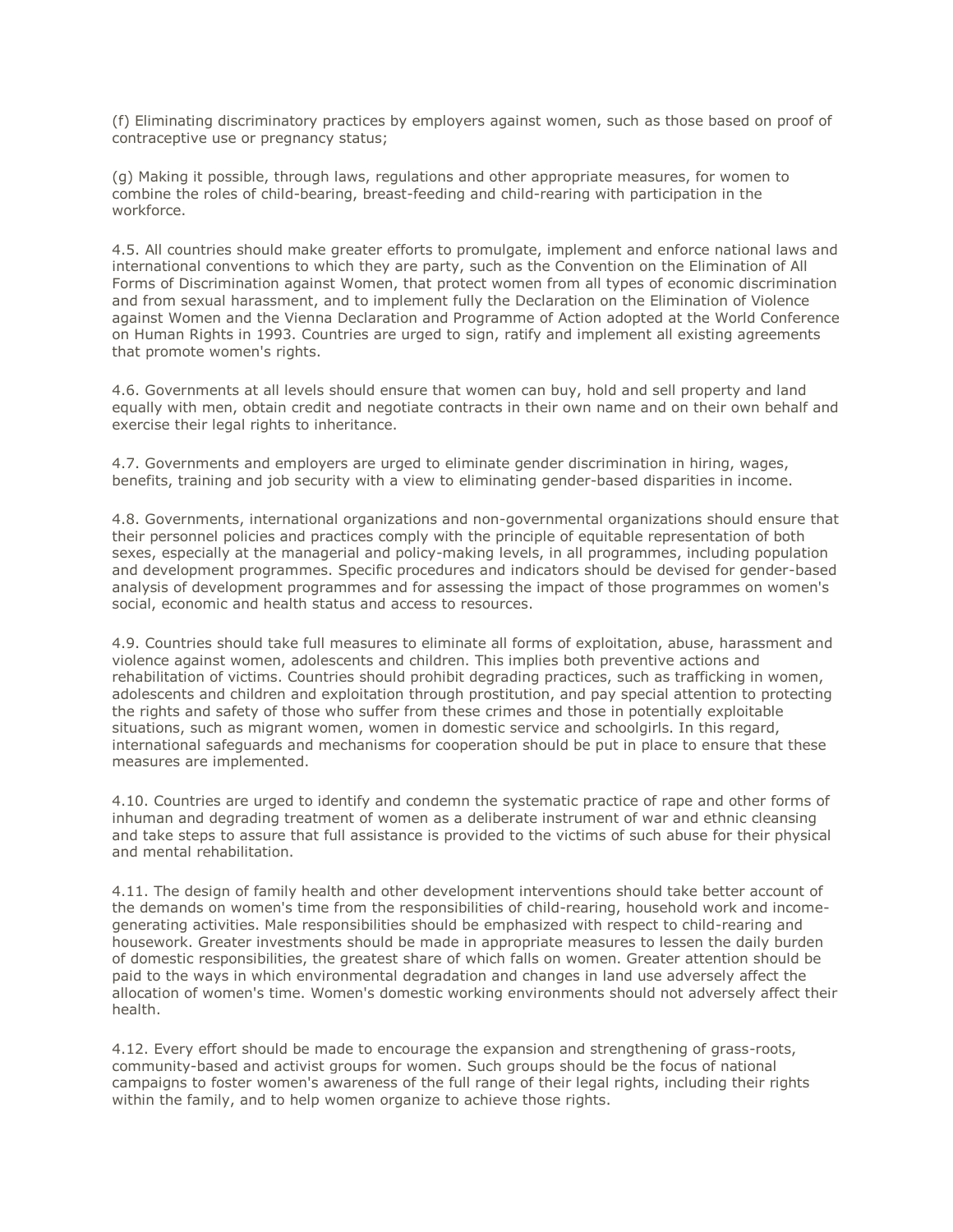(f) Eliminating discriminatory practices by employers against women, such as those based on proof of contraceptive use or pregnancy status;

(g) Making it possible, through laws, regulations and other appropriate measures, for women to combine the roles of child-bearing, breast-feeding and child-rearing with participation in the workforce.

4.5. All countries should make greater efforts to promulgate, implement and enforce national laws and international conventions to which they are party, such as the Convention on the Elimination of All Forms of Discrimination against Women, that protect women from all types of economic discrimination and from sexual harassment, and to implement fully the Declaration on the Elimination of Violence against Women and the Vienna Declaration and Programme of Action adopted at the World Conference on Human Rights in 1993. Countries are urged to sign, ratify and implement all existing agreements that promote women's rights.

4.6. Governments at all levels should ensure that women can buy, hold and sell property and land equally with men, obtain credit and negotiate contracts in their own name and on their own behalf and exercise their legal rights to inheritance.

4.7. Governments and employers are urged to eliminate gender discrimination in hiring, wages, benefits, training and job security with a view to eliminating gender-based disparities in income.

4.8. Governments, international organizations and non-governmental organizations should ensure that their personnel policies and practices comply with the principle of equitable representation of both sexes, especially at the managerial and policy-making levels, in all programmes, including population and development programmes. Specific procedures and indicators should be devised for gender-based analysis of development programmes and for assessing the impact of those programmes on women's social, economic and health status and access to resources.

4.9. Countries should take full measures to eliminate all forms of exploitation, abuse, harassment and violence against women, adolescents and children. This implies both preventive actions and rehabilitation of victims. Countries should prohibit degrading practices, such as trafficking in women, adolescents and children and exploitation through prostitution, and pay special attention to protecting the rights and safety of those who suffer from these crimes and those in potentially exploitable situations, such as migrant women, women in domestic service and schoolgirls. In this regard, international safeguards and mechanisms for cooperation should be put in place to ensure that these measures are implemented.

4.10. Countries are urged to identify and condemn the systematic practice of rape and other forms of inhuman and degrading treatment of women as a deliberate instrument of war and ethnic cleansing and take steps to assure that full assistance is provided to the victims of such abuse for their physical and mental rehabilitation.

4.11. The design of family health and other development interventions should take better account of the demands on women's time from the responsibilities of child-rearing, household work and income-generating activities. Male responsibilities should be emphasized with respect to child-rearing and housework. Greater investments should be made in appropriate measures to lessen the daily burden of domestic responsibilities, the greatest share of which falls on women. Greater attention should be paid to the ways in which environmental degradation and changes in land use adversely affect the allocation of women's time. Women's domestic working environments should not adversely affect their health.

4.12. Every effort should be made to encourage the expansion and strengthening of grass-roots, community-based and activist groups for women. Such groups should be the focus of national campaigns to foster women's awareness of the full range of their legal rights, including their rights within the family, and to help women organize to achieve those rights.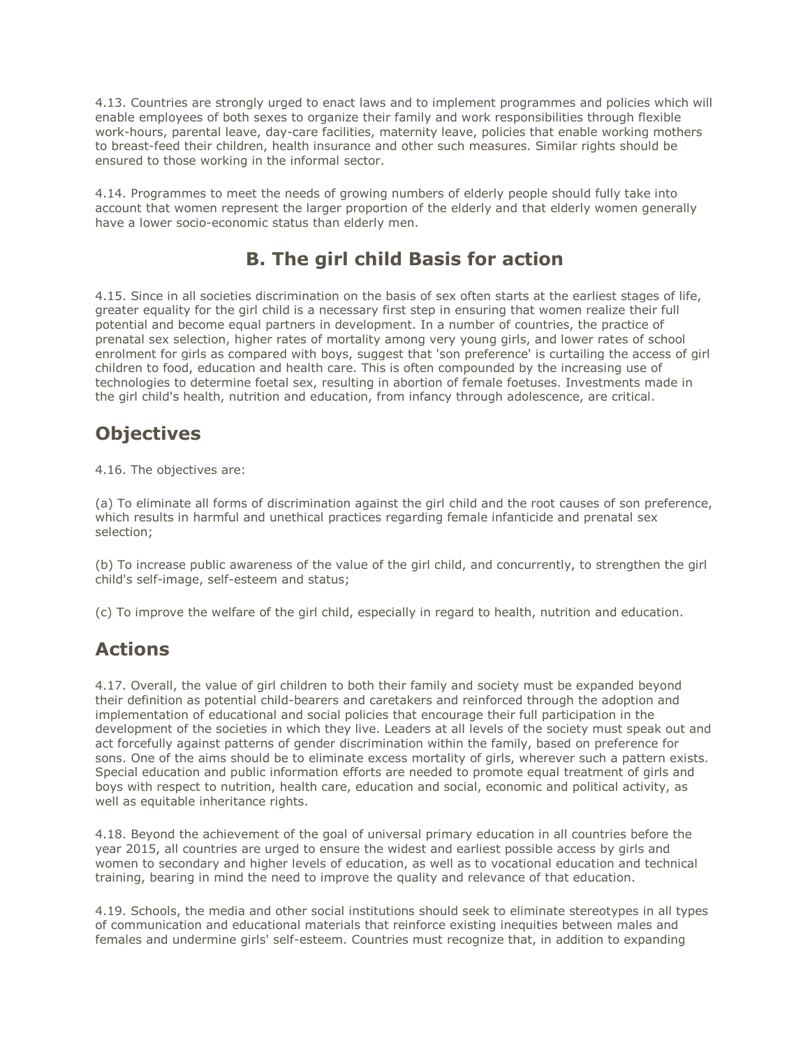4.13. Countries are strongly urged to enact laws and to implement programmes and policies which will enable employees of both sexes to organize their family and work responsibilities through flexible work-hours, parental leave, day-care facilities, maternity leave, policies that enable working mothers to breast-feed their children, health insurance and other such measures. Similar rights should be ensured to those working in the informal sector.

4.14. Programmes to meet the needs of growing numbers of elderly people should fully take into account that women represent the larger proportion of the elderly and that elderly women generally have a lower socio-economic status than elderly men.

## B. The girl child Basis for action

4.15. Since in all societies discrimination on the basis of sex often starts at the earliest stages of life, greater equality for the girl child is a necessary first step in ensuring that women realize their full potential and become equal partners in development. In a number of countries, the practice of prenatal sex selection, higher rates of mortality among very young girls, and lower rates of school enrolment for girls as compared with boys, suggest that 'son preference' is curtailing the access of girl children to food, education and health care. This is often compounded by the increasing use of technologies to determine foetal sex, resulting in abortion of female foetuses. Investments made in the girl child's health, nutrition and education, from infancy through adolescence, are critical.

## Objectives

4.16. The objectives are:

(a) To eliminate all forms of discrimination against the girl child and the root causes of son preference, which results in harmful and unethical practices regarding female infanticide and prenatal sex selection;

(b) To increase public awareness of the value of the girl child, and concurrently, to strengthen the girl child's self-image, self-esteem and status;

(c) To improve the welfare of the girl child, especially in regard to health, nutrition and education.

## Actions

4.17. Overall, the value of girl children to both their family and society must be expanded beyond their definition as potential child-bearers and caretakers and reinforced through the adoption and implementation of educational and social policies that encourage their full participation in the development of the societies in which they live. Leaders at all levels of the society must speak out and act forcefully against patterns of gender discrimination within the family, based on preference for sons. One of the aims should be to eliminate excess mortality of girls, wherever such a pattern exists. Special education and public information efforts are needed to promote equal treatment of girls and boys with respect to nutrition, health care, education and social, economic and political activity, as well as equitable inheritance rights.

4.18. Beyond the achievement of the goal of universal primary education in all countries before the year 2015, all countries are urged to ensure the widest and earliest possible access by girls and women to secondary and higher levels of education, as well as to vocational education and technical training, bearing in mind the need to improve the quality and relevance of that education.

4.19. Schools, the media and other social institutions should seek to eliminate stereotypes in all types of communication and educational materials that reinforce existing inequities between males and females and undermine girls' self-esteem. Countries must recognize that, in addition to expanding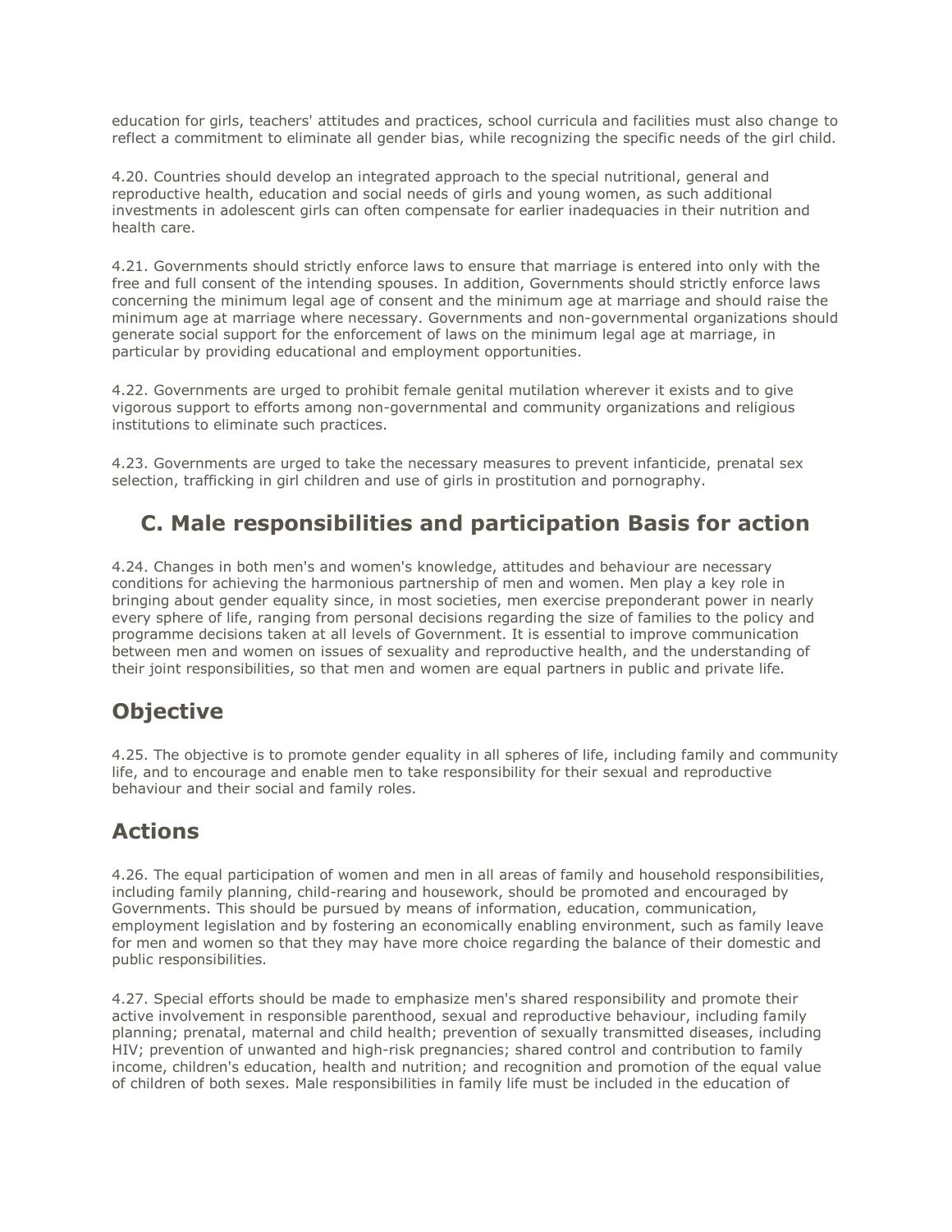education for girls, teachers' attitudes and practices, school curricula and facilities must also change to reflect a commitment to eliminate all gender bias, while recognizing the specific needs of the girl child.

4.20. Countries should develop an integrated approach to the special nutritional, general and reproductive health, education and social needs of girls and young women, as such additional investments in adolescent girls can often compensate for earlier inadequacies in their nutrition and health care.

4.21. Governments should strictly enforce laws to ensure that marriage is entered into only with the free and full consent of the intending spouses. In addition, Governments should strictly enforce laws concerning the minimum legal age of consent and the minimum age at marriage and should raise the minimum age at marriage where necessary. Governments and non-governmental organizations should generate social support for the enforcement of laws on the minimum legal age at marriage, in particular by providing educational and employment opportunities.

4.22. Governments are urged to prohibit female genital mutilation wherever it exists and to give vigorous support to efforts among non-governmental and community organizations and religious institutions to eliminate such practices.

4.23. Governments are urged to take the necessary measures to prevent infanticide, prenatal sex selection, trafficking in girl children and use of girls in prostitution and pornography.

## C. Male responsibilities and participation Basis for action

4.24. Changes in both men's and women's knowledge, attitudes and behaviour are necessary conditions for achieving the harmonious partnership of men and women. Men play a key role in bringing about gender equality since, in most societies, men exercise preponderant power in nearly every sphere of life, ranging from personal decisions regarding the size of families to the policy and programme decisions taken at all levels of Government. It is essential to improve communication between men and women on issues of sexuality and reproductive health, and the understanding of their joint responsibilities, so that men and women are equal partners in public and private life.

## Objective

4.25. The objective is to promote gender equality in all spheres of life, including family and community life, and to encourage and enable men to take responsibility for their sexual and reproductive behaviour and their social and family roles.

## Actions

4.26. The equal participation of women and men in all areas of family and household responsibilities, including family planning, child-rearing and housework, should be promoted and encouraged by Governments. This should be pursued by means of information, education, communication, employment legislation and by fostering an economically enabling environment, such as family leave for men and women so that they may have more choice regarding the balance of their domestic and public responsibilities.

4.27. Special efforts should be made to emphasize men's shared responsibility and promote their active involvement in responsible parenthood, sexual and reproductive behaviour, including family planning; prenatal, maternal and child health; prevention of sexually transmitted diseases, including HIV; prevention of unwanted and high-risk pregnancies; shared control and contribution to family income, children's education, health and nutrition; and recognition and promotion of the equal value of children of both sexes. Male responsibilities in family life must be included in the education of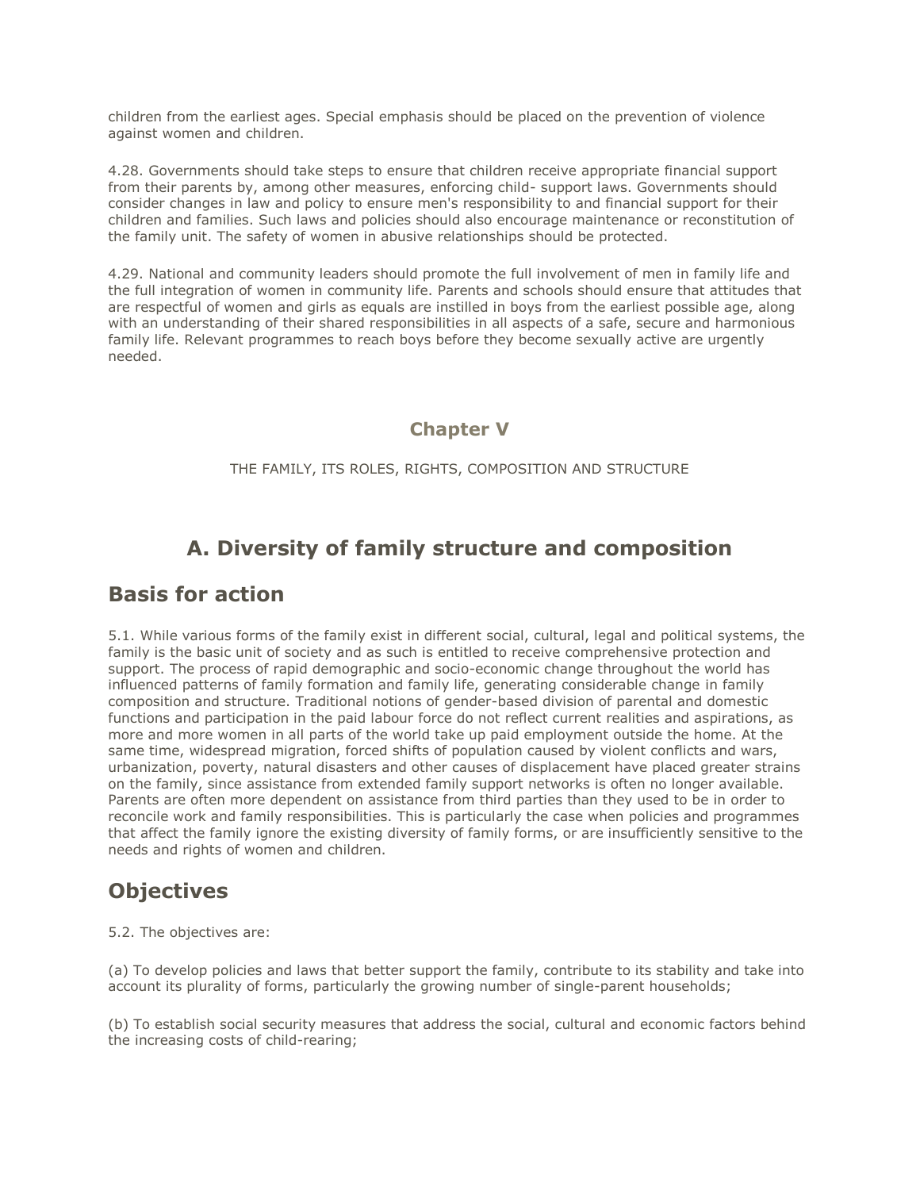children from the earliest ages. Special emphasis should be placed on the prevention of violence against women and children.

4.28. Governments should take steps to ensure that children receive appropriate financial support from their parents by, among other measures, enforcing child- support laws. Governments should consider changes in law and policy to ensure men's responsibility to and financial support for their children and families. Such laws and policies should also encourage maintenance or reconstitution of the family unit. The safety of women in abusive relationships should be protected.

4.29. National and community leaders should promote the full involvement of men in family life and the full integration of women in community life. Parents and schools should ensure that attitudes that are respectful of women and girls as equals are instilled in boys from the earliest possible age, along with an understanding of their shared responsibilities in all aspects of a safe, secure and harmonious family life. Relevant programmes to reach boys before they become sexually active are urgently needed.

# Chapter V

THE FAMILY, ITS ROLES, RIGHTS, COMPOSITION AND STRUCTURE

## A. Diversity of family structure and composition

## Basis for action

5.1. While various forms of the family exist in different social, cultural, legal and political systems, the family is the basic unit of society and as such is entitled to receive comprehensive protection and support. The process of rapid demographic and socio-economic change throughout the world has influenced patterns of family formation and family life, generating considerable change in family composition and structure. Traditional notions of gender-based division of parental and domestic functions and participation in the paid labour force do not reflect current realities and aspirations, as more and more women in all parts of the world take up paid employment outside the home. At the same time, widespread migration, forced shifts of population caused by violent conflicts and wars, urbanization, poverty, natural disasters and other causes of displacement have placed greater strains on the family, since assistance from extended family support networks is often no longer available. Parents are often more dependent on assistance from third parties than they used to be in order to reconcile work and family responsibilities. This is particularly the case when policies and programmes that affect the family ignore the existing diversity of family forms, or are insufficiently sensitive to the needs and rights of women and children.

## Objectives

5.2. The objectives are:

(a) To develop policies and laws that better support the family, contribute to its stability and take into account its plurality of forms, particularly the growing number of single-parent households;

(b) To establish social security measures that address the social, cultural and economic factors behind the increasing costs of child-rearing;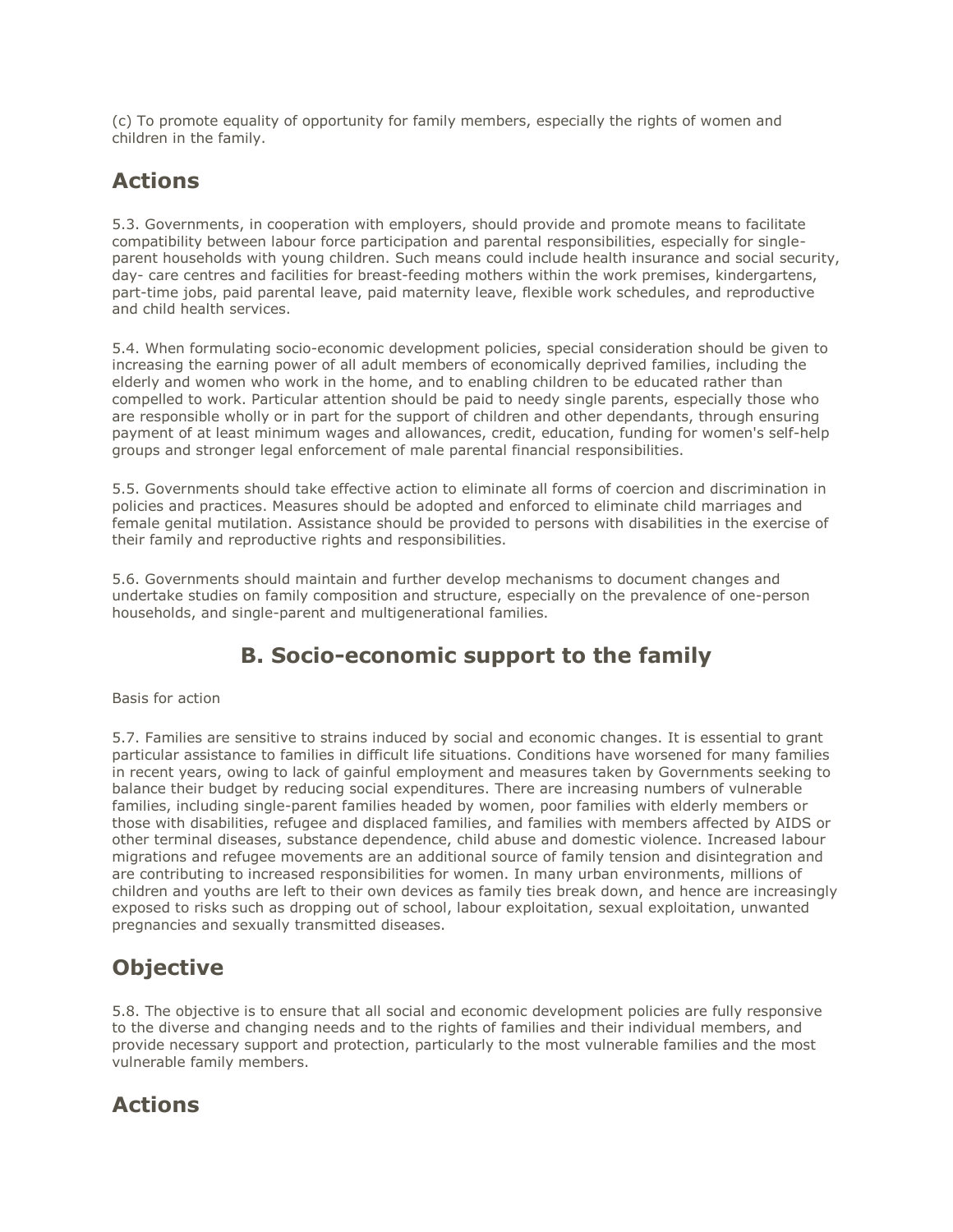(c) To promote equality of opportunity for family members, especially the rights of women and children in the family.

## Actions

5.3. Governments, in cooperation with employers, should provide and promote means to facilitate compatibility between labour force participation and parental responsibilities, especially for single-parent households with young children. Such means could include health insurance and social security, day- care centres and facilities for breast-feeding mothers within the work premises, kindergartens, part-time jobs, paid parental leave, paid maternity leave, flexible work schedules, and reproductive and child health services.

5.4. When formulating socio-economic development policies, special consideration should be given to increasing the earning power of all adult members of economically deprived families, including the elderly and women who work in the home, and to enabling children to be educated rather than compelled to work. Particular attention should be paid to needy single parents, especially those who are responsible wholly or in part for the support of children and other dependants, through ensuring payment of at least minimum wages and allowances, credit, education, funding for women's self-help groups and stronger legal enforcement of male parental financial responsibilities.

5.5. Governments should take effective action to eliminate all forms of coercion and discrimination in policies and practices. Measures should be adopted and enforced to eliminate child marriages and female genital mutilation. Assistance should be provided to persons with disabilities in the exercise of their family and reproductive rights and responsibilities.

5.6. Governments should maintain and further develop mechanisms to document changes and undertake studies on family composition and structure, especially on the prevalence of one-person households, and single-parent and multigenerational families.

## B. Socio-economic support to the family

Basis for action

5.7. Families are sensitive to strains induced by social and economic changes. It is essential to grant particular assistance to families in difficult life situations. Conditions have worsened for many families in recent years, owing to lack of gainful employment and measures taken by Governments seeking to balance their budget by reducing social expenditures. There are increasing numbers of vulnerable families, including single-parent families headed by women, poor families with elderly members or those with disabilities, refugee and displaced families, and families with members affected by AIDS or other terminal diseases, substance dependence, child abuse and domestic violence. Increased labour migrations and refugee movements are an additional source of family tension and disintegration and are contributing to increased responsibilities for women. In many urban environments, millions of children and youths are left to their own devices as family ties break down, and hence are increasingly exposed to risks such as dropping out of school, labour exploitation, sexual exploitation, unwanted pregnancies and sexually transmitted diseases.

## Objective

5.8. The objective is to ensure that all social and economic development policies are fully responsive to the diverse and changing needs and to the rights of families and their individual members, and provide necessary support and protection, particularly to the most vulnerable families and the most vulnerable family members.

## Actions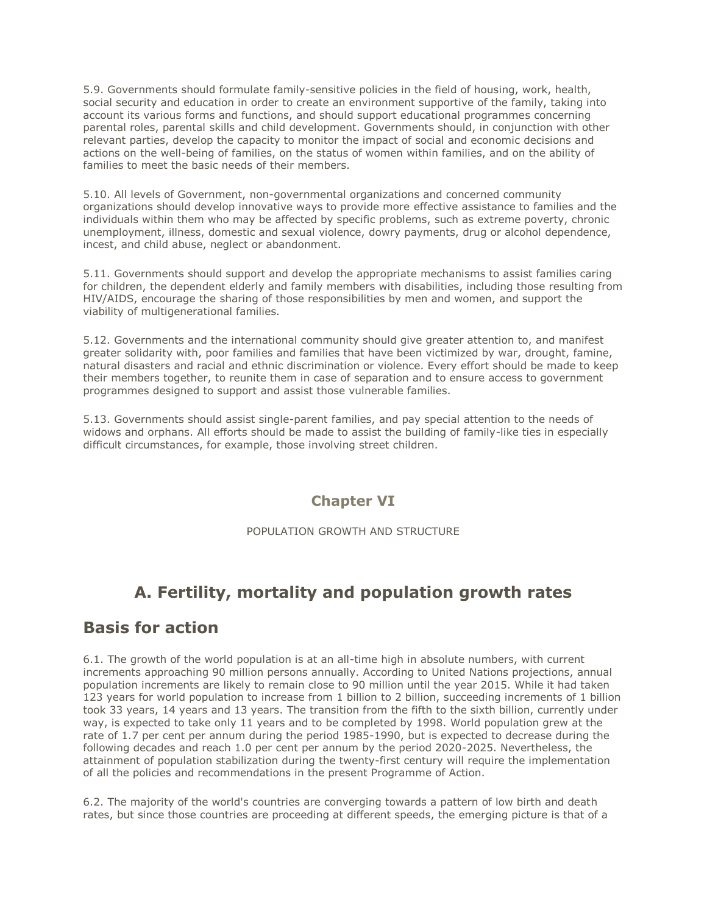5.9. Governments should formulate family-sensitive policies in the field of housing, work, health, social security and education in order to create an environment supportive of the family, taking into account its various forms and functions, and should support educational programmes concerning parental roles, parental skills and child development. Governments should, in conjunction with other relevant parties, develop the capacity to monitor the impact of social and economic decisions and actions on the well-being of families, on the status of women within families, and on the ability of families to meet the basic needs of their members.

5.10. All levels of Government, non-governmental organizations and concerned community organizations should develop innovative ways to provide more effective assistance to families and the individuals within them who may be affected by specific problems, such as extreme poverty, chronic unemployment, illness, domestic and sexual violence, dowry payments, drug or alcohol dependence, incest, and child abuse, neglect or abandonment.

5.11. Governments should support and develop the appropriate mechanisms to assist families caring for children, the dependent elderly and family members with disabilities, including those resulting from HIV/AIDS, encourage the sharing of those responsibilities by men and women, and support the viability of multigenerational families.

5.12. Governments and the international community should give greater attention to, and manifest greater solidarity with, poor families and families that have been victimized by war, drought, famine, natural disasters and racial and ethnic discrimination or violence. Every effort should be made to keep their members together, to reunite them in case of separation and to ensure access to government programmes designed to support and assist those vulnerable families.

5.13. Governments should assist single-parent families, and pay special attention to the needs of widows and orphans. All efforts should be made to assist the building of family-like ties in especially difficult circumstances, for example, those involving street children.

### Chapter VI

POPULATION GROWTH AND STRUCTURE

## A. Fertility, mortality and population growth rates

## Basis for action

6.1. The growth of the world population is at an all-time high in absolute numbers, with current increments approaching 90 million persons annually. According to United Nations projections, annual population increments are likely to remain close to 90 million until the year 2015. While it had taken 123 years for world population to increase from 1 billion to 2 billion, succeeding increments of 1 billion took 33 years, 14 years and 13 years. The transition from the fifth to the sixth billion, currently under way, is expected to take only 11 years and to be completed by 1998. World population grew at the rate of 1.7 per cent per annum during the period 1985-1990, but is expected to decrease during the following decades and reach 1.0 per cent per annum by the period 2020-2025. Nevertheless, the attainment of population stabilization during the twenty-first century will require the implementation of all the policies and recommendations in the present Programme of Action.

6.2. The majority of the world's countries are converging towards a pattern of low birth and death rates, but since those countries are proceeding at different speeds, the emerging picture is that of a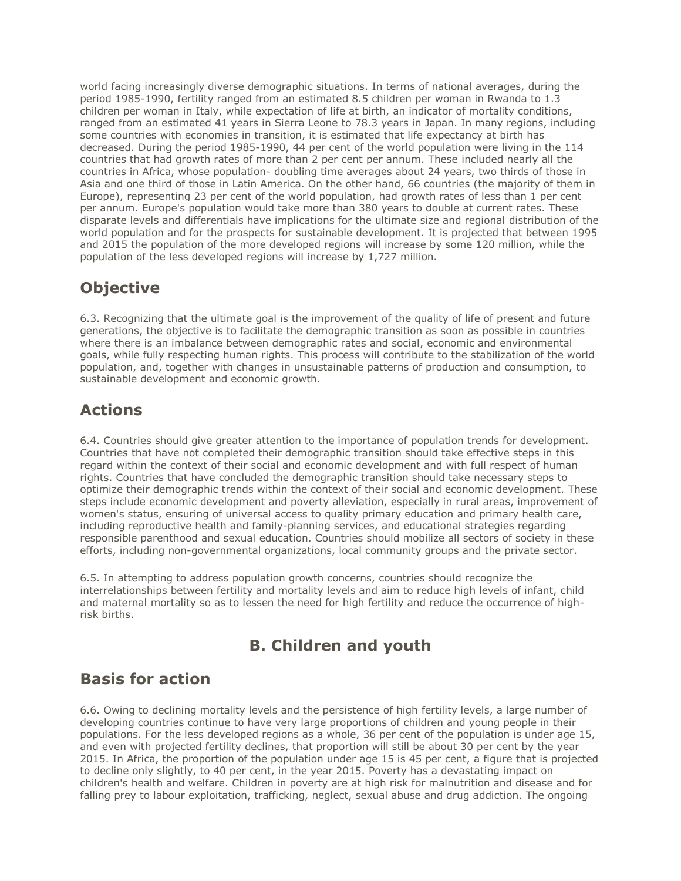world facing increasingly diverse demographic situations. In terms of national averages, during the period 1985-1990, fertility ranged from an estimated 8.5 children per woman in Rwanda to 1.3 children per woman in Italy, while expectation of life at birth, an indicator of mortality conditions, ranged from an estimated 41 years in Sierra Leone to 78.3 years in Japan. In many regions, including some countries with economies in transition, it is estimated that life expectancy at birth has decreased. During the period 1985-1990, 44 per cent of the world population were living in the 114 countries that had growth rates of more than 2 per cent per annum. These included nearly all the countries in Africa, whose population- doubling time averages about 24 years, two thirds of those in Asia and one third of those in Latin America. On the other hand, 66 countries (the majority of them in Europe), representing 23 per cent of the world population, had growth rates of less than 1 per cent per annum. Europe's population would take more than 380 years to double at current rates. These disparate levels and differentials have implications for the ultimate size and regional distribution of the world population and for the prospects for sustainable development. It is projected that between 1995 and 2015 the population of the more developed regions will increase by some 120 million, while the population of the less developed regions will increase by 1,727 million.

## Objective

6.3. Recognizing that the ultimate goal is the improvement of the quality of life of present and future generations, the objective is to facilitate the demographic transition as soon as possible in countries where there is an imbalance between demographic rates and social, economic and environmental goals, while fully respecting human rights. This process will contribute to the stabilization of the world population, and, together with changes in unsustainable patterns of production and consumption, to sustainable development and economic growth.

## Actions

6.4. Countries should give greater attention to the importance of population trends for development. Countries that have not completed their demographic transition should take effective steps in this regard within the context of their social and economic development and with full respect of human rights. Countries that have concluded the demographic transition should take necessary steps to optimize their demographic trends within the context of their social and economic development. These steps include economic development and poverty alleviation, especially in rural areas, improvement of women's status, ensuring of universal access to quality primary education and primary health care, including reproductive health and family-planning services, and educational strategies regarding responsible parenthood and sexual education. Countries should mobilize all sectors of society in these efforts, including non-governmental organizations, local community groups and the private sector.

6.5. In attempting to address population growth concerns, countries should recognize the interrelationships between fertility and mortality levels and aim to reduce high levels of infant, child and maternal mortality so as to lessen the need for high fertility and reduce the occurrence of high-risk births.

# B. Children and youth

## Basis for action

6.6. Owing to declining mortality levels and the persistence of high fertility levels, a large number of developing countries continue to have very large proportions of children and young people in their populations. For the less developed regions as a whole, 36 per cent of the population is under age 15, and even with projected fertility declines, that proportion will still be about 30 per cent by the year 2015. In Africa, the proportion of the population under age 15 is 45 per cent, a figure that is projected to decline only slightly, to 40 per cent, in the year 2015. Poverty has a devastating impact on children's health and welfare. Children in poverty are at high risk for malnutrition and disease and for falling prey to labour exploitation, trafficking, neglect, sexual abuse and drug addiction. The ongoing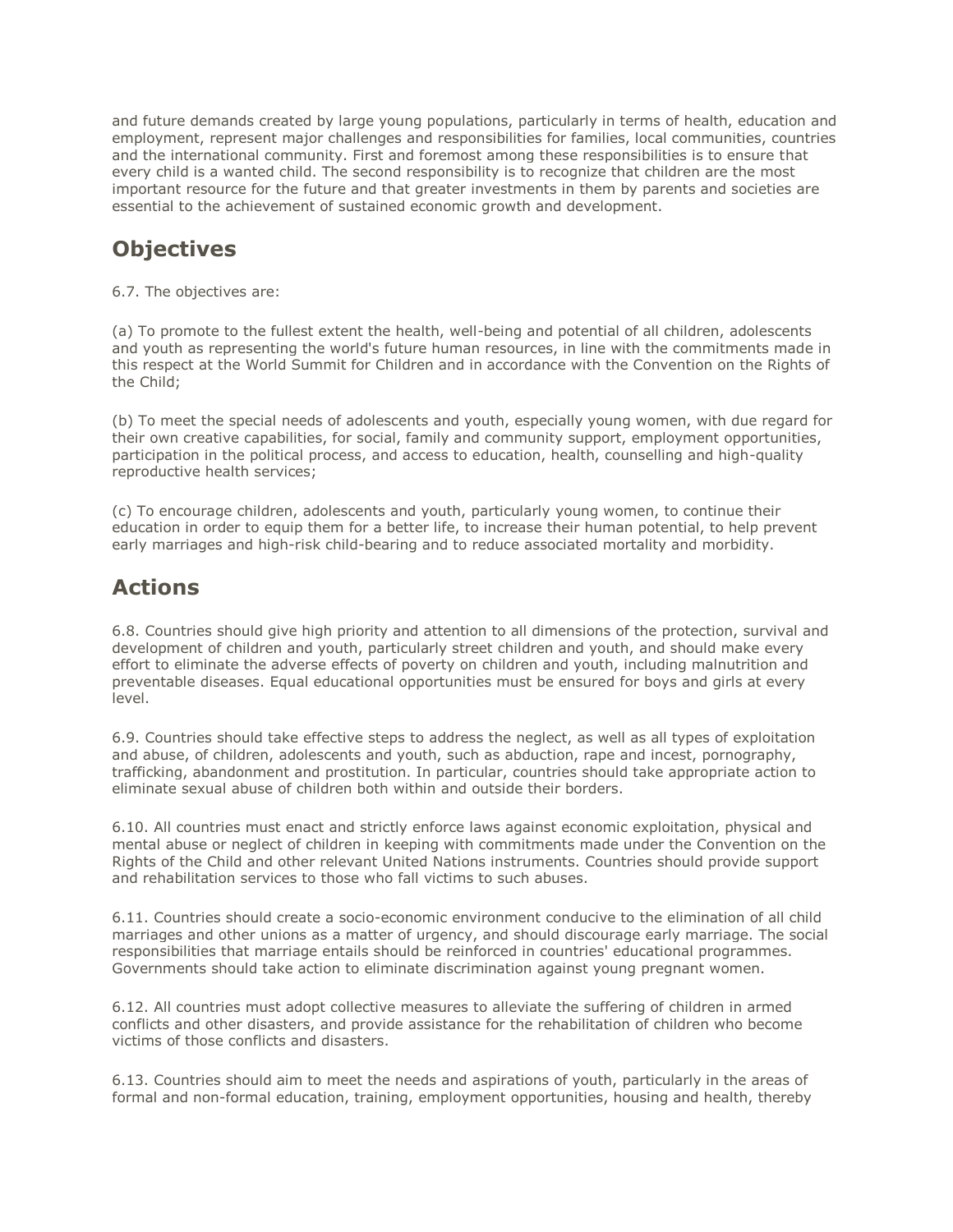and future demands created by large young populations, particularly in terms of health, education and employment, represent major challenges and responsibilities for families, local communities, countries and the international community. First and foremost among these responsibilities is to ensure that every child is a wanted child. The second responsibility is to recognize that children are the most important resource for the future and that greater investments in them by parents and societies are essential to the achievement of sustained economic growth and development.

## Objectives

6.7. The objectives are:

(a) To promote to the fullest extent the health, well-being and potential of all children, adolescents and youth as representing the world's future human resources, in line with the commitments made in this respect at the World Summit for Children and in accordance with the Convention on the Rights of the Child;

(b) To meet the special needs of adolescents and youth, especially young women, with due regard for their own creative capabilities, for social, family and community support, employment opportunities, participation in the political process, and access to education, health, counselling and high-quality reproductive health services;

(c) To encourage children, adolescents and youth, particularly young women, to continue their education in order to equip them for a better life, to increase their human potential, to help prevent early marriages and high-risk child-bearing and to reduce associated mortality and morbidity.

## Actions

6.8. Countries should give high priority and attention to all dimensions of the protection, survival and development of children and youth, particularly street children and youth, and should make every effort to eliminate the adverse effects of poverty on children and youth, including malnutrition and preventable diseases. Equal educational opportunities must be ensured for boys and girls at every level.

6.9. Countries should take effective steps to address the neglect, as well as all types of exploitation and abuse, of children, adolescents and youth, such as abduction, rape and incest, pornography, trafficking, abandonment and prostitution. In particular, countries should take appropriate action to eliminate sexual abuse of children both within and outside their borders.

6.10. All countries must enact and strictly enforce laws against economic exploitation, physical and mental abuse or neglect of children in keeping with commitments made under the Convention on the Rights of the Child and other relevant United Nations instruments. Countries should provide support and rehabilitation services to those who fall victims to such abuses.

6.11. Countries should create a socio-economic environment conducive to the elimination of all child marriages and other unions as a matter of urgency, and should discourage early marriage. The social responsibilities that marriage entails should be reinforced in countries' educational programmes. Governments should take action to eliminate discrimination against young pregnant women.

6.12. All countries must adopt collective measures to alleviate the suffering of children in armed conflicts and other disasters, and provide assistance for the rehabilitation of children who become victims of those conflicts and disasters.

6.13. Countries should aim to meet the needs and aspirations of youth, particularly in the areas of formal and non-formal education, training, employment opportunities, housing and health, thereby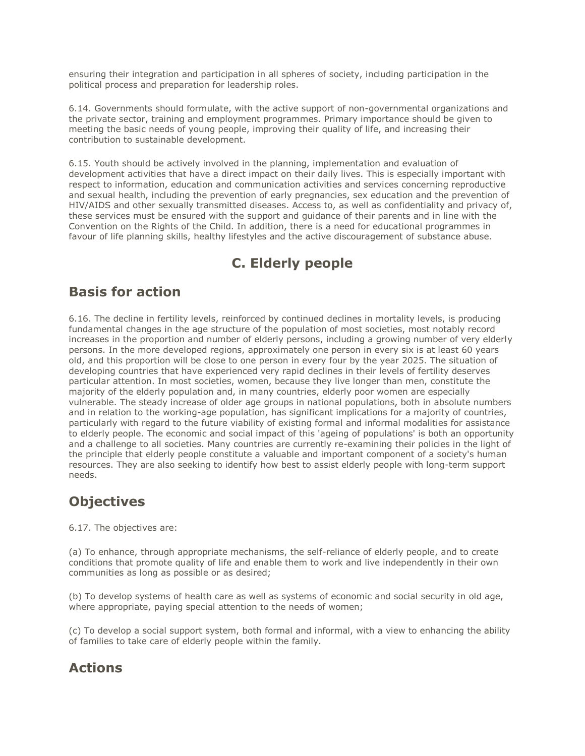ensuring their integration and participation in all spheres of society, including participation in the political process and preparation for leadership roles.

6.14. Governments should formulate, with the active support of non-governmental organizations and the private sector, training and employment programmes. Primary importance should be given to meeting the basic needs of young people, improving their quality of life, and increasing their contribution to sustainable development.

6.15. Youth should be actively involved in the planning, implementation and evaluation of development activities that have a direct impact on their daily lives. This is especially important with respect to information, education and communication activities and services concerning reproductive and sexual health, including the prevention of early pregnancies, sex education and the prevention of HIV/AIDS and other sexually transmitted diseases. Access to, as well as confidentiality and privacy of, these services must be ensured with the support and guidance of their parents and in line with the Convention on the Rights of the Child. In addition, there is a need for educational programmes in favour of life planning skills, healthy lifestyles and the active discouragement of substance abuse.

## C. Elderly people

## Basis for action

6.16. The decline in fertility levels, reinforced by continued declines in mortality levels, is producing fundamental changes in the age structure of the population of most societies, most notably record increases in the proportion and number of elderly persons, including a growing number of very elderly persons. In the more developed regions, approximately one person in every six is at least 60 years old, and this proportion will be close to one person in every four by the year 2025. The situation of developing countries that have experienced very rapid declines in their levels of fertility deserves particular attention. In most societies, women, because they live longer than men, constitute the majority of the elderly population and, in many countries, elderly poor women are especially vulnerable. The steady increase of older age groups in national populations, both in absolute numbers and in relation to the working-age population, has significant implications for a majority of countries, particularly with regard to the future viability of existing formal and informal modalities for assistance to elderly people. The economic and social impact of this 'ageing of populations' is both an opportunity and a challenge to all societies. Many countries are currently re-examining their policies in the light of the principle that elderly people constitute a valuable and important component of a society's human resources. They are also seeking to identify how best to assist elderly people with long-term support needs.

## Objectives

6.17. The objectives are:

(a) To enhance, through appropriate mechanisms, the self-reliance of elderly people, and to create conditions that promote quality of life and enable them to work and live independently in their own communities as long as possible or as desired;

(b) To develop systems of health care as well as systems of economic and social security in old age, where appropriate, paying special attention to the needs of women;

(c) To develop a social support system, both formal and informal, with a view to enhancing the ability of families to take care of elderly people within the family.

## Actions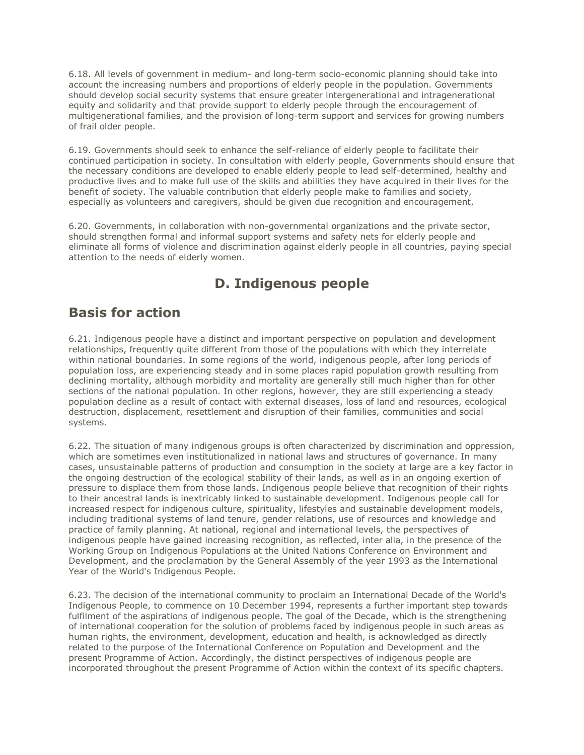6.18. All levels of government in medium- and long-term socio-economic planning should take into account the increasing numbers and proportions of elderly people in the population. Governments should develop social security systems that ensure greater intergenerational and intragenerational equity and solidarity and that provide support to elderly people through the encouragement of multigenerational families, and the provision of long-term support and services for growing numbers of frail older people.

6.19. Governments should seek to enhance the self-reliance of elderly people to facilitate their continued participation in society. In consultation with elderly people, Governments should ensure that the necessary conditions are developed to enable elderly people to lead self-determined, healthy and productive lives and to make full use of the skills and abilities they have acquired in their lives for the benefit of society. The valuable contribution that elderly people make to families and society, especially as volunteers and caregivers, should be given due recognition and encouragement.

6.20. Governments, in collaboration with non-governmental organizations and the private sector, should strengthen formal and informal support systems and safety nets for elderly people and eliminate all forms of violence and discrimination against elderly people in all countries, paying special attention to the needs of elderly women.

## D. Indigenous people

## Basis for action

6.21. Indigenous people have a distinct and important perspective on population and development relationships, frequently quite different from those of the populations with which they interrelate within national boundaries. In some regions of the world, indigenous people, after long periods of population loss, are experiencing steady and in some places rapid population growth resulting from declining mortality, although morbidity and mortality are generally still much higher than for other sections of the national population. In other regions, however, they are still experiencing a steady population decline as a result of contact with external diseases, loss of land and resources, ecological destruction, displacement, resettlement and disruption of their families, communities and social systems.

6.22. The situation of many indigenous groups is often characterized by discrimination and oppression, which are sometimes even institutionalized in national laws and structures of governance. In many cases, unsustainable patterns of production and consumption in the society at large are a key factor in the ongoing destruction of the ecological stability of their lands, as well as in an ongoing exertion of pressure to displace them from those lands. Indigenous people believe that recognition of their rights to their ancestral lands is inextricably linked to sustainable development. Indigenous people call for increased respect for indigenous culture, spirituality, lifestyles and sustainable development models, including traditional systems of land tenure, gender relations, use of resources and knowledge and practice of family planning. At national, regional and international levels, the perspectives of indigenous people have gained increasing recognition, as reflected, inter alia, in the presence of the Working Group on Indigenous Populations at the United Nations Conference on Environment and Development, and the proclamation by the General Assembly of the year 1993 as the International Year of the World's Indigenous People.

6.23. The decision of the international community to proclaim an International Decade of the World's Indigenous People, to commence on 10 December 1994, represents a further important step towards fulfilment of the aspirations of indigenous people. The goal of the Decade, which is the strengthening of international cooperation for the solution of problems faced by indigenous people in such areas as human rights, the environment, development, education and health, is acknowledged as directly related to the purpose of the International Conference on Population and Development and the present Programme of Action. Accordingly, the distinct perspectives of indigenous people are incorporated throughout the present Programme of Action within the context of its specific chapters.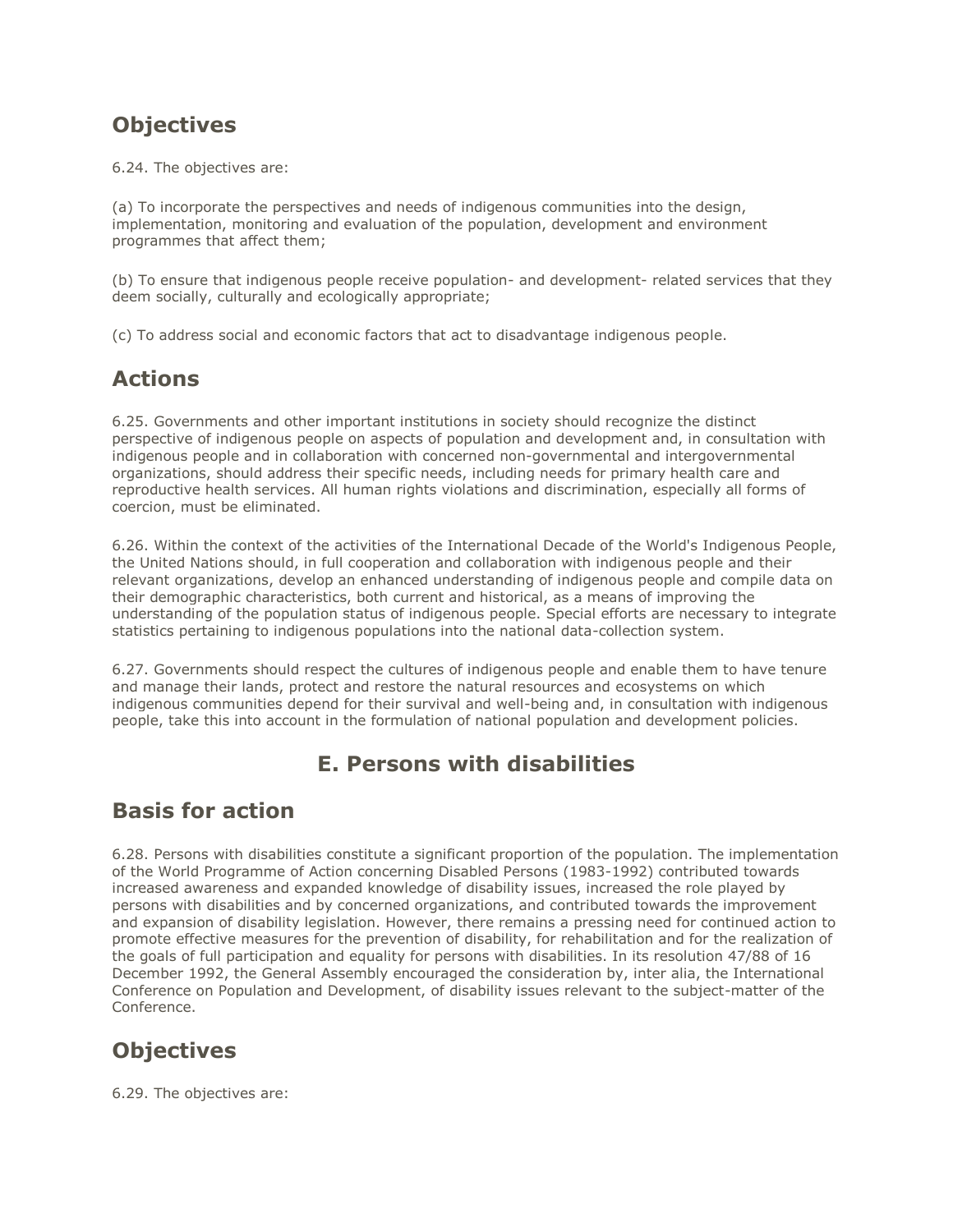## Objectives

6.24. The objectives are:

(a) To incorporate the perspectives and needs of indigenous communities into the design, implementation, monitoring and evaluation of the population, development and environment programmes that affect them;

(b) To ensure that indigenous people receive population- and development- related services that they deem socially, culturally and ecologically appropriate;

(c) To address social and economic factors that act to disadvantage indigenous people.

## Actions

6.25. Governments and other important institutions in society should recognize the distinct perspective of indigenous people on aspects of population and development and, in consultation with indigenous people and in collaboration with concerned non-governmental and intergovernmental organizations, should address their specific needs, including needs for primary health care and reproductive health services. All human rights violations and discrimination, especially all forms of coercion, must be eliminated.

6.26. Within the context of the activities of the International Decade of the World's Indigenous People, the United Nations should, in full cooperation and collaboration with indigenous people and their relevant organizations, develop an enhanced understanding of indigenous people and compile data on their demographic characteristics, both current and historical, as a means of improving the understanding of the population status of indigenous people. Special efforts are necessary to integrate statistics pertaining to indigenous populations into the national data-collection system.

6.27. Governments should respect the cultures of indigenous people and enable them to have tenure and manage their lands, protect and restore the natural resources and ecosystems on which indigenous communities depend for their survival and well-being and, in consultation with indigenous people, take this into account in the formulation of national population and development policies.

# E. Persons with disabilities

## Basis for action

6.28. Persons with disabilities constitute a significant proportion of the population. The implementation of the World Programme of Action concerning Disabled Persons (1983-1992) contributed towards increased awareness and expanded knowledge of disability issues, increased the role played by persons with disabilities and by concerned organizations, and contributed towards the improvement and expansion of disability legislation. However, there remains a pressing need for continued action to promote effective measures for the prevention of disability, for rehabilitation and for the realization of the goals of full participation and equality for persons with disabilities. In its resolution 47/88 of 16 December 1992, the General Assembly encouraged the consideration by, inter alia, the International Conference on Population and Development, of disability issues relevant to the subject-matter of the Conference.

## Objectives

6.29. The objectives are: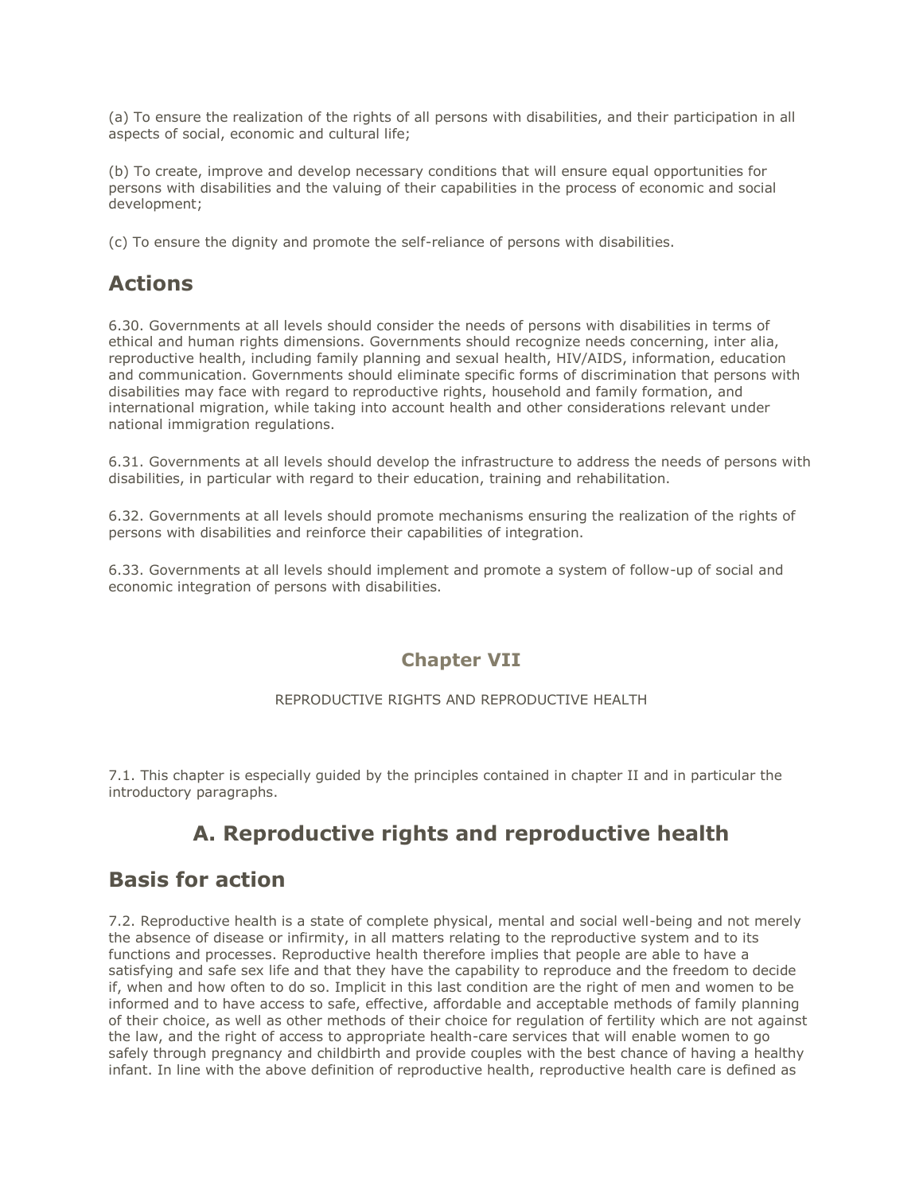(a) To ensure the realization of the rights of all persons with disabilities, and their participation in all aspects of social, economic and cultural life;

(b) To create, improve and develop necessary conditions that will ensure equal opportunities for persons with disabilities and the valuing of their capabilities in the process of economic and social development;

(c) To ensure the dignity and promote the self-reliance of persons with disabilities.

## Actions

6.30. Governments at all levels should consider the needs of persons with disabilities in terms of ethical and human rights dimensions. Governments should recognize needs concerning, inter alia, reproductive health, including family planning and sexual health, HIV/AIDS, information, education and communication. Governments should eliminate specific forms of discrimination that persons with disabilities may face with regard to reproductive rights, household and family formation, and international migration, while taking into account health and other considerations relevant under national immigration regulations.

6.31. Governments at all levels should develop the infrastructure to address the needs of persons with disabilities, in particular with regard to their education, training and rehabilitation.

6.32. Governments at all levels should promote mechanisms ensuring the realization of the rights of persons with disabilities and reinforce their capabilities of integration.

6.33. Governments at all levels should implement and promote a system of follow-up of social and economic integration of persons with disabilities.

# Chapter VII

REPRODUCTIVE RIGHTS AND REPRODUCTIVE HEALTH

7.1. This chapter is especially guided by the principles contained in chapter II and in particular the introductory paragraphs.

## A. Reproductive rights and reproductive health

## Basis for action

7.2. Reproductive health is a state of complete physical, mental and social well-being and not merely the absence of disease or infirmity, in all matters relating to the reproductive system and to its functions and processes. Reproductive health therefore implies that people are able to have a satisfying and safe sex life and that they have the capability to reproduce and the freedom to decide if, when and how often to do so. Implicit in this last condition are the right of men and women to be informed and to have access to safe, effective, affordable and acceptable methods of family planning of their choice, as well as other methods of their choice for regulation of fertility which are not against the law, and the right of access to appropriate health-care services that will enable women to go safely through pregnancy and childbirth and provide couples with the best chance of having a healthy infant. In line with the above definition of reproductive health, reproductive health care is defined as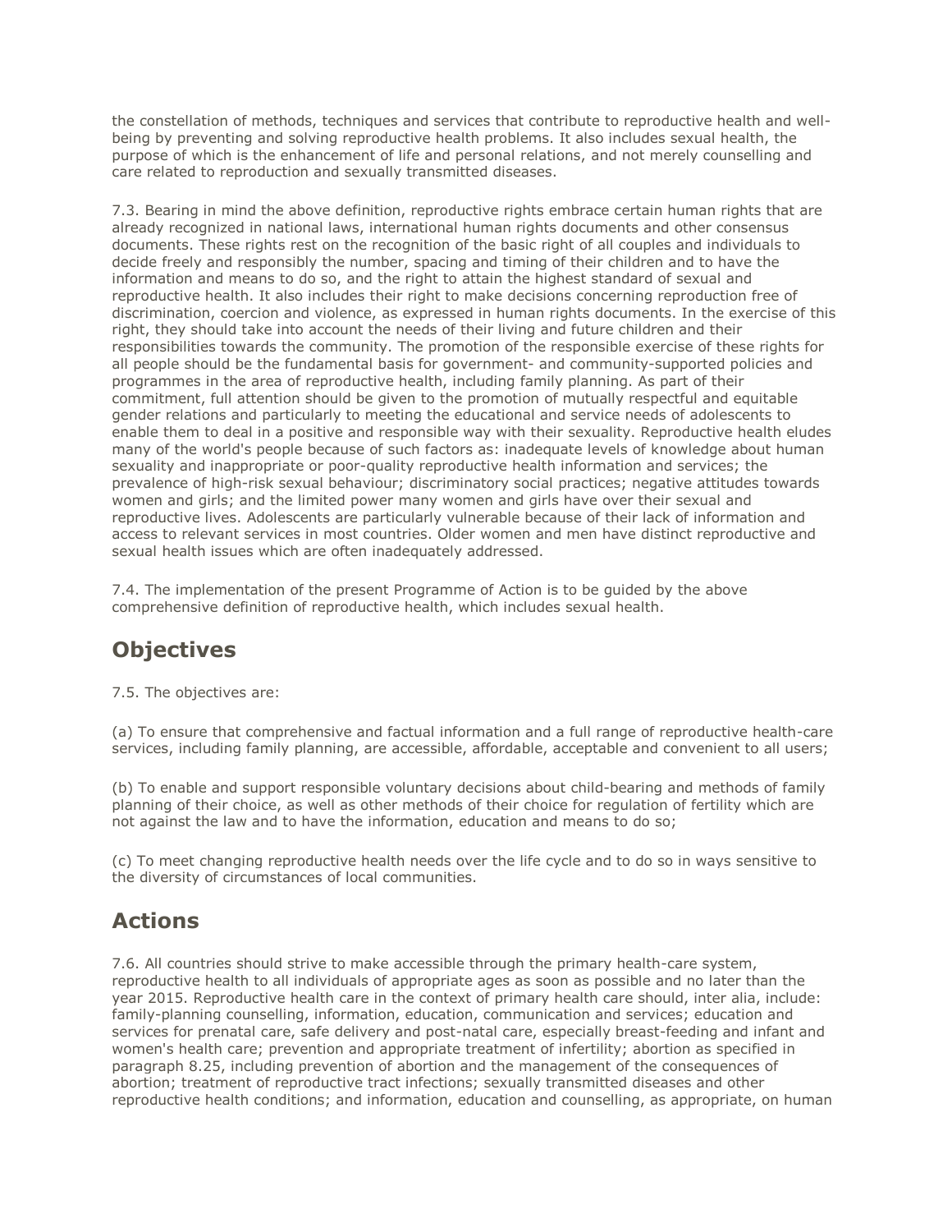the constellation of methods, techniques and services that contribute to reproductive health and well-being by preventing and solving reproductive health problems. It also includes sexual health, the purpose of which is the enhancement of life and personal relations, and not merely counselling and care related to reproduction and sexually transmitted diseases.

7.3. Bearing in mind the above definition, reproductive rights embrace certain human rights that are already recognized in national laws, international human rights documents and other consensus documents. These rights rest on the recognition of the basic right of all couples and individuals to decide freely and responsibly the number, spacing and timing of their children and to have the information and means to do so, and the right to attain the highest standard of sexual and reproductive health. It also includes their right to make decisions concerning reproduction free of discrimination, coercion and violence, as expressed in human rights documents. In the exercise of this right, they should take into account the needs of their living and future children and their responsibilities towards the community. The promotion of the responsible exercise of these rights for all people should be the fundamental basis for government- and community-supported policies and programmes in the area of reproductive health, including family planning. As part of their commitment, full attention should be given to the promotion of mutually respectful and equitable gender relations and particularly to meeting the educational and service needs of adolescents to enable them to deal in a positive and responsible way with their sexuality. Reproductive health eludes many of the world's people because of such factors as: inadequate levels of knowledge about human sexuality and inappropriate or poor-quality reproductive health information and services; the prevalence of high-risk sexual behaviour; discriminatory social practices; negative attitudes towards women and girls; and the limited power many women and girls have over their sexual and reproductive lives. Adolescents are particularly vulnerable because of their lack of information and access to relevant services in most countries. Older women and men have distinct reproductive and sexual health issues which are often inadequately addressed.

7.4. The implementation of the present Programme of Action is to be guided by the above comprehensive definition of reproductive health, which includes sexual health.

## Objectives

7.5. The objectives are:

(a) To ensure that comprehensive and factual information and a full range of reproductive health-care services, including family planning, are accessible, affordable, acceptable and convenient to all users;

(b) To enable and support responsible voluntary decisions about child-bearing and methods of family planning of their choice, as well as other methods of their choice for regulation of fertility which are not against the law and to have the information, education and means to do so;

(c) To meet changing reproductive health needs over the life cycle and to do so in ways sensitive to the diversity of circumstances of local communities.

## Actions

7.6. All countries should strive to make accessible through the primary health-care system, reproductive health to all individuals of appropriate ages as soon as possible and no later than the year 2015. Reproductive health care in the context of primary health care should, inter alia, include: family-planning counselling, information, education, communication and services; education and services for prenatal care, safe delivery and post-natal care, especially breast-feeding and infant and women's health care; prevention and appropriate treatment of infertility; abortion as specified in paragraph 8.25, including prevention of abortion and the management of the consequences of abortion; treatment of reproductive tract infections; sexually transmitted diseases and other reproductive health conditions; and information, education and counselling, as appropriate, on human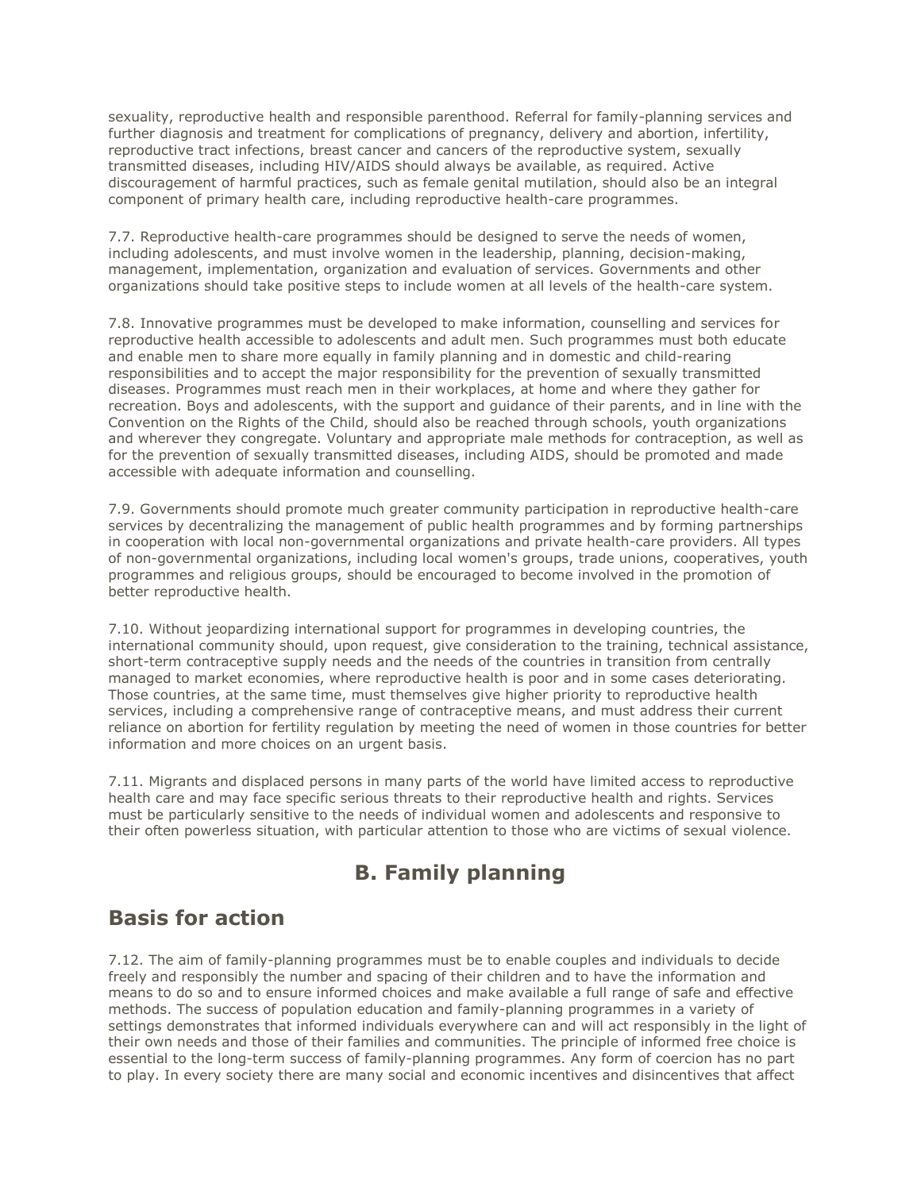sexuality, reproductive health and responsible parenthood. Referral for family-planning services and further diagnosis and treatment for complications of pregnancy, delivery and abortion, infertility, reproductive tract infections, breast cancer and cancers of the reproductive system, sexually transmitted diseases, including HIV/AIDS should always be available, as required. Active discouragement of harmful practices, such as female genital mutilation, should also be an integral component of primary health care, including reproductive health-care programmes.

7.7. Reproductive health-care programmes should be designed to serve the needs of women, including adolescents, and must involve women in the leadership, planning, decision-making, management, implementation, organization and evaluation of services. Governments and other organizations should take positive steps to include women at all levels of the health-care system.

7.8. Innovative programmes must be developed to make information, counselling and services for reproductive health accessible to adolescents and adult men. Such programmes must both educate and enable men to share more equally in family planning and in domestic and child-rearing responsibilities and to accept the major responsibility for the prevention of sexually transmitted diseases. Programmes must reach men in their workplaces, at home and where they gather for recreation. Boys and adolescents, with the support and guidance of their parents, and in line with the Convention on the Rights of the Child, should also be reached through schools, youth organizations and wherever they congregate. Voluntary and appropriate male methods for contraception, as well as for the prevention of sexually transmitted diseases, including AIDS, should be promoted and made accessible with adequate information and counselling.

7.9. Governments should promote much greater community participation in reproductive health-care services by decentralizing the management of public health programmes and by forming partnerships in cooperation with local non-governmental organizations and private health-care providers. All types of non-governmental organizations, including local women's groups, trade unions, cooperatives, youth programmes and religious groups, should be encouraged to become involved in the promotion of better reproductive health.

7.10. Without jeopardizing international support for programmes in developing countries, the international community should, upon request, give consideration to the training, technical assistance, short-term contraceptive supply needs and the needs of the countries in transition from centrally managed to market economies, where reproductive health is poor and in some cases deteriorating. Those countries, at the same time, must themselves give higher priority to reproductive health services, including a comprehensive range of contraceptive means, and must address their current reliance on abortion for fertility regulation by meeting the need of women in those countries for better information and more choices on an urgent basis.

7.11. Migrants and displaced persons in many parts of the world have limited access to reproductive health care and may face specific serious threats to their reproductive health and rights. Services must be particularly sensitive to the needs of individual women and adolescents and responsive to their often powerless situation, with particular attention to those who are victims of sexual violence.

## B. Family planning

## Basis for action

7.12. The aim of family-planning programmes must be to enable couples and individuals to decide freely and responsibly the number and spacing of their children and to have the information and means to do so and to ensure informed choices and make available a full range of safe and effective methods. The success of population education and family-planning programmes in a variety of settings demonstrates that informed individuals everywhere can and will act responsibly in the light of their own needs and those of their families and communities. The principle of informed free choice is essential to the long-term success of family-planning programmes. Any form of coercion has no part to play. In every society there are many social and economic incentives and disincentives that affect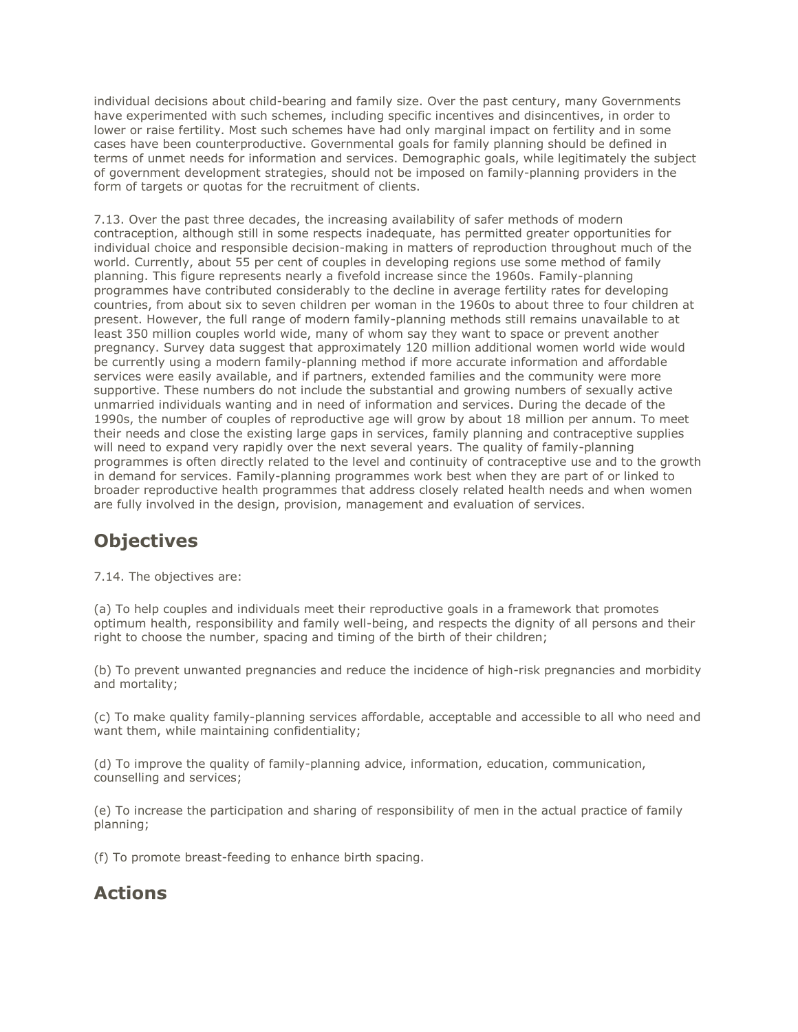individual decisions about child-bearing and family size. Over the past century, many Governments have experimented with such schemes, including specific incentives and disincentives, in order to lower or raise fertility. Most such schemes have had only marginal impact on fertility and in some cases have been counterproductive. Governmental goals for family planning should be defined in terms of unmet needs for information and services. Demographic goals, while legitimately the subject of government development strategies, should not be imposed on family-planning providers in the form of targets or quotas for the recruitment of clients.

7.13. Over the past three decades, the increasing availability of safer methods of modern contraception, although still in some respects inadequate, has permitted greater opportunities for individual choice and responsible decision-making in matters of reproduction throughout much of the world. Currently, about 55 per cent of couples in developing regions use some method of family planning. This figure represents nearly a fivefold increase since the 1960s. Family-planning programmes have contributed considerably to the decline in average fertility rates for developing countries, from about six to seven children per woman in the 1960s to about three to four children at present. However, the full range of modern family-planning methods still remains unavailable to at least 350 million couples world wide, many of whom say they want to space or prevent another pregnancy. Survey data suggest that approximately 120 million additional women world wide would be currently using a modern family-planning method if more accurate information and affordable services were easily available, and if partners, extended families and the community were more supportive. These numbers do not include the substantial and growing numbers of sexually active unmarried individuals wanting and in need of information and services. During the decade of the 1990s, the number of couples of reproductive age will grow by about 18 million per annum. To meet their needs and close the existing large gaps in services, family planning and contraceptive supplies will need to expand very rapidly over the next several years. The quality of family-planning programmes is often directly related to the level and continuity of contraceptive use and to the growth in demand for services. Family-planning programmes work best when they are part of or linked to broader reproductive health programmes that address closely related health needs and when women are fully involved in the design, provision, management and evaluation of services.

## Objectives

7.14. The objectives are:

(a) To help couples and individuals meet their reproductive goals in a framework that promotes optimum health, responsibility and family well-being, and respects the dignity of all persons and their right to choose the number, spacing and timing of the birth of their children;

(b) To prevent unwanted pregnancies and reduce the incidence of high-risk pregnancies and morbidity and mortality;

(c) To make quality family-planning services affordable, acceptable and accessible to all who need and want them, while maintaining confidentiality;

(d) To improve the quality of family-planning advice, information, education, communication, counselling and services;

(e) To increase the participation and sharing of responsibility of men in the actual practice of family planning;

(f) To promote breast-feeding to enhance birth spacing.

## Actions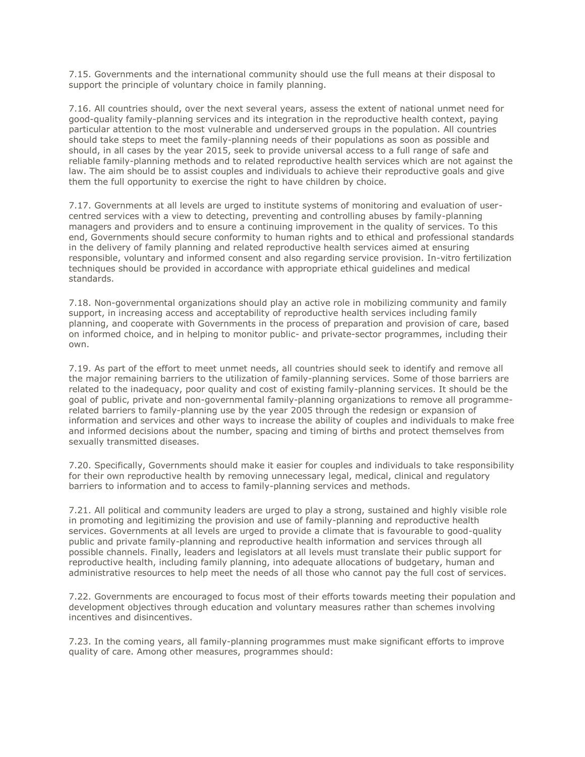7.15. Governments and the international community should use the full means at their disposal to support the principle of voluntary choice in family planning.

7.16. All countries should, over the next several years, assess the extent of national unmet need for good-quality family-planning services and its integration in the reproductive health context, paying particular attention to the most vulnerable and underserved groups in the population. All countries should take steps to meet the family-planning needs of their populations as soon as possible and should, in all cases by the year 2015, seek to provide universal access to a full range of safe and reliable family-planning methods and to related reproductive health services which are not against the law. The aim should be to assist couples and individuals to achieve their reproductive goals and give them the full opportunity to exercise the right to have children by choice.

7.17. Governments at all levels are urged to institute systems of monitoring and evaluation of user-centred services with a view to detecting, preventing and controlling abuses by family-planning managers and providers and to ensure a continuing improvement in the quality of services. To this end, Governments should secure conformity to human rights and to ethical and professional standards in the delivery of family planning and related reproductive health services aimed at ensuring responsible, voluntary and informed consent and also regarding service provision. In-vitro fertilization techniques should be provided in accordance with appropriate ethical guidelines and medical standards.

7.18. Non-governmental organizations should play an active role in mobilizing community and family support, in increasing access and acceptability of reproductive health services including family planning, and cooperate with Governments in the process of preparation and provision of care, based on informed choice, and in helping to monitor public- and private-sector programmes, including their own.

7.19. As part of the effort to meet unmet needs, all countries should seek to identify and remove all the major remaining barriers to the utilization of family-planning services. Some of those barriers are related to the inadequacy, poor quality and cost of existing family-planning services. It should be the goal of public, private and non-governmental family-planning organizations to remove all programme-related barriers to family-planning use by the year 2005 through the redesign or expansion of information and services and other ways to increase the ability of couples and individuals to make free and informed decisions about the number, spacing and timing of births and protect themselves from sexually transmitted diseases.

7.20. Specifically, Governments should make it easier for couples and individuals to take responsibility for their own reproductive health by removing unnecessary legal, medical, clinical and regulatory barriers to information and to access to family-planning services and methods.

7.21. All political and community leaders are urged to play a strong, sustained and highly visible role in promoting and legitimizing the provision and use of family-planning and reproductive health services. Governments at all levels are urged to provide a climate that is favourable to good-quality public and private family-planning and reproductive health information and services through all possible channels. Finally, leaders and legislators at all levels must translate their public support for reproductive health, including family planning, into adequate allocations of budgetary, human and administrative resources to help meet the needs of all those who cannot pay the full cost of services.

7.22. Governments are encouraged to focus most of their efforts towards meeting their population and development objectives through education and voluntary measures rather than schemes involving incentives and disincentives.

7.23. In the coming years, all family-planning programmes must make significant efforts to improve quality of care. Among other measures, programmes should: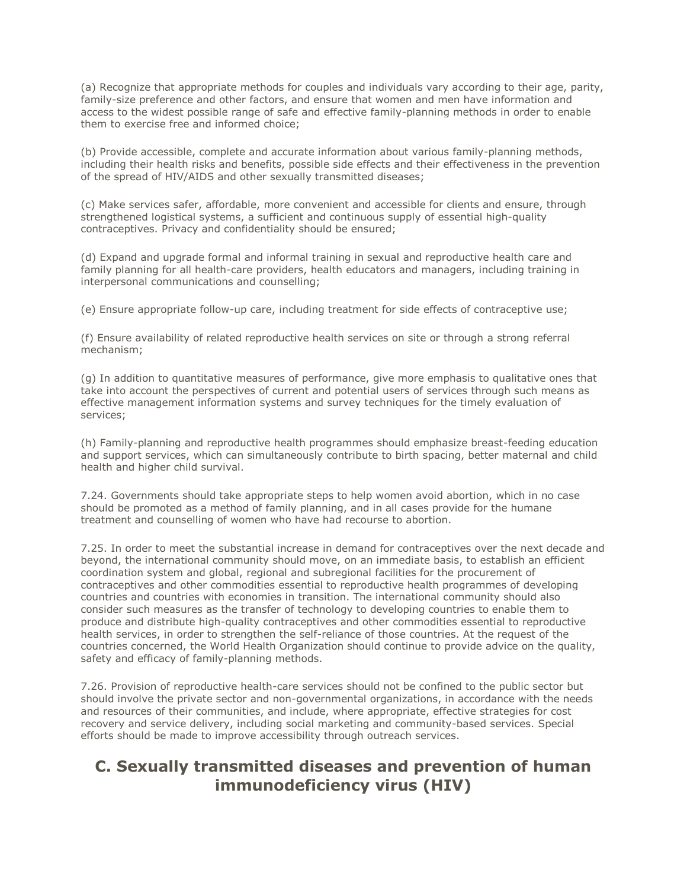(a) Recognize that appropriate methods for couples and individuals vary according to their age, parity, family-size preference and other factors, and ensure that women and men have information and access to the widest possible range of safe and effective family-planning methods in order to enable them to exercise free and informed choice;

(b) Provide accessible, complete and accurate information about various family-planning methods, including their health risks and benefits, possible side effects and their effectiveness in the prevention of the spread of HIV/AIDS and other sexually transmitted diseases;

(c) Make services safer, affordable, more convenient and accessible for clients and ensure, through strengthened logistical systems, a sufficient and continuous supply of essential high-quality contraceptives. Privacy and confidentiality should be ensured;

(d) Expand and upgrade formal and informal training in sexual and reproductive health care and family planning for all health-care providers, health educators and managers, including training in interpersonal communications and counselling;

(e) Ensure appropriate follow-up care, including treatment for side effects of contraceptive use;

(f) Ensure availability of related reproductive health services on site or through a strong referral mechanism;

(g) In addition to quantitative measures of performance, give more emphasis to qualitative ones that take into account the perspectives of current and potential users of services through such means as effective management information systems and survey techniques for the timely evaluation of services;

(h) Family-planning and reproductive health programmes should emphasize breast-feeding education and support services, which can simultaneously contribute to birth spacing, better maternal and child health and higher child survival.

7.24. Governments should take appropriate steps to help women avoid abortion, which in no case should be promoted as a method of family planning, and in all cases provide for the humane treatment and counselling of women who have had recourse to abortion.

7.25. In order to meet the substantial increase in demand for contraceptives over the next decade and beyond, the international community should move, on an immediate basis, to establish an efficient coordination system and global, regional and subregional facilities for the procurement of contraceptives and other commodities essential to reproductive health programmes of developing countries and countries with economies in transition. The international community should also consider such measures as the transfer of technology to developing countries to enable them to produce and distribute high-quality contraceptives and other commodities essential to reproductive health services, in order to strengthen the self-reliance of those countries. At the request of the countries concerned, the World Health Organization should continue to provide advice on the quality, safety and efficacy of family-planning methods.

7.26. Provision of reproductive health-care services should not be confined to the public sector but should involve the private sector and non-governmental organizations, in accordance with the needs and resources of their communities, and include, where appropriate, effective strategies for cost recovery and service delivery, including social marketing and community-based services. Special efforts should be made to improve accessibility through outreach services.

## C. Sexually transmitted diseases and prevention of human immunodeficiency virus (HIV)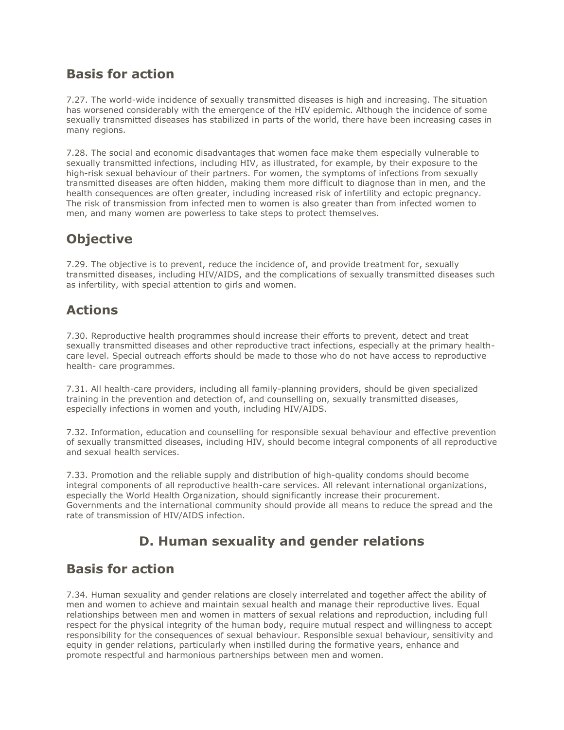## Basis for action

7.27. The world-wide incidence of sexually transmitted diseases is high and increasing. The situation has worsened considerably with the emergence of the HIV epidemic. Although the incidence of some sexually transmitted diseases has stabilized in parts of the world, there have been increasing cases in many regions.

7.28. The social and economic disadvantages that women face make them especially vulnerable to sexually transmitted infections, including HIV, as illustrated, for example, by their exposure to the high-risk sexual behaviour of their partners. For women, the symptoms of infections from sexually transmitted diseases are often hidden, making them more difficult to diagnose than in men, and the health consequences are often greater, including increased risk of infertility and ectopic pregnancy. The risk of transmission from infected men to women is also greater than from infected women to men, and many women are powerless to take steps to protect themselves.

## Objective

7.29. The objective is to prevent, reduce the incidence of, and provide treatment for, sexually transmitted diseases, including HIV/AIDS, and the complications of sexually transmitted diseases such as infertility, with special attention to girls and women.

## Actions

7.30. Reproductive health programmes should increase their efforts to prevent, detect and treat sexually transmitted diseases and other reproductive tract infections, especially at the primary health-care level. Special outreach efforts should be made to those who do not have access to reproductive health- care programmes.

7.31. All health-care providers, including all family-planning providers, should be given specialized training in the prevention and detection of, and counselling on, sexually transmitted diseases, especially infections in women and youth, including HIV/AIDS.

7.32. Information, education and counselling for responsible sexual behaviour and effective prevention of sexually transmitted diseases, including HIV, should become integral components of all reproductive and sexual health services.

7.33. Promotion and the reliable supply and distribution of high-quality condoms should become integral components of all reproductive health-care services. All relevant international organizations, especially the World Health Organization, should significantly increase their procurement. Governments and the international community should provide all means to reduce the spread and the rate of transmission of HIV/AIDS infection.

# D. Human sexuality and gender relations

## Basis for action

7.34. Human sexuality and gender relations are closely interrelated and together affect the ability of men and women to achieve and maintain sexual health and manage their reproductive lives. Equal relationships between men and women in matters of sexual relations and reproduction, including full respect for the physical integrity of the human body, require mutual respect and willingness to accept responsibility for the consequences of sexual behaviour. Responsible sexual behaviour, sensitivity and equity in gender relations, particularly when instilled during the formative years, enhance and promote respectful and harmonious partnerships between men and women.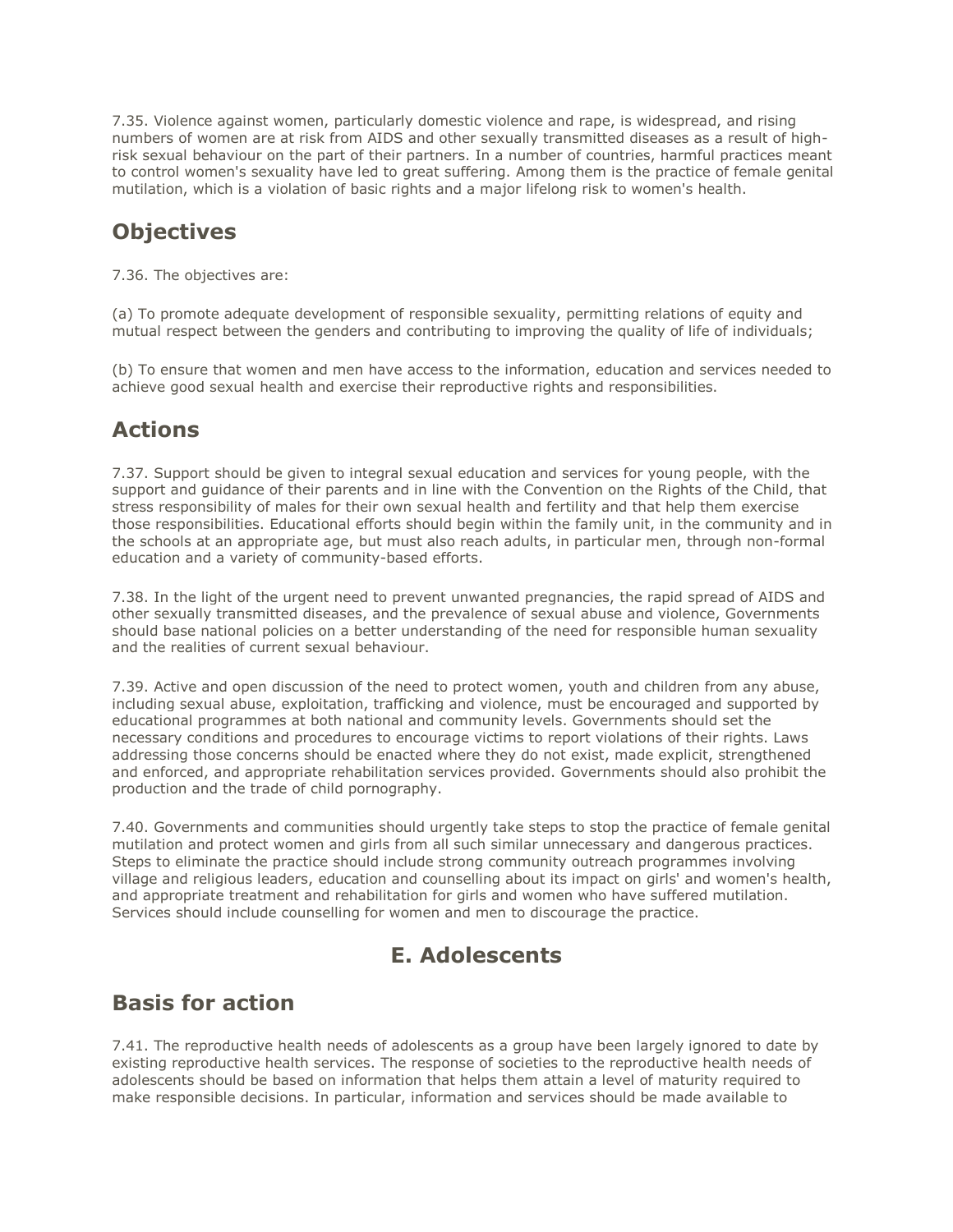7.35. Violence against women, particularly domestic violence and rape, is widespread, and rising numbers of women are at risk from AIDS and other sexually transmitted diseases as a result of high-risk sexual behaviour on the part of their partners. In a number of countries, harmful practices meant to control women's sexuality have led to great suffering. Among them is the practice of female genital mutilation, which is a violation of basic rights and a major lifelong risk to women's health.

## Objectives

7.36. The objectives are:

(a) To promote adequate development of responsible sexuality, permitting relations of equity and mutual respect between the genders and contributing to improving the quality of life of individuals;

(b) To ensure that women and men have access to the information, education and services needed to achieve good sexual health and exercise their reproductive rights and responsibilities.

## Actions

7.37. Support should be given to integral sexual education and services for young people, with the support and guidance of their parents and in line with the Convention on the Rights of the Child, that stress responsibility of males for their own sexual health and fertility and that help them exercise those responsibilities. Educational efforts should begin within the family unit, in the community and in the schools at an appropriate age, but must also reach adults, in particular men, through non-formal education and a variety of community-based efforts.

7.38. In the light of the urgent need to prevent unwanted pregnancies, the rapid spread of AIDS and other sexually transmitted diseases, and the prevalence of sexual abuse and violence, Governments should base national policies on a better understanding of the need for responsible human sexuality and the realities of current sexual behaviour.

7.39. Active and open discussion of the need to protect women, youth and children from any abuse, including sexual abuse, exploitation, trafficking and violence, must be encouraged and supported by educational programmes at both national and community levels. Governments should set the necessary conditions and procedures to encourage victims to report violations of their rights. Laws addressing those concerns should be enacted where they do not exist, made explicit, strengthened and enforced, and appropriate rehabilitation services provided. Governments should also prohibit the production and the trade of child pornography.

7.40. Governments and communities should urgently take steps to stop the practice of female genital mutilation and protect women and girls from all such similar unnecessary and dangerous practices. Steps to eliminate the practice should include strong community outreach programmes involving village and religious leaders, education and counselling about its impact on girls' and women's health, and appropriate treatment and rehabilitation for girls and women who have suffered mutilation. Services should include counselling for women and men to discourage the practice.

# E. Adolescents

## Basis for action

7.41. The reproductive health needs of adolescents as a group have been largely ignored to date by existing reproductive health services. The response of societies to the reproductive health needs of adolescents should be based on information that helps them attain a level of maturity required to make responsible decisions. In particular, information and services should be made available to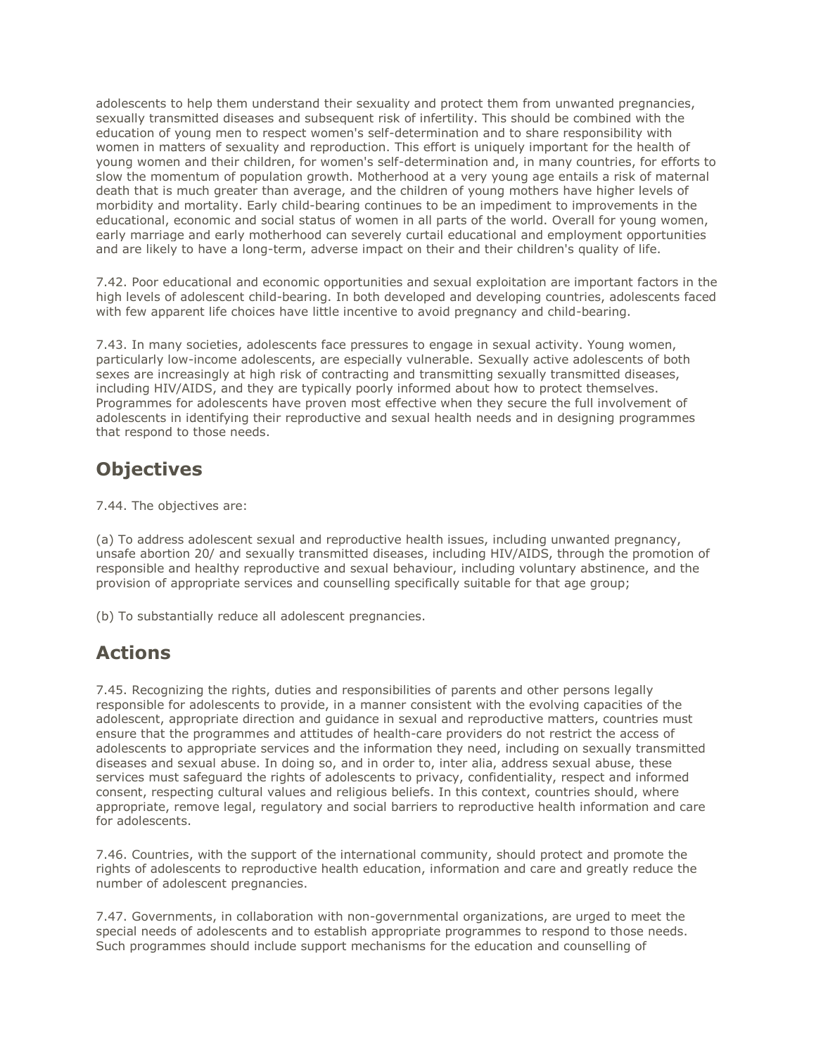adolescents to help them understand their sexuality and protect them from unwanted pregnancies, sexually transmitted diseases and subsequent risk of infertility. This should be combined with the education of young men to respect women's self-determination and to share responsibility with women in matters of sexuality and reproduction. This effort is uniquely important for the health of young women and their children, for women's self-determination and, in many countries, for efforts to slow the momentum of population growth. Motherhood at a very young age entails a risk of maternal death that is much greater than average, and the children of young mothers have higher levels of morbidity and mortality. Early child-bearing continues to be an impediment to improvements in the educational, economic and social status of women in all parts of the world. Overall for young women, early marriage and early motherhood can severely curtail educational and employment opportunities and are likely to have a long-term, adverse impact on their and their children's quality of life.

7.42. Poor educational and economic opportunities and sexual exploitation are important factors in the high levels of adolescent child-bearing. In both developed and developing countries, adolescents faced with few apparent life choices have little incentive to avoid pregnancy and child-bearing.

7.43. In many societies, adolescents face pressures to engage in sexual activity. Young women, particularly low-income adolescents, are especially vulnerable. Sexually active adolescents of both sexes are increasingly at high risk of contracting and transmitting sexually transmitted diseases, including HIV/AIDS, and they are typically poorly informed about how to protect themselves. Programmes for adolescents have proven most effective when they secure the full involvement of adolescents in identifying their reproductive and sexual health needs and in designing programmes that respond to those needs.

## Objectives

7.44. The objectives are:

(a) To address adolescent sexual and reproductive health issues, including unwanted pregnancy, unsafe abortion 20/ and sexually transmitted diseases, including HIV/AIDS, through the promotion of responsible and healthy reproductive and sexual behaviour, including voluntary abstinence, and the provision of appropriate services and counselling specifically suitable for that age group;

(b) To substantially reduce all adolescent pregnancies.

## Actions

7.45. Recognizing the rights, duties and responsibilities of parents and other persons legally responsible for adolescents to provide, in a manner consistent with the evolving capacities of the adolescent, appropriate direction and guidance in sexual and reproductive matters, countries must ensure that the programmes and attitudes of health-care providers do not restrict the access of adolescents to appropriate services and the information they need, including on sexually transmitted diseases and sexual abuse. In doing so, and in order to, inter alia, address sexual abuse, these services must safeguard the rights of adolescents to privacy, confidentiality, respect and informed consent, respecting cultural values and religious beliefs. In this context, countries should, where appropriate, remove legal, regulatory and social barriers to reproductive health information and care for adolescents.

7.46. Countries, with the support of the international community, should protect and promote the rights of adolescents to reproductive health education, information and care and greatly reduce the number of adolescent pregnancies.

7.47. Governments, in collaboration with non-governmental organizations, are urged to meet the special needs of adolescents and to establish appropriate programmes to respond to those needs. Such programmes should include support mechanisms for the education and counselling of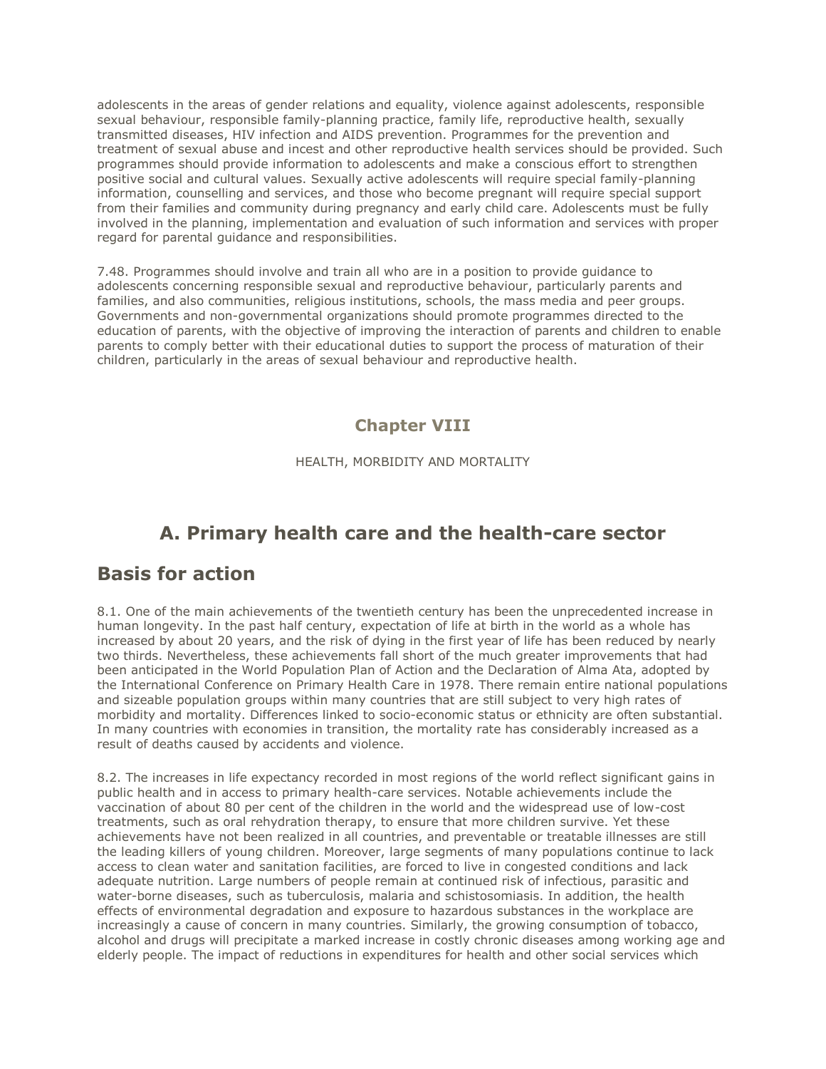adolescents in the areas of gender relations and equality, violence against adolescents, responsible sexual behaviour, responsible family-planning practice, family life, reproductive health, sexually transmitted diseases, HIV infection and AIDS prevention. Programmes for the prevention and treatment of sexual abuse and incest and other reproductive health services should be provided. Such programmes should provide information to adolescents and make a conscious effort to strengthen positive social and cultural values. Sexually active adolescents will require special family-planning information, counselling and services, and those who become pregnant will require special support from their families and community during pregnancy and early child care. Adolescents must be fully involved in the planning, implementation and evaluation of such information and services with proper regard for parental guidance and responsibilities.

7.48. Programmes should involve and train all who are in a position to provide guidance to adolescents concerning responsible sexual and reproductive behaviour, particularly parents and families, and also communities, religious institutions, schools, the mass media and peer groups. Governments and non-governmental organizations should promote programmes directed to the education of parents, with the objective of improving the interaction of parents and children to enable parents to comply better with their educational duties to support the process of maturation of their children, particularly in the areas of sexual behaviour and reproductive health.

# Chapter VIII

HEALTH, MORBIDITY AND MORTALITY

## A. Primary health care and the health-care sector

## Basis for action

8.1. One of the main achievements of the twentieth century has been the unprecedented increase in human longevity. In the past half century, expectation of life at birth in the world as a whole has increased by about 20 years, and the risk of dying in the first year of life has been reduced by nearly two thirds. Nevertheless, these achievements fall short of the much greater improvements that had been anticipated in the World Population Plan of Action and the Declaration of Alma Ata, adopted by the International Conference on Primary Health Care in 1978. There remain entire national populations and sizeable population groups within many countries that are still subject to very high rates of morbidity and mortality. Differences linked to socio-economic status or ethnicity are often substantial. In many countries with economies in transition, the mortality rate has considerably increased as a result of deaths caused by accidents and violence.

8.2. The increases in life expectancy recorded in most regions of the world reflect significant gains in public health and in access to primary health-care services. Notable achievements include the vaccination of about 80 per cent of the children in the world and the widespread use of low-cost treatments, such as oral rehydration therapy, to ensure that more children survive. Yet these achievements have not been realized in all countries, and preventable or treatable illnesses are still the leading killers of young children. Moreover, large segments of many populations continue to lack access to clean water and sanitation facilities, are forced to live in congested conditions and lack adequate nutrition. Large numbers of people remain at continued risk of infectious, parasitic and water-borne diseases, such as tuberculosis, malaria and schistosomiasis. In addition, the health effects of environmental degradation and exposure to hazardous substances in the workplace are increasingly a cause of concern in many countries. Similarly, the growing consumption of tobacco, alcohol and drugs will precipitate a marked increase in costly chronic diseases among working age and elderly people. The impact of reductions in expenditures for health and other social services which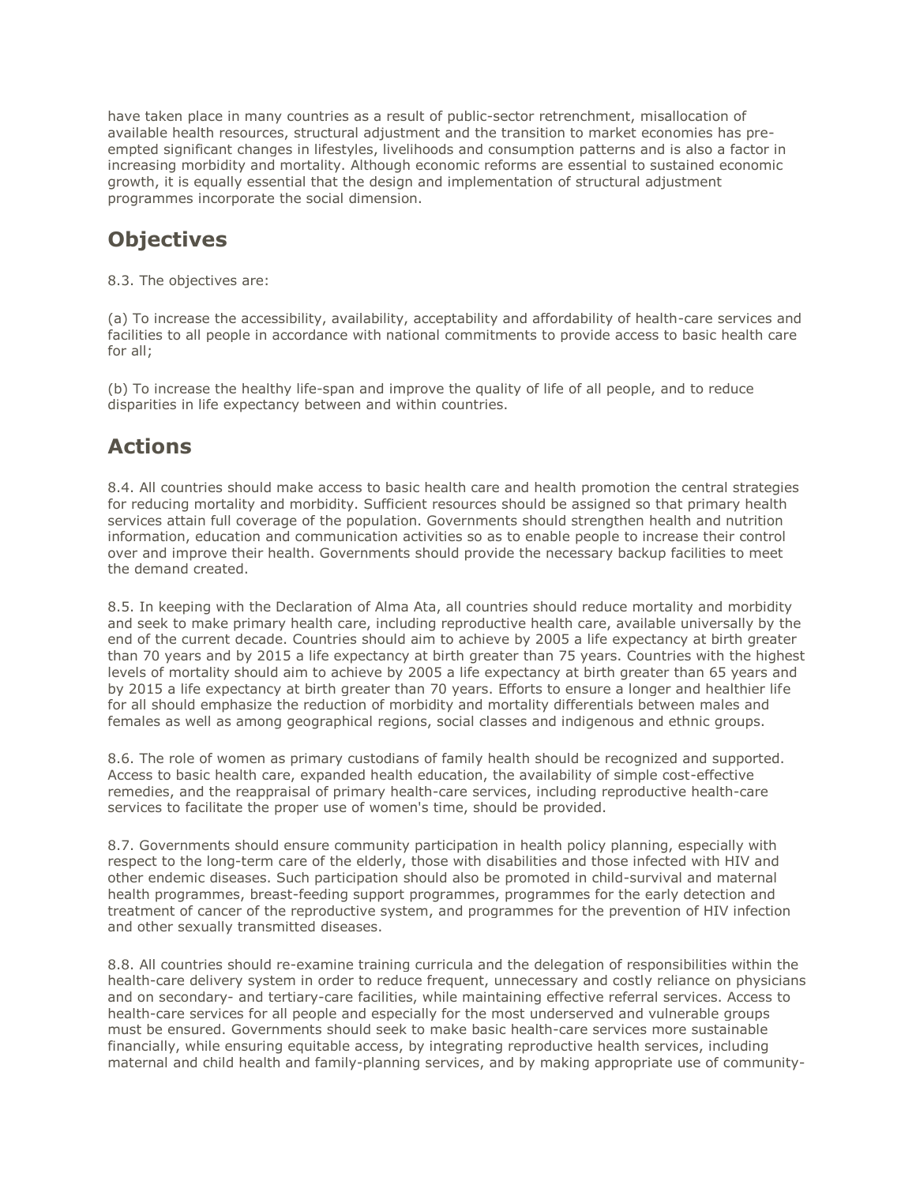have taken place in many countries as a result of public-sector retrenchment, misallocation of available health resources, structural adjustment and the transition to market economies has pre-empted significant changes in lifestyles, livelihoods and consumption patterns and is also a factor in increasing morbidity and mortality. Although economic reforms are essential to sustained economic growth, it is equally essential that the design and implementation of structural adjustment programmes incorporate the social dimension.

## Objectives

8.3. The objectives are:

(a) To increase the accessibility, availability, acceptability and affordability of health-care services and facilities to all people in accordance with national commitments to provide access to basic health care for all;

(b) To increase the healthy life-span and improve the quality of life of all people, and to reduce disparities in life expectancy between and within countries.

## Actions

8.4. All countries should make access to basic health care and health promotion the central strategies for reducing mortality and morbidity. Sufficient resources should be assigned so that primary health services attain full coverage of the population. Governments should strengthen health and nutrition information, education and communication activities so as to enable people to increase their control over and improve their health. Governments should provide the necessary backup facilities to meet the demand created.

8.5. In keeping with the Declaration of Alma Ata, all countries should reduce mortality and morbidity and seek to make primary health care, including reproductive health care, available universally by the end of the current decade. Countries should aim to achieve by 2005 a life expectancy at birth greater than 70 years and by 2015 a life expectancy at birth greater than 75 years. Countries with the highest levels of mortality should aim to achieve by 2005 a life expectancy at birth greater than 65 years and by 2015 a life expectancy at birth greater than 70 years. Efforts to ensure a longer and healthier life for all should emphasize the reduction of morbidity and mortality differentials between males and females as well as among geographical regions, social classes and indigenous and ethnic groups.

8.6. The role of women as primary custodians of family health should be recognized and supported. Access to basic health care, expanded health education, the availability of simple cost-effective remedies, and the reappraisal of primary health-care services, including reproductive health-care services to facilitate the proper use of women's time, should be provided.

8.7. Governments should ensure community participation in health policy planning, especially with respect to the long-term care of the elderly, those with disabilities and those infected with HIV and other endemic diseases. Such participation should also be promoted in child-survival and maternal health programmes, breast-feeding support programmes, programmes for the early detection and treatment of cancer of the reproductive system, and programmes for the prevention of HIV infection and other sexually transmitted diseases.

8.8. All countries should re-examine training curricula and the delegation of responsibilities within the health-care delivery system in order to reduce frequent, unnecessary and costly reliance on physicians and on secondary- and tertiary-care facilities, while maintaining effective referral services. Access to health-care services for all people and especially for the most underserved and vulnerable groups must be ensured. Governments should seek to make basic health-care services more sustainable financially, while ensuring equitable access, by integrating reproductive health services, including maternal and child health and family-planning services, and by making appropriate use of community-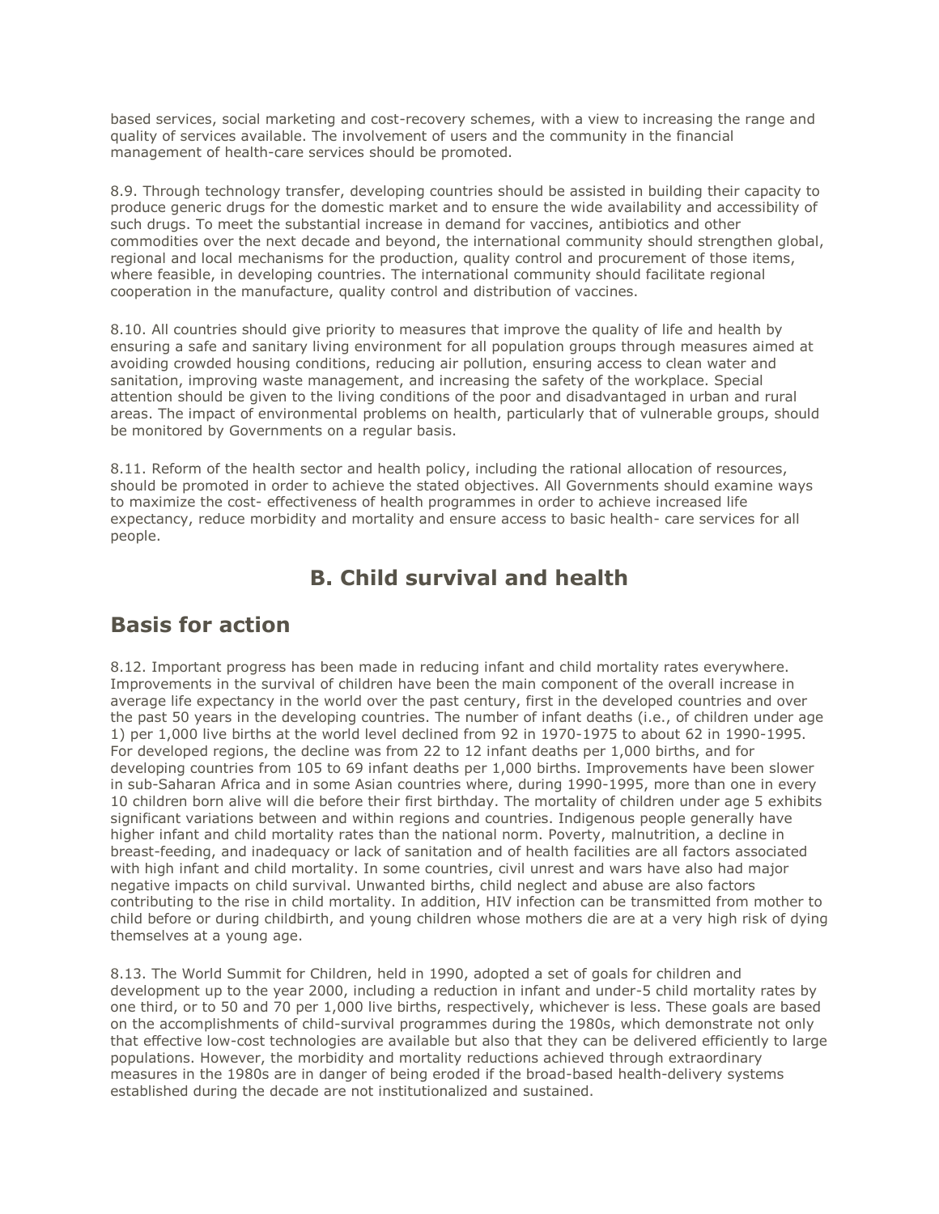based services, social marketing and cost-recovery schemes, with a view to increasing the range and quality of services available. The involvement of users and the community in the financial management of health-care services should be promoted.

8.9. Through technology transfer, developing countries should be assisted in building their capacity to produce generic drugs for the domestic market and to ensure the wide availability and accessibility of such drugs. To meet the substantial increase in demand for vaccines, antibiotics and other commodities over the next decade and beyond, the international community should strengthen global, regional and local mechanisms for the production, quality control and procurement of those items, where feasible, in developing countries. The international community should facilitate regional cooperation in the manufacture, quality control and distribution of vaccines.

8.10. All countries should give priority to measures that improve the quality of life and health by ensuring a safe and sanitary living environment for all population groups through measures aimed at avoiding crowded housing conditions, reducing air pollution, ensuring access to clean water and sanitation, improving waste management, and increasing the safety of the workplace. Special attention should be given to the living conditions of the poor and disadvantaged in urban and rural areas. The impact of environmental problems on health, particularly that of vulnerable groups, should be monitored by Governments on a regular basis.

8.11. Reform of the health sector and health policy, including the rational allocation of resources, should be promoted in order to achieve the stated objectives. All Governments should examine ways to maximize the cost- effectiveness of health programmes in order to achieve increased life expectancy, reduce morbidity and mortality and ensure access to basic health- care services for all people.

# B. Child survival and health

## Basis for action

8.12. Important progress has been made in reducing infant and child mortality rates everywhere. Improvements in the survival of children have been the main component of the overall increase in average life expectancy in the world over the past century, first in the developed countries and over the past 50 years in the developing countries. The number of infant deaths (i.e., of children under age 1) per 1,000 live births at the world level declined from 92 in 1970-1975 to about 62 in 1990-1995. For developed regions, the decline was from 22 to 12 infant deaths per 1,000 births, and for developing countries from 105 to 69 infant deaths per 1,000 births. Improvements have been slower in sub-Saharan Africa and in some Asian countries where, during 1990-1995, more than one in every 10 children born alive will die before their first birthday. The mortality of children under age 5 exhibits significant variations between and within regions and countries. Indigenous people generally have higher infant and child mortality rates than the national norm. Poverty, malnutrition, a decline in breast-feeding, and inadequacy or lack of sanitation and of health facilities are all factors associated with high infant and child mortality. In some countries, civil unrest and wars have also had major negative impacts on child survival. Unwanted births, child neglect and abuse are also factors contributing to the rise in child mortality. In addition, HIV infection can be transmitted from mother to child before or during childbirth, and young children whose mothers die are at a very high risk of dying themselves at a young age.

8.13. The World Summit for Children, held in 1990, adopted a set of goals for children and development up to the year 2000, including a reduction in infant and under-5 child mortality rates by one third, or to 50 and 70 per 1,000 live births, respectively, whichever is less. These goals are based on the accomplishments of child-survival programmes during the 1980s, which demonstrate not only that effective low-cost technologies are available but also that they can be delivered efficiently to large populations. However, the morbidity and mortality reductions achieved through extraordinary measures in the 1980s are in danger of being eroded if the broad-based health-delivery systems established during the decade are not institutionalized and sustained.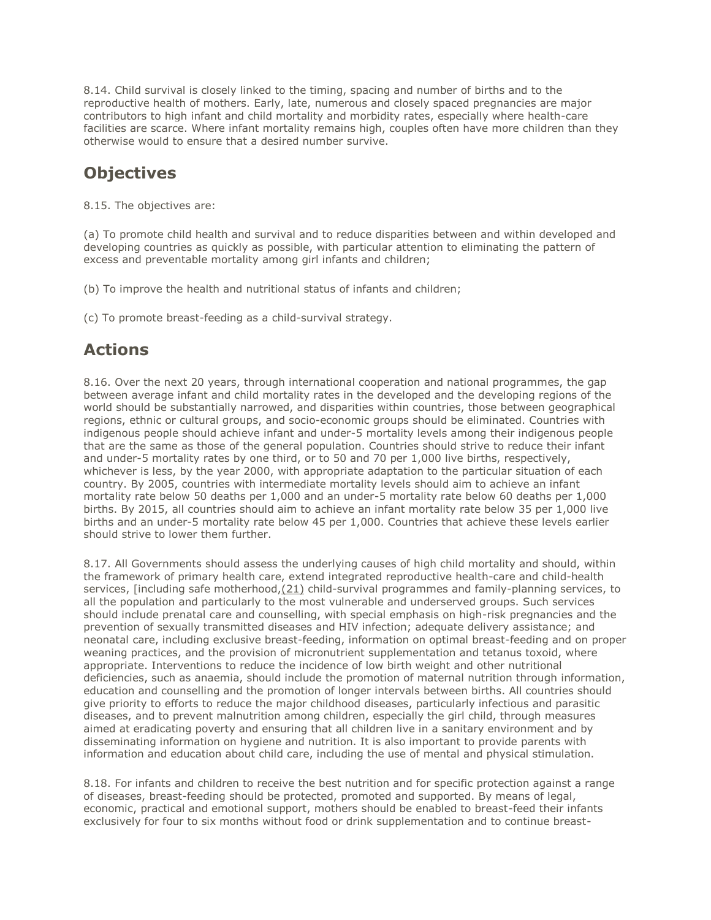8.14. Child survival is closely linked to the timing, spacing and number of births and to the reproductive health of mothers. Early, late, numerous and closely spaced pregnancies are major contributors to high infant and child mortality and morbidity rates, especially where health-care facilities are scarce. Where infant mortality remains high, couples often have more children than they otherwise would to ensure that a desired number survive.

## Objectives

8.15. The objectives are:

(a) To promote child health and survival and to reduce disparities between and within developed and developing countries as quickly as possible, with particular attention to eliminating the pattern of excess and preventable mortality among girl infants and children;

(b) To improve the health and nutritional status of infants and children;

(c) To promote breast-feeding as a child-survival strategy.

## Actions

8.16. Over the next 20 years, through international cooperation and national programmes, the gap between average infant and child mortality rates in the developed and the developing regions of the world should be substantially narrowed, and disparities within countries, those between geographical regions, ethnic or cultural groups, and socio-economic groups should be eliminated. Countries with indigenous people should achieve infant and under-5 mortality levels among their indigenous people that are the same as those of the general population. Countries should strive to reduce their infant and under-5 mortality rates by one third, or to 50 and 70 per 1,000 live births, respectively, whichever is less, by the year 2000, with appropriate adaptation to the particular situation of each country. By 2005, countries with intermediate mortality levels should aim to achieve an infant mortality rate below 50 deaths per 1,000 and an under-5 mortality rate below 60 deaths per 1,000 births. By 2015, all countries should aim to achieve an infant mortality rate below 35 per 1,000 live births and an under-5 mortality rate below 45 per 1,000. Countries that achieve these levels earlier should strive to lower them further.

8.17. All Governments should assess the underlying causes of high child mortality and should, within the framework of primary health care, extend integrated reproductive health-care and child-health services, [including safe motherhood,(21) child-survival programmes and family-planning services, to all the population and particularly to the most vulnerable and underserved groups. Such services should include prenatal care and counselling, with special emphasis on high-risk pregnancies and the prevention of sexually transmitted diseases and HIV infection; adequate delivery assistance; and neonatal care, including exclusive breast-feeding, information on optimal breast-feeding and on proper weaning practices, and the provision of micronutrient supplementation and tetanus toxoid, where appropriate. Interventions to reduce the incidence of low birth weight and other nutritional deficiencies, such as anaemia, should include the promotion of maternal nutrition through information, education and counselling and the promotion of longer intervals between births. All countries should give priority to efforts to reduce the major childhood diseases, particularly infectious and parasitic diseases, and to prevent malnutrition among children, especially the girl child, through measures aimed at eradicating poverty and ensuring that all children live in a sanitary environment and by disseminating information on hygiene and nutrition. It is also important to provide parents with information and education about child care, including the use of mental and physical stimulation.

8.18. For infants and children to receive the best nutrition and for specific protection against a range of diseases, breast-feeding should be protected, promoted and supported. By means of legal, economic, practical and emotional support, mothers should be enabled to breast-feed their infants exclusively for four to six months without food or drink supplementation and to continue breast-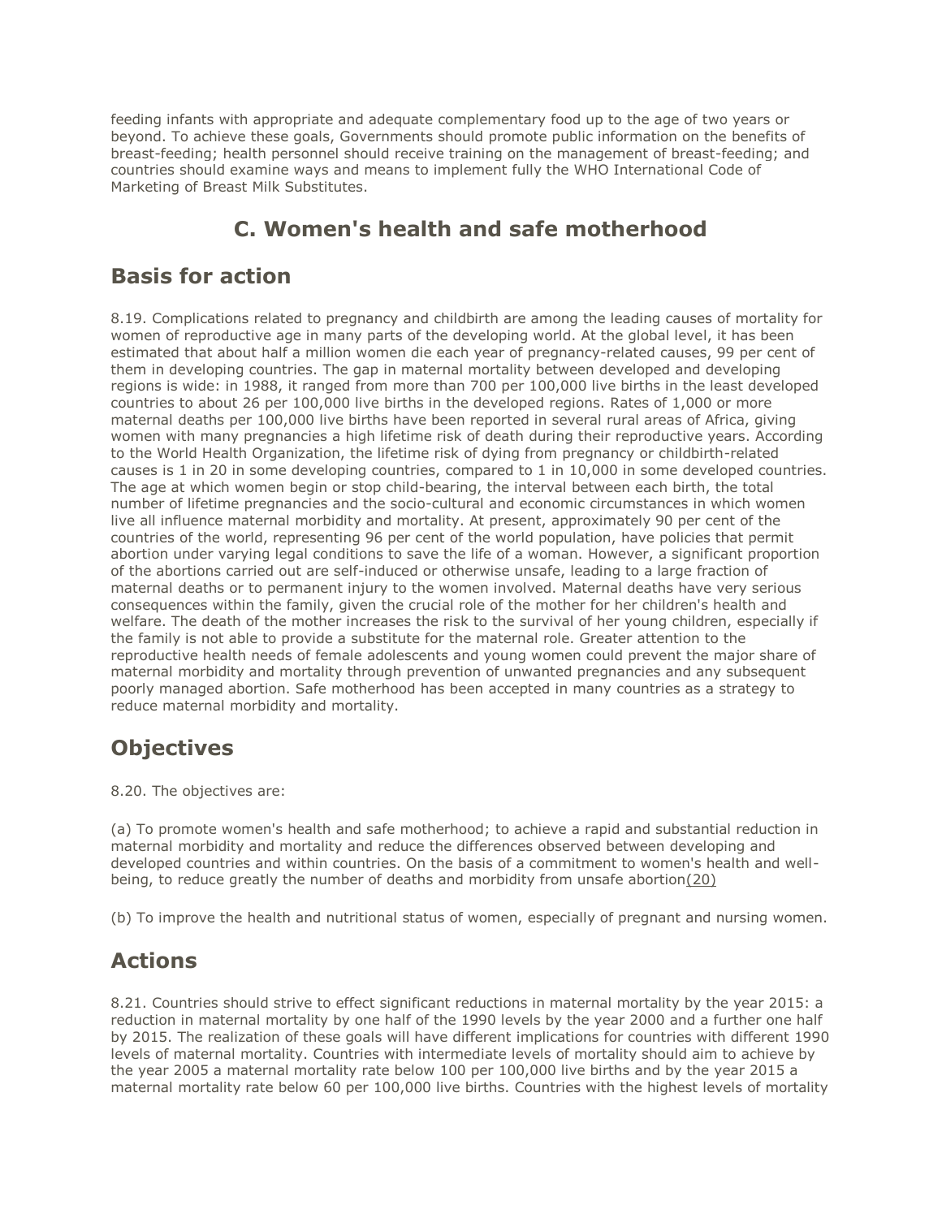feeding infants with appropriate and adequate complementary food up to the age of two years or beyond. To achieve these goals, Governments should promote public information on the benefits of breast-feeding; health personnel should receive training on the management of breast-feeding; and countries should examine ways and means to implement fully the WHO International Code of Marketing of Breast Milk Substitutes.

## C. Women's health and safe motherhood

## Basis for action

8.19. Complications related to pregnancy and childbirth are among the leading causes of mortality for women of reproductive age in many parts of the developing world. At the global level, it has been estimated that about half a million women die each year of pregnancy-related causes, 99 per cent of them in developing countries. The gap in maternal mortality between developed and developing regions is wide: in 1988, it ranged from more than 700 per 100,000 live births in the least developed countries to about 26 per 100,000 live births in the developed regions. Rates of 1,000 or more maternal deaths per 100,000 live births have been reported in several rural areas of Africa, giving women with many pregnancies a high lifetime risk of death during their reproductive years. According to the World Health Organization, the lifetime risk of dying from pregnancy or childbirth-related causes is 1 in 20 in some developing countries, compared to 1 in 10,000 in some developed countries. The age at which women begin or stop child-bearing, the interval between each birth, the total number of lifetime pregnancies and the socio-cultural and economic circumstances in which women live all influence maternal morbidity and mortality. At present, approximately 90 per cent of the countries of the world, representing 96 per cent of the world population, have policies that permit abortion under varying legal conditions to save the life of a woman. However, a significant proportion of the abortions carried out are self-induced or otherwise unsafe, leading to a large fraction of maternal deaths or to permanent injury to the women involved. Maternal deaths have very serious consequences within the family, given the crucial role of the mother for her children's health and welfare. The death of the mother increases the risk to the survival of her young children, especially if the family is not able to provide a substitute for the maternal role. Greater attention to the reproductive health needs of female adolescents and young women could prevent the major share of maternal morbidity and mortality through prevention of unwanted pregnancies and any subsequent poorly managed abortion. Safe motherhood has been accepted in many countries as a strategy to reduce maternal morbidity and mortality.

## Objectives

8.20. The objectives are:

(a) To promote women's health and safe motherhood; to achieve a rapid and substantial reduction in maternal morbidity and mortality and reduce the differences observed between developing and developed countries and within countries. On the basis of a commitment to women's health and well-being, to reduce greatly the number of deaths and morbidity from unsafe abortion(20)

(b) To improve the health and nutritional status of women, especially of pregnant and nursing women.

## Actions

8.21. Countries should strive to effect significant reductions in maternal mortality by the year 2015: a reduction in maternal mortality by one half of the 1990 levels by the year 2000 and a further one half by 2015. The realization of these goals will have different implications for countries with different 1990 levels of maternal mortality. Countries with intermediate levels of mortality should aim to achieve by the year 2005 a maternal mortality rate below 100 per 100,000 live births and by the year 2015 a maternal mortality rate below 60 per 100,000 live births. Countries with the highest levels of mortality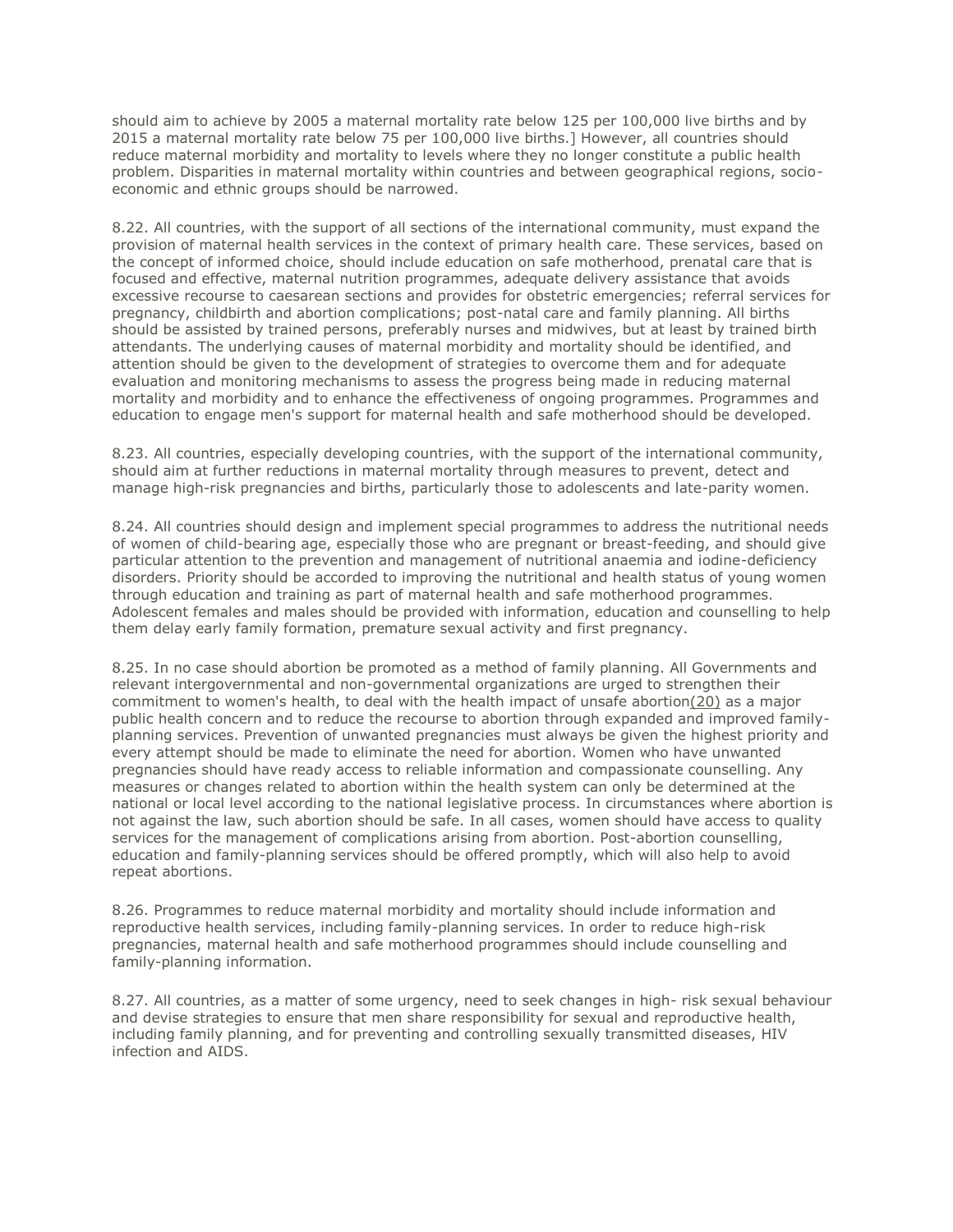should aim to achieve by 2005 a maternal mortality rate below 125 per 100,000 live births and by 2015 a maternal mortality rate below 75 per 100,000 live births.] However, all countries should reduce maternal morbidity and mortality to levels where they no longer constitute a public health problem. Disparities in maternal mortality within countries and between geographical regions, socio-economic and ethnic groups should be narrowed.

8.22. All countries, with the support of all sections of the international community, must expand the provision of maternal health services in the context of primary health care. These services, based on the concept of informed choice, should include education on safe motherhood, prenatal care that is focused and effective, maternal nutrition programmes, adequate delivery assistance that avoids excessive recourse to caesarean sections and provides for obstetric emergencies; referral services for pregnancy, childbirth and abortion complications; post-natal care and family planning. All births should be assisted by trained persons, preferably nurses and midwives, but at least by trained birth attendants. The underlying causes of maternal morbidity and mortality should be identified, and attention should be given to the development of strategies to overcome them and for adequate evaluation and monitoring mechanisms to assess the progress being made in reducing maternal mortality and morbidity and to enhance the effectiveness of ongoing programmes. Programmes and education to engage men's support for maternal health and safe motherhood should be developed.

8.23. All countries, especially developing countries, with the support of the international community, should aim at further reductions in maternal mortality through measures to prevent, detect and manage high-risk pregnancies and births, particularly those to adolescents and late-parity women.

8.24. All countries should design and implement special programmes to address the nutritional needs of women of child-bearing age, especially those who are pregnant or breast-feeding, and should give particular attention to the prevention and management of nutritional anaemia and iodine-deficiency disorders. Priority should be accorded to improving the nutritional and health status of young women through education and training as part of maternal health and safe motherhood programmes. Adolescent females and males should be provided with information, education and counselling to help them delay early family formation, premature sexual activity and first pregnancy.

8.25. In no case should abortion be promoted as a method of family planning. All Governments and relevant intergovernmental and non-governmental organizations are urged to strengthen their commitment to women's health, to deal with the health impact of unsafe abortion(20) as a major public health concern and to reduce the recourse to abortion through expanded and improved family-planning services. Prevention of unwanted pregnancies must always be given the highest priority and every attempt should be made to eliminate the need for abortion. Women who have unwanted pregnancies should have ready access to reliable information and compassionate counselling. Any measures or changes related to abortion within the health system can only be determined at the national or local level according to the national legislative process. In circumstances where abortion is not against the law, such abortion should be safe. In all cases, women should have access to quality services for the management of complications arising from abortion. Post-abortion counselling, education and family-planning services should be offered promptly, which will also help to avoid repeat abortions.

8.26. Programmes to reduce maternal morbidity and mortality should include information and reproductive health services, including family-planning services. In order to reduce high-risk pregnancies, maternal health and safe motherhood programmes should include counselling and family-planning information.

8.27. All countries, as a matter of some urgency, need to seek changes in high- risk sexual behaviour and devise strategies to ensure that men share responsibility for sexual and reproductive health, including family planning, and for preventing and controlling sexually transmitted diseases, HIV infection and AIDS.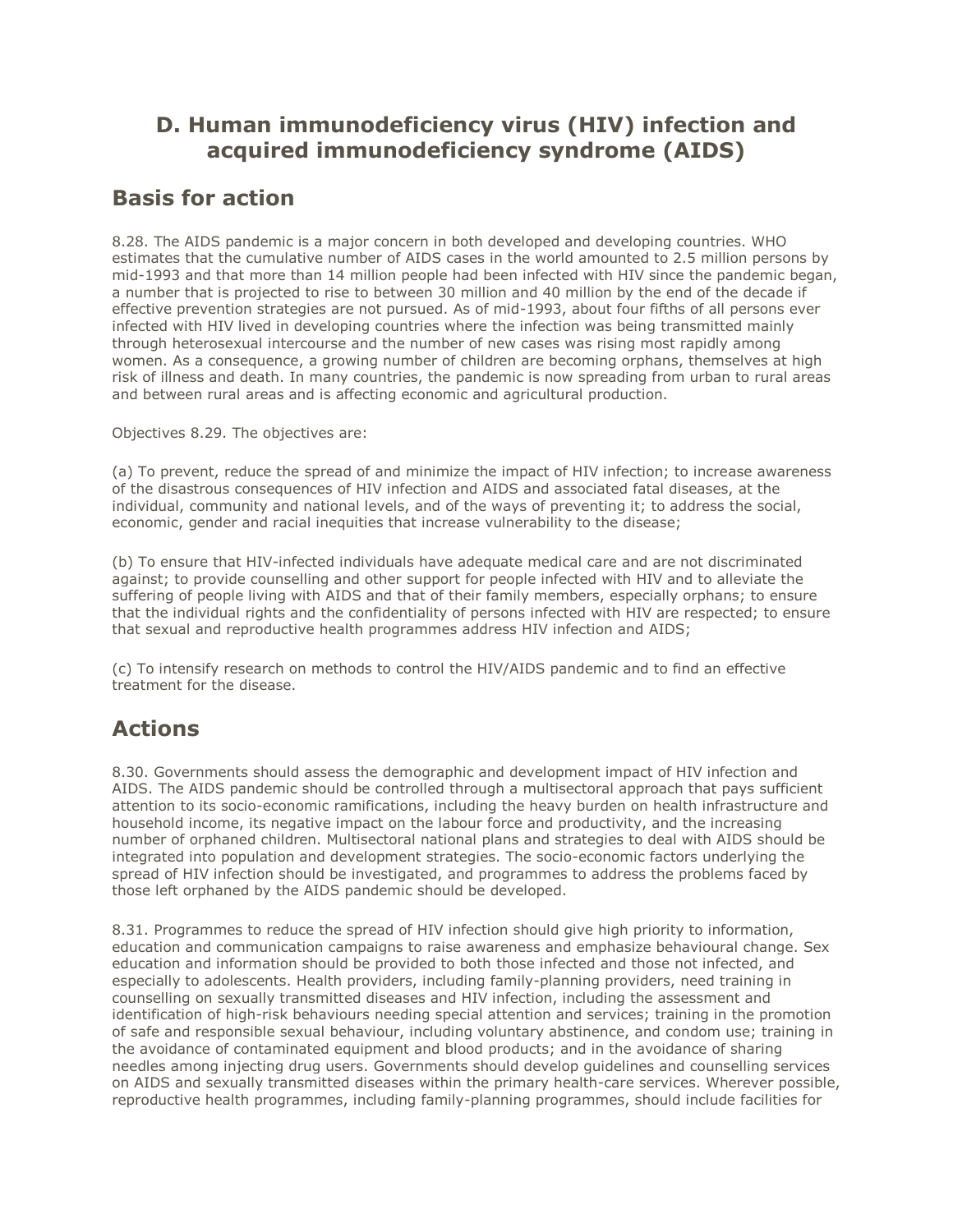# D. Human immunodeficiency virus (HIV) infection and acquired immunodeficiency syndrome (AIDS)

## Basis for action

8.28. The AIDS pandemic is a major concern in both developed and developing countries. WHO estimates that the cumulative number of AIDS cases in the world amounted to 2.5 million persons by mid-1993 and that more than 14 million people had been infected with HIV since the pandemic began, a number that is projected to rise to between 30 million and 40 million by the end of the decade if effective prevention strategies are not pursued. As of mid-1993, about four fifths of all persons ever infected with HIV lived in developing countries where the infection was being transmitted mainly through heterosexual intercourse and the number of new cases was rising most rapidly among women. As a consequence, a growing number of children are becoming orphans, themselves at high risk of illness and death. In many countries, the pandemic is now spreading from urban to rural areas and between rural areas and is affecting economic and agricultural production.

Objectives 8.29. The objectives are:

(a) To prevent, reduce the spread of and minimize the impact of HIV infection; to increase awareness of the disastrous consequences of HIV infection and AIDS and associated fatal diseases, at the individual, community and national levels, and of the ways of preventing it; to address the social, economic, gender and racial inequities that increase vulnerability to the disease;

(b) To ensure that HIV-infected individuals have adequate medical care and are not discriminated against; to provide counselling and other support for people infected with HIV and to alleviate the suffering of people living with AIDS and that of their family members, especially orphans; to ensure that the individual rights and the confidentiality of persons infected with HIV are respected; to ensure that sexual and reproductive health programmes address HIV infection and AIDS;

(c) To intensify research on methods to control the HIV/AIDS pandemic and to find an effective treatment for the disease.

## Actions

8.30. Governments should assess the demographic and development impact of HIV infection and AIDS. The AIDS pandemic should be controlled through a multisectoral approach that pays sufficient attention to its socio-economic ramifications, including the heavy burden on health infrastructure and household income, its negative impact on the labour force and productivity, and the increasing number of orphaned children. Multisectoral national plans and strategies to deal with AIDS should be integrated into population and development strategies. The socio-economic factors underlying the spread of HIV infection should be investigated, and programmes to address the problems faced by those left orphaned by the AIDS pandemic should be developed.

8.31. Programmes to reduce the spread of HIV infection should give high priority to information, education and communication campaigns to raise awareness and emphasize behavioural change. Sex education and information should be provided to both those infected and those not infected, and especially to adolescents. Health providers, including family-planning providers, need training in counselling on sexually transmitted diseases and HIV infection, including the assessment and identification of high-risk behaviours needing special attention and services; training in the promotion of safe and responsible sexual behaviour, including voluntary abstinence, and condom use; training in the avoidance of contaminated equipment and blood products; and in the avoidance of sharing needles among injecting drug users. Governments should develop guidelines and counselling services on AIDS and sexually transmitted diseases within the primary health-care services. Wherever possible, reproductive health programmes, including family-planning programmes, should include facilities for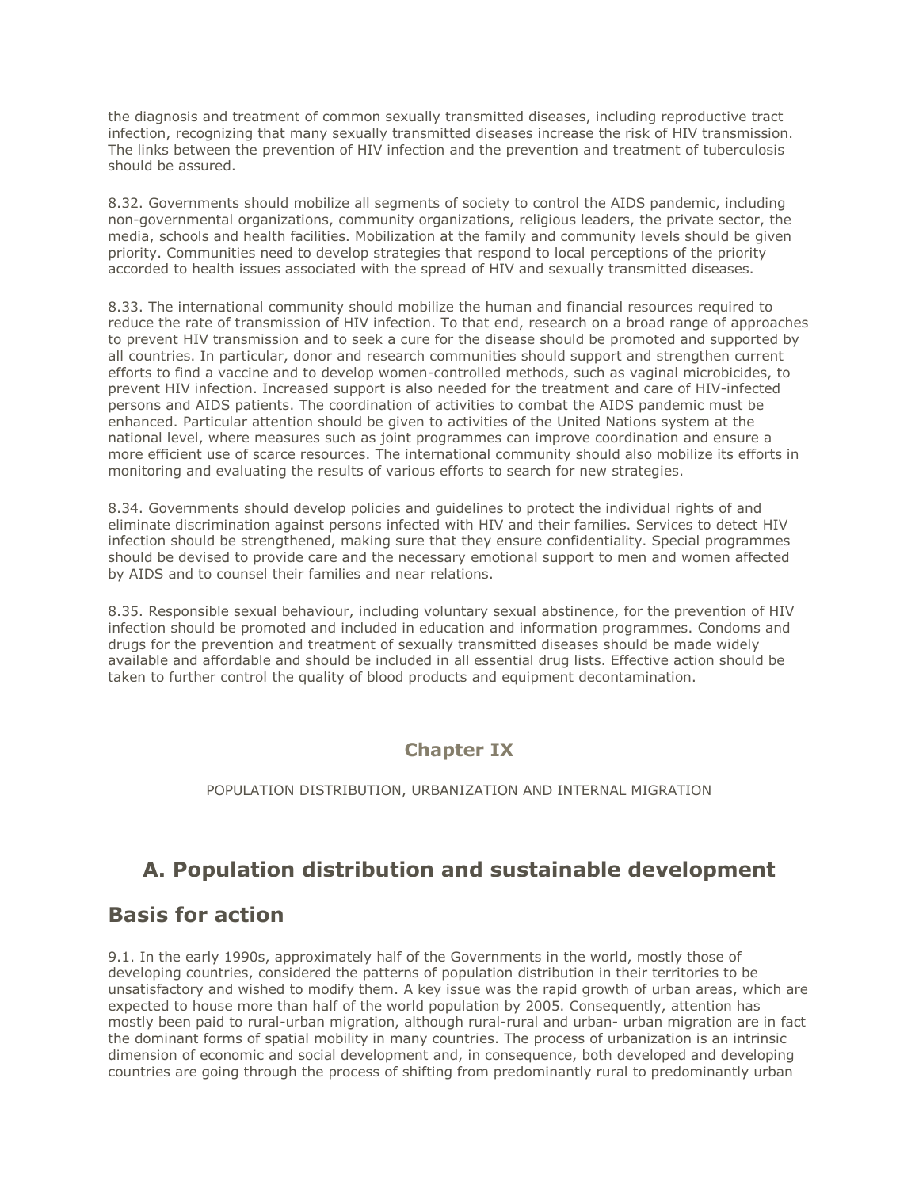the diagnosis and treatment of common sexually transmitted diseases, including reproductive tract infection, recognizing that many sexually transmitted diseases increase the risk of HIV transmission. The links between the prevention of HIV infection and the prevention and treatment of tuberculosis should be assured.

8.32. Governments should mobilize all segments of society to control the AIDS pandemic, including non-governmental organizations, community organizations, religious leaders, the private sector, the media, schools and health facilities. Mobilization at the family and community levels should be given priority. Communities need to develop strategies that respond to local perceptions of the priority accorded to health issues associated with the spread of HIV and sexually transmitted diseases.

8.33. The international community should mobilize the human and financial resources required to reduce the rate of transmission of HIV infection. To that end, research on a broad range of approaches to prevent HIV transmission and to seek a cure for the disease should be promoted and supported by all countries. In particular, donor and research communities should support and strengthen current efforts to find a vaccine and to develop women-controlled methods, such as vaginal microbicides, to prevent HIV infection. Increased support is also needed for the treatment and care of HIV-infected persons and AIDS patients. The coordination of activities to combat the AIDS pandemic must be enhanced. Particular attention should be given to activities of the United Nations system at the national level, where measures such as joint programmes can improve coordination and ensure a more efficient use of scarce resources. The international community should also mobilize its efforts in monitoring and evaluating the results of various efforts to search for new strategies.

8.34. Governments should develop policies and guidelines to protect the individual rights of and eliminate discrimination against persons infected with HIV and their families. Services to detect HIV infection should be strengthened, making sure that they ensure confidentiality. Special programmes should be devised to provide care and the necessary emotional support to men and women affected by AIDS and to counsel their families and near relations.

8.35. Responsible sexual behaviour, including voluntary sexual abstinence, for the prevention of HIV infection should be promoted and included in education and information programmes. Condoms and drugs for the prevention and treatment of sexually transmitted diseases should be made widely available and affordable and should be included in all essential drug lists. Effective action should be taken to further control the quality of blood products and equipment decontamination.

### Chapter IX

POPULATION DISTRIBUTION, URBANIZATION AND INTERNAL MIGRATION

## A. Population distribution and sustainable development

## Basis for action

9.1. In the early 1990s, approximately half of the Governments in the world, mostly those of developing countries, considered the patterns of population distribution in their territories to be unsatisfactory and wished to modify them. A key issue was the rapid growth of urban areas, which are expected to house more than half of the world population by 2005. Consequently, attention has mostly been paid to rural-urban migration, although rural-rural and urban- urban migration are in fact the dominant forms of spatial mobility in many countries. The process of urbanization is an intrinsic dimension of economic and social development and, in consequence, both developed and developing countries are going through the process of shifting from predominantly rural to predominantly urban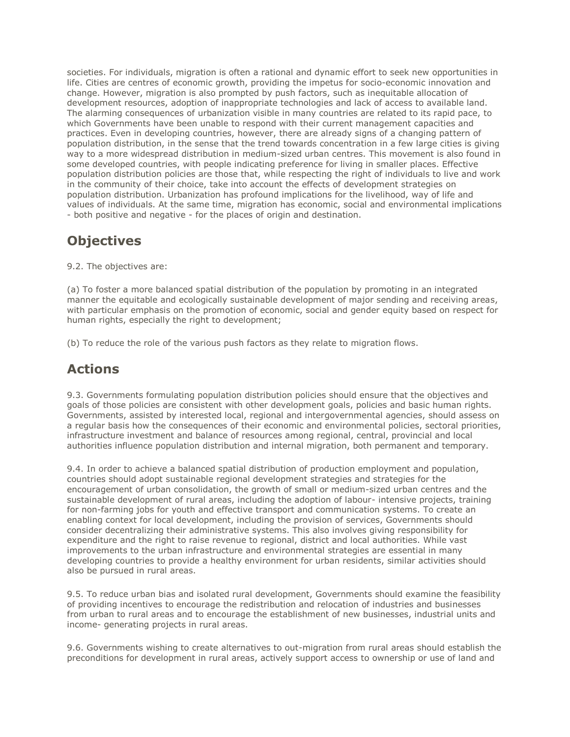societies. For individuals, migration is often a rational and dynamic effort to seek new opportunities in life. Cities are centres of economic growth, providing the impetus for socio-economic innovation and change. However, migration is also prompted by push factors, such as inequitable allocation of development resources, adoption of inappropriate technologies and lack of access to available land. The alarming consequences of urbanization visible in many countries are related to its rapid pace, to which Governments have been unable to respond with their current management capacities and practices. Even in developing countries, however, there are already signs of a changing pattern of population distribution, in the sense that the trend towards concentration in a few large cities is giving way to a more widespread distribution in medium-sized urban centres. This movement is also found in some developed countries, with people indicating preference for living in smaller places. Effective population distribution policies are those that, while respecting the right of individuals to live and work in the community of their choice, take into account the effects of development strategies on population distribution. Urbanization has profound implications for the livelihood, way of life and values of individuals. At the same time, migration has economic, social and environmental implications - both positive and negative - for the places of origin and destination.

## Objectives

9.2. The objectives are:

(a) To foster a more balanced spatial distribution of the population by promoting in an integrated manner the equitable and ecologically sustainable development of major sending and receiving areas, with particular emphasis on the promotion of economic, social and gender equity based on respect for human rights, especially the right to development;

(b) To reduce the role of the various push factors as they relate to migration flows.

## Actions

9.3. Governments formulating population distribution policies should ensure that the objectives and goals of those policies are consistent with other development goals, policies and basic human rights. Governments, assisted by interested local, regional and intergovernmental agencies, should assess on a regular basis how the consequences of their economic and environmental policies, sectoral priorities, infrastructure investment and balance of resources among regional, central, provincial and local authorities influence population distribution and internal migration, both permanent and temporary.

9.4. In order to achieve a balanced spatial distribution of production employment and population, countries should adopt sustainable regional development strategies and strategies for the encouragement of urban consolidation, the growth of small or medium-sized urban centres and the sustainable development of rural areas, including the adoption of labour- intensive projects, training for non-farming jobs for youth and effective transport and communication systems. To create an enabling context for local development, including the provision of services, Governments should consider decentralizing their administrative systems. This also involves giving responsibility for expenditure and the right to raise revenue to regional, district and local authorities. While vast improvements to the urban infrastructure and environmental strategies are essential in many developing countries to provide a healthy environment for urban residents, similar activities should also be pursued in rural areas.

9.5. To reduce urban bias and isolated rural development, Governments should examine the feasibility of providing incentives to encourage the redistribution and relocation of industries and businesses from urban to rural areas and to encourage the establishment of new businesses, industrial units and income- generating projects in rural areas.

9.6. Governments wishing to create alternatives to out-migration from rural areas should establish the preconditions for development in rural areas, actively support access to ownership or use of land and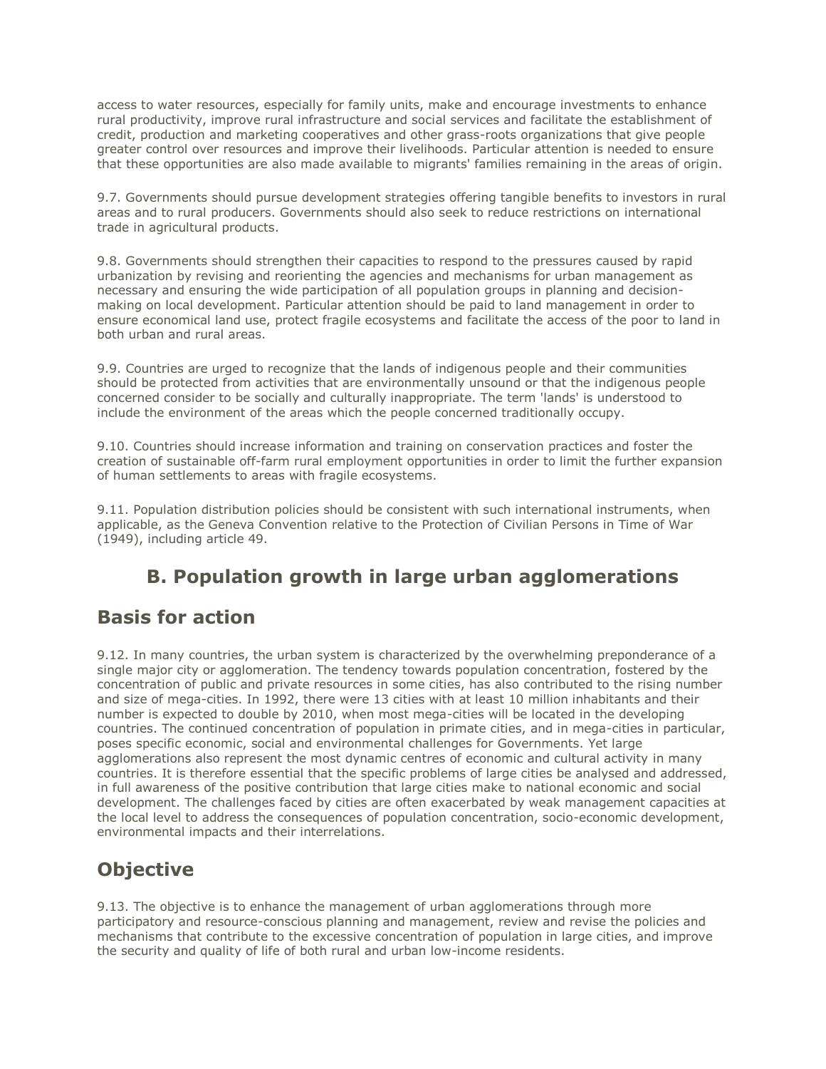access to water resources, especially for family units, make and encourage investments to enhance rural productivity, improve rural infrastructure and social services and facilitate the establishment of credit, production and marketing cooperatives and other grass-roots organizations that give people greater control over resources and improve their livelihoods. Particular attention is needed to ensure that these opportunities are also made available to migrants' families remaining in the areas of origin.

9.7. Governments should pursue development strategies offering tangible benefits to investors in rural areas and to rural producers. Governments should also seek to reduce restrictions on international trade in agricultural products.

9.8. Governments should strengthen their capacities to respond to the pressures caused by rapid urbanization by revising and reorienting the agencies and mechanisms for urban management as necessary and ensuring the wide participation of all population groups in planning and decision-making on local development. Particular attention should be paid to land management in order to ensure economical land use, protect fragile ecosystems and facilitate the access of the poor to land in both urban and rural areas.

9.9. Countries are urged to recognize that the lands of indigenous people and their communities should be protected from activities that are environmentally unsound or that the indigenous people concerned consider to be socially and culturally inappropriate. The term 'lands' is understood to include the environment of the areas which the people concerned traditionally occupy.

9.10. Countries should increase information and training on conservation practices and foster the creation of sustainable off-farm rural employment opportunities in order to limit the further expansion of human settlements to areas with fragile ecosystems.

9.11. Population distribution policies should be consistent with such international instruments, when applicable, as the Geneva Convention relative to the Protection of Civilian Persons in Time of War (1949), including article 49.

## B. Population growth in large urban agglomerations

## Basis for action

9.12. In many countries, the urban system is characterized by the overwhelming preponderance of a single major city or agglomeration. The tendency towards population concentration, fostered by the concentration of public and private resources in some cities, has also contributed to the rising number and size of mega-cities. In 1992, there were 13 cities with at least 10 million inhabitants and their number is expected to double by 2010, when most mega-cities will be located in the developing countries. The continued concentration of population in primate cities, and in mega-cities in particular, poses specific economic, social and environmental challenges for Governments. Yet large agglomerations also represent the most dynamic centres of economic and cultural activity in many countries. It is therefore essential that the specific problems of large cities be analysed and addressed, in full awareness of the positive contribution that large cities make to national economic and social development. The challenges faced by cities are often exacerbated by weak management capacities at the local level to address the consequences of population concentration, socio-economic development, environmental impacts and their interrelations.

## Objective

9.13. The objective is to enhance the management of urban agglomerations through more participatory and resource-conscious planning and management, review and revise the policies and mechanisms that contribute to the excessive concentration of population in large cities, and improve the security and quality of life of both rural and urban low-income residents.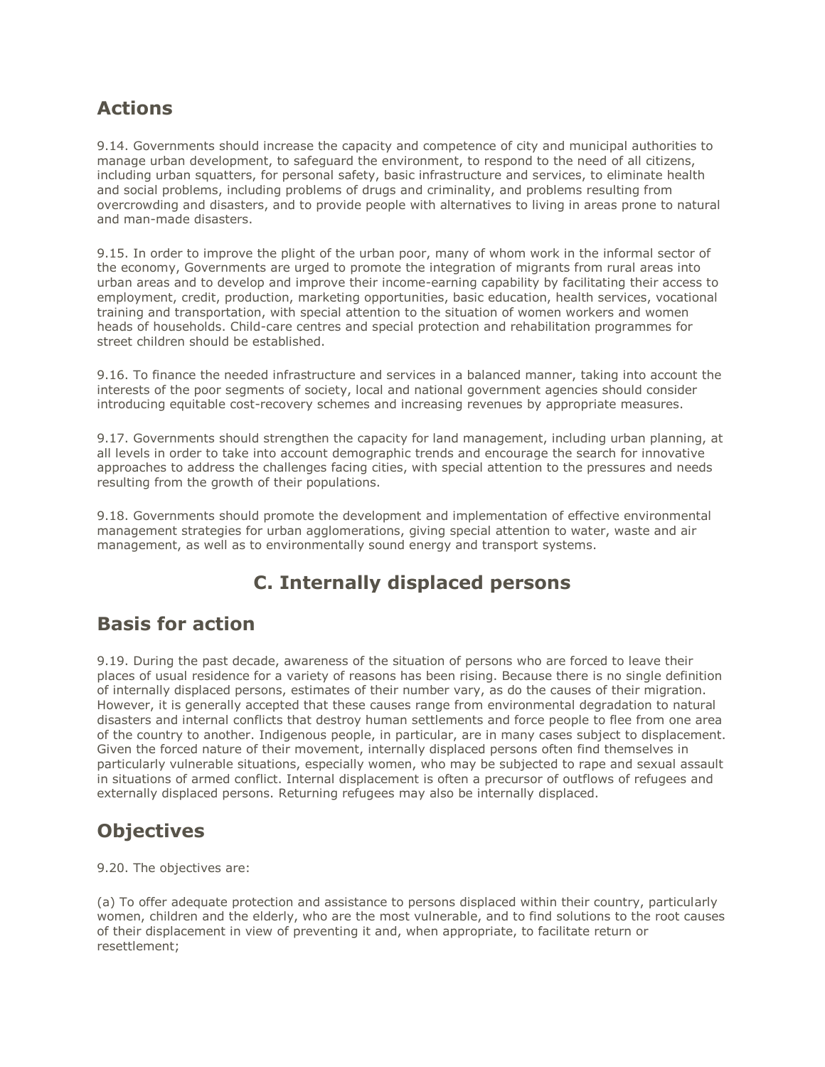## Actions

9.14. Governments should increase the capacity and competence of city and municipal authorities to manage urban development, to safeguard the environment, to respond to the need of all citizens, including urban squatters, for personal safety, basic infrastructure and services, to eliminate health and social problems, including problems of drugs and criminality, and problems resulting from overcrowding and disasters, and to provide people with alternatives to living in areas prone to natural and man-made disasters.

9.15. In order to improve the plight of the urban poor, many of whom work in the informal sector of the economy, Governments are urged to promote the integration of migrants from rural areas into urban areas and to develop and improve their income-earning capability by facilitating their access to employment, credit, production, marketing opportunities, basic education, health services, vocational training and transportation, with special attention to the situation of women workers and women heads of households. Child-care centres and special protection and rehabilitation programmes for street children should be established.

9.16. To finance the needed infrastructure and services in a balanced manner, taking into account the interests of the poor segments of society, local and national government agencies should consider introducing equitable cost-recovery schemes and increasing revenues by appropriate measures.

9.17. Governments should strengthen the capacity for land management, including urban planning, at all levels in order to take into account demographic trends and encourage the search for innovative approaches to address the challenges facing cities, with special attention to the pressures and needs resulting from the growth of their populations.

9.18. Governments should promote the development and implementation of effective environmental management strategies for urban agglomerations, giving special attention to water, waste and air management, as well as to environmentally sound energy and transport systems.

# C. Internally displaced persons

## Basis for action

9.19. During the past decade, awareness of the situation of persons who are forced to leave their places of usual residence for a variety of reasons has been rising. Because there is no single definition of internally displaced persons, estimates of their number vary, as do the causes of their migration. However, it is generally accepted that these causes range from environmental degradation to natural disasters and internal conflicts that destroy human settlements and force people to flee from one area of the country to another. Indigenous people, in particular, are in many cases subject to displacement. Given the forced nature of their movement, internally displaced persons often find themselves in particularly vulnerable situations, especially women, who may be subjected to rape and sexual assault in situations of armed conflict. Internal displacement is often a precursor of outflows of refugees and externally displaced persons. Returning refugees may also be internally displaced.

## Objectives

9.20. The objectives are:

(a) To offer adequate protection and assistance to persons displaced within their country, particularly women, children and the elderly, who are the most vulnerable, and to find solutions to the root causes of their displacement in view of preventing it and, when appropriate, to facilitate return or resettlement;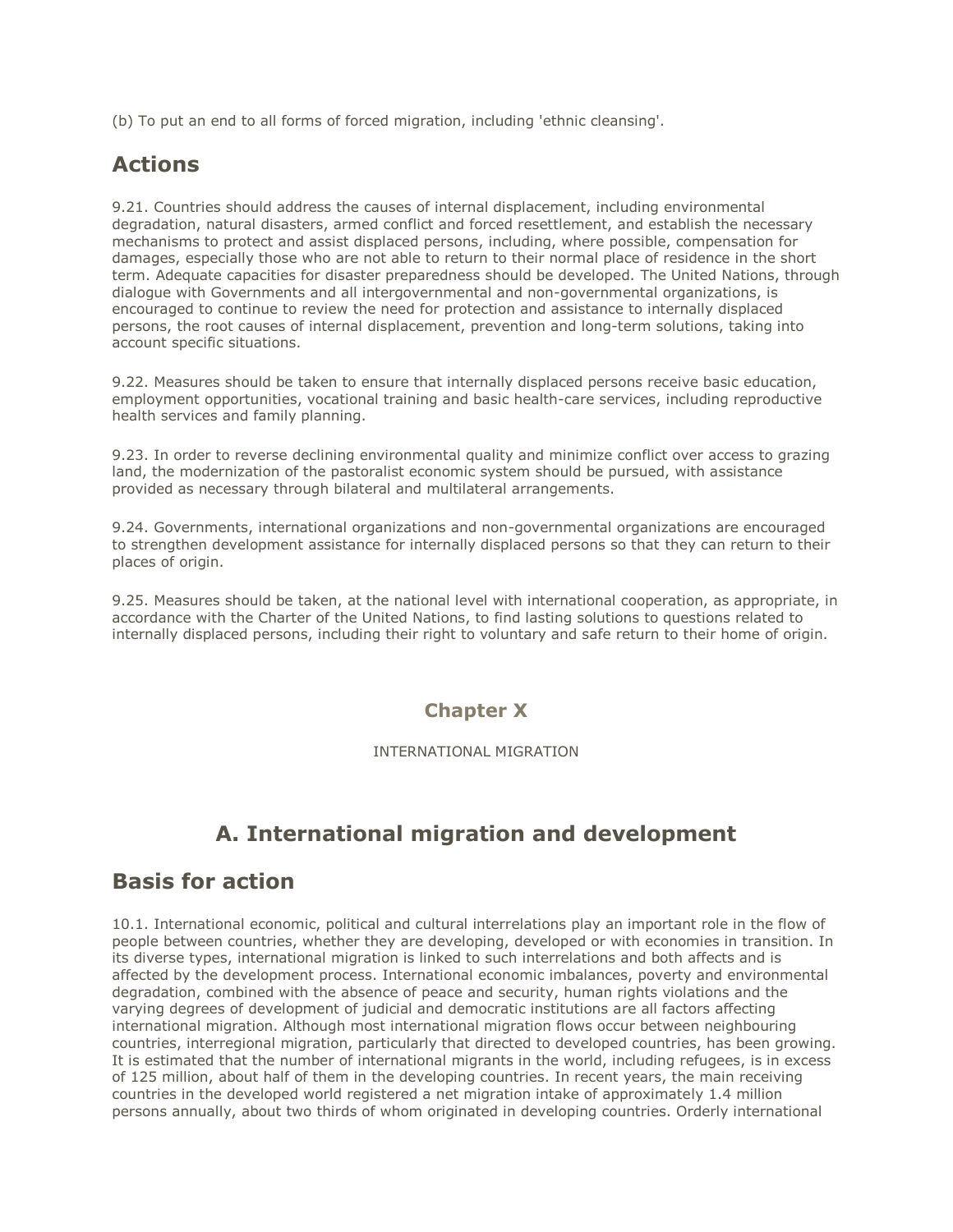(b) To put an end to all forms of forced migration, including 'ethnic cleansing'.

## Actions

9.21. Countries should address the causes of internal displacement, including environmental degradation, natural disasters, armed conflict and forced resettlement, and establish the necessary mechanisms to protect and assist displaced persons, including, where possible, compensation for damages, especially those who are not able to return to their normal place of residence in the short term. Adequate capacities for disaster preparedness should be developed. The United Nations, through dialogue with Governments and all intergovernmental and non-governmental organizations, is encouraged to continue to review the need for protection and assistance to internally displaced persons, the root causes of internal displacement, prevention and long-term solutions, taking into account specific situations.

9.22. Measures should be taken to ensure that internally displaced persons receive basic education, employment opportunities, vocational training and basic health-care services, including reproductive health services and family planning.

9.23. In order to reverse declining environmental quality and minimize conflict over access to grazing land, the modernization of the pastoralist economic system should be pursued, with assistance provided as necessary through bilateral and multilateral arrangements.

9.24. Governments, international organizations and non-governmental organizations are encouraged to strengthen development assistance for internally displaced persons so that they can return to their places of origin.

9.25. Measures should be taken, at the national level with international cooperation, as appropriate, in accordance with the Charter of the United Nations, to find lasting solutions to questions related to internally displaced persons, including their right to voluntary and safe return to their home of origin.

# Chapter X

INTERNATIONAL MIGRATION

## A. International migration and development

## Basis for action

10.1. International economic, political and cultural interrelations play an important role in the flow of people between countries, whether they are developing, developed or with economies in transition. In its diverse types, international migration is linked to such interrelations and both affects and is affected by the development process. International economic imbalances, poverty and environmental degradation, combined with the absence of peace and security, human rights violations and the varying degrees of development of judicial and democratic institutions are all factors affecting international migration. Although most international migration flows occur between neighbouring countries, interregional migration, particularly that directed to developed countries, has been growing. It is estimated that the number of international migrants in the world, including refugees, is in excess of 125 million, about half of them in the developing countries. In recent years, the main receiving countries in the developed world registered a net migration intake of approximately 1.4 million persons annually, about two thirds of whom originated in developing countries. Orderly international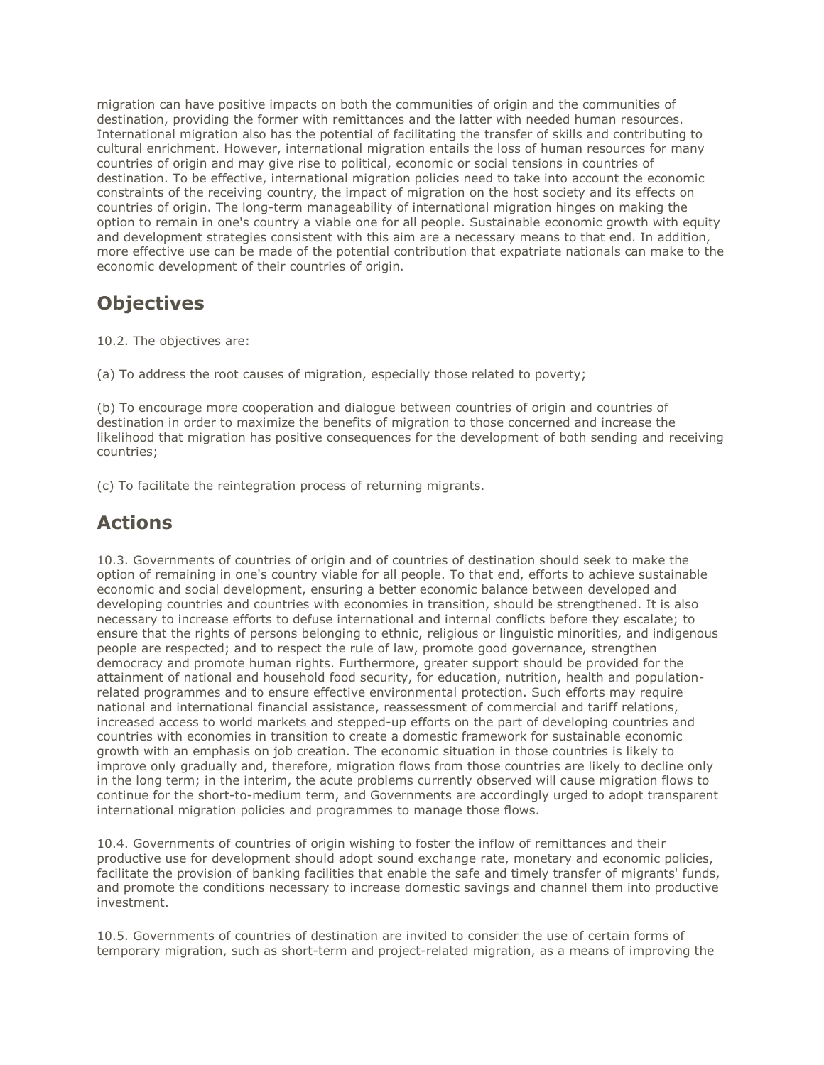migration can have positive impacts on both the communities of origin and the communities of destination, providing the former with remittances and the latter with needed human resources. International migration also has the potential of facilitating the transfer of skills and contributing to cultural enrichment. However, international migration entails the loss of human resources for many countries of origin and may give rise to political, economic or social tensions in countries of destination. To be effective, international migration policies need to take into account the economic constraints of the receiving country, the impact of migration on the host society and its effects on countries of origin. The long-term manageability of international migration hinges on making the option to remain in one's country a viable one for all people. Sustainable economic growth with equity and development strategies consistent with this aim are a necessary means to that end. In addition, more effective use can be made of the potential contribution that expatriate nationals can make to the economic development of their countries of origin.

## Objectives

10.2. The objectives are:

(a) To address the root causes of migration, especially those related to poverty;

(b) To encourage more cooperation and dialogue between countries of origin and countries of destination in order to maximize the benefits of migration to those concerned and increase the likelihood that migration has positive consequences for the development of both sending and receiving countries;

(c) To facilitate the reintegration process of returning migrants.

## Actions

10.3. Governments of countries of origin and of countries of destination should seek to make the option of remaining in one's country viable for all people. To that end, efforts to achieve sustainable economic and social development, ensuring a better economic balance between developed and developing countries and countries with economies in transition, should be strengthened. It is also necessary to increase efforts to defuse international and internal conflicts before they escalate; to ensure that the rights of persons belonging to ethnic, religious or linguistic minorities, and indigenous people are respected; and to respect the rule of law, promote good governance, strengthen democracy and promote human rights. Furthermore, greater support should be provided for the attainment of national and household food security, for education, nutrition, health and population-related programmes and to ensure effective environmental protection. Such efforts may require national and international financial assistance, reassessment of commercial and tariff relations, increased access to world markets and stepped-up efforts on the part of developing countries and countries with economies in transition to create a domestic framework for sustainable economic growth with an emphasis on job creation. The economic situation in those countries is likely to improve only gradually and, therefore, migration flows from those countries are likely to decline only in the long term; in the interim, the acute problems currently observed will cause migration flows to continue for the short-to-medium term, and Governments are accordingly urged to adopt transparent international migration policies and programmes to manage those flows.

10.4. Governments of countries of origin wishing to foster the inflow of remittances and their productive use for development should adopt sound exchange rate, monetary and economic policies, facilitate the provision of banking facilities that enable the safe and timely transfer of migrants' funds, and promote the conditions necessary to increase domestic savings and channel them into productive investment.

10.5. Governments of countries of destination are invited to consider the use of certain forms of temporary migration, such as short-term and project-related migration, as a means of improving the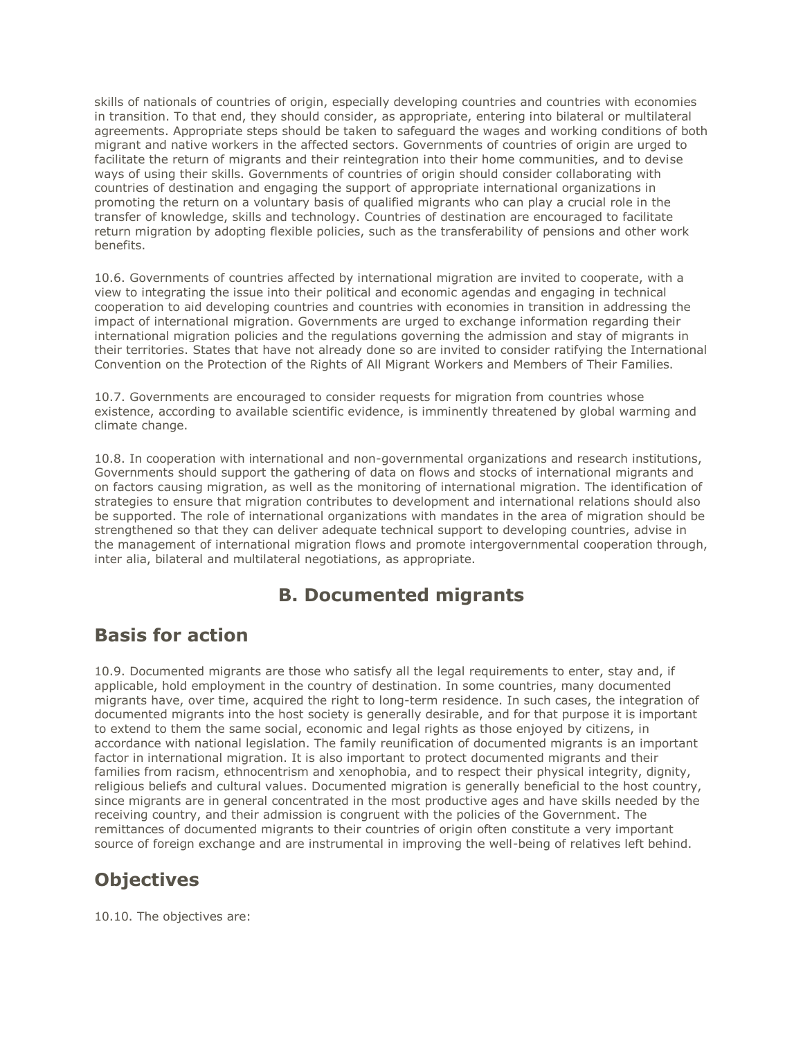skills of nationals of countries of origin, especially developing countries and countries with economies in transition. To that end, they should consider, as appropriate, entering into bilateral or multilateral agreements. Appropriate steps should be taken to safeguard the wages and working conditions of both migrant and native workers in the affected sectors. Governments of countries of origin are urged to facilitate the return of migrants and their reintegration into their home communities, and to devise ways of using their skills. Governments of countries of origin should consider collaborating with countries of destination and engaging the support of appropriate international organizations in promoting the return on a voluntary basis of qualified migrants who can play a crucial role in the transfer of knowledge, skills and technology. Countries of destination are encouraged to facilitate return migration by adopting flexible policies, such as the transferability of pensions and other work benefits.

10.6. Governments of countries affected by international migration are invited to cooperate, with a view to integrating the issue into their political and economic agendas and engaging in technical cooperation to aid developing countries and countries with economies in transition in addressing the impact of international migration. Governments are urged to exchange information regarding their international migration policies and the regulations governing the admission and stay of migrants in their territories. States that have not already done so are invited to consider ratifying the International Convention on the Protection of the Rights of All Migrant Workers and Members of Their Families.

10.7. Governments are encouraged to consider requests for migration from countries whose existence, according to available scientific evidence, is imminently threatened by global warming and climate change.

10.8. In cooperation with international and non-governmental organizations and research institutions, Governments should support the gathering of data on flows and stocks of international migrants and on factors causing migration, as well as the monitoring of international migration. The identification of strategies to ensure that migration contributes to development and international relations should also be supported. The role of international organizations with mandates in the area of migration should be strengthened so that they can deliver adequate technical support to developing countries, advise in the management of international migration flows and promote intergovernmental cooperation through, inter alia, bilateral and multilateral negotiations, as appropriate.

## B. Documented migrants

## Basis for action

10.9. Documented migrants are those who satisfy all the legal requirements to enter, stay and, if applicable, hold employment in the country of destination. In some countries, many documented migrants have, over time, acquired the right to long-term residence. In such cases, the integration of documented migrants into the host society is generally desirable, and for that purpose it is important to extend to them the same social, economic and legal rights as those enjoyed by citizens, in accordance with national legislation. The family reunification of documented migrants is an important factor in international migration. It is also important to protect documented migrants and their families from racism, ethnocentrism and xenophobia, and to respect their physical integrity, dignity, religious beliefs and cultural values. Documented migration is generally beneficial to the host country, since migrants are in general concentrated in the most productive ages and have skills needed by the receiving country, and their admission is congruent with the policies of the Government. The remittances of documented migrants to their countries of origin often constitute a very important source of foreign exchange and are instrumental in improving the well-being of relatives left behind.

## Objectives

10.10. The objectives are: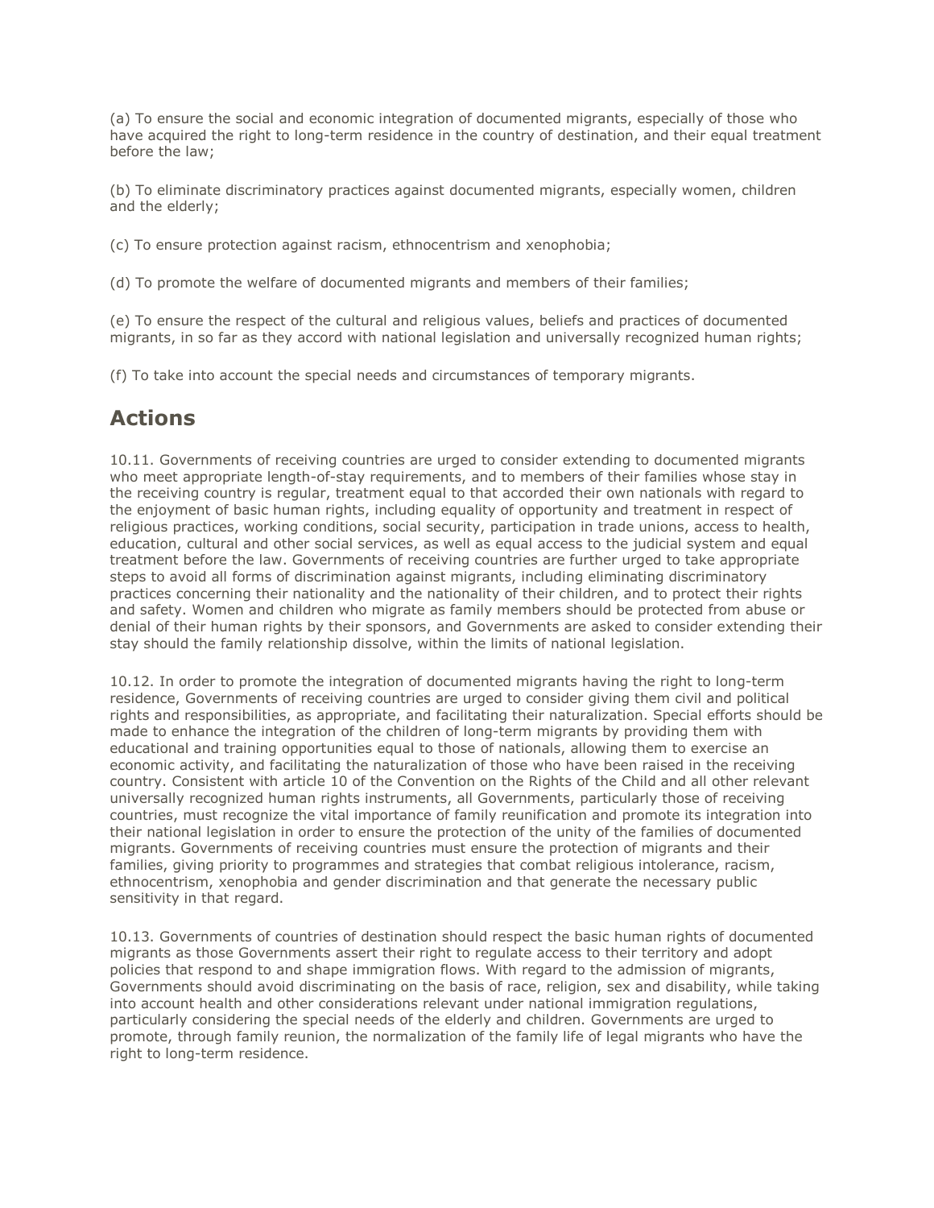(a) To ensure the social and economic integration of documented migrants, especially of those who have acquired the right to long-term residence in the country of destination, and their equal treatment before the law;

(b) To eliminate discriminatory practices against documented migrants, especially women, children and the elderly;

(c) To ensure protection against racism, ethnocentrism and xenophobia;

(d) To promote the welfare of documented migrants and members of their families;

(e) To ensure the respect of the cultural and religious values, beliefs and practices of documented migrants, in so far as they accord with national legislation and universally recognized human rights;

(f) To take into account the special needs and circumstances of temporary migrants.

## Actions

10.11. Governments of receiving countries are urged to consider extending to documented migrants who meet appropriate length-of-stay requirements, and to members of their families whose stay in the receiving country is regular, treatment equal to that accorded their own nationals with regard to the enjoyment of basic human rights, including equality of opportunity and treatment in respect of religious practices, working conditions, social security, participation in trade unions, access to health, education, cultural and other social services, as well as equal access to the judicial system and equal treatment before the law. Governments of receiving countries are further urged to take appropriate steps to avoid all forms of discrimination against migrants, including eliminating discriminatory practices concerning their nationality and the nationality of their children, and to protect their rights and safety. Women and children who migrate as family members should be protected from abuse or denial of their human rights by their sponsors, and Governments are asked to consider extending their stay should the family relationship dissolve, within the limits of national legislation.

10.12. In order to promote the integration of documented migrants having the right to long-term residence, Governments of receiving countries are urged to consider giving them civil and political rights and responsibilities, as appropriate, and facilitating their naturalization. Special efforts should be made to enhance the integration of the children of long-term migrants by providing them with educational and training opportunities equal to those of nationals, allowing them to exercise an economic activity, and facilitating the naturalization of those who have been raised in the receiving country. Consistent with article 10 of the Convention on the Rights of the Child and all other relevant universally recognized human rights instruments, all Governments, particularly those of receiving countries, must recognize the vital importance of family reunification and promote its integration into their national legislation in order to ensure the protection of the unity of the families of documented migrants. Governments of receiving countries must ensure the protection of migrants and their families, giving priority to programmes and strategies that combat religious intolerance, racism, ethnocentrism, xenophobia and gender discrimination and that generate the necessary public sensitivity in that regard.

10.13. Governments of countries of destination should respect the basic human rights of documented migrants as those Governments assert their right to regulate access to their territory and adopt policies that respond to and shape immigration flows. With regard to the admission of migrants, Governments should avoid discriminating on the basis of race, religion, sex and disability, while taking into account health and other considerations relevant under national immigration regulations, particularly considering the special needs of the elderly and children. Governments are urged to promote, through family reunion, the normalization of the family life of legal migrants who have the right to long-term residence.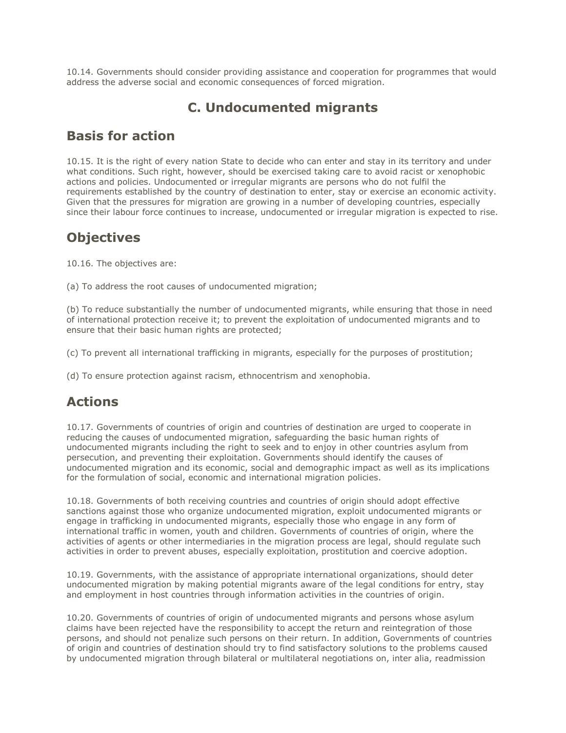10.14. Governments should consider providing assistance and cooperation for programmes that would address the adverse social and economic consequences of forced migration.

# C. Undocumented migrants

## Basis for action

10.15. It is the right of every nation State to decide who can enter and stay in its territory and under what conditions. Such right, however, should be exercised taking care to avoid racist or xenophobic actions and policies. Undocumented or irregular migrants are persons who do not fulfil the requirements established by the country of destination to enter, stay or exercise an economic activity. Given that the pressures for migration are growing in a number of developing countries, especially since their labour force continues to increase, undocumented or irregular migration is expected to rise.

## Objectives

10.16. The objectives are:

(a) To address the root causes of undocumented migration;

(b) To reduce substantially the number of undocumented migrants, while ensuring that those in need of international protection receive it; to prevent the exploitation of undocumented migrants and to ensure that their basic human rights are protected;

(c) To prevent all international trafficking in migrants, especially for the purposes of prostitution;

(d) To ensure protection against racism, ethnocentrism and xenophobia.

## Actions

10.17. Governments of countries of origin and countries of destination are urged to cooperate in reducing the causes of undocumented migration, safeguarding the basic human rights of undocumented migrants including the right to seek and to enjoy in other countries asylum from persecution, and preventing their exploitation. Governments should identify the causes of undocumented migration and its economic, social and demographic impact as well as its implications for the formulation of social, economic and international migration policies.

10.18. Governments of both receiving countries and countries of origin should adopt effective sanctions against those who organize undocumented migration, exploit undocumented migrants or engage in trafficking in undocumented migrants, especially those who engage in any form of international traffic in women, youth and children. Governments of countries of origin, where the activities of agents or other intermediaries in the migration process are legal, should regulate such activities in order to prevent abuses, especially exploitation, prostitution and coercive adoption.

10.19. Governments, with the assistance of appropriate international organizations, should deter undocumented migration by making potential migrants aware of the legal conditions for entry, stay and employment in host countries through information activities in the countries of origin.

10.20. Governments of countries of origin of undocumented migrants and persons whose asylum claims have been rejected have the responsibility to accept the return and reintegration of those persons, and should not penalize such persons on their return. In addition, Governments of countries of origin and countries of destination should try to find satisfactory solutions to the problems caused by undocumented migration through bilateral or multilateral negotiations on, inter alia, readmission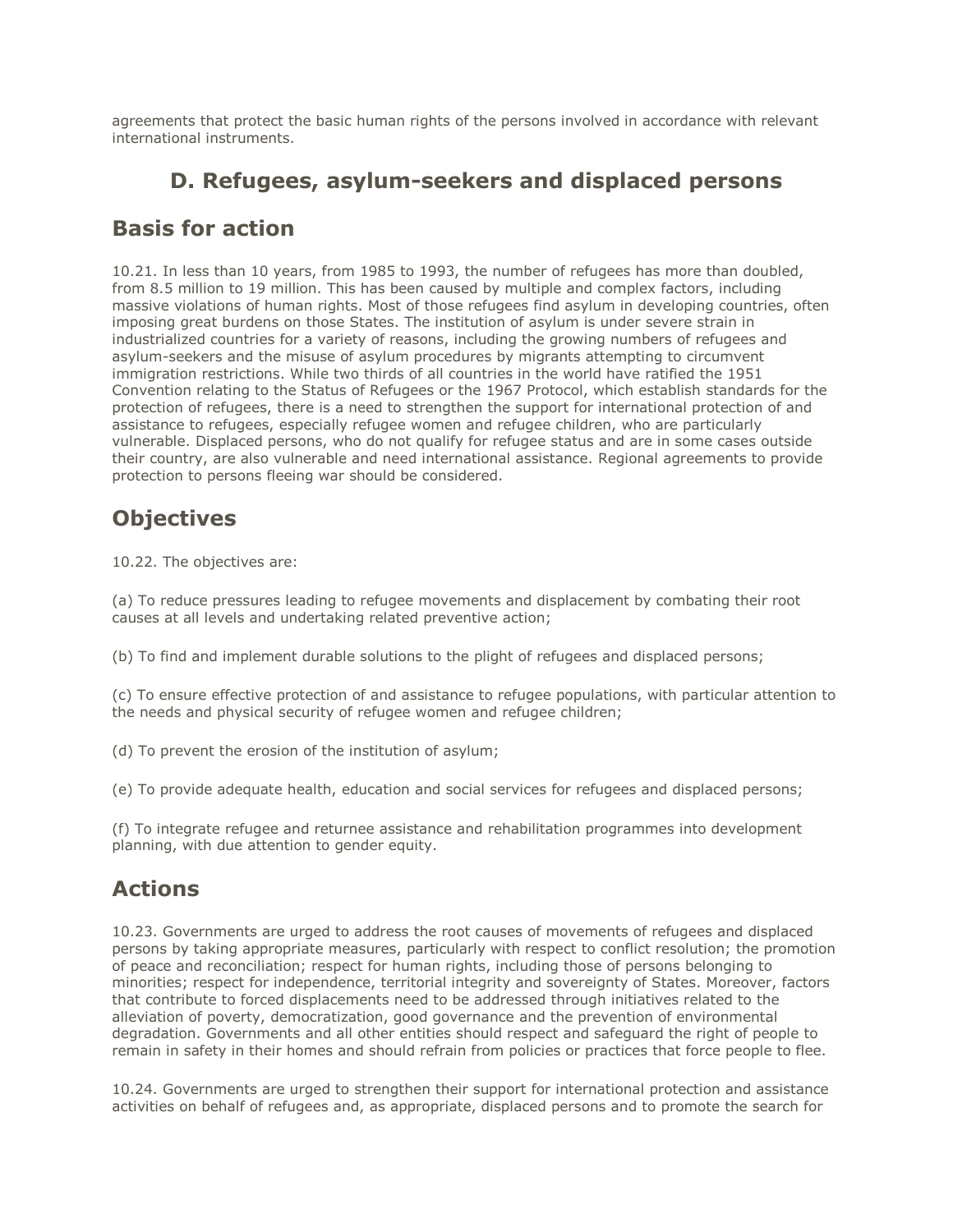agreements that protect the basic human rights of the persons involved in accordance with relevant international instruments.

## D. Refugees, asylum-seekers and displaced persons

### Basis for action

10.21. In less than 10 years, from 1985 to 1993, the number of refugees has more than doubled, from 8.5 million to 19 million. This has been caused by multiple and complex factors, including massive violations of human rights. Most of those refugees find asylum in developing countries, often imposing great burdens on those States. The institution of asylum is under severe strain in industrialized countries for a variety of reasons, including the growing numbers of refugees and asylum-seekers and the misuse of asylum procedures by migrants attempting to circumvent immigration restrictions. While two thirds of all countries in the world have ratified the 1951 Convention relating to the Status of Refugees or the 1967 Protocol, which establish standards for the protection of refugees, there is a need to strengthen the support for international protection of and assistance to refugees, especially refugee women and refugee children, who are particularly vulnerable. Displaced persons, who do not qualify for refugee status and are in some cases outside their country, are also vulnerable and need international assistance. Regional agreements to provide protection to persons fleeing war should be considered.

### Objectives

10.22. The objectives are:

(a) To reduce pressures leading to refugee movements and displacement by combating their root causes at all levels and undertaking related preventive action;

(b) To find and implement durable solutions to the plight of refugees and displaced persons;

(c) To ensure effective protection of and assistance to refugee populations, with particular attention to the needs and physical security of refugee women and refugee children;

(d) To prevent the erosion of the institution of asylum;

(e) To provide adequate health, education and social services for refugees and displaced persons;

(f) To integrate refugee and returnee assistance and rehabilitation programmes into development planning, with due attention to gender equity.

### Actions

10.23. Governments are urged to address the root causes of movements of refugees and displaced persons by taking appropriate measures, particularly with respect to conflict resolution; the promotion of peace and reconciliation; respect for human rights, including those of persons belonging to minorities; respect for independence, territorial integrity and sovereignty of States. Moreover, factors that contribute to forced displacements need to be addressed through initiatives related to the alleviation of poverty, democratization, good governance and the prevention of environmental degradation. Governments and all other entities should respect and safeguard the right of people to remain in safety in their homes and should refrain from policies or practices that force people to flee.

10.24. Governments are urged to strengthen their support for international protection and assistance activities on behalf of refugees and, as appropriate, displaced persons and to promote the search for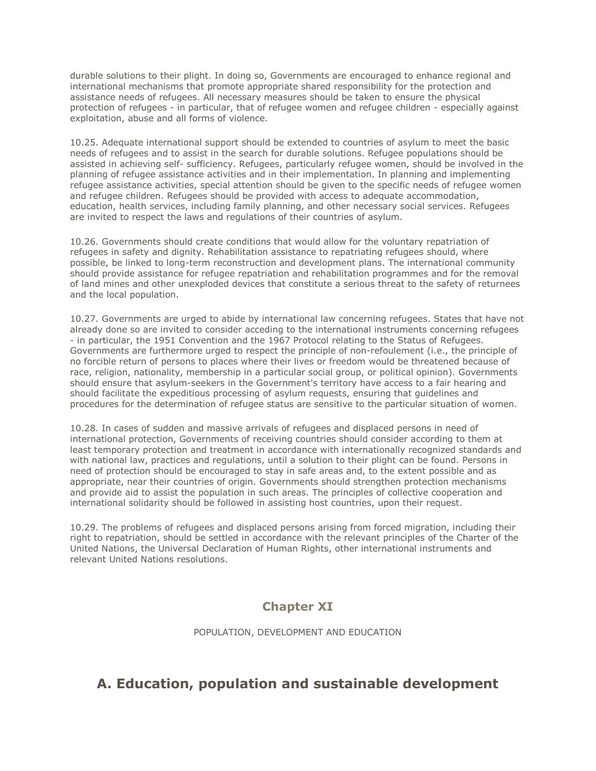durable solutions to their plight. In doing so, Governments are encouraged to enhance regional and international mechanisms that promote appropriate shared responsibility for the protection and assistance needs of refugees. All necessary measures should be taken to ensure the physical protection of refugees - in particular, that of refugee women and refugee children - especially against exploitation, abuse and all forms of violence.

10.25. Adequate international support should be extended to countries of asylum to meet the basic needs of refugees and to assist in the search for durable solutions. Refugee populations should be assisted in achieving self- sufficiency. Refugees, particularly refugee women, should be involved in the planning of refugee assistance activities and in their implementation. In planning and implementing refugee assistance activities, special attention should be given to the specific needs of refugee women and refugee children. Refugees should be provided with access to adequate accommodation, education, health services, including family planning, and other necessary social services. Refugees are invited to respect the laws and regulations of their countries of asylum.

10.26. Governments should create conditions that would allow for the voluntary repatriation of refugees in safety and dignity. Rehabilitation assistance to repatriating refugees should, where possible, be linked to long-term reconstruction and development plans. The international community should provide assistance for refugee repatriation and rehabilitation programmes and for the removal of land mines and other unexploded devices that constitute a serious threat to the safety of returnees and the local population.

10.27. Governments are urged to abide by international law concerning refugees. States that have not already done so are invited to consider acceding to the international instruments concerning refugees - in particular, the 1951 Convention and the 1967 Protocol relating to the Status of Refugees. Governments are furthermore urged to respect the principle of non-refoulement (i.e., the principle of no forcible return of persons to places where their lives or freedom would be threatened because of race, religion, nationality, membership in a particular social group, or political opinion). Governments should ensure that asylum-seekers in the Government's territory have access to a fair hearing and should facilitate the expeditious processing of asylum requests, ensuring that guidelines and procedures for the determination of refugee status are sensitive to the particular situation of women.

10.28. In cases of sudden and massive arrivals of refugees and displaced persons in need of international protection, Governments of receiving countries should consider according to them at least temporary protection and treatment in accordance with internationally recognized standards and with national law, practices and regulations, until a solution to their plight can be found. Persons in need of protection should be encouraged to stay in safe areas and, to the extent possible and as appropriate, near their countries of origin. Governments should strengthen protection mechanisms and provide aid to assist the population in such areas. The principles of collective cooperation and international solidarity should be followed in assisting host countries, upon their request.

10.29. The problems of refugees and displaced persons arising from forced migration, including their right to repatriation, should be settled in accordance with the relevant principles of the Charter of the United Nations, the Universal Declaration of Human Rights, other international instruments and relevant United Nations resolutions.

## Chapter XI

POPULATION, DEVELOPMENT AND EDUCATION

## A. Education, population and sustainable development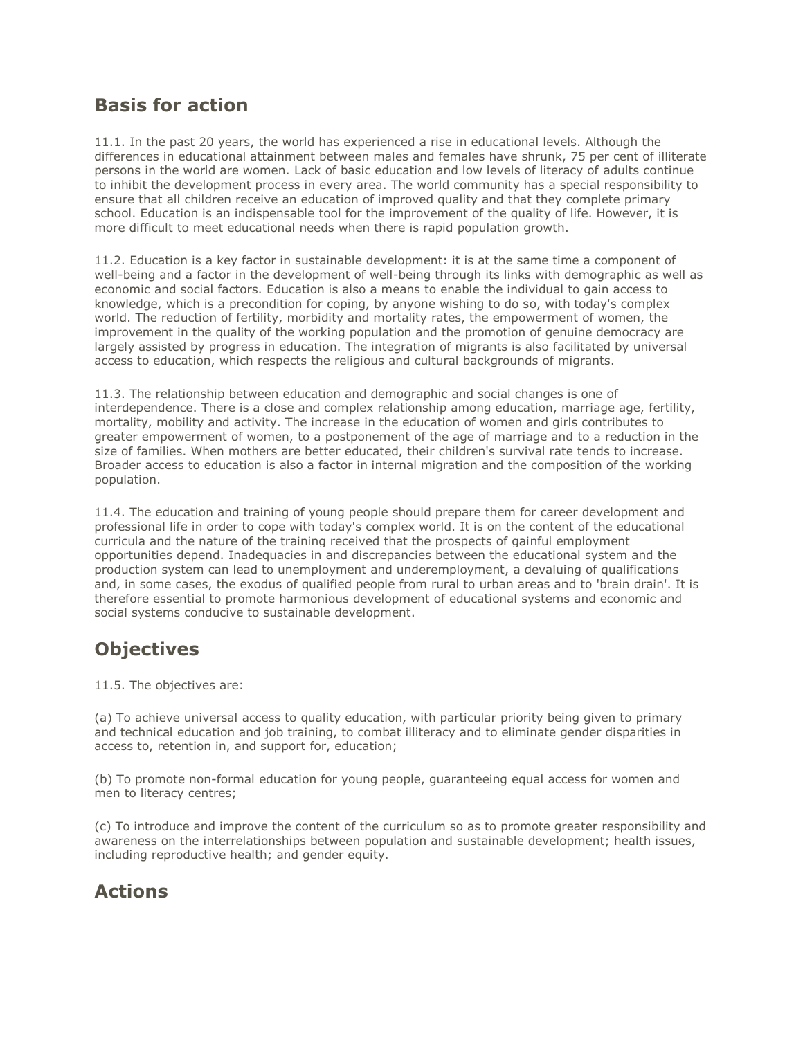## Basis for action

11.1. In the past 20 years, the world has experienced a rise in educational levels. Although the differences in educational attainment between males and females have shrunk, 75 per cent of illiterate persons in the world are women. Lack of basic education and low levels of literacy of adults continue to inhibit the development process in every area. The world community has a special responsibility to ensure that all children receive an education of improved quality and that they complete primary school. Education is an indispensable tool for the improvement of the quality of life. However, it is more difficult to meet educational needs when there is rapid population growth.

11.2. Education is a key factor in sustainable development: it is at the same time a component of well-being and a factor in the development of well-being through its links with demographic as well as economic and social factors. Education is also a means to enable the individual to gain access to knowledge, which is a precondition for coping, by anyone wishing to do so, with today's complex world. The reduction of fertility, morbidity and mortality rates, the empowerment of women, the improvement in the quality of the working population and the promotion of genuine democracy are largely assisted by progress in education. The integration of migrants is also facilitated by universal access to education, which respects the religious and cultural backgrounds of migrants.

11.3. The relationship between education and demographic and social changes is one of interdependence. There is a close and complex relationship among education, marriage age, fertility, mortality, mobility and activity. The increase in the education of women and girls contributes to greater empowerment of women, to a postponement of the age of marriage and to a reduction in the size of families. When mothers are better educated, their children's survival rate tends to increase. Broader access to education is also a factor in internal migration and the composition of the working population.

11.4. The education and training of young people should prepare them for career development and professional life in order to cope with today's complex world. It is on the content of the educational curricula and the nature of the training received that the prospects of gainful employment opportunities depend. Inadequacies in and discrepancies between the educational system and the production system can lead to unemployment and underemployment, a devaluing of qualifications and, in some cases, the exodus of qualified people from rural to urban areas and to 'brain drain'. It is therefore essential to promote harmonious development of educational systems and economic and social systems conducive to sustainable development.

## Objectives

11.5. The objectives are:

(a) To achieve universal access to quality education, with particular priority being given to primary and technical education and job training, to combat illiteracy and to eliminate gender disparities in access to, retention in, and support for, education;

(b) To promote non-formal education for young people, guaranteeing equal access for women and men to literacy centres;

(c) To introduce and improve the content of the curriculum so as to promote greater responsibility and awareness on the interrelationships between population and sustainable development; health issues, including reproductive health; and gender equity.

## Actions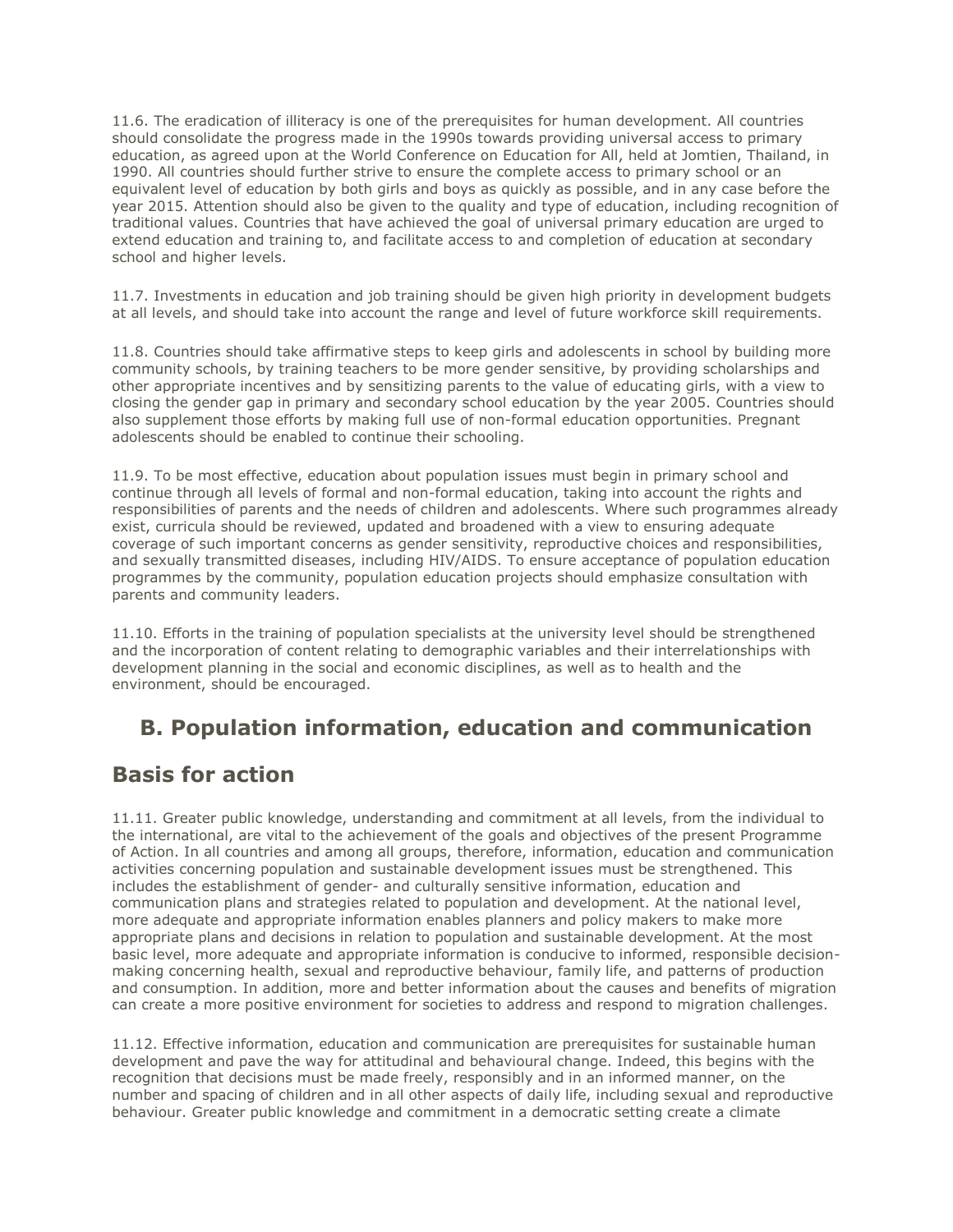11.6. The eradication of illiteracy is one of the prerequisites for human development. All countries should consolidate the progress made in the 1990s towards providing universal access to primary education, as agreed upon at the World Conference on Education for All, held at Jomtien, Thailand, in 1990. All countries should further strive to ensure the complete access to primary school or an equivalent level of education by both girls and boys as quickly as possible, and in any case before the year 2015. Attention should also be given to the quality and type of education, including recognition of traditional values. Countries that have achieved the goal of universal primary education are urged to extend education and training to, and facilitate access to and completion of education at secondary school and higher levels.

11.7. Investments in education and job training should be given high priority in development budgets at all levels, and should take into account the range and level of future workforce skill requirements.

11.8. Countries should take affirmative steps to keep girls and adolescents in school by building more community schools, by training teachers to be more gender sensitive, by providing scholarships and other appropriate incentives and by sensitizing parents to the value of educating girls, with a view to closing the gender gap in primary and secondary school education by the year 2005. Countries should also supplement those efforts by making full use of non-formal education opportunities. Pregnant adolescents should be enabled to continue their schooling.

11.9. To be most effective, education about population issues must begin in primary school and continue through all levels of formal and non-formal education, taking into account the rights and responsibilities of parents and the needs of children and adolescents. Where such programmes already exist, curricula should be reviewed, updated and broadened with a view to ensuring adequate coverage of such important concerns as gender sensitivity, reproductive choices and responsibilities, and sexually transmitted diseases, including HIV/AIDS. To ensure acceptance of population education programmes by the community, population education projects should emphasize consultation with parents and community leaders.

11.10. Efforts in the training of population specialists at the university level should be strengthened and the incorporation of content relating to demographic variables and their interrelationships with development planning in the social and economic disciplines, as well as to health and the environment, should be encouraged.

## B. Population information, education and communication

## Basis for action

11.11. Greater public knowledge, understanding and commitment at all levels, from the individual to the international, are vital to the achievement of the goals and objectives of the present Programme of Action. In all countries and among all groups, therefore, information, education and communication activities concerning population and sustainable development issues must be strengthened. This includes the establishment of gender- and culturally sensitive information, education and communication plans and strategies related to population and development. At the national level, more adequate and appropriate information enables planners and policy makers to make more appropriate plans and decisions in relation to population and sustainable development. At the most basic level, more adequate and appropriate information is conducive to informed, responsible decision-making concerning health, sexual and reproductive behaviour, family life, and patterns of production and consumption. In addition, more and better information about the causes and benefits of migration can create a more positive environment for societies to address and respond to migration challenges.

11.12. Effective information, education and communication are prerequisites for sustainable human development and pave the way for attitudinal and behavioural change. Indeed, this begins with the recognition that decisions must be made freely, responsibly and in an informed manner, on the number and spacing of children and in all other aspects of daily life, including sexual and reproductive behaviour. Greater public knowledge and commitment in a democratic setting create a climate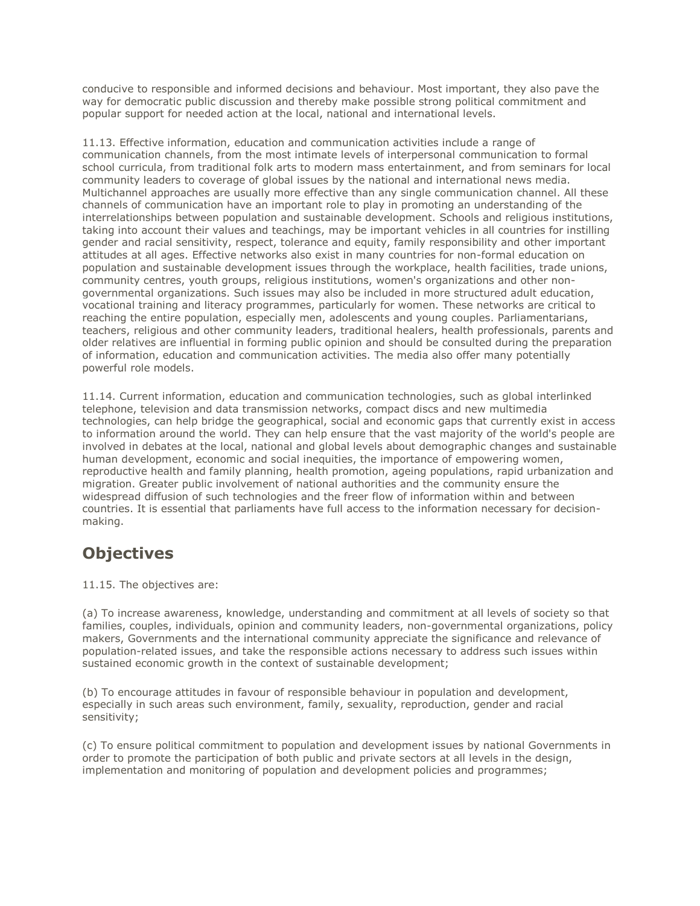conducive to responsible and informed decisions and behaviour. Most important, they also pave the way for democratic public discussion and thereby make possible strong political commitment and popular support for needed action at the local, national and international levels.

11.13. Effective information, education and communication activities include a range of communication channels, from the most intimate levels of interpersonal communication to formal school curricula, from traditional folk arts to modern mass entertainment, and from seminars for local community leaders to coverage of global issues by the national and international news media. Multichannel approaches are usually more effective than any single communication channel. All these channels of communication have an important role to play in promoting an understanding of the interrelationships between population and sustainable development. Schools and religious institutions, taking into account their values and teachings, may be important vehicles in all countries for instilling gender and racial sensitivity, respect, tolerance and equity, family responsibility and other important attitudes at all ages. Effective networks also exist in many countries for non-formal education on population and sustainable development issues through the workplace, health facilities, trade unions, community centres, youth groups, religious institutions, women's organizations and other non-governmental organizations. Such issues may also be included in more structured adult education, vocational training and literacy programmes, particularly for women. These networks are critical to reaching the entire population, especially men, adolescents and young couples. Parliamentarians, teachers, religious and other community leaders, traditional healers, health professionals, parents and older relatives are influential in forming public opinion and should be consulted during the preparation of information, education and communication activities. The media also offer many potentially powerful role models.

11.14. Current information, education and communication technologies, such as global interlinked telephone, television and data transmission networks, compact discs and new multimedia technologies, can help bridge the geographical, social and economic gaps that currently exist in access to information around the world. They can help ensure that the vast majority of the world's people are involved in debates at the local, national and global levels about demographic changes and sustainable human development, economic and social inequities, the importance of empowering women, reproductive health and family planning, health promotion, ageing populations, rapid urbanization and migration. Greater public involvement of national authorities and the community ensure the widespread diffusion of such technologies and the freer flow of information within and between countries. It is essential that parliaments have full access to the information necessary for decision-making.

## Objectives

11.15. The objectives are:

(a) To increase awareness, knowledge, understanding and commitment at all levels of society so that families, couples, individuals, opinion and community leaders, non-governmental organizations, policy makers, Governments and the international community appreciate the significance and relevance of population-related issues, and take the responsible actions necessary to address such issues within sustained economic growth in the context of sustainable development;

(b) To encourage attitudes in favour of responsible behaviour in population and development, especially in such areas such environment, family, sexuality, reproduction, gender and racial sensitivity;

(c) To ensure political commitment to population and development issues by national Governments in order to promote the participation of both public and private sectors at all levels in the design, implementation and monitoring of population and development policies and programmes;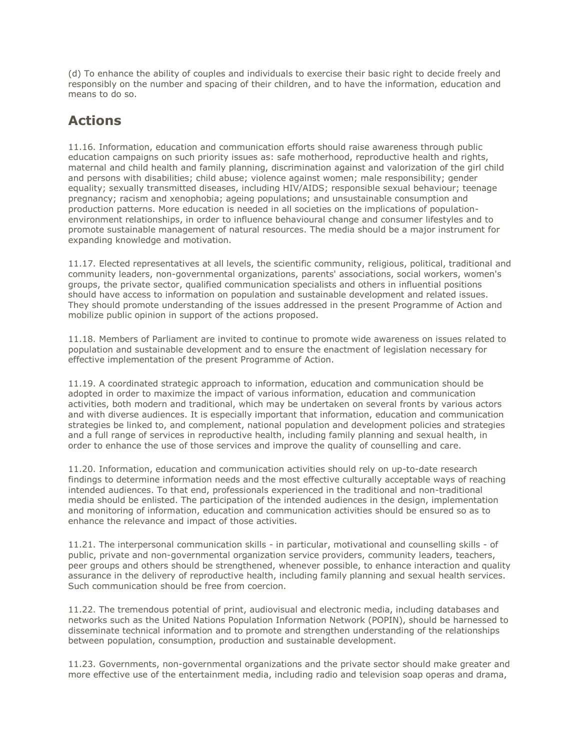(d) To enhance the ability of couples and individuals to exercise their basic right to decide freely and responsibly on the number and spacing of their children, and to have the information, education and means to do so.

## Actions

11.16. Information, education and communication efforts should raise awareness through public education campaigns on such priority issues as: safe motherhood, reproductive health and rights, maternal and child health and family planning, discrimination against and valorization of the girl child and persons with disabilities; child abuse; violence against women; male responsibility; gender equality; sexually transmitted diseases, including HIV/AIDS; responsible sexual behaviour; teenage pregnancy; racism and xenophobia; ageing populations; and unsustainable consumption and production patterns. More education is needed in all societies on the implications of population-environment relationships, in order to influence behavioural change and consumer lifestyles and to promote sustainable management of natural resources. The media should be a major instrument for expanding knowledge and motivation.

11.17. Elected representatives at all levels, the scientific community, religious, political, traditional and community leaders, non-governmental organizations, parents' associations, social workers, women's groups, the private sector, qualified communication specialists and others in influential positions should have access to information on population and sustainable development and related issues. They should promote understanding of the issues addressed in the present Programme of Action and mobilize public opinion in support of the actions proposed.

11.18. Members of Parliament are invited to continue to promote wide awareness on issues related to population and sustainable development and to ensure the enactment of legislation necessary for effective implementation of the present Programme of Action.

11.19. A coordinated strategic approach to information, education and communication should be adopted in order to maximize the impact of various information, education and communication activities, both modern and traditional, which may be undertaken on several fronts by various actors and with diverse audiences. It is especially important that information, education and communication strategies be linked to, and complement, national population and development policies and strategies and a full range of services in reproductive health, including family planning and sexual health, in order to enhance the use of those services and improve the quality of counselling and care.

11.20. Information, education and communication activities should rely on up-to-date research findings to determine information needs and the most effective culturally acceptable ways of reaching intended audiences. To that end, professionals experienced in the traditional and non-traditional media should be enlisted. The participation of the intended audiences in the design, implementation and monitoring of information, education and communication activities should be ensured so as to enhance the relevance and impact of those activities.

11.21. The interpersonal communication skills - in particular, motivational and counselling skills - of public, private and non-governmental organization service providers, community leaders, teachers, peer groups and others should be strengthened, whenever possible, to enhance interaction and quality assurance in the delivery of reproductive health, including family planning and sexual health services. Such communication should be free from coercion.

11.22. The tremendous potential of print, audiovisual and electronic media, including databases and networks such as the United Nations Population Information Network (POPIN), should be harnessed to disseminate technical information and to promote and strengthen understanding of the relationships between population, consumption, production and sustainable development.

11.23. Governments, non-governmental organizations and the private sector should make greater and more effective use of the entertainment media, including radio and television soap operas and drama,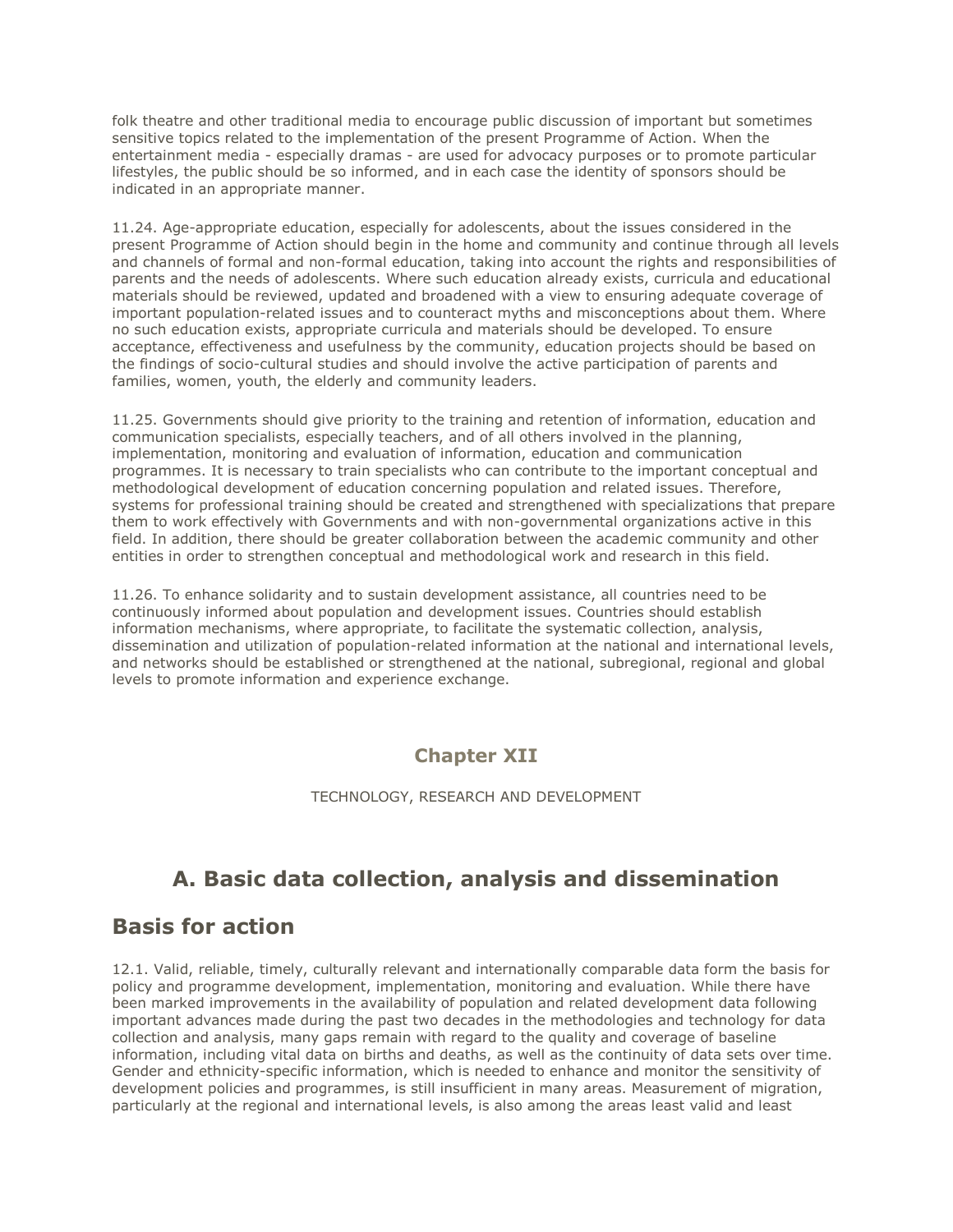folk theatre and other traditional media to encourage public discussion of important but sometimes sensitive topics related to the implementation of the present Programme of Action. When the entertainment media - especially dramas - are used for advocacy purposes or to promote particular lifestyles, the public should be so informed, and in each case the identity of sponsors should be indicated in an appropriate manner.

11.24. Age-appropriate education, especially for adolescents, about the issues considered in the present Programme of Action should begin in the home and community and continue through all levels and channels of formal and non-formal education, taking into account the rights and responsibilities of parents and the needs of adolescents. Where such education already exists, curricula and educational materials should be reviewed, updated and broadened with a view to ensuring adequate coverage of important population-related issues and to counteract myths and misconceptions about them. Where no such education exists, appropriate curricula and materials should be developed. To ensure acceptance, effectiveness and usefulness by the community, education projects should be based on the findings of socio-cultural studies and should involve the active participation of parents and families, women, youth, the elderly and community leaders.

11.25. Governments should give priority to the training and retention of information, education and communication specialists, especially teachers, and of all others involved in the planning, implementation, monitoring and evaluation of information, education and communication programmes. It is necessary to train specialists who can contribute to the important conceptual and methodological development of education concerning population and related issues. Therefore, systems for professional training should be created and strengthened with specializations that prepare them to work effectively with Governments and with non-governmental organizations active in this field. In addition, there should be greater collaboration between the academic community and other entities in order to strengthen conceptual and methodological work and research in this field.

11.26. To enhance solidarity and to sustain development assistance, all countries need to be continuously informed about population and development issues. Countries should establish information mechanisms, where appropriate, to facilitate the systematic collection, analysis, dissemination and utilization of population-related information at the national and international levels, and networks should be established or strengthened at the national, subregional, regional and global levels to promote information and experience exchange.

### Chapter XII

TECHNOLOGY, RESEARCH AND DEVELOPMENT

## A. Basic data collection, analysis and dissemination

## Basis for action

12.1. Valid, reliable, timely, culturally relevant and internationally comparable data form the basis for policy and programme development, implementation, monitoring and evaluation. While there have been marked improvements in the availability of population and related development data following important advances made during the past two decades in the methodologies and technology for data collection and analysis, many gaps remain with regard to the quality and coverage of baseline information, including vital data on births and deaths, as well as the continuity of data sets over time. Gender and ethnicity-specific information, which is needed to enhance and monitor the sensitivity of development policies and programmes, is still insufficient in many areas. Measurement of migration, particularly at the regional and international levels, is also among the areas least valid and least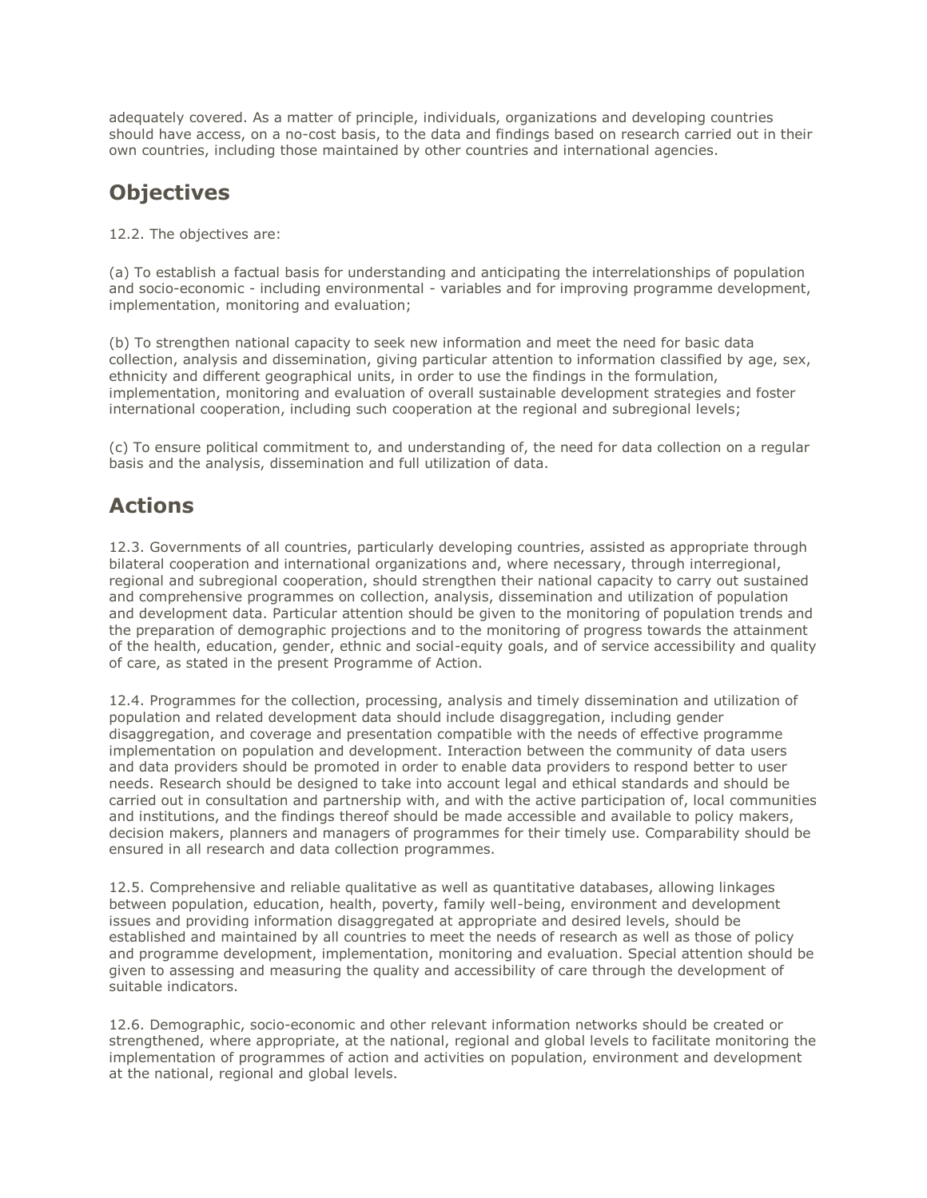adequately covered. As a matter of principle, individuals, organizations and developing countries should have access, on a no-cost basis, to the data and findings based on research carried out in their own countries, including those maintained by other countries and international agencies.

## Objectives

12.2. The objectives are:

(a) To establish a factual basis for understanding and anticipating the interrelationships of population and socio-economic - including environmental - variables and for improving programme development, implementation, monitoring and evaluation;

(b) To strengthen national capacity to seek new information and meet the need for basic data collection, analysis and dissemination, giving particular attention to information classified by age, sex, ethnicity and different geographical units, in order to use the findings in the formulation, implementation, monitoring and evaluation of overall sustainable development strategies and foster international cooperation, including such cooperation at the regional and subregional levels;

(c) To ensure political commitment to, and understanding of, the need for data collection on a regular basis and the analysis, dissemination and full utilization of data.

## Actions

12.3. Governments of all countries, particularly developing countries, assisted as appropriate through bilateral cooperation and international organizations and, where necessary, through interregional, regional and subregional cooperation, should strengthen their national capacity to carry out sustained and comprehensive programmes on collection, analysis, dissemination and utilization of population and development data. Particular attention should be given to the monitoring of population trends and the preparation of demographic projections and to the monitoring of progress towards the attainment of the health, education, gender, ethnic and social-equity goals, and of service accessibility and quality of care, as stated in the present Programme of Action.

12.4. Programmes for the collection, processing, analysis and timely dissemination and utilization of population and related development data should include disaggregation, including gender disaggregation, and coverage and presentation compatible with the needs of effective programme implementation on population and development. Interaction between the community of data users and data providers should be promoted in order to enable data providers to respond better to user needs. Research should be designed to take into account legal and ethical standards and should be carried out in consultation and partnership with, and with the active participation of, local communities and institutions, and the findings thereof should be made accessible and available to policy makers, decision makers, planners and managers of programmes for their timely use. Comparability should be ensured in all research and data collection programmes.

12.5. Comprehensive and reliable qualitative as well as quantitative databases, allowing linkages between population, education, health, poverty, family well-being, environment and development issues and providing information disaggregated at appropriate and desired levels, should be established and maintained by all countries to meet the needs of research as well as those of policy and programme development, implementation, monitoring and evaluation. Special attention should be given to assessing and measuring the quality and accessibility of care through the development of suitable indicators.

12.6. Demographic, socio-economic and other relevant information networks should be created or strengthened, where appropriate, at the national, regional and global levels to facilitate monitoring the implementation of programmes of action and activities on population, environment and development at the national, regional and global levels.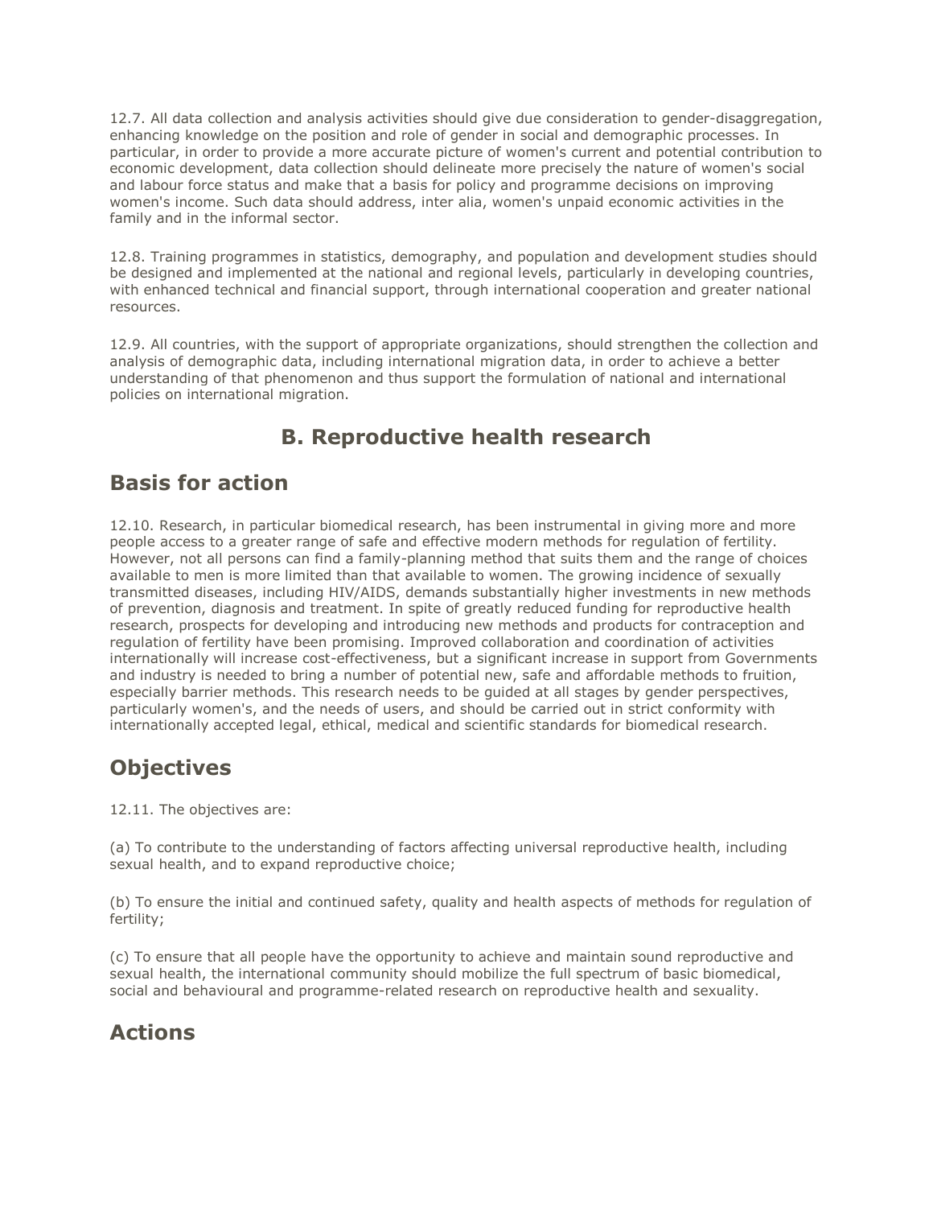12.7. All data collection and analysis activities should give due consideration to gender-disaggregation, enhancing knowledge on the position and role of gender in social and demographic processes. In particular, in order to provide a more accurate picture of women's current and potential contribution to economic development, data collection should delineate more precisely the nature of women's social and labour force status and make that a basis for policy and programme decisions on improving women's income. Such data should address, inter alia, women's unpaid economic activities in the family and in the informal sector.

12.8. Training programmes in statistics, demography, and population and development studies should be designed and implemented at the national and regional levels, particularly in developing countries, with enhanced technical and financial support, through international cooperation and greater national resources.

12.9. All countries, with the support of appropriate organizations, should strengthen the collection and analysis of demographic data, including international migration data, in order to achieve a better understanding of that phenomenon and thus support the formulation of national and international policies on international migration.

# B. Reproductive health research

## Basis for action

12.10. Research, in particular biomedical research, has been instrumental in giving more and more people access to a greater range of safe and effective modern methods for regulation of fertility. However, not all persons can find a family-planning method that suits them and the range of choices available to men is more limited than that available to women. The growing incidence of sexually transmitted diseases, including HIV/AIDS, demands substantially higher investments in new methods of prevention, diagnosis and treatment. In spite of greatly reduced funding for reproductive health research, prospects for developing and introducing new methods and products for contraception and regulation of fertility have been promising. Improved collaboration and coordination of activities internationally will increase cost-effectiveness, but a significant increase in support from Governments and industry is needed to bring a number of potential new, safe and affordable methods to fruition, especially barrier methods. This research needs to be guided at all stages by gender perspectives, particularly women's, and the needs of users, and should be carried out in strict conformity with internationally accepted legal, ethical, medical and scientific standards for biomedical research.

## Objectives

12.11. The objectives are:

(a) To contribute to the understanding of factors affecting universal reproductive health, including sexual health, and to expand reproductive choice;

(b) To ensure the initial and continued safety, quality and health aspects of methods for regulation of fertility;

(c) To ensure that all people have the opportunity to achieve and maintain sound reproductive and sexual health, the international community should mobilize the full spectrum of basic biomedical, social and behavioural and programme-related research on reproductive health and sexuality.

## Actions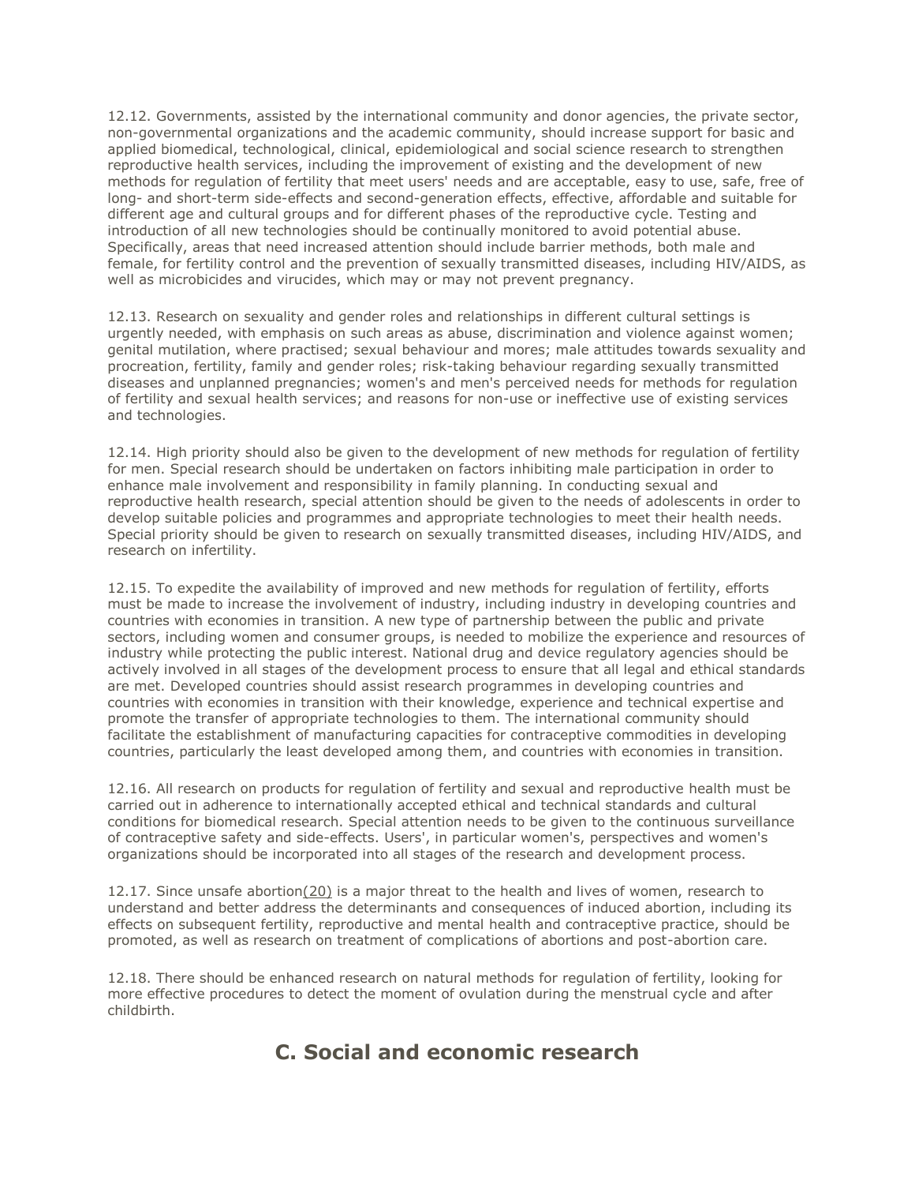12.12. Governments, assisted by the international community and donor agencies, the private sector, non-governmental organizations and the academic community, should increase support for basic and applied biomedical, technological, clinical, epidemiological and social science research to strengthen reproductive health services, including the improvement of existing and the development of new methods for regulation of fertility that meet users' needs and are acceptable, easy to use, safe, free of long- and short-term side-effects and second-generation effects, effective, affordable and suitable for different age and cultural groups and for different phases of the reproductive cycle. Testing and introduction of all new technologies should be continually monitored to avoid potential abuse. Specifically, areas that need increased attention should include barrier methods, both male and female, for fertility control and the prevention of sexually transmitted diseases, including HIV/AIDS, as well as microbicides and virucides, which may or may not prevent pregnancy.

12.13. Research on sexuality and gender roles and relationships in different cultural settings is urgently needed, with emphasis on such areas as abuse, discrimination and violence against women; genital mutilation, where practised; sexual behaviour and mores; male attitudes towards sexuality and procreation, fertility, family and gender roles; risk-taking behaviour regarding sexually transmitted diseases and unplanned pregnancies; women's and men's perceived needs for methods for regulation of fertility and sexual health services; and reasons for non-use or ineffective use of existing services and technologies.

12.14. High priority should also be given to the development of new methods for regulation of fertility for men. Special research should be undertaken on factors inhibiting male participation in order to enhance male involvement and responsibility in family planning. In conducting sexual and reproductive health research, special attention should be given to the needs of adolescents in order to develop suitable policies and programmes and appropriate technologies to meet their health needs. Special priority should be given to research on sexually transmitted diseases, including HIV/AIDS, and research on infertility.

12.15. To expedite the availability of improved and new methods for regulation of fertility, efforts must be made to increase the involvement of industry, including industry in developing countries and countries with economies in transition. A new type of partnership between the public and private sectors, including women and consumer groups, is needed to mobilize the experience and resources of industry while protecting the public interest. National drug and device regulatory agencies should be actively involved in all stages of the development process to ensure that all legal and ethical standards are met. Developed countries should assist research programmes in developing countries and countries with economies in transition with their knowledge, experience and technical expertise and promote the transfer of appropriate technologies to them. The international community should facilitate the establishment of manufacturing capacities for contraceptive commodities in developing countries, particularly the least developed among them, and countries with economies in transition.

12.16. All research on products for regulation of fertility and sexual and reproductive health must be carried out in adherence to internationally accepted ethical and technical standards and cultural conditions for biomedical research. Special attention needs to be given to the continuous surveillance of contraceptive safety and side-effects. Users', in particular women's, perspectives and women's organizations should be incorporated into all stages of the research and development process.

12.17. Since unsafe abortion(20) is a major threat to the health and lives of women, research to understand and better address the determinants and consequences of induced abortion, including its effects on subsequent fertility, reproductive and mental health and contraceptive practice, should be promoted, as well as research on treatment of complications of abortions and post-abortion care.

12.18. There should be enhanced research on natural methods for regulation of fertility, looking for more effective procedures to detect the moment of ovulation during the menstrual cycle and after childbirth.

## C. Social and economic research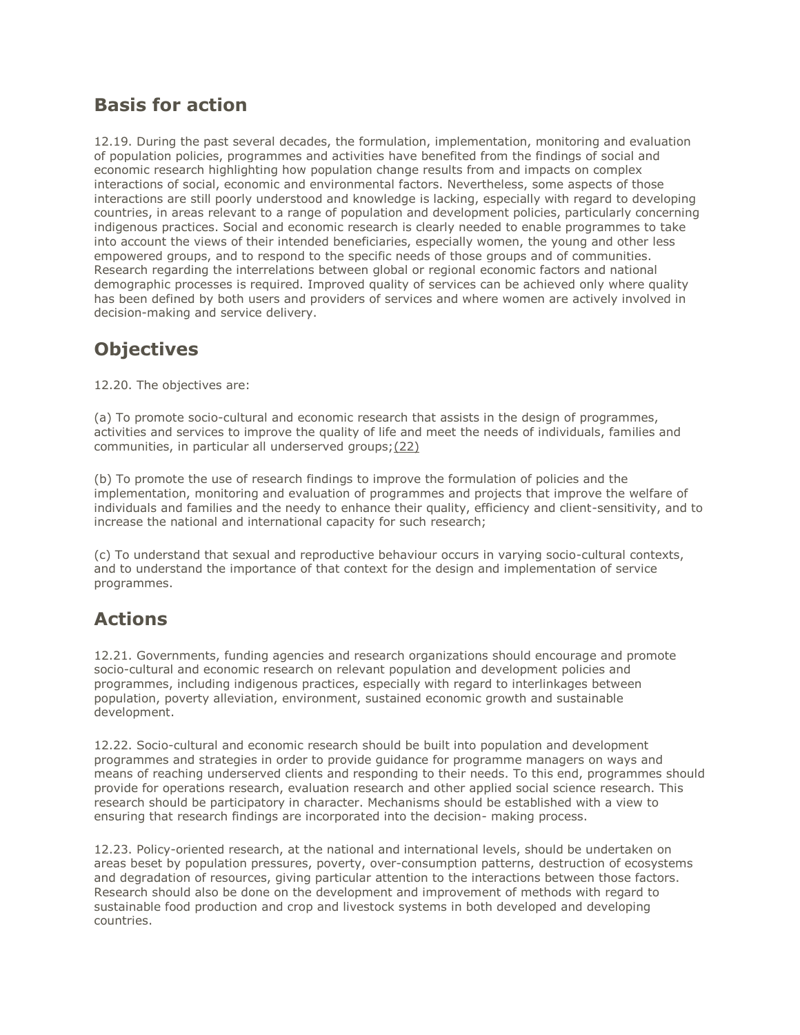## Basis for action

12.19. During the past several decades, the formulation, implementation, monitoring and evaluation of population policies, programmes and activities have benefited from the findings of social and economic research highlighting how population change results from and impacts on complex interactions of social, economic and environmental factors. Nevertheless, some aspects of those interactions are still poorly understood and knowledge is lacking, especially with regard to developing countries, in areas relevant to a range of population and development policies, particularly concerning indigenous practices. Social and economic research is clearly needed to enable programmes to take into account the views of their intended beneficiaries, especially women, the young and other less empowered groups, and to respond to the specific needs of those groups and of communities. Research regarding the interrelations between global or regional economic factors and national demographic processes is required. Improved quality of services can be achieved only where quality has been defined by both users and providers of services and where women are actively involved in decision-making and service delivery.

## Objectives

12.20. The objectives are:

(a) To promote socio-cultural and economic research that assists in the design of programmes, activities and services to improve the quality of life and meet the needs of individuals, families and communities, in particular all underserved groups;(22)

(b) To promote the use of research findings to improve the formulation of policies and the implementation, monitoring and evaluation of programmes and projects that improve the welfare of individuals and families and the needy to enhance their quality, efficiency and client-sensitivity, and to increase the national and international capacity for such research;

(c) To understand that sexual and reproductive behaviour occurs in varying socio-cultural contexts, and to understand the importance of that context for the design and implementation of service programmes.

## Actions

12.21. Governments, funding agencies and research organizations should encourage and promote socio-cultural and economic research on relevant population and development policies and programmes, including indigenous practices, especially with regard to interlinkages between population, poverty alleviation, environment, sustained economic growth and sustainable development.

12.22. Socio-cultural and economic research should be built into population and development programmes and strategies in order to provide guidance for programme managers on ways and means of reaching underserved clients and responding to their needs. To this end, programmes should provide for operations research, evaluation research and other applied social science research. This research should be participatory in character. Mechanisms should be established with a view to ensuring that research findings are incorporated into the decision- making process.

12.23. Policy-oriented research, at the national and international levels, should be undertaken on areas beset by population pressures, poverty, over-consumption patterns, destruction of ecosystems and degradation of resources, giving particular attention to the interactions between those factors. Research should also be done on the development and improvement of methods with regard to sustainable food production and crop and livestock systems in both developed and developing countries.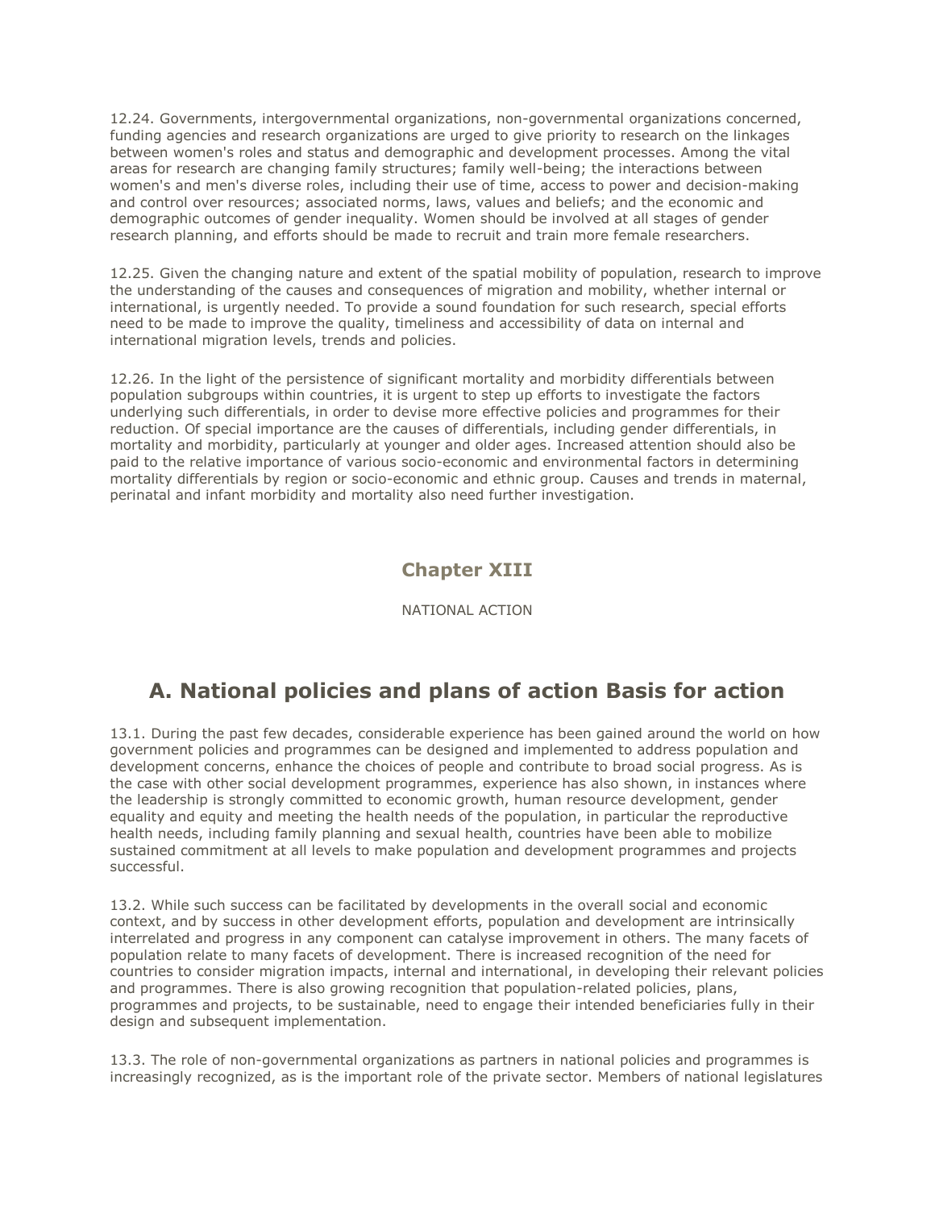12.24. Governments, intergovernmental organizations, non-governmental organizations concerned, funding agencies and research organizations are urged to give priority to research on the linkages between women's roles and status and demographic and development processes. Among the vital areas for research are changing family structures; family well-being; the interactions between women's and men's diverse roles, including their use of time, access to power and decision-making and control over resources; associated norms, laws, values and beliefs; and the economic and demographic outcomes of gender inequality. Women should be involved at all stages of gender research planning, and efforts should be made to recruit and train more female researchers.

12.25. Given the changing nature and extent of the spatial mobility of population, research to improve the understanding of the causes and consequences of migration and mobility, whether internal or international, is urgently needed. To provide a sound foundation for such research, special efforts need to be made to improve the quality, timeliness and accessibility of data on internal and international migration levels, trends and policies.

12.26. In the light of the persistence of significant mortality and morbidity differentials between population subgroups within countries, it is urgent to step up efforts to investigate the factors underlying such differentials, in order to devise more effective policies and programmes for their reduction. Of special importance are the causes of differentials, including gender differentials, in mortality and morbidity, particularly at younger and older ages. Increased attention should also be paid to the relative importance of various socio-economic and environmental factors in determining mortality differentials by region or socio-economic and ethnic group. Causes and trends in maternal, perinatal and infant morbidity and mortality also need further investigation.

### Chapter XIII

NATIONAL ACTION

## A. National policies and plans of action Basis for action

13.1. During the past few decades, considerable experience has been gained around the world on how government policies and programmes can be designed and implemented to address population and development concerns, enhance the choices of people and contribute to broad social progress. As is the case with other social development programmes, experience has also shown, in instances where the leadership is strongly committed to economic growth, human resource development, gender equality and equity and meeting the health needs of the population, in particular the reproductive health needs, including family planning and sexual health, countries have been able to mobilize sustained commitment at all levels to make population and development programmes and projects successful.

13.2. While such success can be facilitated by developments in the overall social and economic context, and by success in other development efforts, population and development are intrinsically interrelated and progress in any component can catalyse improvement in others. The many facets of population relate to many facets of development. There is increased recognition of the need for countries to consider migration impacts, internal and international, in developing their relevant policies and programmes. There is also growing recognition that population-related policies, plans, programmes and projects, to be sustainable, need to engage their intended beneficiaries fully in their design and subsequent implementation.

13.3. The role of non-governmental organizations as partners in national policies and programmes is increasingly recognized, as is the important role of the private sector. Members of national legislatures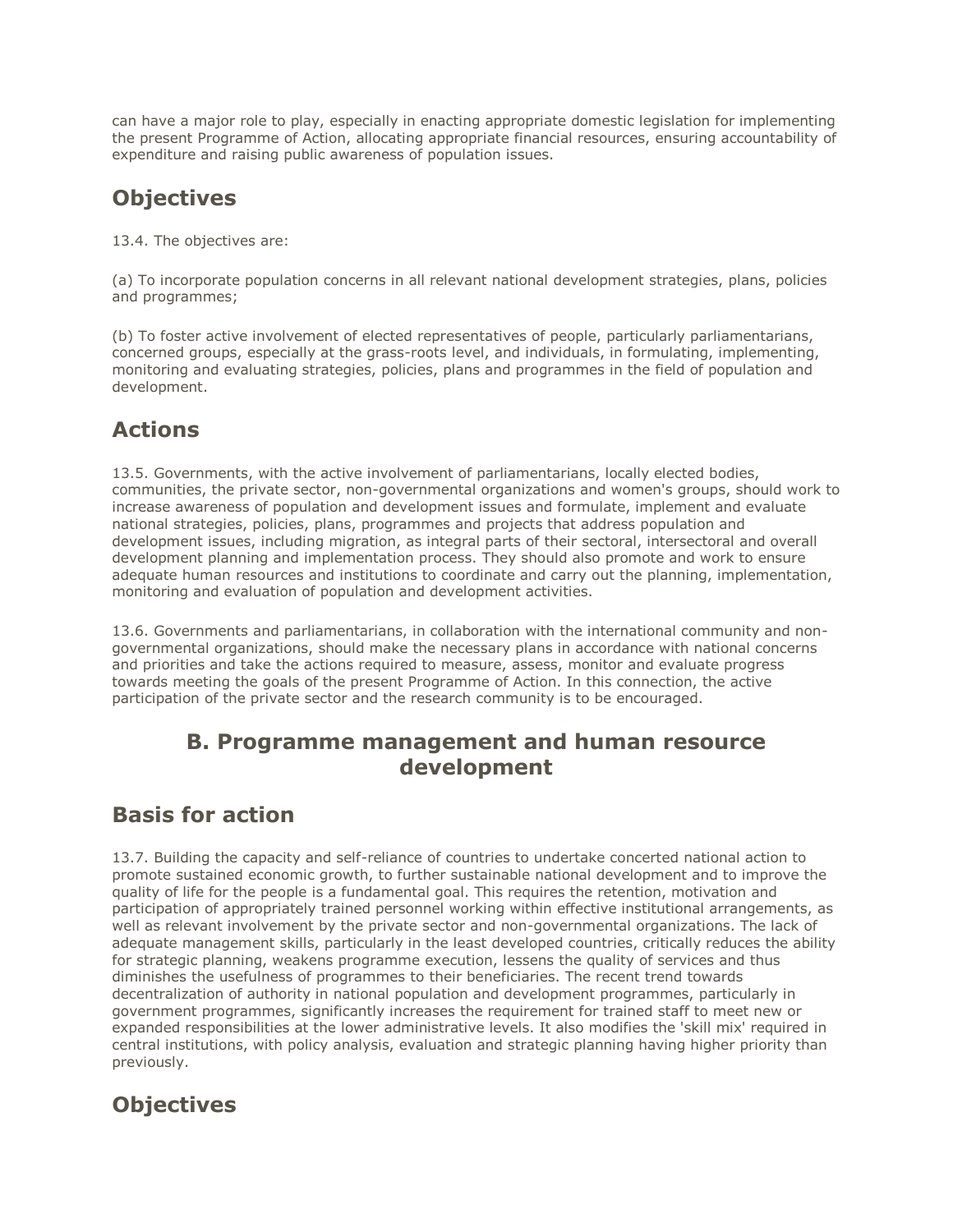can have a major role to play, especially in enacting appropriate domestic legislation for implementing the present Programme of Action, allocating appropriate financial resources, ensuring accountability of expenditure and raising public awareness of population issues.

## Objectives

13.4. The objectives are:

(a) To incorporate population concerns in all relevant national development strategies, plans, policies and programmes;

(b) To foster active involvement of elected representatives of people, particularly parliamentarians, concerned groups, especially at the grass-roots level, and individuals, in formulating, implementing, monitoring and evaluating strategies, policies, plans and programmes in the field of population and development.

## Actions

13.5. Governments, with the active involvement of parliamentarians, locally elected bodies, communities, the private sector, non-governmental organizations and women's groups, should work to increase awareness of population and development issues and formulate, implement and evaluate national strategies, policies, plans, programmes and projects that address population and development issues, including migration, as integral parts of their sectoral, intersectoral and overall development planning and implementation process. They should also promote and work to ensure adequate human resources and institutions to coordinate and carry out the planning, implementation, monitoring and evaluation of population and development activities.

13.6. Governments and parliamentarians, in collaboration with the international community and non-governmental organizations, should make the necessary plans in accordance with national concerns and priorities and take the actions required to measure, assess, monitor and evaluate progress towards meeting the goals of the present Programme of Action. In this connection, the active participation of the private sector and the research community is to be encouraged.

# B. Programme management and human resource development

## Basis for action

13.7. Building the capacity and self-reliance of countries to undertake concerted national action to promote sustained economic growth, to further sustainable national development and to improve the quality of life for the people is a fundamental goal. This requires the retention, motivation and participation of appropriately trained personnel working within effective institutional arrangements, as well as relevant involvement by the private sector and non-governmental organizations. The lack of adequate management skills, particularly in the least developed countries, critically reduces the ability for strategic planning, weakens programme execution, lessens the quality of services and thus diminishes the usefulness of programmes to their beneficiaries. The recent trend towards decentralization of authority in national population and development programmes, particularly in government programmes, significantly increases the requirement for trained staff to meet new or expanded responsibilities at the lower administrative levels. It also modifies the 'skill mix' required in central institutions, with policy analysis, evaluation and strategic planning having higher priority than previously.

## Objectives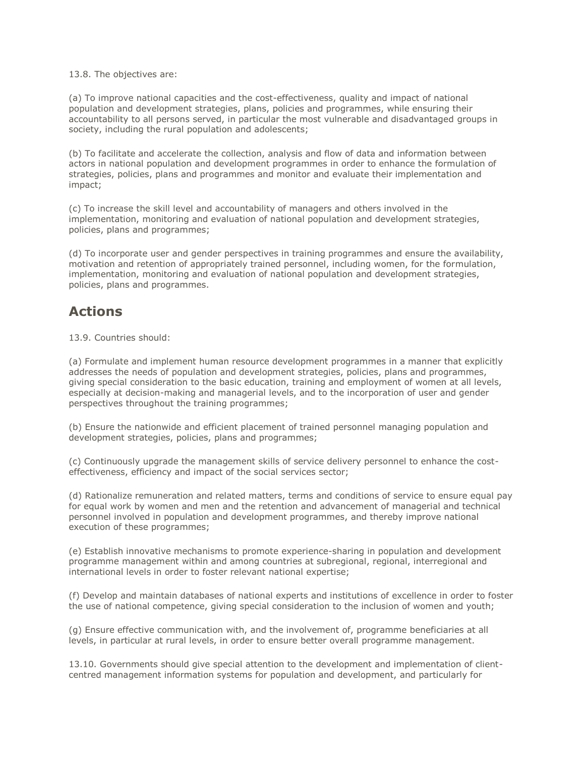13.8. The objectives are:

(a) To improve national capacities and the cost-effectiveness, quality and impact of national population and development strategies, plans, policies and programmes, while ensuring their accountability to all persons served, in particular the most vulnerable and disadvantaged groups in society, including the rural population and adolescents;

(b) To facilitate and accelerate the collection, analysis and flow of data and information between actors in national population and development programmes in order to enhance the formulation of strategies, policies, plans and programmes and monitor and evaluate their implementation and impact;

(c) To increase the skill level and accountability of managers and others involved in the implementation, monitoring and evaluation of national population and development strategies, policies, plans and programmes;

(d) To incorporate user and gender perspectives in training programmes and ensure the availability, motivation and retention of appropriately trained personnel, including women, for the formulation, implementation, monitoring and evaluation of national population and development strategies, policies, plans and programmes.

## Actions

13.9. Countries should:

(a) Formulate and implement human resource development programmes in a manner that explicitly addresses the needs of population and development strategies, policies, plans and programmes, giving special consideration to the basic education, training and employment of women at all levels, especially at decision-making and managerial levels, and to the incorporation of user and gender perspectives throughout the training programmes;

(b) Ensure the nationwide and efficient placement of trained personnel managing population and development strategies, policies, plans and programmes;

(c) Continuously upgrade the management skills of service delivery personnel to enhance the cost-effectiveness, efficiency and impact of the social services sector;

(d) Rationalize remuneration and related matters, terms and conditions of service to ensure equal pay for equal work by women and men and the retention and advancement of managerial and technical personnel involved in population and development programmes, and thereby improve national execution of these programmes;

(e) Establish innovative mechanisms to promote experience-sharing in population and development programme management within and among countries at subregional, regional, interregional and international levels in order to foster relevant national expertise;

(f) Develop and maintain databases of national experts and institutions of excellence in order to foster the use of national competence, giving special consideration to the inclusion of women and youth;

(g) Ensure effective communication with, and the involvement of, programme beneficiaries at all levels, in particular at rural levels, in order to ensure better overall programme management.

13.10. Governments should give special attention to the development and implementation of client-centred management information systems for population and development, and particularly for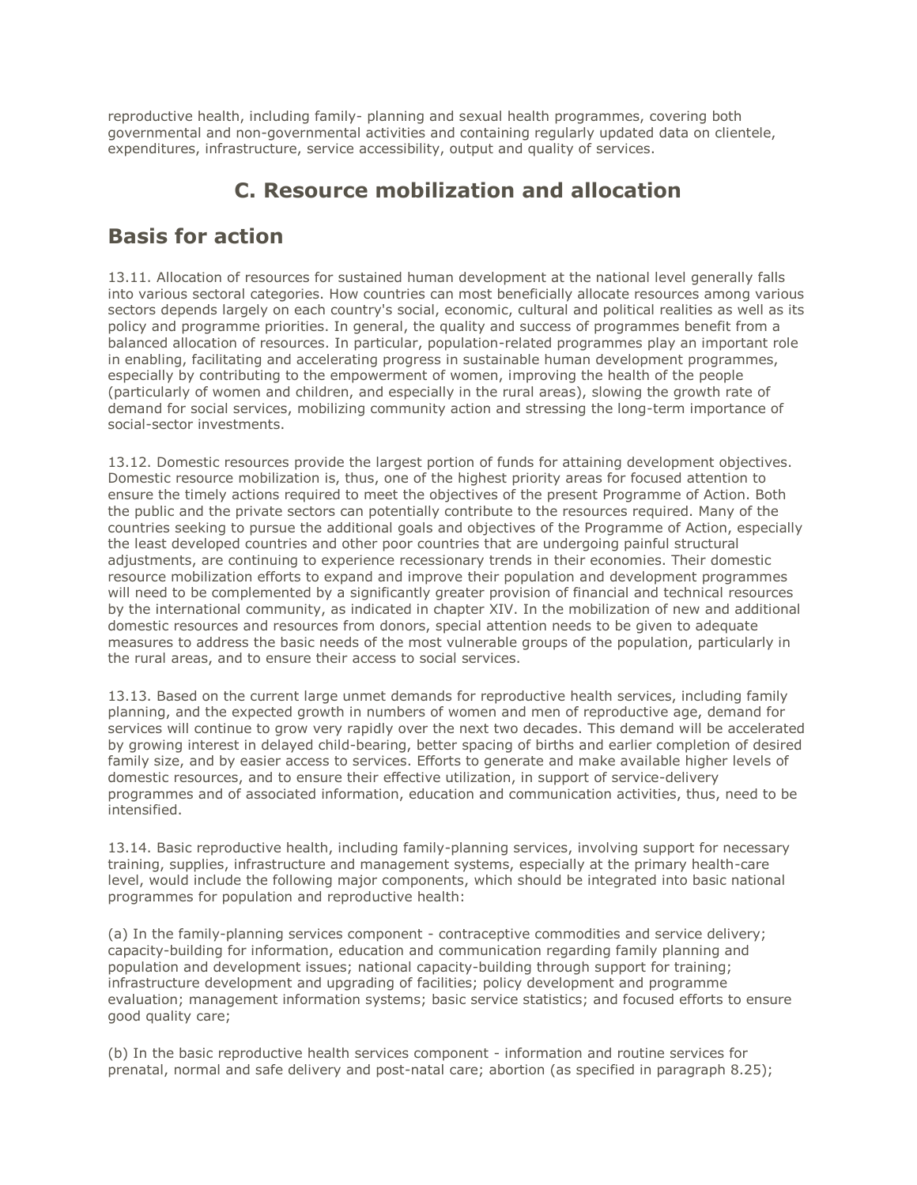reproductive health, including family- planning and sexual health programmes, covering both governmental and non-governmental activities and containing regularly updated data on clientele, expenditures, infrastructure, service accessibility, output and quality of services.

## C. Resource mobilization and allocation

## Basis for action

13.11. Allocation of resources for sustained human development at the national level generally falls into various sectoral categories. How countries can most beneficially allocate resources among various sectors depends largely on each country's social, economic, cultural and political realities as well as its policy and programme priorities. In general, the quality and success of programmes benefit from a balanced allocation of resources. In particular, population-related programmes play an important role in enabling, facilitating and accelerating progress in sustainable human development programmes, especially by contributing to the empowerment of women, improving the health of the people (particularly of women and children, and especially in the rural areas), slowing the growth rate of demand for social services, mobilizing community action and stressing the long-term importance of social-sector investments.

13.12. Domestic resources provide the largest portion of funds for attaining development objectives. Domestic resource mobilization is, thus, one of the highest priority areas for focused attention to ensure the timely actions required to meet the objectives of the present Programme of Action. Both the public and the private sectors can potentially contribute to the resources required. Many of the countries seeking to pursue the additional goals and objectives of the Programme of Action, especially the least developed countries and other poor countries that are undergoing painful structural adjustments, are continuing to experience recessionary trends in their economies. Their domestic resource mobilization efforts to expand and improve their population and development programmes will need to be complemented by a significantly greater provision of financial and technical resources by the international community, as indicated in chapter XIV. In the mobilization of new and additional domestic resources and resources from donors, special attention needs to be given to adequate measures to address the basic needs of the most vulnerable groups of the population, particularly in the rural areas, and to ensure their access to social services.

13.13. Based on the current large unmet demands for reproductive health services, including family planning, and the expected growth in numbers of women and men of reproductive age, demand for services will continue to grow very rapidly over the next two decades. This demand will be accelerated by growing interest in delayed child-bearing, better spacing of births and earlier completion of desired family size, and by easier access to services. Efforts to generate and make available higher levels of domestic resources, and to ensure their effective utilization, in support of service-delivery programmes and of associated information, education and communication activities, thus, need to be intensified.

13.14. Basic reproductive health, including family-planning services, involving support for necessary training, supplies, infrastructure and management systems, especially at the primary health-care level, would include the following major components, which should be integrated into basic national programmes for population and reproductive health:

(a) In the family-planning services component - contraceptive commodities and service delivery; capacity-building for information, education and communication regarding family planning and population and development issues; national capacity-building through support for training; infrastructure development and upgrading of facilities; policy development and programme evaluation; management information systems; basic service statistics; and focused efforts to ensure good quality care;

(b) In the basic reproductive health services component - information and routine services for prenatal, normal and safe delivery and post-natal care; abortion (as specified in paragraph 8.25);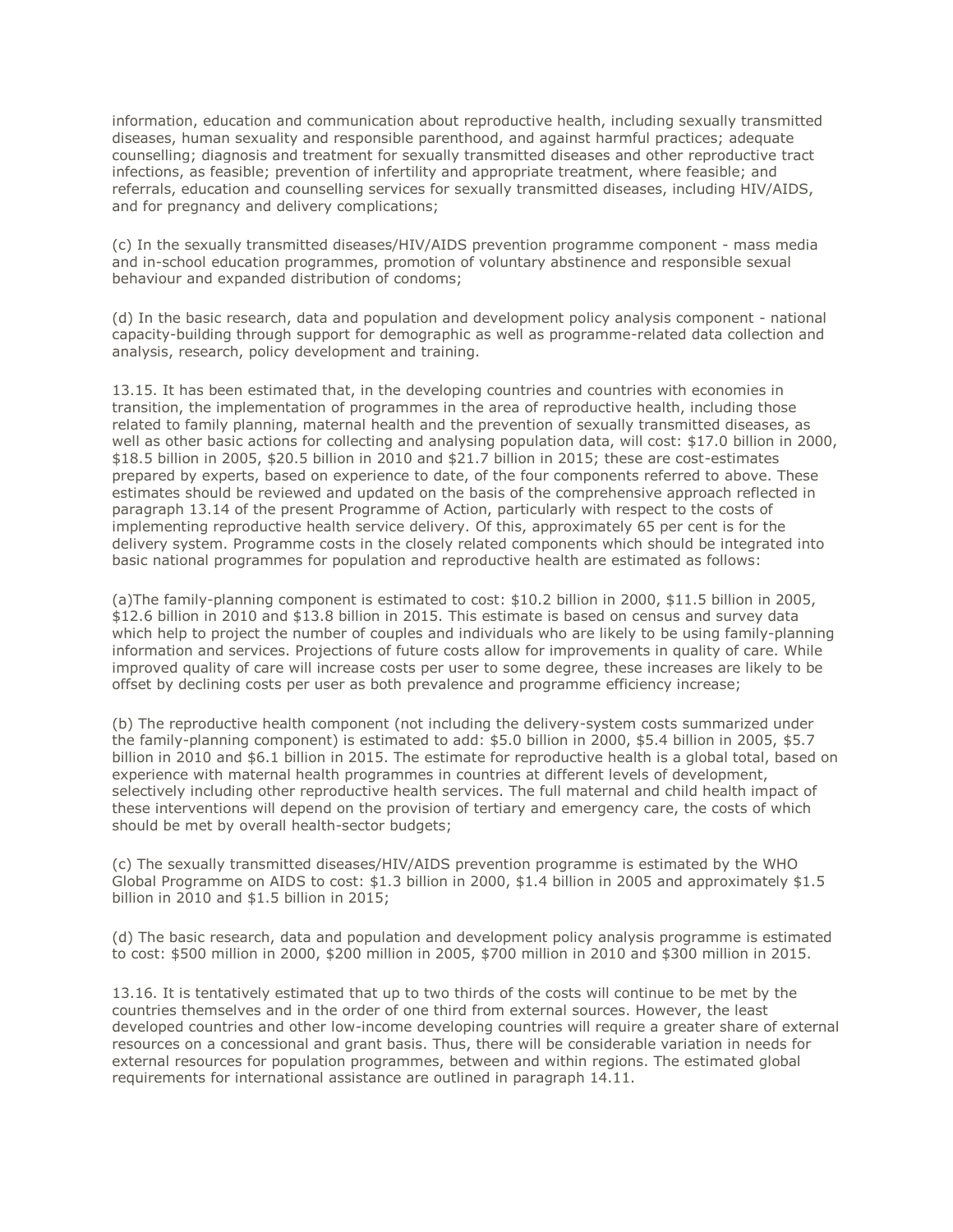information, education and communication about reproductive health, including sexually transmitted diseases, human sexuality and responsible parenthood, and against harmful practices; adequate counselling; diagnosis and treatment for sexually transmitted diseases and other reproductive tract infections, as feasible; prevention of infertility and appropriate treatment, where feasible; and referrals, education and counselling services for sexually transmitted diseases, including HIV/AIDS, and for pregnancy and delivery complications;

(c) In the sexually transmitted diseases/HIV/AIDS prevention programme component - mass media and in-school education programmes, promotion of voluntary abstinence and responsible sexual behaviour and expanded distribution of condoms;

(d) In the basic research, data and population and development policy analysis component - national capacity-building through support for demographic as well as programme-related data collection and analysis, research, policy development and training.

13.15. It has been estimated that, in the developing countries and countries with economies in transition, the implementation of programmes in the area of reproductive health, including those related to family planning, maternal health and the prevention of sexually transmitted diseases, as well as other basic actions for collecting and analysing population data, will cost: $17.0 billion in 2000, $18.5 billion in 2005, $20.5 billion in 2010 and $21.7 billion in 2015; these are cost-estimates prepared by experts, based on experience to date, of the four components referred to above. These estimates should be reviewed and updated on the basis of the comprehensive approach reflected in paragraph 13.14 of the present Programme of Action, particularly with respect to the costs of implementing reproductive health service delivery. Of this, approximately 65 per cent is for the delivery system. Programme costs in the closely related components which should be integrated into basic national programmes for population and reproductive health are estimated as follows:

(a)The family-planning component is estimated to cost: $10.2 billion in 2000, $11.5 billion in 2005, $12.6 billion in 2010 and $13.8 billion in 2015. This estimate is based on census and survey data which help to project the number of couples and individuals who are likely to be using family-planning information and services. Projections of future costs allow for improvements in quality of care. While improved quality of care will increase costs per user to some degree, these increases are likely to be offset by declining costs per user as both prevalence and programme efficiency increase;

(b) The reproductive health component (not including the delivery-system costs summarized under the family-planning component) is estimated to add: $5.0 billion in 2000, $5.4 billion in 2005, $5.7 billion in 2010 and $6.1 billion in 2015. The estimate for reproductive health is a global total, based on experience with maternal health programmes in countries at different levels of development, selectively including other reproductive health services. The full maternal and child health impact of these interventions will depend on the provision of tertiary and emergency care, the costs of which should be met by overall health-sector budgets;

(c) The sexually transmitted diseases/HIV/AIDS prevention programme is estimated by the WHO Global Programme on AIDS to cost: $1.3 billion in 2000, $1.4 billion in 2005 and approximately $1.5 billion in 2010 and $1.5 billion in 2015;

(d) The basic research, data and population and development policy analysis programme is estimated to cost: $500 million in 2000, $200 million in 2005, $700 million in 2010 and $300 million in 2015.

13.16. It is tentatively estimated that up to two thirds of the costs will continue to be met by the countries themselves and in the order of one third from external sources. However, the least developed countries and other low-income developing countries will require a greater share of external resources on a concessional and grant basis. Thus, there will be considerable variation in needs for external resources for population programmes, between and within regions. The estimated global requirements for international assistance are outlined in paragraph 14.11.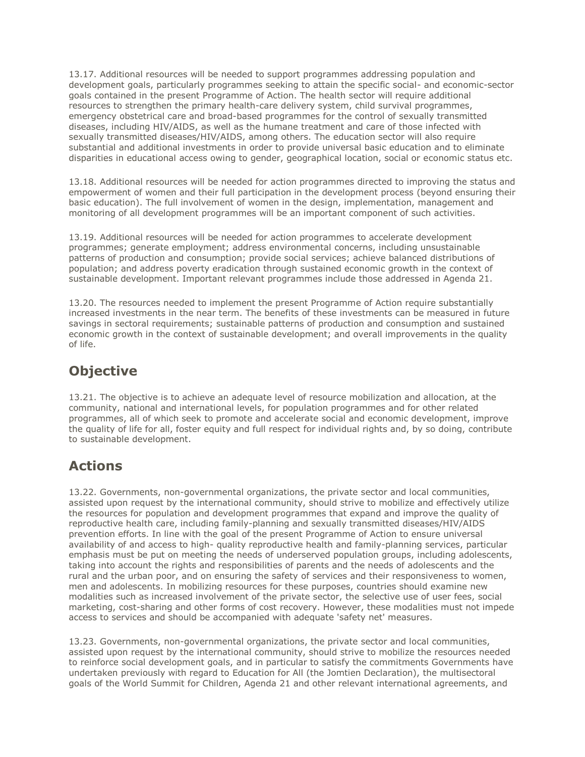13.17. Additional resources will be needed to support programmes addressing population and development goals, particularly programmes seeking to attain the specific social- and economic-sector goals contained in the present Programme of Action. The health sector will require additional resources to strengthen the primary health-care delivery system, child survival programmes, emergency obstetrical care and broad-based programmes for the control of sexually transmitted diseases, including HIV/AIDS, as well as the humane treatment and care of those infected with sexually transmitted diseases/HIV/AIDS, among others. The education sector will also require substantial and additional investments in order to provide universal basic education and to eliminate disparities in educational access owing to gender, geographical location, social or economic status etc.

13.18. Additional resources will be needed for action programmes directed to improving the status and empowerment of women and their full participation in the development process (beyond ensuring their basic education). The full involvement of women in the design, implementation, management and monitoring of all development programmes will be an important component of such activities.

13.19. Additional resources will be needed for action programmes to accelerate development programmes; generate employment; address environmental concerns, including unsustainable patterns of production and consumption; provide social services; achieve balanced distributions of population; and address poverty eradication through sustained economic growth in the context of sustainable development. Important relevant programmes include those addressed in Agenda 21.

13.20. The resources needed to implement the present Programme of Action require substantially increased investments in the near term. The benefits of these investments can be measured in future savings in sectoral requirements; sustainable patterns of production and consumption and sustained economic growth in the context of sustainable development; and overall improvements in the quality of life.

## Objective

13.21. The objective is to achieve an adequate level of resource mobilization and allocation, at the community, national and international levels, for population programmes and for other related programmes, all of which seek to promote and accelerate social and economic development, improve the quality of life for all, foster equity and full respect for individual rights and, by so doing, contribute to sustainable development.

## Actions

13.22. Governments, non-governmental organizations, the private sector and local communities, assisted upon request by the international community, should strive to mobilize and effectively utilize the resources for population and development programmes that expand and improve the quality of reproductive health care, including family-planning and sexually transmitted diseases/HIV/AIDS prevention efforts. In line with the goal of the present Programme of Action to ensure universal availability of and access to high- quality reproductive health and family-planning services, particular emphasis must be put on meeting the needs of underserved population groups, including adolescents, taking into account the rights and responsibilities of parents and the needs of adolescents and the rural and the urban poor, and on ensuring the safety of services and their responsiveness to women, men and adolescents. In mobilizing resources for these purposes, countries should examine new modalities such as increased involvement of the private sector, the selective use of user fees, social marketing, cost-sharing and other forms of cost recovery. However, these modalities must not impede access to services and should be accompanied with adequate 'safety net' measures.

13.23. Governments, non-governmental organizations, the private sector and local communities, assisted upon request by the international community, should strive to mobilize the resources needed to reinforce social development goals, and in particular to satisfy the commitments Governments have undertaken previously with regard to Education for All (the Jomtien Declaration), the multisectoral goals of the World Summit for Children, Agenda 21 and other relevant international agreements, and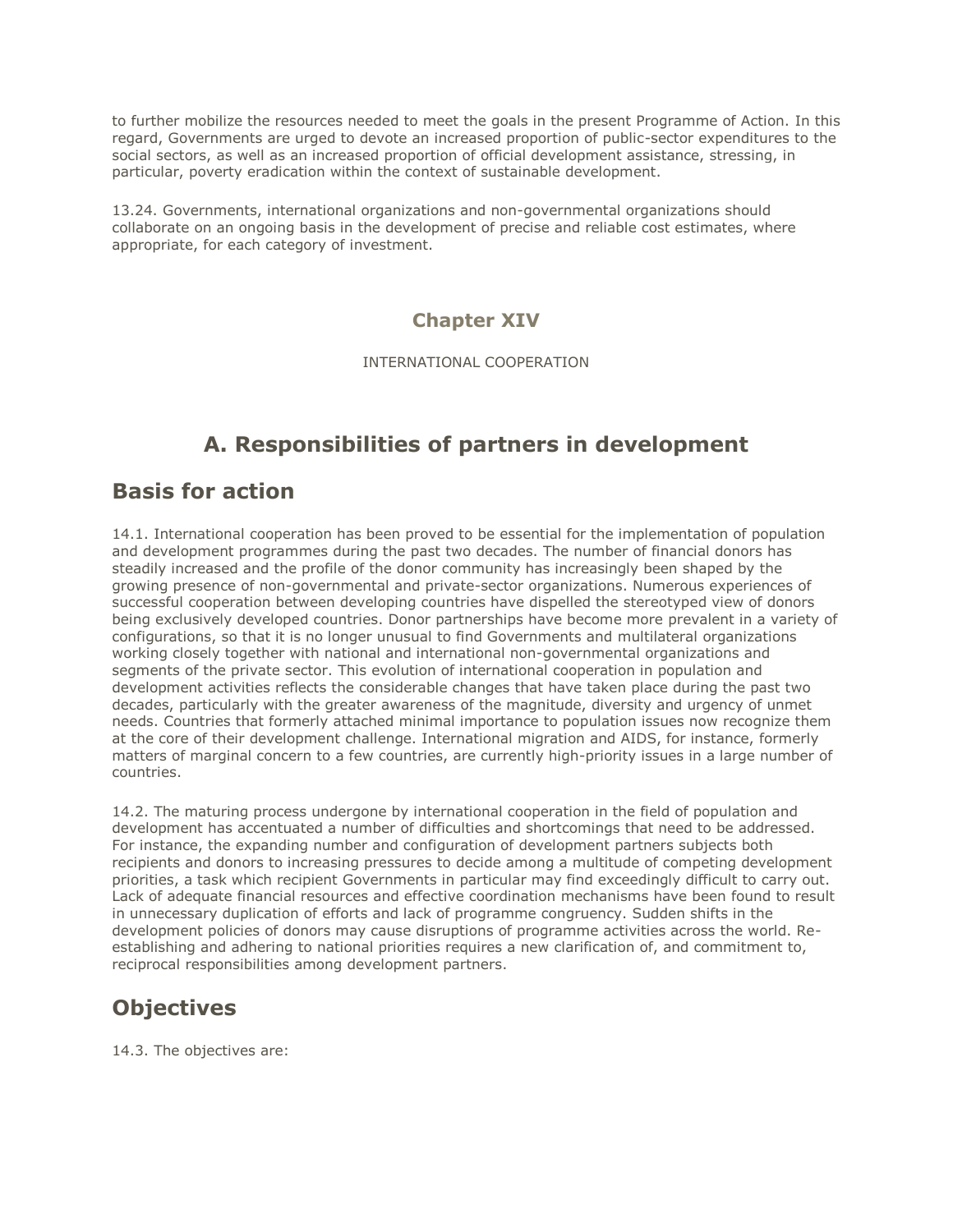to further mobilize the resources needed to meet the goals in the present Programme of Action. In this regard, Governments are urged to devote an increased proportion of public-sector expenditures to the social sectors, as well as an increased proportion of official development assistance, stressing, in particular, poverty eradication within the context of sustainable development.

13.24. Governments, international organizations and non-governmental organizations should collaborate on an ongoing basis in the development of precise and reliable cost estimates, where appropriate, for each category of investment.

# Chapter XIV

INTERNATIONAL COOPERATION

## A. Responsibilities of partners in development

## Basis for action

14.1. International cooperation has been proved to be essential for the implementation of population and development programmes during the past two decades. The number of financial donors has steadily increased and the profile of the donor community has increasingly been shaped by the growing presence of non-governmental and private-sector organizations. Numerous experiences of successful cooperation between developing countries have dispelled the stereotyped view of donors being exclusively developed countries. Donor partnerships have become more prevalent in a variety of configurations, so that it is no longer unusual to find Governments and multilateral organizations working closely together with national and international non-governmental organizations and segments of the private sector. This evolution of international cooperation in population and development activities reflects the considerable changes that have taken place during the past two decades, particularly with the greater awareness of the magnitude, diversity and urgency of unmet needs. Countries that formerly attached minimal importance to population issues now recognize them at the core of their development challenge. International migration and AIDS, for instance, formerly matters of marginal concern to a few countries, are currently high-priority issues in a large number of countries.

14.2. The maturing process undergone by international cooperation in the field of population and development has accentuated a number of difficulties and shortcomings that need to be addressed. For instance, the expanding number and configuration of development partners subjects both recipients and donors to increasing pressures to decide among a multitude of competing development priorities, a task which recipient Governments in particular may find exceedingly difficult to carry out. Lack of adequate financial resources and effective coordination mechanisms have been found to result in unnecessary duplication of efforts and lack of programme congruency. Sudden shifts in the development policies of donors may cause disruptions of programme activities across the world. Re-establishing and adhering to national priorities requires a new clarification of, and commitment to, reciprocal responsibilities among development partners.

## Objectives

14.3. The objectives are: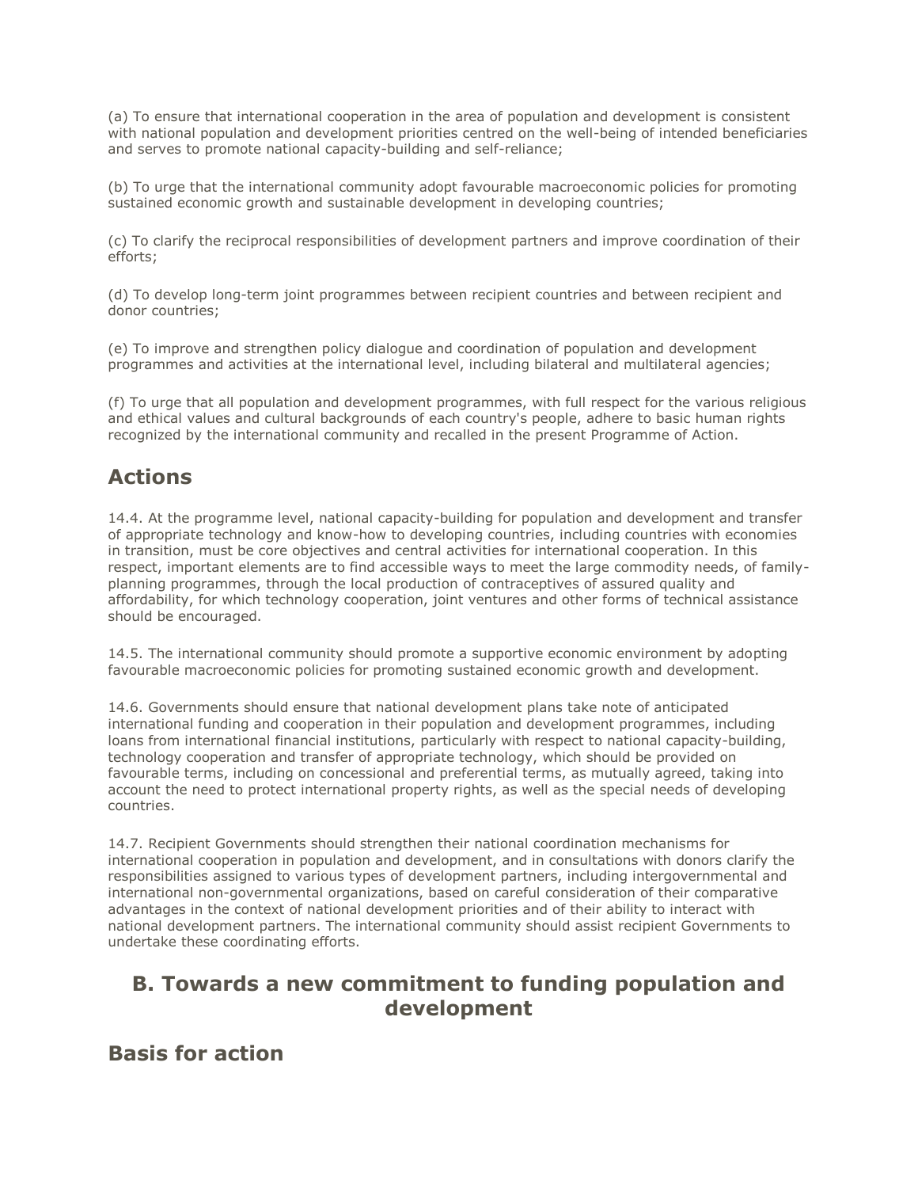(a) To ensure that international cooperation in the area of population and development is consistent with national population and development priorities centred on the well-being of intended beneficiaries and serves to promote national capacity-building and self-reliance;

(b) To urge that the international community adopt favourable macroeconomic policies for promoting sustained economic growth and sustainable development in developing countries;

(c) To clarify the reciprocal responsibilities of development partners and improve coordination of their efforts;

(d) To develop long-term joint programmes between recipient countries and between recipient and donor countries;

(e) To improve and strengthen policy dialogue and coordination of population and development programmes and activities at the international level, including bilateral and multilateral agencies;

(f) To urge that all population and development programmes, with full respect for the various religious and ethical values and cultural backgrounds of each country's people, adhere to basic human rights recognized by the international community and recalled in the present Programme of Action.

## Actions

14.4. At the programme level, national capacity-building for population and development and transfer of appropriate technology and know-how to developing countries, including countries with economies in transition, must be core objectives and central activities for international cooperation. In this respect, important elements are to find accessible ways to meet the large commodity needs, of family-planning programmes, through the local production of contraceptives of assured quality and affordability, for which technology cooperation, joint ventures and other forms of technical assistance should be encouraged.

14.5. The international community should promote a supportive economic environment by adopting favourable macroeconomic policies for promoting sustained economic growth and development.

14.6. Governments should ensure that national development plans take note of anticipated international funding and cooperation in their population and development programmes, including loans from international financial institutions, particularly with respect to national capacity-building, technology cooperation and transfer of appropriate technology, which should be provided on favourable terms, including on concessional and preferential terms, as mutually agreed, taking into account the need to protect international property rights, as well as the special needs of developing countries.

14.7. Recipient Governments should strengthen their national coordination mechanisms for international cooperation in population and development, and in consultations with donors clarify the responsibilities assigned to various types of development partners, including intergovernmental and international non-governmental organizations, based on careful consideration of their comparative advantages in the context of national development priorities and of their ability to interact with national development partners. The international community should assist recipient Governments to undertake these coordinating efforts.

## B. Towards a new commitment to funding population and development

## Basis for action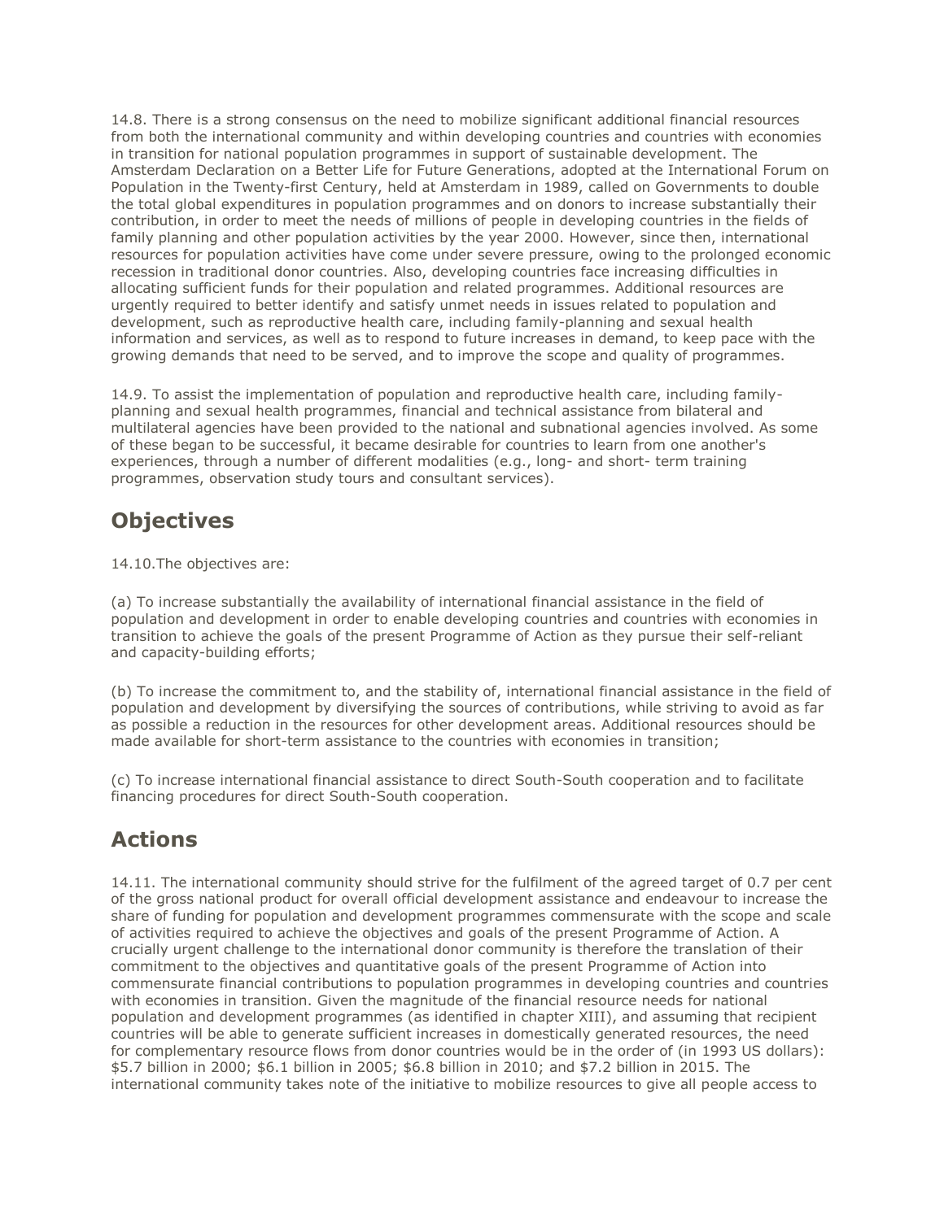14.8. There is a strong consensus on the need to mobilize significant additional financial resources from both the international community and within developing countries and countries with economies in transition for national population programmes in support of sustainable development. The Amsterdam Declaration on a Better Life for Future Generations, adopted at the International Forum on Population in the Twenty-first Century, held at Amsterdam in 1989, called on Governments to double the total global expenditures in population programmes and on donors to increase substantially their contribution, in order to meet the needs of millions of people in developing countries in the fields of family planning and other population activities by the year 2000. However, since then, international resources for population activities have come under severe pressure, owing to the prolonged economic recession in traditional donor countries. Also, developing countries face increasing difficulties in allocating sufficient funds for their population and related programmes. Additional resources are urgently required to better identify and satisfy unmet needs in issues related to population and development, such as reproductive health care, including family-planning and sexual health information and services, as well as to respond to future increases in demand, to keep pace with the growing demands that need to be served, and to improve the scope and quality of programmes.

14.9. To assist the implementation of population and reproductive health care, including family-planning and sexual health programmes, financial and technical assistance from bilateral and multilateral agencies have been provided to the national and subnational agencies involved. As some of these began to be successful, it became desirable for countries to learn from one another's experiences, through a number of different modalities (e.g., long- and short- term training programmes, observation study tours and consultant services).

## Objectives

14.10.The objectives are:

(a) To increase substantially the availability of international financial assistance in the field of population and development in order to enable developing countries and countries with economies in transition to achieve the goals of the present Programme of Action as they pursue their self-reliant and capacity-building efforts;

(b) To increase the commitment to, and the stability of, international financial assistance in the field of population and development by diversifying the sources of contributions, while striving to avoid as far as possible a reduction in the resources for other development areas. Additional resources should be made available for short-term assistance to the countries with economies in transition;

(c) To increase international financial assistance to direct South-South cooperation and to facilitate financing procedures for direct South-South cooperation.

## Actions

14.11. The international community should strive for the fulfilment of the agreed target of 0.7 per cent of the gross national product for overall official development assistance and endeavour to increase the share of funding for population and development programmes commensurate with the scope and scale of activities required to achieve the objectives and goals of the present Programme of Action. A crucially urgent challenge to the international donor community is therefore the translation of their commitment to the objectives and quantitative goals of the present Programme of Action into commensurate financial contributions to population programmes in developing countries and countries with economies in transition. Given the magnitude of the financial resource needs for national population and development programmes (as identified in chapter XIII), and assuming that recipient countries will be able to generate sufficient increases in domestically generated resources, the need for complementary resource flows from donor countries would be in the order of (in 1993 US dollars): $5.7 billion in 2000; $6.1 billion in 2005; $6.8 billion in 2010; and $7.2 billion in 2015. The international community takes note of the initiative to mobilize resources to give all people access to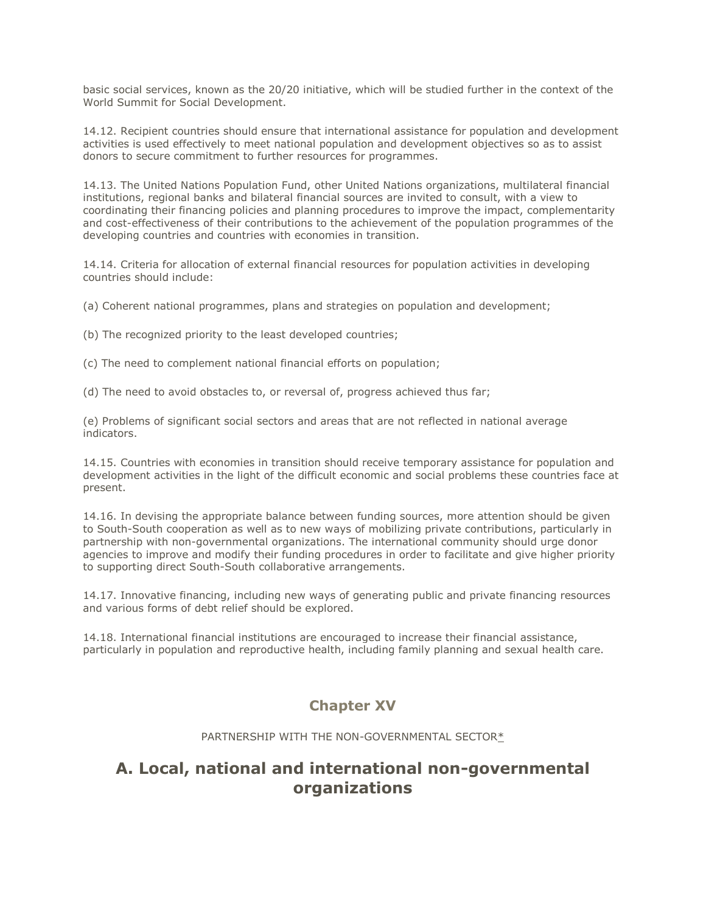basic social services, known as the 20/20 initiative, which will be studied further in the context of the World Summit for Social Development.

14.12. Recipient countries should ensure that international assistance for population and development activities is used effectively to meet national population and development objectives so as to assist donors to secure commitment to further resources for programmes.

14.13. The United Nations Population Fund, other United Nations organizations, multilateral financial institutions, regional banks and bilateral financial sources are invited to consult, with a view to coordinating their financing policies and planning procedures to improve the impact, complementarity and cost-effectiveness of their contributions to the achievement of the population programmes of the developing countries and countries with economies in transition.

14.14. Criteria for allocation of external financial resources for population activities in developing countries should include:

(a) Coherent national programmes, plans and strategies on population and development;

(b) The recognized priority to the least developed countries;

(c) The need to complement national financial efforts on population;

(d) The need to avoid obstacles to, or reversal of, progress achieved thus far;

(e) Problems of significant social sectors and areas that are not reflected in national average indicators.

14.15. Countries with economies in transition should receive temporary assistance for population and development activities in the light of the difficult economic and social problems these countries face at present.

14.16. In devising the appropriate balance between funding sources, more attention should be given to South-South cooperation as well as to new ways of mobilizing private contributions, particularly in partnership with non-governmental organizations. The international community should urge donor agencies to improve and modify their funding procedures in order to facilitate and give higher priority to supporting direct South-South collaborative arrangements.

14.17. Innovative financing, including new ways of generating public and private financing resources and various forms of debt relief should be explored.

14.18. International financial institutions are encouraged to increase their financial assistance, particularly in population and reproductive health, including family planning and sexual health care.

## Chapter XV

PARTNERSHIP WITH THE NON-GOVERNMENTAL SECTOR*

# A. Local, national and international non-governmental organizations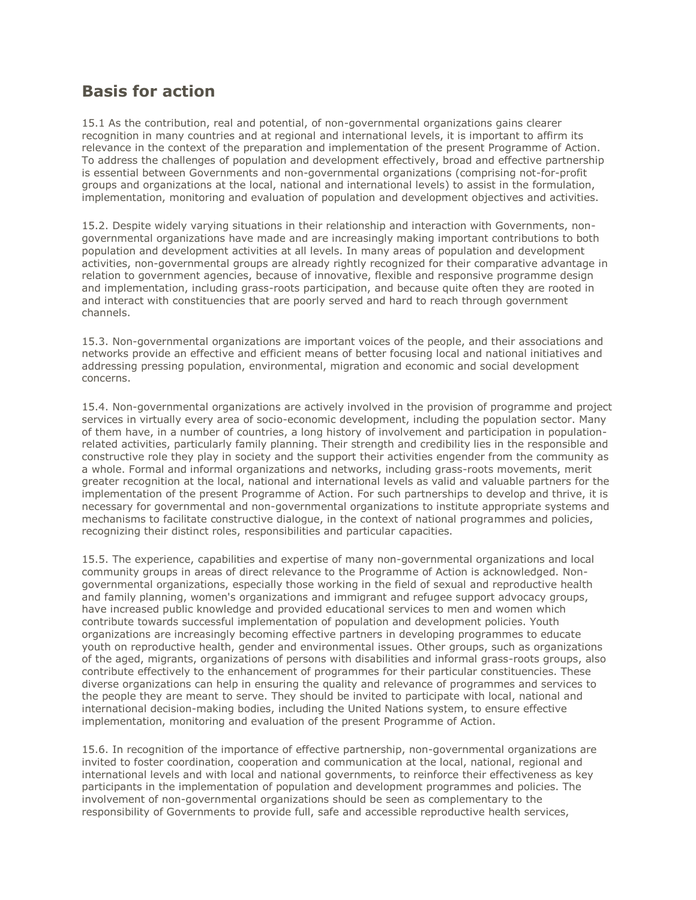## Basis for action

15.1 As the contribution, real and potential, of non-governmental organizations gains clearer recognition in many countries and at regional and international levels, it is important to affirm its relevance in the context of the preparation and implementation of the present Programme of Action. To address the challenges of population and development effectively, broad and effective partnership is essential between Governments and non-governmental organizations (comprising not-for-profit groups and organizations at the local, national and international levels) to assist in the formulation, implementation, monitoring and evaluation of population and development objectives and activities.

15.2. Despite widely varying situations in their relationship and interaction with Governments, non-governmental organizations have made and are increasingly making important contributions to both population and development activities at all levels. In many areas of population and development activities, non-governmental groups are already rightly recognized for their comparative advantage in relation to government agencies, because of innovative, flexible and responsive programme design and implementation, including grass-roots participation, and because quite often they are rooted in and interact with constituencies that are poorly served and hard to reach through government channels.

15.3. Non-governmental organizations are important voices of the people, and their associations and networks provide an effective and efficient means of better focusing local and national initiatives and addressing pressing population, environmental, migration and economic and social development concerns.

15.4. Non-governmental organizations are actively involved in the provision of programme and project services in virtually every area of socio-economic development, including the population sector. Many of them have, in a number of countries, a long history of involvement and participation in population-related activities, particularly family planning. Their strength and credibility lies in the responsible and constructive role they play in society and the support their activities engender from the community as a whole. Formal and informal organizations and networks, including grass-roots movements, merit greater recognition at the local, national and international levels as valid and valuable partners for the implementation of the present Programme of Action. For such partnerships to develop and thrive, it is necessary for governmental and non-governmental organizations to institute appropriate systems and mechanisms to facilitate constructive dialogue, in the context of national programmes and policies, recognizing their distinct roles, responsibilities and particular capacities.

15.5. The experience, capabilities and expertise of many non-governmental organizations and local community groups in areas of direct relevance to the Programme of Action is acknowledged. Non-governmental organizations, especially those working in the field of sexual and reproductive health and family planning, women's organizations and immigrant and refugee support advocacy groups, have increased public knowledge and provided educational services to men and women which contribute towards successful implementation of population and development policies. Youth organizations are increasingly becoming effective partners in developing programmes to educate youth on reproductive health, gender and environmental issues. Other groups, such as organizations of the aged, migrants, organizations of persons with disabilities and informal grass-roots groups, also contribute effectively to the enhancement of programmes for their particular constituencies. These diverse organizations can help in ensuring the quality and relevance of programmes and services to the people they are meant to serve. They should be invited to participate with local, national and international decision-making bodies, including the United Nations system, to ensure effective implementation, monitoring and evaluation of the present Programme of Action.

15.6. In recognition of the importance of effective partnership, non-governmental organizations are invited to foster coordination, cooperation and communication at the local, national, regional and international levels and with local and national governments, to reinforce their effectiveness as key participants in the implementation of population and development programmes and policies. The involvement of non-governmental organizations should be seen as complementary to the responsibility of Governments to provide full, safe and accessible reproductive health services,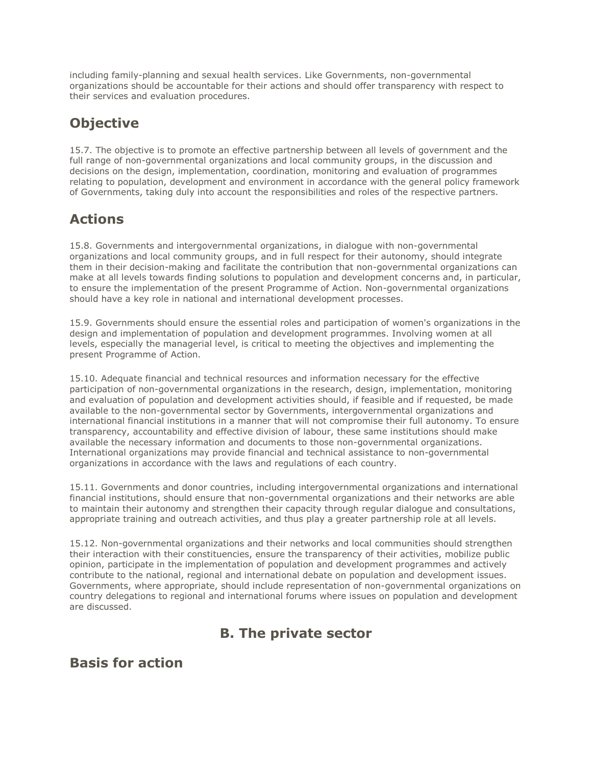including family-planning and sexual health services. Like Governments, non-governmental organizations should be accountable for their actions and should offer transparency with respect to their services and evaluation procedures.

## Objective

15.7. The objective is to promote an effective partnership between all levels of government and the full range of non-governmental organizations and local community groups, in the discussion and decisions on the design, implementation, coordination, monitoring and evaluation of programmes relating to population, development and environment in accordance with the general policy framework of Governments, taking duly into account the responsibilities and roles of the respective partners.

## Actions

15.8. Governments and intergovernmental organizations, in dialogue with non-governmental organizations and local community groups, and in full respect for their autonomy, should integrate them in their decision-making and facilitate the contribution that non-governmental organizations can make at all levels towards finding solutions to population and development concerns and, in particular, to ensure the implementation of the present Programme of Action. Non-governmental organizations should have a key role in national and international development processes.

15.9. Governments should ensure the essential roles and participation of women's organizations in the design and implementation of population and development programmes. Involving women at all levels, especially the managerial level, is critical to meeting the objectives and implementing the present Programme of Action.

15.10. Adequate financial and technical resources and information necessary for the effective participation of non-governmental organizations in the research, design, implementation, monitoring and evaluation of population and development activities should, if feasible and if requested, be made available to the non-governmental sector by Governments, intergovernmental organizations and international financial institutions in a manner that will not compromise their full autonomy. To ensure transparency, accountability and effective division of labour, these same institutions should make available the necessary information and documents to those non-governmental organizations. International organizations may provide financial and technical assistance to non-governmental organizations in accordance with the laws and regulations of each country.

15.11. Governments and donor countries, including intergovernmental organizations and international financial institutions, should ensure that non-governmental organizations and their networks are able to maintain their autonomy and strengthen their capacity through regular dialogue and consultations, appropriate training and outreach activities, and thus play a greater partnership role at all levels.

15.12. Non-governmental organizations and their networks and local communities should strengthen their interaction with their constituencies, ensure the transparency of their activities, mobilize public opinion, participate in the implementation of population and development programmes and actively contribute to the national, regional and international debate on population and development issues. Governments, where appropriate, should include representation of non-governmental organizations on country delegations to regional and international forums where issues on population and development are discussed.

# B. The private sector

## Basis for action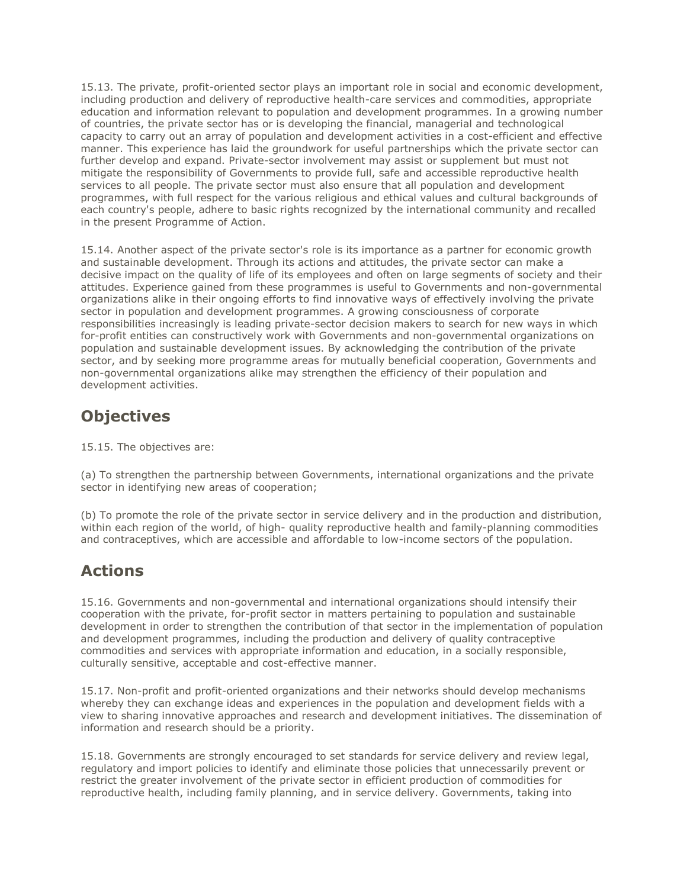15.13. The private, profit-oriented sector plays an important role in social and economic development, including production and delivery of reproductive health-care services and commodities, appropriate education and information relevant to population and development programmes. In a growing number of countries, the private sector has or is developing the financial, managerial and technological capacity to carry out an array of population and development activities in a cost-efficient and effective manner. This experience has laid the groundwork for useful partnerships which the private sector can further develop and expand. Private-sector involvement may assist or supplement but must not mitigate the responsibility of Governments to provide full, safe and accessible reproductive health services to all people. The private sector must also ensure that all population and development programmes, with full respect for the various religious and ethical values and cultural backgrounds of each country's people, adhere to basic rights recognized by the international community and recalled in the present Programme of Action.

15.14. Another aspect of the private sector's role is its importance as a partner for economic growth and sustainable development. Through its actions and attitudes, the private sector can make a decisive impact on the quality of life of its employees and often on large segments of society and their attitudes. Experience gained from these programmes is useful to Governments and non-governmental organizations alike in their ongoing efforts to find innovative ways of effectively involving the private sector in population and development programmes. A growing consciousness of corporate responsibilities increasingly is leading private-sector decision makers to search for new ways in which for-profit entities can constructively work with Governments and non-governmental organizations on population and sustainable development issues. By acknowledging the contribution of the private sector, and by seeking more programme areas for mutually beneficial cooperation, Governments and non-governmental organizations alike may strengthen the efficiency of their population and development activities.

## Objectives

15.15. The objectives are:

(a) To strengthen the partnership between Governments, international organizations and the private sector in identifying new areas of cooperation;

(b) To promote the role of the private sector in service delivery and in the production and distribution, within each region of the world, of high- quality reproductive health and family-planning commodities and contraceptives, which are accessible and affordable to low-income sectors of the population.

## Actions

15.16. Governments and non-governmental and international organizations should intensify their cooperation with the private, for-profit sector in matters pertaining to population and sustainable development in order to strengthen the contribution of that sector in the implementation of population and development programmes, including the production and delivery of quality contraceptive commodities and services with appropriate information and education, in a socially responsible, culturally sensitive, acceptable and cost-effective manner.

15.17. Non-profit and profit-oriented organizations and their networks should develop mechanisms whereby they can exchange ideas and experiences in the population and development fields with a view to sharing innovative approaches and research and development initiatives. The dissemination of information and research should be a priority.

15.18. Governments are strongly encouraged to set standards for service delivery and review legal, regulatory and import policies to identify and eliminate those policies that unnecessarily prevent or restrict the greater involvement of the private sector in efficient production of commodities for reproductive health, including family planning, and in service delivery. Governments, taking into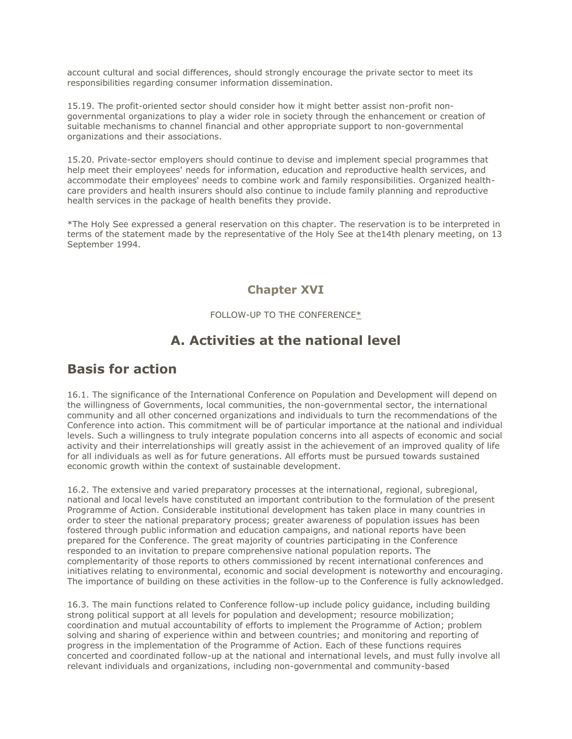account cultural and social differences, should strongly encourage the private sector to meet its responsibilities regarding consumer information dissemination.

15.19. The profit-oriented sector should consider how it might better assist non-profit non-governmental organizations to play a wider role in society through the enhancement or creation of suitable mechanisms to channel financial and other appropriate support to non-governmental organizations and their associations.

15.20. Private-sector employers should continue to devise and implement special programmes that help meet their employees' needs for information, education and reproductive health services, and accommodate their employees' needs to combine work and family responsibilities. Organized health-care providers and health insurers should also continue to include family planning and reproductive health services in the package of health benefits they provide.

*The Holy See expressed a general reservation on this chapter. The reservation is to be interpreted in terms of the statement made by the representative of the Holy See at the14th plenary meeting, on 13 September 1994.

## Chapter XVI

FOLLOW-UP TO THE CONFERENCE*

# A. Activities at the national level

## Basis for action

16.1. The significance of the International Conference on Population and Development will depend on the willingness of Governments, local communities, the non-governmental sector, the international community and all other concerned organizations and individuals to turn the recommendations of the Conference into action. This commitment will be of particular importance at the national and individual levels. Such a willingness to truly integrate population concerns into all aspects of economic and social activity and their interrelationships will greatly assist in the achievement of an improved quality of life for all individuals as well as for future generations. All efforts must be pursued towards sustained economic growth within the context of sustainable development.

16.2. The extensive and varied preparatory processes at the international, regional, subregional, national and local levels have constituted an important contribution to the formulation of the present Programme of Action. Considerable institutional development has taken place in many countries in order to steer the national preparatory process; greater awareness of population issues has been fostered through public information and education campaigns, and national reports have been prepared for the Conference. The great majority of countries participating in the Conference responded to an invitation to prepare comprehensive national population reports. The complementarity of those reports to others commissioned by recent international conferences and initiatives relating to environmental, economic and social development is noteworthy and encouraging. The importance of building on these activities in the follow-up to the Conference is fully acknowledged.

16.3. The main functions related to Conference follow-up include policy guidance, including building strong political support at all levels for population and development; resource mobilization; coordination and mutual accountability of efforts to implement the Programme of Action; problem solving and sharing of experience within and between countries; and monitoring and reporting of progress in the implementation of the Programme of Action. Each of these functions requires concerted and coordinated follow-up at the national and international levels, and must fully involve all relevant individuals and organizations, including non-governmental and community-based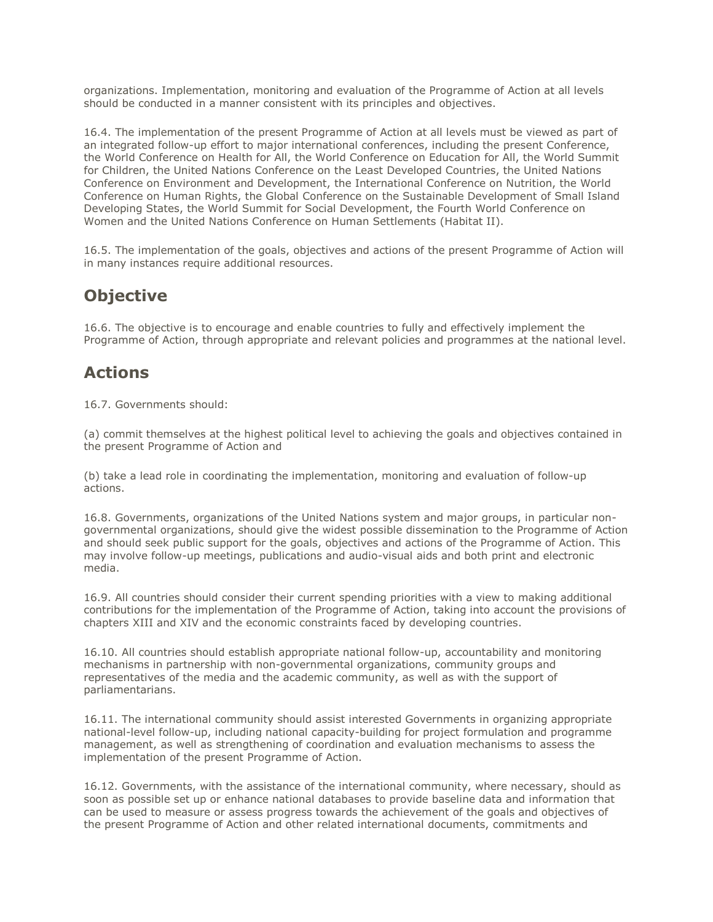organizations. Implementation, monitoring and evaluation of the Programme of Action at all levels should be conducted in a manner consistent with its principles and objectives.

16.4. The implementation of the present Programme of Action at all levels must be viewed as part of an integrated follow-up effort to major international conferences, including the present Conference, the World Conference on Health for All, the World Conference on Education for All, the World Summit for Children, the United Nations Conference on the Least Developed Countries, the United Nations Conference on Environment and Development, the International Conference on Nutrition, the World Conference on Human Rights, the Global Conference on the Sustainable Development of Small Island Developing States, the World Summit for Social Development, the Fourth World Conference on Women and the United Nations Conference on Human Settlements (Habitat II).

16.5. The implementation of the goals, objectives and actions of the present Programme of Action will in many instances require additional resources.

## Objective

16.6. The objective is to encourage and enable countries to fully and effectively implement the Programme of Action, through appropriate and relevant policies and programmes at the national level.

## Actions

16.7. Governments should:

(a) commit themselves at the highest political level to achieving the goals and objectives contained in the present Programme of Action and

(b) take a lead role in coordinating the implementation, monitoring and evaluation of follow-up actions.

16.8. Governments, organizations of the United Nations system and major groups, in particular non-governmental organizations, should give the widest possible dissemination to the Programme of Action and should seek public support for the goals, objectives and actions of the Programme of Action. This may involve follow-up meetings, publications and audio-visual aids and both print and electronic media.

16.9. All countries should consider their current spending priorities with a view to making additional contributions for the implementation of the Programme of Action, taking into account the provisions of chapters XIII and XIV and the economic constraints faced by developing countries.

16.10. All countries should establish appropriate national follow-up, accountability and monitoring mechanisms in partnership with non-governmental organizations, community groups and representatives of the media and the academic community, as well as with the support of parliamentarians.

16.11. The international community should assist interested Governments in organizing appropriate national-level follow-up, including national capacity-building for project formulation and programme management, as well as strengthening of coordination and evaluation mechanisms to assess the implementation of the present Programme of Action.

16.12. Governments, with the assistance of the international community, where necessary, should as soon as possible set up or enhance national databases to provide baseline data and information that can be used to measure or assess progress towards the achievement of the goals and objectives of the present Programme of Action and other related international documents, commitments and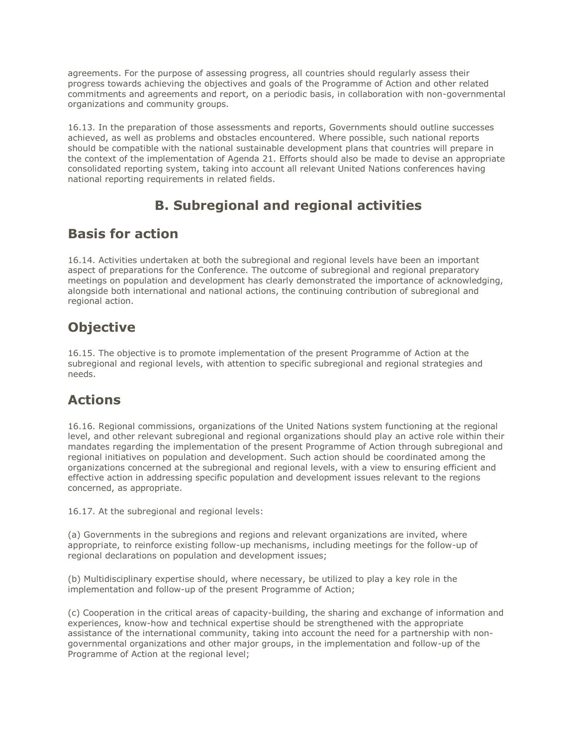agreements. For the purpose of assessing progress, all countries should regularly assess their progress towards achieving the objectives and goals of the Programme of Action and other related commitments and agreements and report, on a periodic basis, in collaboration with non-governmental organizations and community groups.

16.13. In the preparation of those assessments and reports, Governments should outline successes achieved, as well as problems and obstacles encountered. Where possible, such national reports should be compatible with the national sustainable development plans that countries will prepare in the context of the implementation of Agenda 21. Efforts should also be made to devise an appropriate consolidated reporting system, taking into account all relevant United Nations conferences having national reporting requirements in related fields.

# B. Subregional and regional activities

## Basis for action

16.14. Activities undertaken at both the subregional and regional levels have been an important aspect of preparations for the Conference. The outcome of subregional and regional preparatory meetings on population and development has clearly demonstrated the importance of acknowledging, alongside both international and national actions, the continuing contribution of subregional and regional action.

## Objective

16.15. The objective is to promote implementation of the present Programme of Action at the subregional and regional levels, with attention to specific subregional and regional strategies and needs.

## Actions

16.16. Regional commissions, organizations of the United Nations system functioning at the regional level, and other relevant subregional and regional organizations should play an active role within their mandates regarding the implementation of the present Programme of Action through subregional and regional initiatives on population and development. Such action should be coordinated among the organizations concerned at the subregional and regional levels, with a view to ensuring efficient and effective action in addressing specific population and development issues relevant to the regions concerned, as appropriate.

16.17. At the subregional and regional levels:

(a) Governments in the subregions and regions and relevant organizations are invited, where appropriate, to reinforce existing follow-up mechanisms, including meetings for the follow-up of regional declarations on population and development issues;

(b) Multidisciplinary expertise should, where necessary, be utilized to play a key role in the implementation and follow-up of the present Programme of Action;

(c) Cooperation in the critical areas of capacity-building, the sharing and exchange of information and experiences, know-how and technical expertise should be strengthened with the appropriate assistance of the international community, taking into account the need for a partnership with non-governmental organizations and other major groups, in the implementation and follow-up of the Programme of Action at the regional level;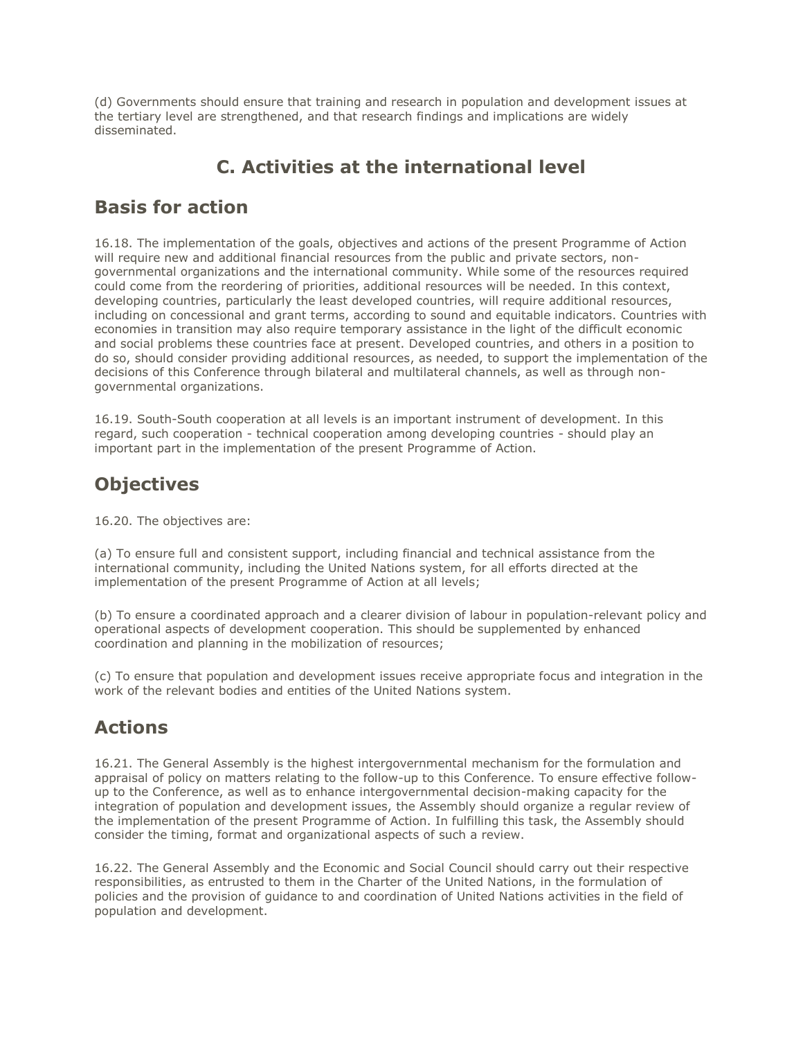(d) Governments should ensure that training and research in population and development issues at the tertiary level are strengthened, and that research findings and implications are widely disseminated.

## C. Activities at the international level

### Basis for action

16.18. The implementation of the goals, objectives and actions of the present Programme of Action will require new and additional financial resources from the public and private sectors, non-governmental organizations and the international community. While some of the resources required could come from the reordering of priorities, additional resources will be needed. In this context, developing countries, particularly the least developed countries, will require additional resources, including on concessional and grant terms, according to sound and equitable indicators. Countries with economies in transition may also require temporary assistance in the light of the difficult economic and social problems these countries face at present. Developed countries, and others in a position to do so, should consider providing additional resources, as needed, to support the implementation of the decisions of this Conference through bilateral and multilateral channels, as well as through non-governmental organizations.

16.19. South-South cooperation at all levels is an important instrument of development. In this regard, such cooperation - technical cooperation among developing countries - should play an important part in the implementation of the present Programme of Action.

### Objectives

16.20. The objectives are:

(a) To ensure full and consistent support, including financial and technical assistance from the international community, including the United Nations system, for all efforts directed at the implementation of the present Programme of Action at all levels;

(b) To ensure a coordinated approach and a clearer division of labour in population-relevant policy and operational aspects of development cooperation. This should be supplemented by enhanced coordination and planning in the mobilization of resources;

(c) To ensure that population and development issues receive appropriate focus and integration in the work of the relevant bodies and entities of the United Nations system.

### Actions

16.21. The General Assembly is the highest intergovernmental mechanism for the formulation and appraisal of policy on matters relating to the follow-up to this Conference. To ensure effective follow-up to the Conference, as well as to enhance intergovernmental decision-making capacity for the integration of population and development issues, the Assembly should organize a regular review of the implementation of the present Programme of Action. In fulfilling this task, the Assembly should consider the timing, format and organizational aspects of such a review.

16.22. The General Assembly and the Economic and Social Council should carry out their respective responsibilities, as entrusted to them in the Charter of the United Nations, in the formulation of policies and the provision of guidance to and coordination of United Nations activities in the field of population and development.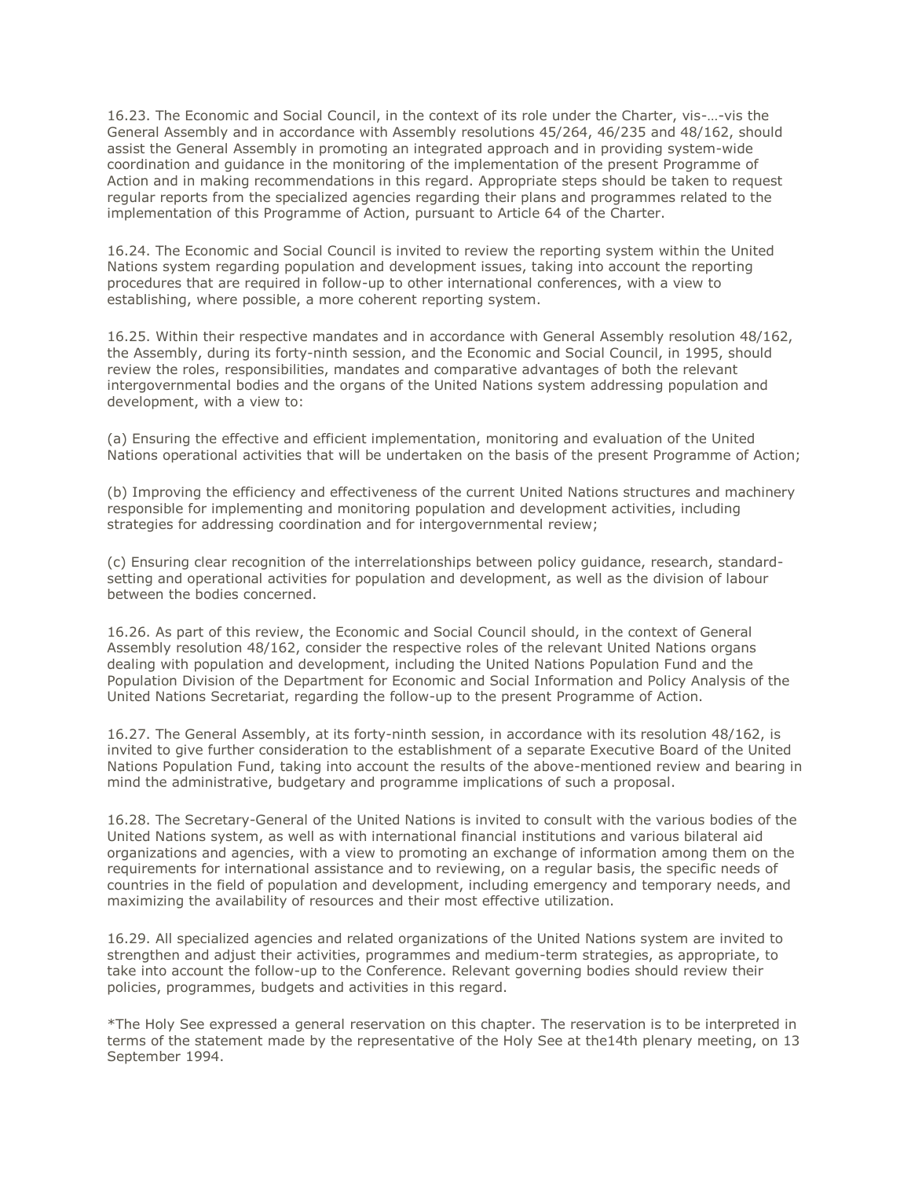16.23. The Economic and Social Council, in the context of its role under the Charter, vis-…-vis the General Assembly and in accordance with Assembly resolutions 45/264, 46/235 and 48/162, should assist the General Assembly in promoting an integrated approach and in providing system-wide coordination and guidance in the monitoring of the implementation of the present Programme of Action and in making recommendations in this regard. Appropriate steps should be taken to request regular reports from the specialized agencies regarding their plans and programmes related to the implementation of this Programme of Action, pursuant to Article 64 of the Charter.

16.24. The Economic and Social Council is invited to review the reporting system within the United Nations system regarding population and development issues, taking into account the reporting procedures that are required in follow-up to other international conferences, with a view to establishing, where possible, a more coherent reporting system.

16.25. Within their respective mandates and in accordance with General Assembly resolution 48/162, the Assembly, during its forty-ninth session, and the Economic and Social Council, in 1995, should review the roles, responsibilities, mandates and comparative advantages of both the relevant intergovernmental bodies and the organs of the United Nations system addressing population and development, with a view to:

(a) Ensuring the effective and efficient implementation, monitoring and evaluation of the United Nations operational activities that will be undertaken on the basis of the present Programme of Action;

(b) Improving the efficiency and effectiveness of the current United Nations structures and machinery responsible for implementing and monitoring population and development activities, including strategies for addressing coordination and for intergovernmental review;

(c) Ensuring clear recognition of the interrelationships between policy guidance, research, standard-setting and operational activities for population and development, as well as the division of labour between the bodies concerned.

16.26. As part of this review, the Economic and Social Council should, in the context of General Assembly resolution 48/162, consider the respective roles of the relevant United Nations organs dealing with population and development, including the United Nations Population Fund and the Population Division of the Department for Economic and Social Information and Policy Analysis of the United Nations Secretariat, regarding the follow-up to the present Programme of Action.

16.27. The General Assembly, at its forty-ninth session, in accordance with its resolution 48/162, is invited to give further consideration to the establishment of a separate Executive Board of the United Nations Population Fund, taking into account the results of the above-mentioned review and bearing in mind the administrative, budgetary and programme implications of such a proposal.

16.28. The Secretary-General of the United Nations is invited to consult with the various bodies of the United Nations system, as well as with international financial institutions and various bilateral aid organizations and agencies, with a view to promoting an exchange of information among them on the requirements for international assistance and to reviewing, on a regular basis, the specific needs of countries in the field of population and development, including emergency and temporary needs, and maximizing the availability of resources and their most effective utilization.

16.29. All specialized agencies and related organizations of the United Nations system are invited to strengthen and adjust their activities, programmes and medium-term strategies, as appropriate, to take into account the follow-up to the Conference. Relevant governing bodies should review their policies, programmes, budgets and activities in this regard.

*The Holy See expressed a general reservation on this chapter. The reservation is to be interpreted in terms of the statement made by the representative of the Holy See at the14th plenary meeting, on 13 September 1994.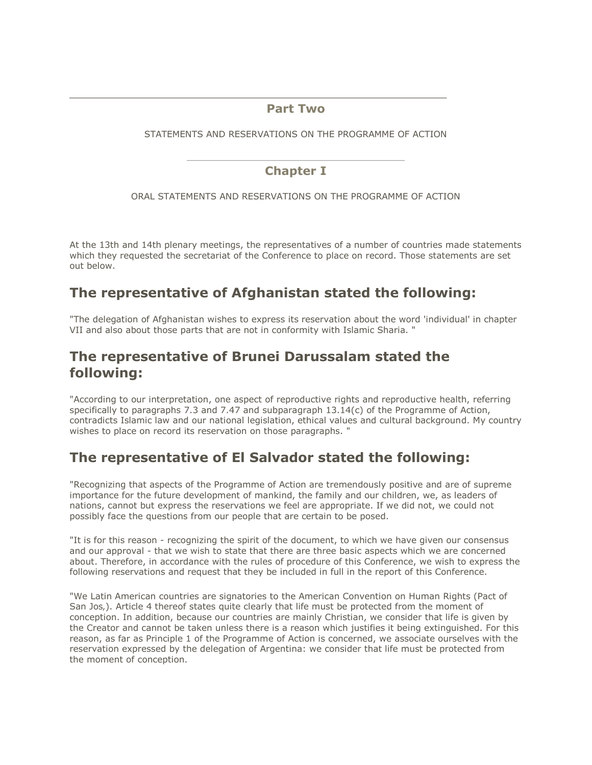# Part Two

STATEMENTS AND RESERVATIONS ON THE PROGRAMME OF ACTION

## Chapter I

ORAL STATEMENTS AND RESERVATIONS ON THE PROGRAMME OF ACTION

At the 13th and 14th plenary meetings, the representatives of a number of countries made statements which they requested the secretariat of the Conference to place on record. Those statements are set out below.

## The representative of Afghanistan stated the following:

"The delegation of Afghanistan wishes to express its reservation about the word 'individual' in chapter VII and also about those parts that are not in conformity with Islamic Sharia. "

## The representative of Brunei Darussalam stated the following:

"According to our interpretation, one aspect of reproductive rights and reproductive health, referring specifically to paragraphs 7.3 and 7.47 and subparagraph 13.14(c) of the Programme of Action, contradicts Islamic law and our national legislation, ethical values and cultural background. My country wishes to place on record its reservation on those paragraphs. "

## The representative of El Salvador stated the following:

"Recognizing that aspects of the Programme of Action are tremendously positive and are of supreme importance for the future development of mankind, the family and our children, we, as leaders of nations, cannot but express the reservations we feel are appropriate. If we did not, we could not possibly face the questions from our people that are certain to be posed.

"It is for this reason - recognizing the spirit of the document, to which we have given our consensus and our approval - that we wish to state that there are three basic aspects which we are concerned about. Therefore, in accordance with the rules of procedure of this Conference, we wish to express the following reservations and request that they be included in full in the report of this Conference.

"We Latin American countries are signatories to the American Convention on Human Rights (Pact of San Jos,). Article 4 thereof states quite clearly that life must be protected from the moment of conception. In addition, because our countries are mainly Christian, we consider that life is given by the Creator and cannot be taken unless there is a reason which justifies it being extinguished. For this reason, as far as Principle 1 of the Programme of Action is concerned, we associate ourselves with the reservation expressed by the delegation of Argentina: we consider that life must be protected from the moment of conception.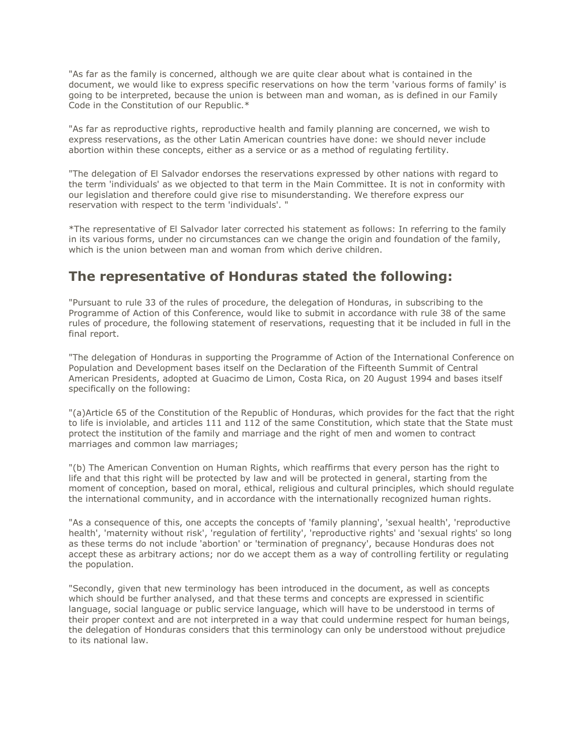"As far as the family is concerned, although we are quite clear about what is contained in the document, we would like to express specific reservations on how the term 'various forms of family' is going to be interpreted, because the union is between man and woman, as is defined in our Family Code in the Constitution of our Republic.*

"As far as reproductive rights, reproductive health and family planning are concerned, we wish to express reservations, as the other Latin American countries have done: we should never include abortion within these concepts, either as a service or as a method of regulating fertility.

"The delegation of El Salvador endorses the reservations expressed by other nations with regard to the term 'individuals' as we objected to that term in the Main Committee. It is not in conformity with our legislation and therefore could give rise to misunderstanding. We therefore express our reservation with respect to the term 'individuals'. "

*The representative of El Salvador later corrected his statement as follows: In referring to the family in its various forms, under no circumstances can we change the origin and foundation of the family, which is the union between man and woman from which derive children.

## The representative of Honduras stated the following:

"Pursuant to rule 33 of the rules of procedure, the delegation of Honduras, in subscribing to the Programme of Action of this Conference, would like to submit in accordance with rule 38 of the same rules of procedure, the following statement of reservations, requesting that it be included in full in the final report.

"The delegation of Honduras in supporting the Programme of Action of the International Conference on Population and Development bases itself on the Declaration of the Fifteenth Summit of Central American Presidents, adopted at Guacimo de Limon, Costa Rica, on 20 August 1994 and bases itself specifically on the following:

"(a)Article 65 of the Constitution of the Republic of Honduras, which provides for the fact that the right to life is inviolable, and articles 111 and 112 of the same Constitution, which state that the State must protect the institution of the family and marriage and the right of men and women to contract marriages and common law marriages;

"(b) The American Convention on Human Rights, which reaffirms that every person has the right to life and that this right will be protected by law and will be protected in general, starting from the moment of conception, based on moral, ethical, religious and cultural principles, which should regulate the international community, and in accordance with the internationally recognized human rights.

"As a consequence of this, one accepts the concepts of 'family planning', 'sexual health', 'reproductive health', 'maternity without risk', 'regulation of fertility', 'reproductive rights' and 'sexual rights' so long as these terms do not include 'abortion' or 'termination of pregnancy', because Honduras does not accept these as arbitrary actions; nor do we accept them as a way of controlling fertility or regulating the population.

"Secondly, given that new terminology has been introduced in the document, as well as concepts which should be further analysed, and that these terms and concepts are expressed in scientific language, social language or public service language, which will have to be understood in terms of their proper context and are not interpreted in a way that could undermine respect for human beings, the delegation of Honduras considers that this terminology can only be understood without prejudice to its national law.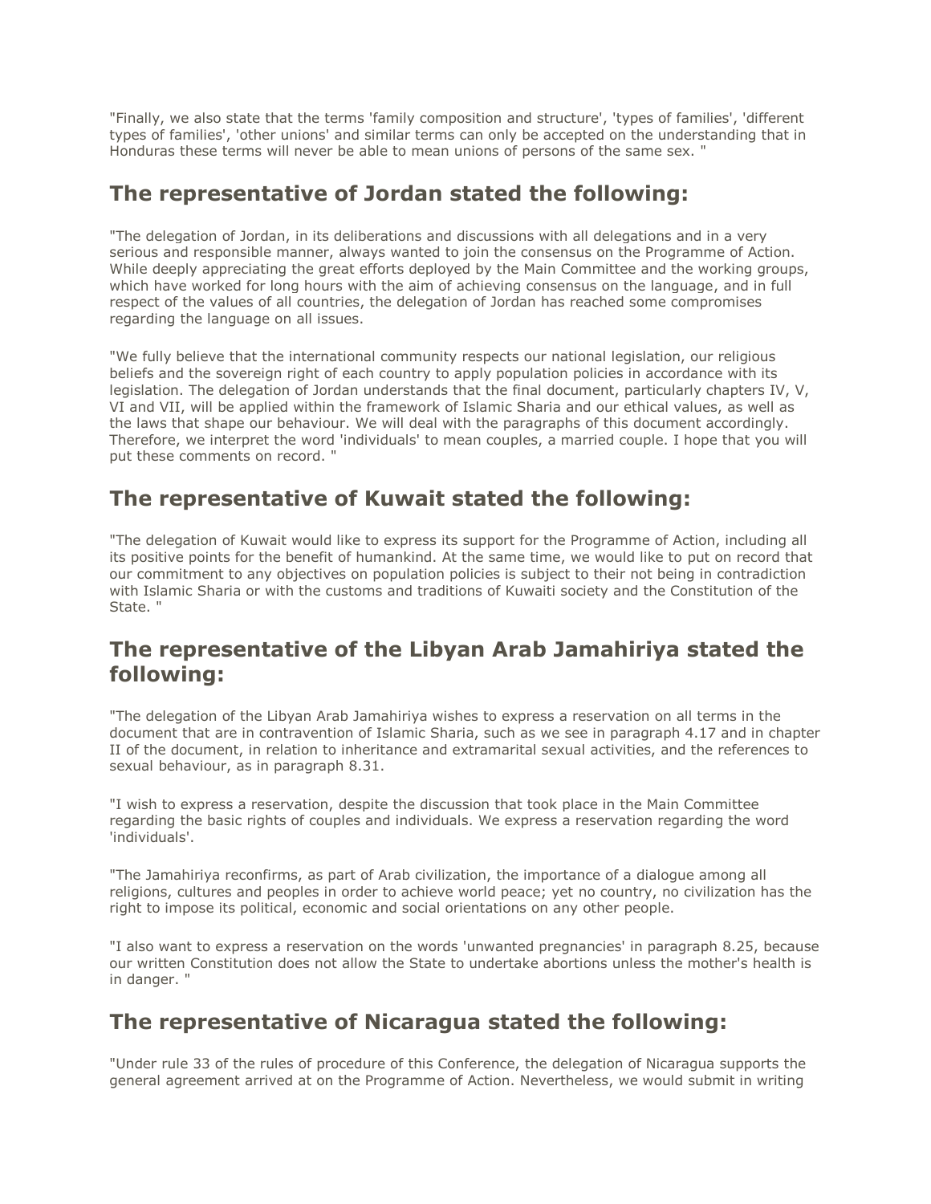"Finally, we also state that the terms 'family composition and structure', 'types of families', 'different types of families', 'other unions' and similar terms can only be accepted on the understanding that in Honduras these terms will never be able to mean unions of persons of the same sex. "

## The representative of Jordan stated the following:

"The delegation of Jordan, in its deliberations and discussions with all delegations and in a very serious and responsible manner, always wanted to join the consensus on the Programme of Action. While deeply appreciating the great efforts deployed by the Main Committee and the working groups, which have worked for long hours with the aim of achieving consensus on the language, and in full respect of the values of all countries, the delegation of Jordan has reached some compromises regarding the language on all issues.

"We fully believe that the international community respects our national legislation, our religious beliefs and the sovereign right of each country to apply population policies in accordance with its legislation. The delegation of Jordan understands that the final document, particularly chapters IV, V, VI and VII, will be applied within the framework of Islamic Sharia and our ethical values, as well as the laws that shape our behaviour. We will deal with the paragraphs of this document accordingly. Therefore, we interpret the word 'individuals' to mean couples, a married couple. I hope that you will put these comments on record. "

## The representative of Kuwait stated the following:

"The delegation of Kuwait would like to express its support for the Programme of Action, including all its positive points for the benefit of humankind. At the same time, we would like to put on record that our commitment to any objectives on population policies is subject to their not being in contradiction with Islamic Sharia or with the customs and traditions of Kuwaiti society and the Constitution of the State. "

## The representative of the Libyan Arab Jamahiriya stated the following:

"The delegation of the Libyan Arab Jamahiriya wishes to express a reservation on all terms in the document that are in contravention of Islamic Sharia, such as we see in paragraph 4.17 and in chapter II of the document, in relation to inheritance and extramarital sexual activities, and the references to sexual behaviour, as in paragraph 8.31.

"I wish to express a reservation, despite the discussion that took place in the Main Committee regarding the basic rights of couples and individuals. We express a reservation regarding the word 'individuals'.

"The Jamahiriya reconfirms, as part of Arab civilization, the importance of a dialogue among all religions, cultures and peoples in order to achieve world peace; yet no country, no civilization has the right to impose its political, economic and social orientations on any other people.

"I also want to express a reservation on the words 'unwanted pregnancies' in paragraph 8.25, because our written Constitution does not allow the State to undertake abortions unless the mother's health is in danger. "

## The representative of Nicaragua stated the following:

"Under rule 33 of the rules of procedure of this Conference, the delegation of Nicaragua supports the general agreement arrived at on the Programme of Action. Nevertheless, we would submit in writing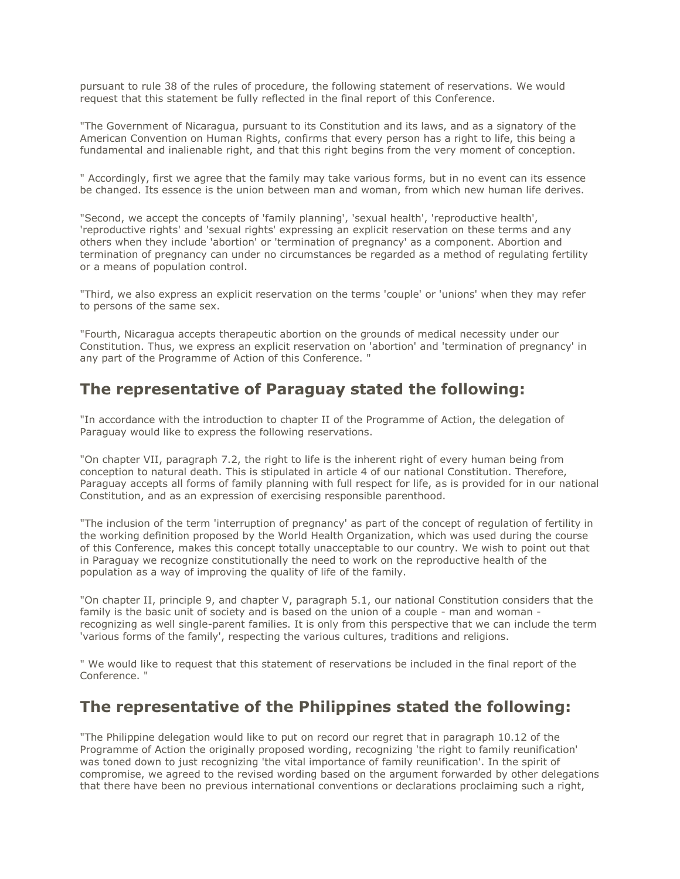pursuant to rule 38 of the rules of procedure, the following statement of reservations. We would request that this statement be fully reflected in the final report of this Conference.

"The Government of Nicaragua, pursuant to its Constitution and its laws, and as a signatory of the American Convention on Human Rights, confirms that every person has a right to life, this being a fundamental and inalienable right, and that this right begins from the very moment of conception.

" Accordingly, first we agree that the family may take various forms, but in no event can its essence be changed. Its essence is the union between man and woman, from which new human life derives.

"Second, we accept the concepts of 'family planning', 'sexual health', 'reproductive health', 'reproductive rights' and 'sexual rights' expressing an explicit reservation on these terms and any others when they include 'abortion' or 'termination of pregnancy' as a component. Abortion and termination of pregnancy can under no circumstances be regarded as a method of regulating fertility or a means of population control.

"Third, we also express an explicit reservation on the terms 'couple' or 'unions' when they may refer to persons of the same sex.

"Fourth, Nicaragua accepts therapeutic abortion on the grounds of medical necessity under our Constitution. Thus, we express an explicit reservation on 'abortion' and 'termination of pregnancy' in any part of the Programme of Action of this Conference. "

## The representative of Paraguay stated the following:

"In accordance with the introduction to chapter II of the Programme of Action, the delegation of Paraguay would like to express the following reservations.

"On chapter VII, paragraph 7.2, the right to life is the inherent right of every human being from conception to natural death. This is stipulated in article 4 of our national Constitution. Therefore, Paraguay accepts all forms of family planning with full respect for life, as is provided for in our national Constitution, and as an expression of exercising responsible parenthood.

"The inclusion of the term 'interruption of pregnancy' as part of the concept of regulation of fertility in the working definition proposed by the World Health Organization, which was used during the course of this Conference, makes this concept totally unacceptable to our country. We wish to point out that in Paraguay we recognize constitutionally the need to work on the reproductive health of the population as a way of improving the quality of life of the family.

"On chapter II, principle 9, and chapter V, paragraph 5.1, our national Constitution considers that the family is the basic unit of society and is based on the union of a couple - man and woman - recognizing as well single-parent families. It is only from this perspective that we can include the term 'various forms of the family', respecting the various cultures, traditions and religions.

" We would like to request that this statement of reservations be included in the final report of the Conference. "

## The representative of the Philippines stated the following:

"The Philippine delegation would like to put on record our regret that in paragraph 10.12 of the Programme of Action the originally proposed wording, recognizing 'the right to family reunification' was toned down to just recognizing 'the vital importance of family reunification'. In the spirit of compromise, we agreed to the revised wording based on the argument forwarded by other delegations that there have been no previous international conventions or declarations proclaiming such a right,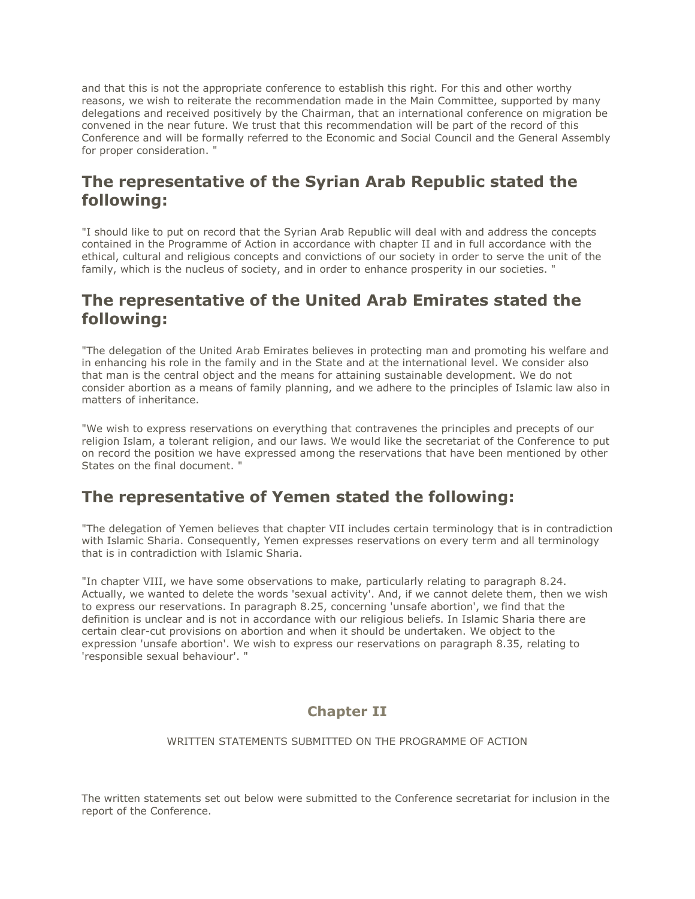and that this is not the appropriate conference to establish this right. For this and other worthy reasons, we wish to reiterate the recommendation made in the Main Committee, supported by many delegations and received positively by the Chairman, that an international conference on migration be convened in the near future. We trust that this recommendation will be part of the record of this Conference and will be formally referred to the Economic and Social Council and the General Assembly for proper consideration. "

## The representative of the Syrian Arab Republic stated the following:

"I should like to put on record that the Syrian Arab Republic will deal with and address the concepts contained in the Programme of Action in accordance with chapter II and in full accordance with the ethical, cultural and religious concepts and convictions of our society in order to serve the unit of the family, which is the nucleus of society, and in order to enhance prosperity in our societies. "

## The representative of the United Arab Emirates stated the following:

"The delegation of the United Arab Emirates believes in protecting man and promoting his welfare and in enhancing his role in the family and in the State and at the international level. We consider also that man is the central object and the means for attaining sustainable development. We do not consider abortion as a means of family planning, and we adhere to the principles of Islamic law also in matters of inheritance.

"We wish to express reservations on everything that contravenes the principles and precepts of our religion Islam, a tolerant religion, and our laws. We would like the secretariat of the Conference to put on record the position we have expressed among the reservations that have been mentioned by other States on the final document. "

## The representative of Yemen stated the following:

"The delegation of Yemen believes that chapter VII includes certain terminology that is in contradiction with Islamic Sharia. Consequently, Yemen expresses reservations on every term and all terminology that is in contradiction with Islamic Sharia.

"In chapter VIII, we have some observations to make, particularly relating to paragraph 8.24. Actually, we wanted to delete the words 'sexual activity'. And, if we cannot delete them, then we wish to express our reservations. In paragraph 8.25, concerning 'unsafe abortion', we find that the definition is unclear and is not in accordance with our religious beliefs. In Islamic Sharia there are certain clear-cut provisions on abortion and when it should be undertaken. We object to the expression 'unsafe abortion'. We wish to express our reservations on paragraph 8.35, relating to 'responsible sexual behaviour'. "

## Chapter II

WRITTEN STATEMENTS SUBMITTED ON THE PROGRAMME OF ACTION

The written statements set out below were submitted to the Conference secretariat for inclusion in the report of the Conference.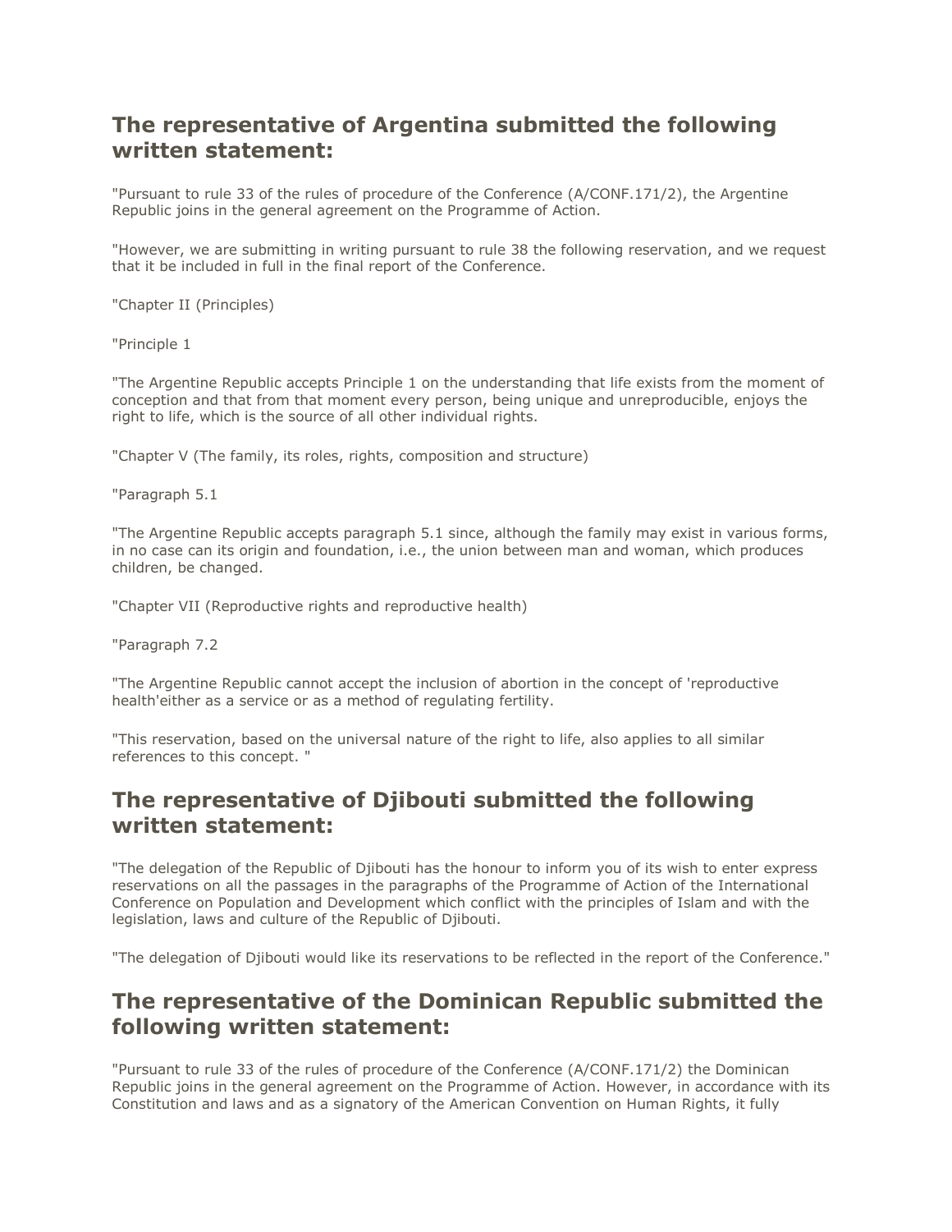## The representative of Argentina submitted the following written statement:

"Pursuant to rule 33 of the rules of procedure of the Conference (A/CONF.171/2), the Argentine Republic joins in the general agreement on the Programme of Action.

"However, we are submitting in writing pursuant to rule 38 the following reservation, and we request that it be included in full in the final report of the Conference.

"Chapter II (Principles)

"Principle 1

"The Argentine Republic accepts Principle 1 on the understanding that life exists from the moment of conception and that from that moment every person, being unique and unreproducible, enjoys the right to life, which is the source of all other individual rights.

"Chapter V (The family, its roles, rights, composition and structure)

"Paragraph 5.1

"The Argentine Republic accepts paragraph 5.1 since, although the family may exist in various forms, in no case can its origin and foundation, i.e., the union between man and woman, which produces children, be changed.

"Chapter VII (Reproductive rights and reproductive health)

"Paragraph 7.2

"The Argentine Republic cannot accept the inclusion of abortion in the concept of 'reproductive health'either as a service or as a method of regulating fertility.

"This reservation, based on the universal nature of the right to life, also applies to all similar references to this concept. "

## The representative of Djibouti submitted the following written statement:

"The delegation of the Republic of Djibouti has the honour to inform you of its wish to enter express reservations on all the passages in the paragraphs of the Programme of Action of the International Conference on Population and Development which conflict with the principles of Islam and with the legislation, laws and culture of the Republic of Djibouti.

"The delegation of Djibouti would like its reservations to be reflected in the report of the Conference."

## The representative of the Dominican Republic submitted the following written statement:

"Pursuant to rule 33 of the rules of procedure of the Conference (A/CONF.171/2) the Dominican Republic joins in the general agreement on the Programme of Action. However, in accordance with its Constitution and laws and as a signatory of the American Convention on Human Rights, it fully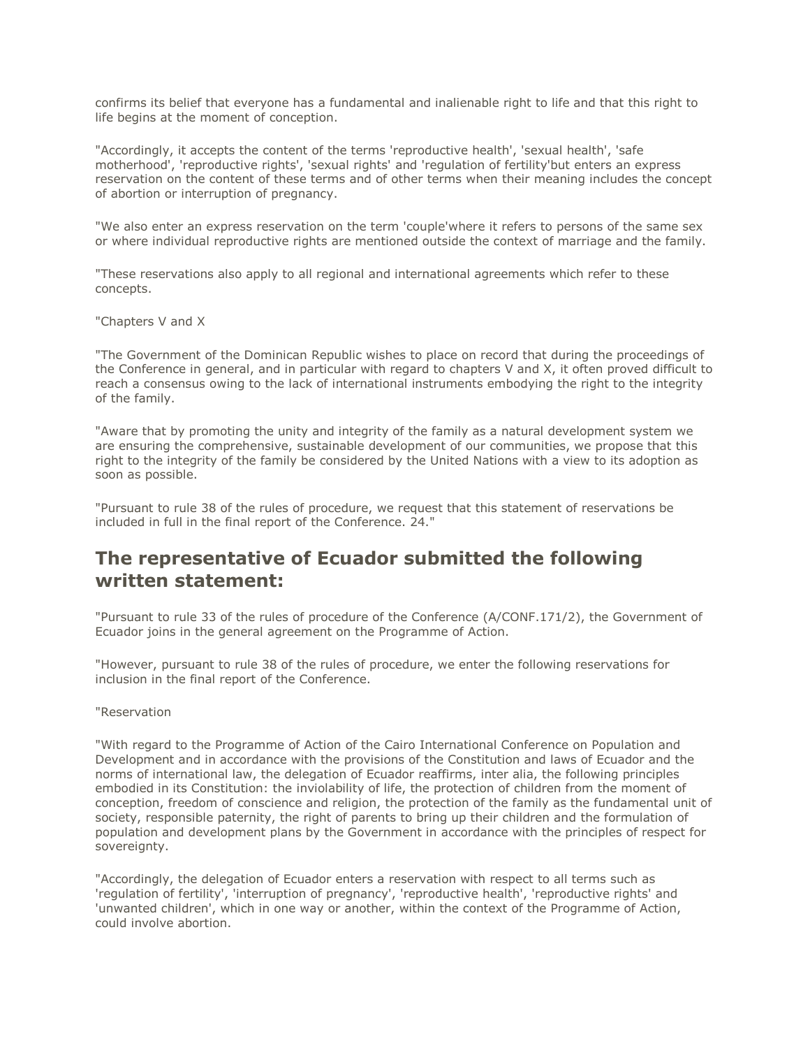confirms its belief that everyone has a fundamental and inalienable right to life and that this right to life begins at the moment of conception.

"Accordingly, it accepts the content of the terms 'reproductive health', 'sexual health', 'safe motherhood', 'reproductive rights', 'sexual rights' and 'regulation of fertility'but enters an express reservation on the content of these terms and of other terms when their meaning includes the concept of abortion or interruption of pregnancy.

"We also enter an express reservation on the term 'couple'where it refers to persons of the same sex or where individual reproductive rights are mentioned outside the context of marriage and the family.

"These reservations also apply to all regional and international agreements which refer to these concepts.

"Chapters V and X

"The Government of the Dominican Republic wishes to place on record that during the proceedings of the Conference in general, and in particular with regard to chapters V and X, it often proved difficult to reach a consensus owing to the lack of international instruments embodying the right to the integrity of the family.

"Aware that by promoting the unity and integrity of the family as a natural development system we are ensuring the comprehensive, sustainable development of our communities, we propose that this right to the integrity of the family be considered by the United Nations with a view to its adoption as soon as possible.

"Pursuant to rule 38 of the rules of procedure, we request that this statement of reservations be included in full in the final report of the Conference. 24."

## The representative of Ecuador submitted the following written statement:

"Pursuant to rule 33 of the rules of procedure of the Conference (A/CONF.171/2), the Government of Ecuador joins in the general agreement on the Programme of Action.

"However, pursuant to rule 38 of the rules of procedure, we enter the following reservations for inclusion in the final report of the Conference.

"Reservation

"With regard to the Programme of Action of the Cairo International Conference on Population and Development and in accordance with the provisions of the Constitution and laws of Ecuador and the norms of international law, the delegation of Ecuador reaffirms, inter alia, the following principles embodied in its Constitution: the inviolability of life, the protection of children from the moment of conception, freedom of conscience and religion, the protection of the family as the fundamental unit of society, responsible paternity, the right of parents to bring up their children and the formulation of population and development plans by the Government in accordance with the principles of respect for sovereignty.

"Accordingly, the delegation of Ecuador enters a reservation with respect to all terms such as 'regulation of fertility', 'interruption of pregnancy', 'reproductive health', 'reproductive rights' and 'unwanted children', which in one way or another, within the context of the Programme of Action, could involve abortion.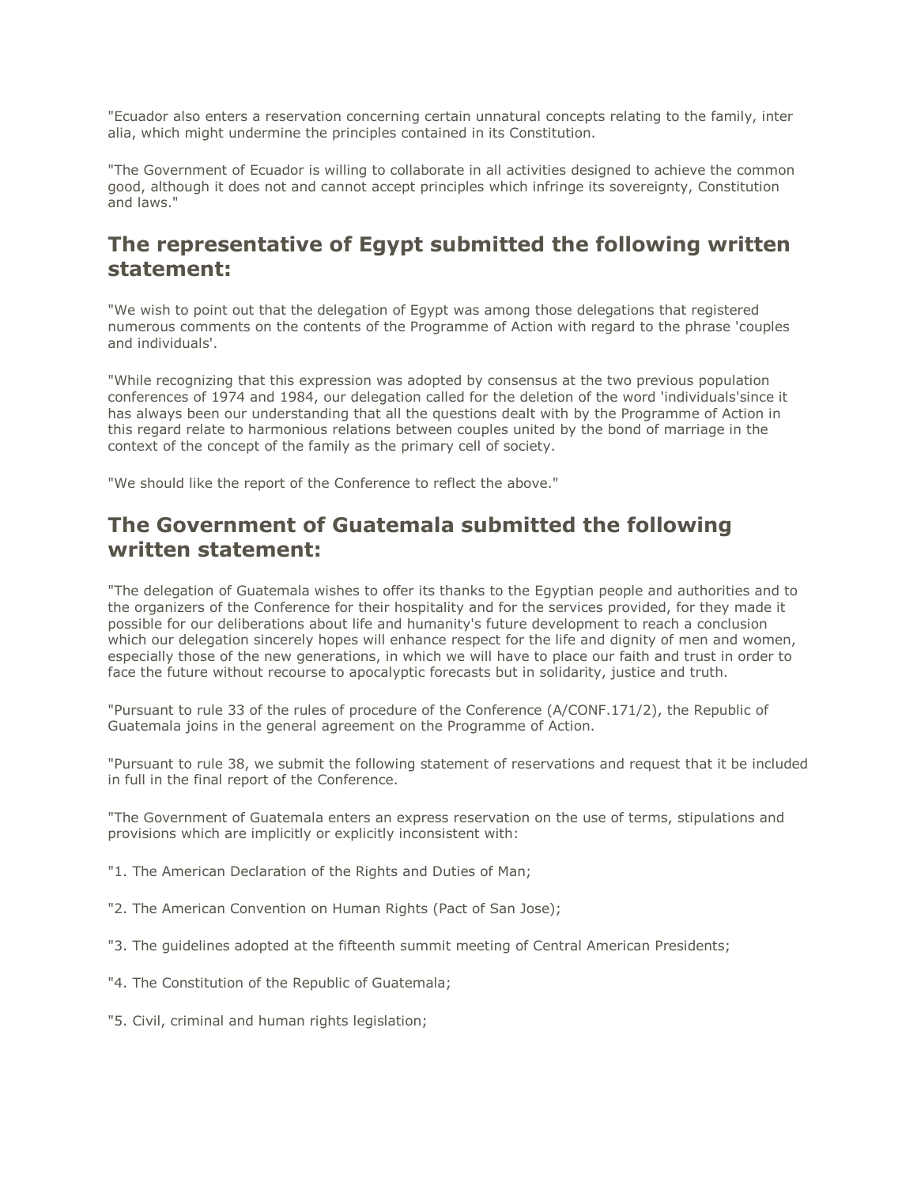"Ecuador also enters a reservation concerning certain unnatural concepts relating to the family, inter alia, which might undermine the principles contained in its Constitution.

"The Government of Ecuador is willing to collaborate in all activities designed to achieve the common good, although it does not and cannot accept principles which infringe its sovereignty, Constitution and laws."

## The representative of Egypt submitted the following written statement:

"We wish to point out that the delegation of Egypt was among those delegations that registered numerous comments on the contents of the Programme of Action with regard to the phrase 'couples and individuals'.

"While recognizing that this expression was adopted by consensus at the two previous population conferences of 1974 and 1984, our delegation called for the deletion of the word 'individuals'since it has always been our understanding that all the questions dealt with by the Programme of Action in this regard relate to harmonious relations between couples united by the bond of marriage in the context of the concept of the family as the primary cell of society.

"We should like the report of the Conference to reflect the above."

## The Government of Guatemala submitted the following written statement:

"The delegation of Guatemala wishes to offer its thanks to the Egyptian people and authorities and to the organizers of the Conference for their hospitality and for the services provided, for they made it possible for our deliberations about life and humanity's future development to reach a conclusion which our delegation sincerely hopes will enhance respect for the life and dignity of men and women, especially those of the new generations, in which we will have to place our faith and trust in order to face the future without recourse to apocalyptic forecasts but in solidarity, justice and truth.

"Pursuant to rule 33 of the rules of procedure of the Conference (A/CONF.171/2), the Republic of Guatemala joins in the general agreement on the Programme of Action.

"Pursuant to rule 38, we submit the following statement of reservations and request that it be included in full in the final report of the Conference.

"The Government of Guatemala enters an express reservation on the use of terms, stipulations and provisions which are implicitly or explicitly inconsistent with:

"1. The American Declaration of the Rights and Duties of Man;

"2. The American Convention on Human Rights (Pact of San Jose);

"3. The guidelines adopted at the fifteenth summit meeting of Central American Presidents;

"4. The Constitution of the Republic of Guatemala;

"5. Civil, criminal and human rights legislation;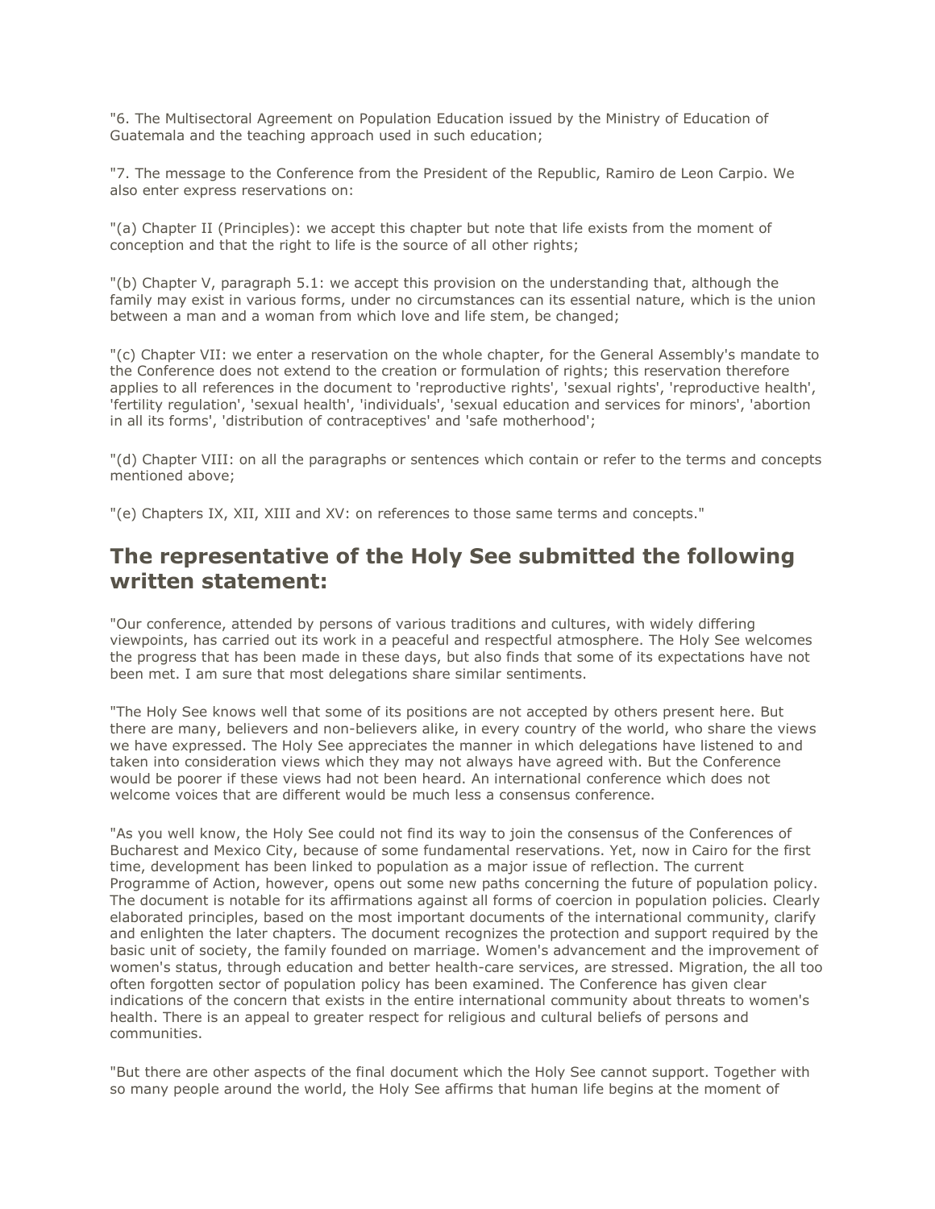"6. The Multisectoral Agreement on Population Education issued by the Ministry of Education of Guatemala and the teaching approach used in such education;

"7. The message to the Conference from the President of the Republic, Ramiro de Leon Carpio. We also enter express reservations on:

"(a) Chapter II (Principles): we accept this chapter but note that life exists from the moment of conception and that the right to life is the source of all other rights;

"(b) Chapter V, paragraph 5.1: we accept this provision on the understanding that, although the family may exist in various forms, under no circumstances can its essential nature, which is the union between a man and a woman from which love and life stem, be changed;

"(c) Chapter VII: we enter a reservation on the whole chapter, for the General Assembly's mandate to the Conference does not extend to the creation or formulation of rights; this reservation therefore applies to all references in the document to 'reproductive rights', 'sexual rights', 'reproductive health', 'fertility regulation', 'sexual health', 'individuals', 'sexual education and services for minors', 'abortion in all its forms', 'distribution of contraceptives' and 'safe motherhood';

"(d) Chapter VIII: on all the paragraphs or sentences which contain or refer to the terms and concepts mentioned above;

"(e) Chapters IX, XII, XIII and XV: on references to those same terms and concepts."

## The representative of the Holy See submitted the following written statement:

"Our conference, attended by persons of various traditions and cultures, with widely differing viewpoints, has carried out its work in a peaceful and respectful atmosphere. The Holy See welcomes the progress that has been made in these days, but also finds that some of its expectations have not been met. I am sure that most delegations share similar sentiments.

"The Holy See knows well that some of its positions are not accepted by others present here. But there are many, believers and non-believers alike, in every country of the world, who share the views we have expressed. The Holy See appreciates the manner in which delegations have listened to and taken into consideration views which they may not always have agreed with. But the Conference would be poorer if these views had not been heard. An international conference which does not welcome voices that are different would be much less a consensus conference.

"As you well know, the Holy See could not find its way to join the consensus of the Conferences of Bucharest and Mexico City, because of some fundamental reservations. Yet, now in Cairo for the first time, development has been linked to population as a major issue of reflection. The current Programme of Action, however, opens out some new paths concerning the future of population policy. The document is notable for its affirmations against all forms of coercion in population policies. Clearly elaborated principles, based on the most important documents of the international community, clarify and enlighten the later chapters. The document recognizes the protection and support required by the basic unit of society, the family founded on marriage. Women's advancement and the improvement of women's status, through education and better health-care services, are stressed. Migration, the all too often forgotten sector of population policy has been examined. The Conference has given clear indications of the concern that exists in the entire international community about threats to women's health. There is an appeal to greater respect for religious and cultural beliefs of persons and communities.

"But there are other aspects of the final document which the Holy See cannot support. Together with so many people around the world, the Holy See affirms that human life begins at the moment of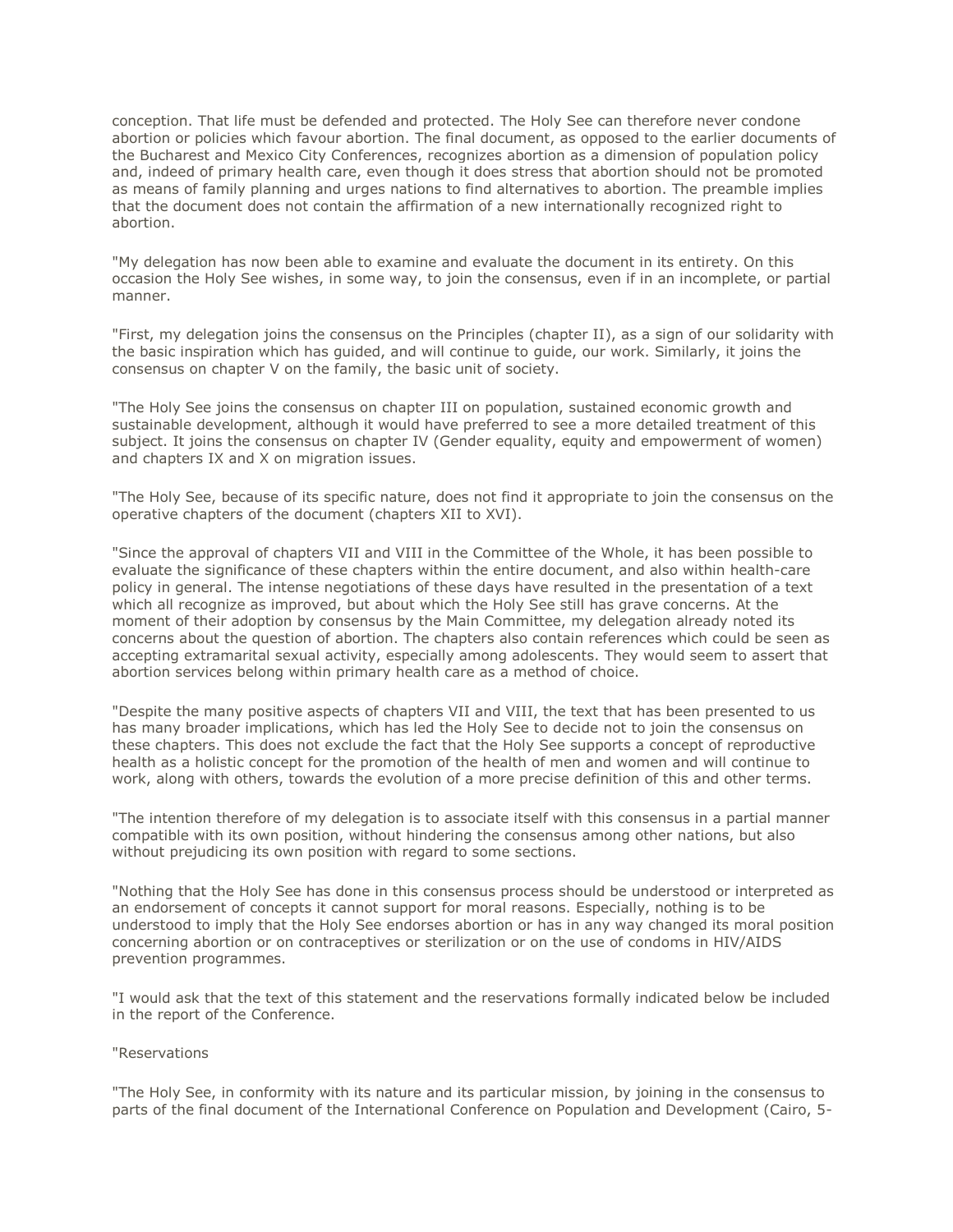conception. That life must be defended and protected. The Holy See can therefore never condone abortion or policies which favour abortion. The final document, as opposed to the earlier documents of the Bucharest and Mexico City Conferences, recognizes abortion as a dimension of population policy and, indeed of primary health care, even though it does stress that abortion should not be promoted as means of family planning and urges nations to find alternatives to abortion. The preamble implies that the document does not contain the affirmation of a new internationally recognized right to abortion.

"My delegation has now been able to examine and evaluate the document in its entirety. On this occasion the Holy See wishes, in some way, to join the consensus, even if in an incomplete, or partial manner.

"First, my delegation joins the consensus on the Principles (chapter II), as a sign of our solidarity with the basic inspiration which has guided, and will continue to guide, our work. Similarly, it joins the consensus on chapter V on the family, the basic unit of society.

"The Holy See joins the consensus on chapter III on population, sustained economic growth and sustainable development, although it would have preferred to see a more detailed treatment of this subject. It joins the consensus on chapter IV (Gender equality, equity and empowerment of women) and chapters IX and X on migration issues.

"The Holy See, because of its specific nature, does not find it appropriate to join the consensus on the operative chapters of the document (chapters XII to XVI).

"Since the approval of chapters VII and VIII in the Committee of the Whole, it has been possible to evaluate the significance of these chapters within the entire document, and also within health-care policy in general. The intense negotiations of these days have resulted in the presentation of a text which all recognize as improved, but about which the Holy See still has grave concerns. At the moment of their adoption by consensus by the Main Committee, my delegation already noted its concerns about the question of abortion. The chapters also contain references which could be seen as accepting extramarital sexual activity, especially among adolescents. They would seem to assert that abortion services belong within primary health care as a method of choice.

"Despite the many positive aspects of chapters VII and VIII, the text that has been presented to us has many broader implications, which has led the Holy See to decide not to join the consensus on these chapters. This does not exclude the fact that the Holy See supports a concept of reproductive health as a holistic concept for the promotion of the health of men and women and will continue to work, along with others, towards the evolution of a more precise definition of this and other terms.

"The intention therefore of my delegation is to associate itself with this consensus in a partial manner compatible with its own position, without hindering the consensus among other nations, but also without prejudicing its own position with regard to some sections.

"Nothing that the Holy See has done in this consensus process should be understood or interpreted as an endorsement of concepts it cannot support for moral reasons. Especially, nothing is to be understood to imply that the Holy See endorses abortion or has in any way changed its moral position concerning abortion or on contraceptives or sterilization or on the use of condoms in HIV/AIDS prevention programmes.

"I would ask that the text of this statement and the reservations formally indicated below be included in the report of the Conference.

"Reservations

"The Holy See, in conformity with its nature and its particular mission, by joining in the consensus to parts of the final document of the International Conference on Population and Development (Cairo, 5-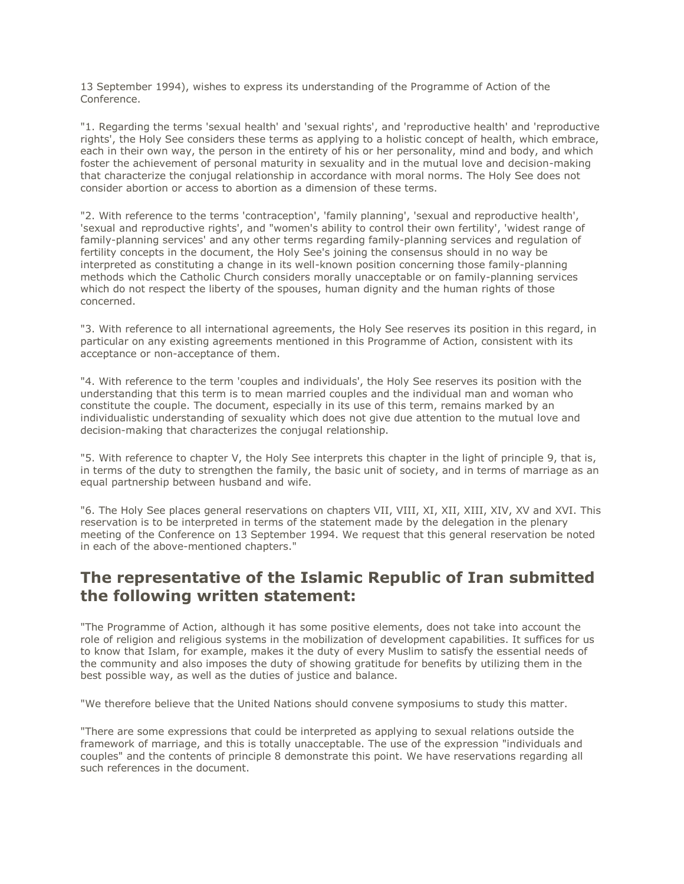13 September 1994), wishes to express its understanding of the Programme of Action of the Conference.

"1. Regarding the terms 'sexual health' and 'sexual rights', and 'reproductive health' and 'reproductive rights', the Holy See considers these terms as applying to a holistic concept of health, which embrace, each in their own way, the person in the entirety of his or her personality, mind and body, and which foster the achievement of personal maturity in sexuality and in the mutual love and decision-making that characterize the conjugal relationship in accordance with moral norms. The Holy See does not consider abortion or access to abortion as a dimension of these terms.

"2. With reference to the terms 'contraception', 'family planning', 'sexual and reproductive health', 'sexual and reproductive rights', and "women's ability to control their own fertility', 'widest range of family-planning services' and any other terms regarding family-planning services and regulation of fertility concepts in the document, the Holy See's joining the consensus should in no way be interpreted as constituting a change in its well-known position concerning those family-planning methods which the Catholic Church considers morally unacceptable or on family-planning services which do not respect the liberty of the spouses, human dignity and the human rights of those concerned.

"3. With reference to all international agreements, the Holy See reserves its position in this regard, in particular on any existing agreements mentioned in this Programme of Action, consistent with its acceptance or non-acceptance of them.

"4. With reference to the term 'couples and individuals', the Holy See reserves its position with the understanding that this term is to mean married couples and the individual man and woman who constitute the couple. The document, especially in its use of this term, remains marked by an individualistic understanding of sexuality which does not give due attention to the mutual love and decision-making that characterizes the conjugal relationship.

"5. With reference to chapter V, the Holy See interprets this chapter in the light of principle 9, that is, in terms of the duty to strengthen the family, the basic unit of society, and in terms of marriage as an equal partnership between husband and wife.

"6. The Holy See places general reservations on chapters VII, VIII, XI, XII, XIII, XIV, XV and XVI. This reservation is to be interpreted in terms of the statement made by the delegation in the plenary meeting of the Conference on 13 September 1994. We request that this general reservation be noted in each of the above-mentioned chapters."

## The representative of the Islamic Republic of Iran submitted the following written statement:

"The Programme of Action, although it has some positive elements, does not take into account the role of religion and religious systems in the mobilization of development capabilities. It suffices for us to know that Islam, for example, makes it the duty of every Muslim to satisfy the essential needs of the community and also imposes the duty of showing gratitude for benefits by utilizing them in the best possible way, as well as the duties of justice and balance.

"We therefore believe that the United Nations should convene symposiums to study this matter.

"There are some expressions that could be interpreted as applying to sexual relations outside the framework of marriage, and this is totally unacceptable. The use of the expression "individuals and couples" and the contents of principle 8 demonstrate this point. We have reservations regarding all such references in the document.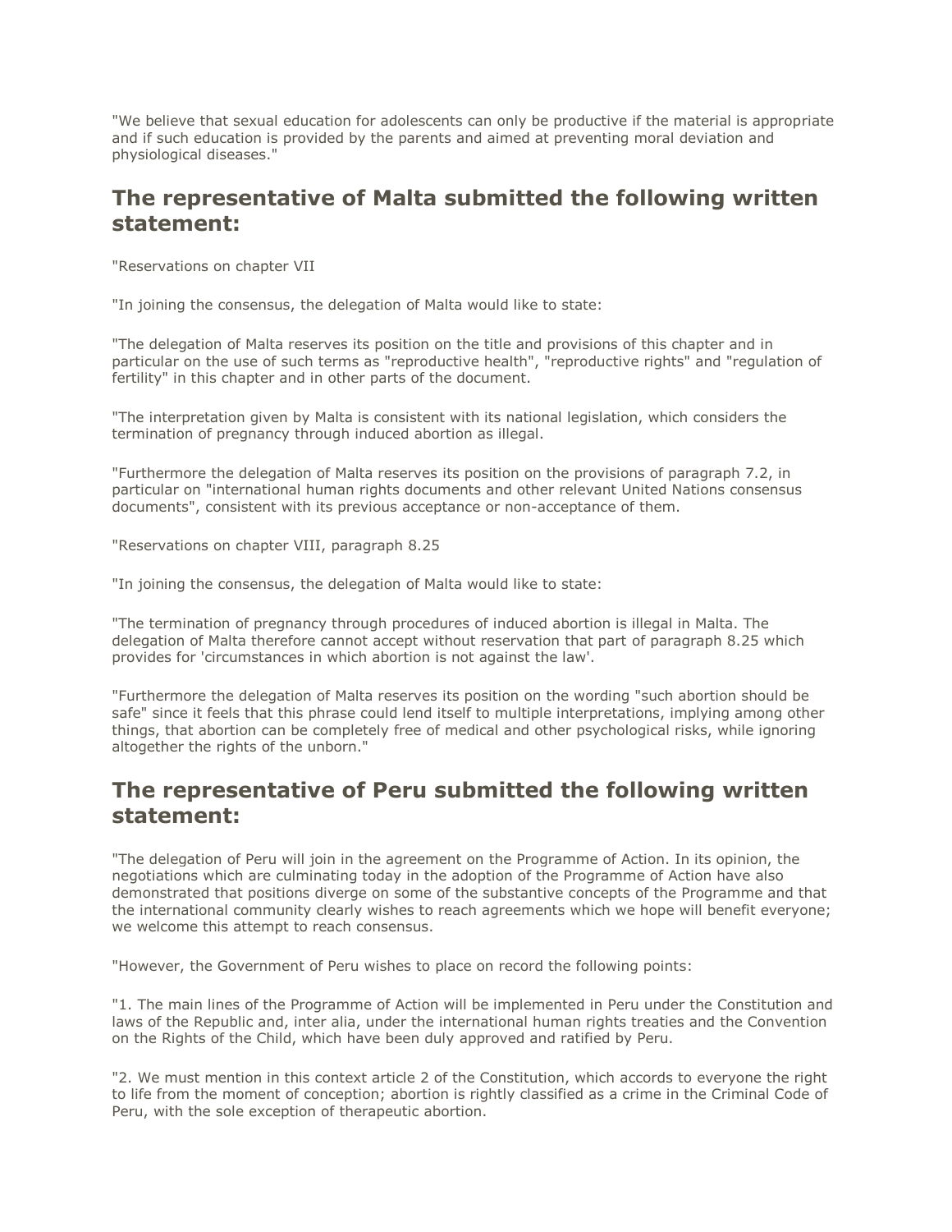"We believe that sexual education for adolescents can only be productive if the material is appropriate and if such education is provided by the parents and aimed at preventing moral deviation and physiological diseases."

## The representative of Malta submitted the following written statement:

"Reservations on chapter VII

"In joining the consensus, the delegation of Malta would like to state:

"The delegation of Malta reserves its position on the title and provisions of this chapter and in particular on the use of such terms as "reproductive health", "reproductive rights" and "regulation of fertility" in this chapter and in other parts of the document.

"The interpretation given by Malta is consistent with its national legislation, which considers the termination of pregnancy through induced abortion as illegal.

"Furthermore the delegation of Malta reserves its position on the provisions of paragraph 7.2, in particular on "international human rights documents and other relevant United Nations consensus documents", consistent with its previous acceptance or non-acceptance of them.

"Reservations on chapter VIII, paragraph 8.25

"In joining the consensus, the delegation of Malta would like to state:

"The termination of pregnancy through procedures of induced abortion is illegal in Malta. The delegation of Malta therefore cannot accept without reservation that part of paragraph 8.25 which provides for 'circumstances in which abortion is not against the law'.

"Furthermore the delegation of Malta reserves its position on the wording "such abortion should be safe" since it feels that this phrase could lend itself to multiple interpretations, implying among other things, that abortion can be completely free of medical and other psychological risks, while ignoring altogether the rights of the unborn."

## The representative of Peru submitted the following written statement:

"The delegation of Peru will join in the agreement on the Programme of Action. In its opinion, the negotiations which are culminating today in the adoption of the Programme of Action have also demonstrated that positions diverge on some of the substantive concepts of the Programme and that the international community clearly wishes to reach agreements which we hope will benefit everyone; we welcome this attempt to reach consensus.

"However, the Government of Peru wishes to place on record the following points:

"1. The main lines of the Programme of Action will be implemented in Peru under the Constitution and laws of the Republic and, inter alia, under the international human rights treaties and the Convention on the Rights of the Child, which have been duly approved and ratified by Peru.

"2. We must mention in this context article 2 of the Constitution, which accords to everyone the right to life from the moment of conception; abortion is rightly classified as a crime in the Criminal Code of Peru, with the sole exception of therapeutic abortion.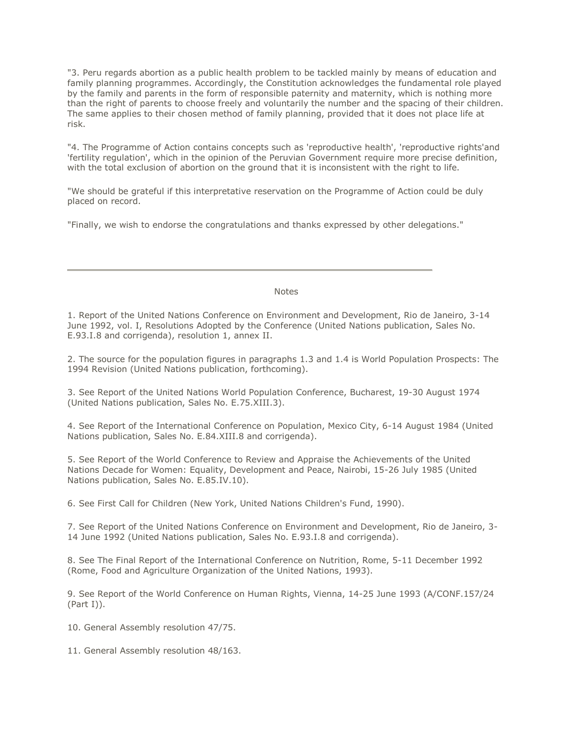"3. Peru regards abortion as a public health problem to be tackled mainly by means of education and family planning programmes. Accordingly, the Constitution acknowledges the fundamental role played by the family and parents in the form of responsible paternity and maternity, which is nothing more than the right of parents to choose freely and voluntarily the number and the spacing of their children. The same applies to their chosen method of family planning, provided that it does not place life at risk.

"4. The Programme of Action contains concepts such as 'reproductive health', 'reproductive rights'and 'fertility regulation', which in the opinion of the Peruvian Government require more precise definition, with the total exclusion of abortion on the ground that it is inconsistent with the right to life.

"We should be grateful if this interpretative reservation on the Programme of Action could be duly placed on record.

"Finally, we wish to endorse the congratulations and thanks expressed by other delegations."

---

Notes

1. Report of the United Nations Conference on Environment and Development, Rio de Janeiro, 3-14 June 1992, vol. I, Resolutions Adopted by the Conference (United Nations publication, Sales No. E.93.I.8 and corrigenda), resolution 1, annex II.

2. The source for the population figures in paragraphs 1.3 and 1.4 is World Population Prospects: The 1994 Revision (United Nations publication, forthcoming).

3. See Report of the United Nations World Population Conference, Bucharest, 19-30 August 1974 (United Nations publication, Sales No. E.75.XIII.3).

4. See Report of the International Conference on Population, Mexico City, 6-14 August 1984 (United Nations publication, Sales No. E.84.XIII.8 and corrigenda).

5. See Report of the World Conference to Review and Appraise the Achievements of the United Nations Decade for Women: Equality, Development and Peace, Nairobi, 15-26 July 1985 (United Nations publication, Sales No. E.85.IV.10).

6. See First Call for Children (New York, United Nations Children's Fund, 1990).

7. See Report of the United Nations Conference on Environment and Development, Rio de Janeiro, 3-14 June 1992 (United Nations publication, Sales No. E.93.I.8 and corrigenda).

8. See The Final Report of the International Conference on Nutrition, Rome, 5-11 December 1992 (Rome, Food and Agriculture Organization of the United Nations, 1993).

9. See Report of the World Conference on Human Rights, Vienna, 14-25 June 1993 (A/CONF.157/24 (Part I)).

10. General Assembly resolution 47/75.

11. General Assembly resolution 48/163.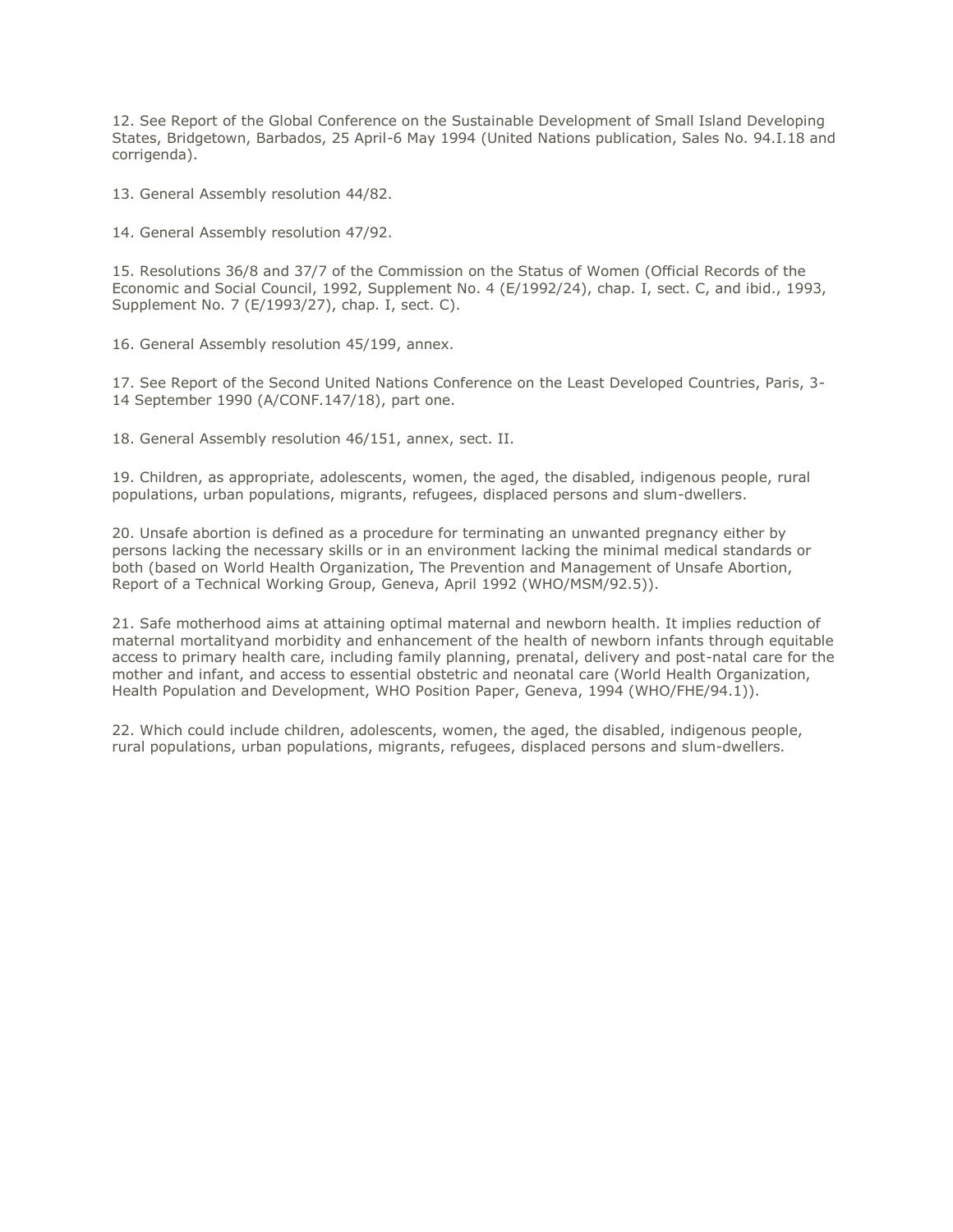12. See Report of the Global Conference on the Sustainable Development of Small Island Developing States, Bridgetown, Barbados, 25 April-6 May 1994 (United Nations publication, Sales No. 94.I.18 and corrigenda).

13. General Assembly resolution 44/82.

14. General Assembly resolution 47/92.

15. Resolutions 36/8 and 37/7 of the Commission on the Status of Women (Official Records of the Economic and Social Council, 1992, Supplement No. 4 (E/1992/24), chap. I, sect. C, and ibid., 1993, Supplement No. 7 (E/1993/27), chap. I, sect. C).

16. General Assembly resolution 45/199, annex.

17. See Report of the Second United Nations Conference on the Least Developed Countries, Paris, 3-14 September 1990 (A/CONF.147/18), part one.

18. General Assembly resolution 46/151, annex, sect. II.

19. Children, as appropriate, adolescents, women, the aged, the disabled, indigenous people, rural populations, urban populations, migrants, refugees, displaced persons and slum-dwellers.

20. Unsafe abortion is defined as a procedure for terminating an unwanted pregnancy either by persons lacking the necessary skills or in an environment lacking the minimal medical standards or both (based on World Health Organization, The Prevention and Management of Unsafe Abortion, Report of a Technical Working Group, Geneva, April 1992 (WHO/MSM/92.5)).

21. Safe motherhood aims at attaining optimal maternal and newborn health. It implies reduction of maternal mortalityand morbidity and enhancement of the health of newborn infants through equitable access to primary health care, including family planning, prenatal, delivery and post-natal care for the mother and infant, and access to essential obstetric and neonatal care (World Health Organization, Health Population and Development, WHO Position Paper, Geneva, 1994 (WHO/FHE/94.1)).

22. Which could include children, adolescents, women, the aged, the disabled, indigenous people, rural populations, urban populations, migrants, refugees, displaced persons and slum-dwellers.